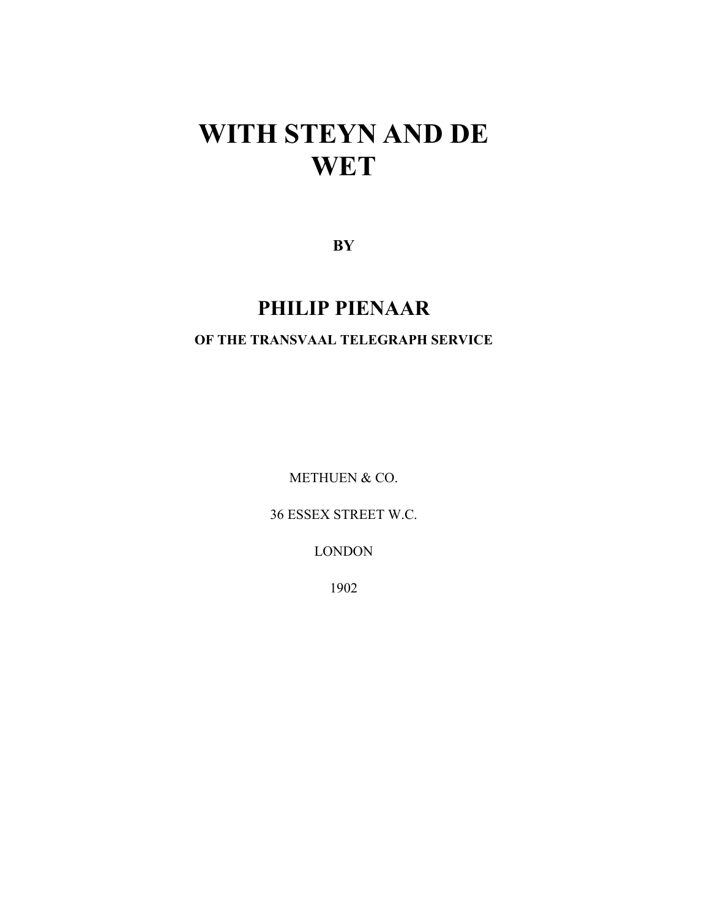# WITH STEYN AND DE WET

**BY**

## PHILIP PIENAAR

**OF THE TRANSVAAL TELEGRAPH SERVICE**

METHUEN & CO.

36 ESSEX STREET W.C.

LONDON

1902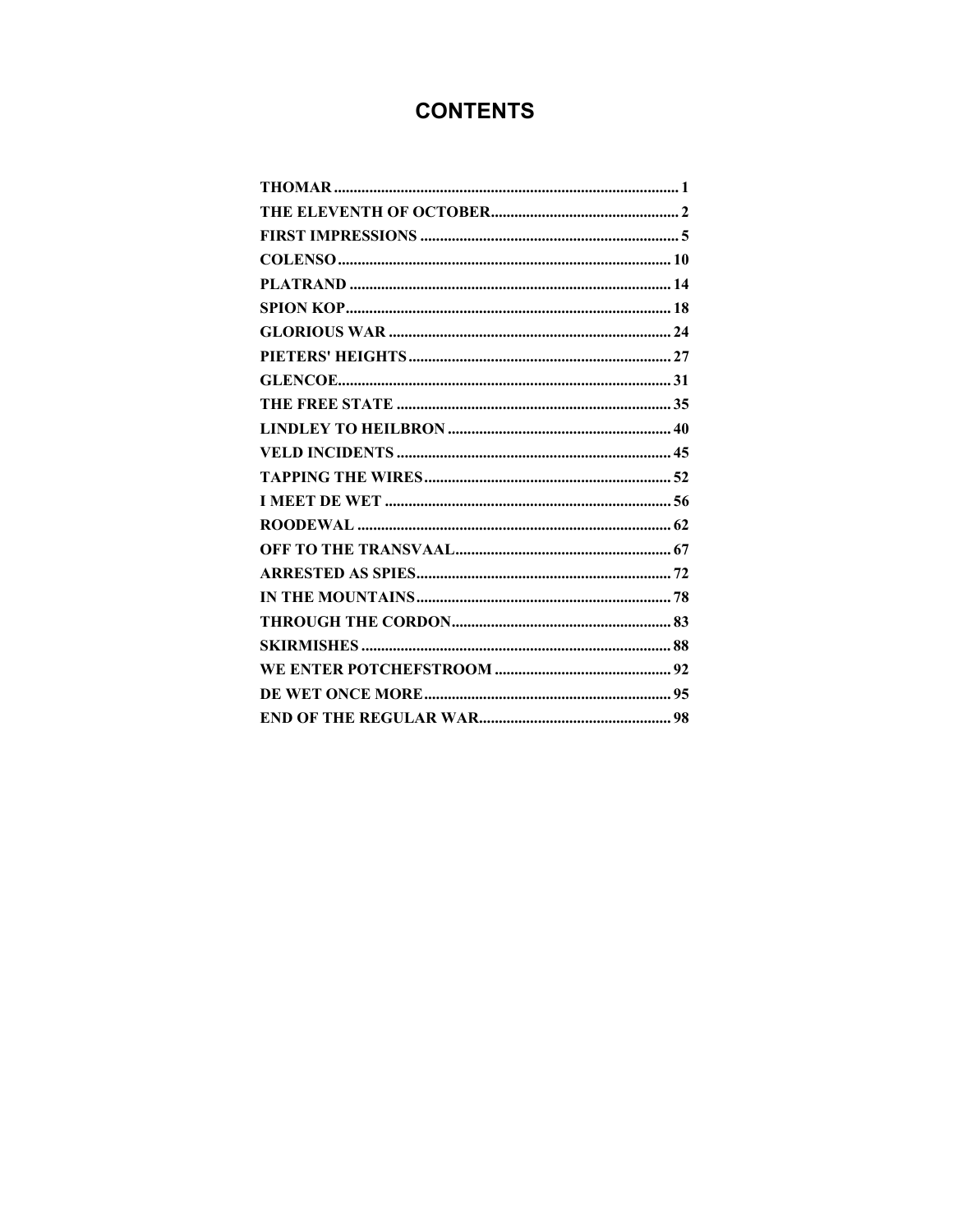# CONTENTS

THOMAR ........ 1
THE ELEVENTH OF OCTOBER ........ 2
FIRST IMPRESSIONS ........ 5
COLENSO ........ 10
PLATRAND ........ 14
SPION KOP ........ 18
GLORIOUS WAR ........ 24
PIETERS' HEIGHTS ........ 27
GLENCOE ........ 31
THE FREE STATE ........ 35
LINDLEY TO HEILBRON ........ 40
VELD INCIDENTS ........ 45
TAPPING THE WIRES ........ 52
I MEET DE WET ........ 56
ROODEWAL ........ 62
OFF TO THE TRANSVAAL ........ 67
ARRESTED AS SPIES ........ 72
IN THE MOUNTAINS ........ 78
THROUGH THE CORDON ........ 83
SKIRMISHES ........ 88
WE ENTER POTCHEFSTROOM ........ 92
DE WET ONCE MORE ........ 95
END OF THE REGULAR WAR ........ 98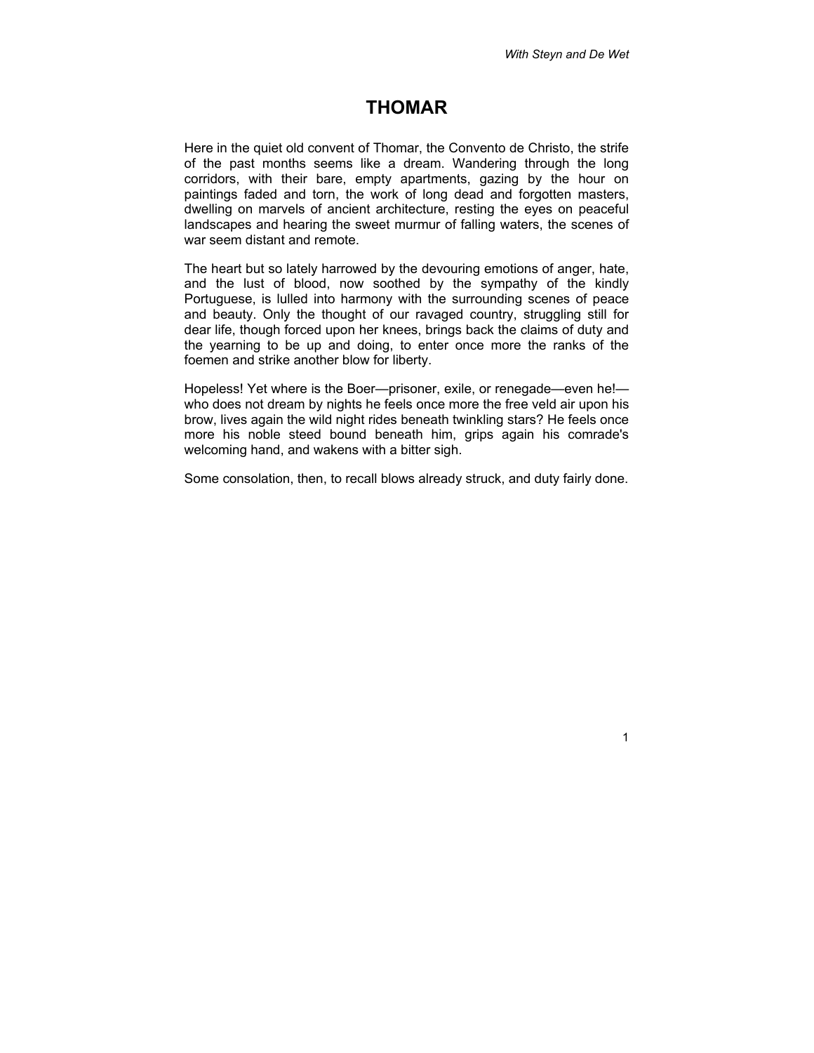# THOMAR

Here in the quiet old convent of Thomar, the Convento de Christo, the strife of the past months seems like a dream. Wandering through the long corridors, with their bare, empty apartments, gazing by the hour on paintings faded and torn, the work of long dead and forgotten masters, dwelling on marvels of ancient architecture, resting the eyes on peaceful landscapes and hearing the sweet murmur of falling waters, the scenes of war seem distant and remote.

The heart but so lately harrowed by the devouring emotions of anger, hate, and the lust of blood, now soothed by the sympathy of the kindly Portuguese, is lulled into harmony with the surrounding scenes of peace and beauty. Only the thought of our ravaged country, struggling still for dear life, though forced upon her knees, brings back the claims of duty and the yearning to be up and doing, to enter once more the ranks of the foemen and strike another blow for liberty.

Hopeless! Yet where is the Boer—prisoner, exile, or renegade—even he!—who does not dream by nights he feels once more the free veld air upon his brow, lives again the wild night rides beneath twinkling stars? He feels once more his noble steed bound beneath him, grips again his comrade's welcoming hand, and wakens with a bitter sigh.

Some consolation, then, to recall blows already struck, and duty fairly done.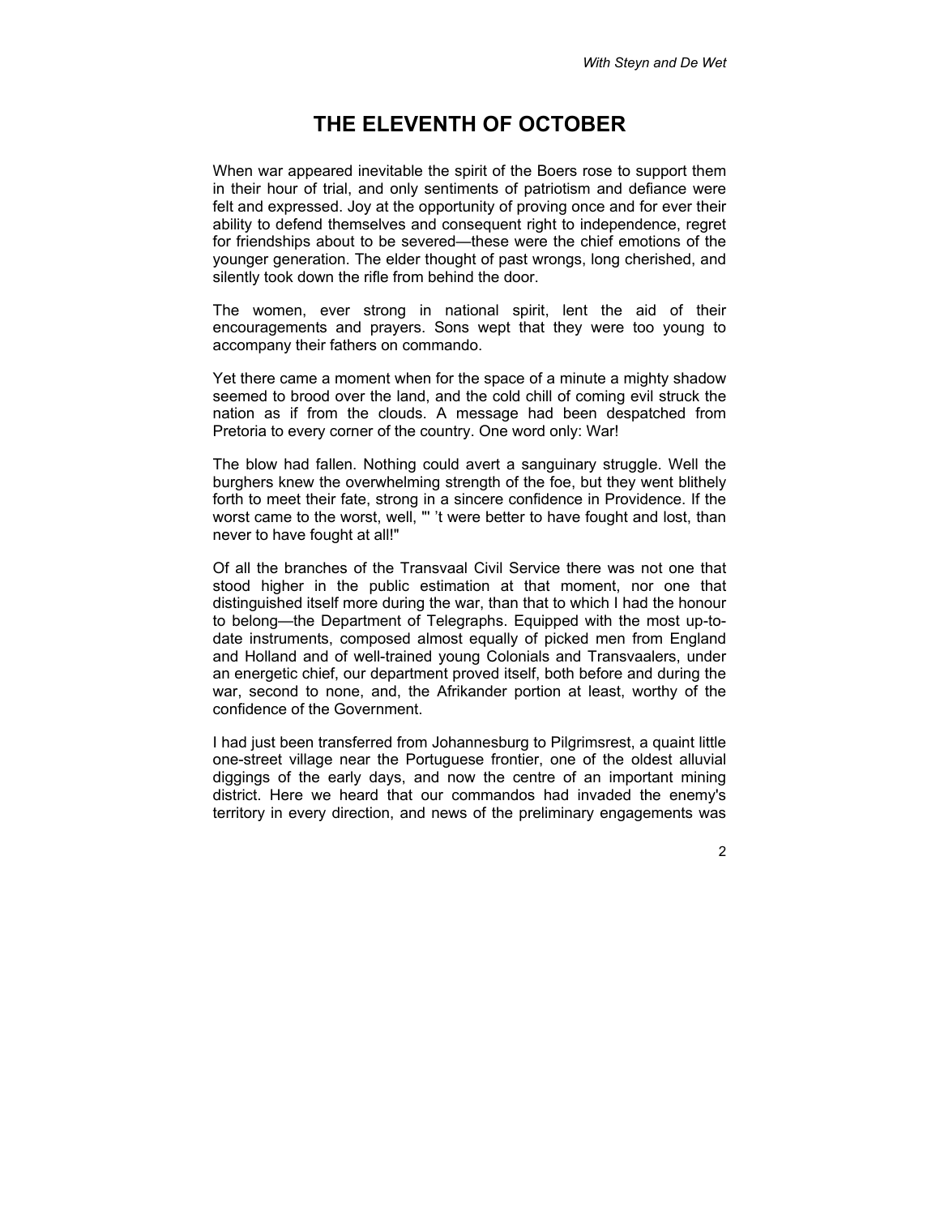# THE ELEVENTH OF OCTOBER

When war appeared inevitable the spirit of the Boers rose to support them in their hour of trial, and only sentiments of patriotism and defiance were felt and expressed. Joy at the opportunity of proving once and for ever their ability to defend themselves and consequent right to independence, regret for friendships about to be severed—these were the chief emotions of the younger generation. The elder thought of past wrongs, long cherished, and silently took down the rifle from behind the door.

The women, ever strong in national spirit, lent the aid of their encouragements and prayers. Sons wept that they were too young to accompany their fathers on commando.

Yet there came a moment when for the space of a minute a mighty shadow seemed to brood over the land, and the cold chill of coming evil struck the nation as if from the clouds. A message had been despatched from Pretoria to every corner of the country. One word only: War!

The blow had fallen. Nothing could avert a sanguinary struggle. Well the burghers knew the overwhelming strength of the foe, but they went blithely forth to meet their fate, strong in a sincere confidence in Providence. If the worst came to the worst, well, "' 't were better to have fought and lost, than never to have fought at all!"

Of all the branches of the Transvaal Civil Service there was not one that stood higher in the public estimation at that moment, nor one that distinguished itself more during the war, than that to which I had the honour to belong—the Department of Telegraphs. Equipped with the most up-to-date instruments, composed almost equally of picked men from England and Holland and of well-trained young Colonials and Transvaalers, under an energetic chief, our department proved itself, both before and during the war, second to none, and, the Afrikander portion at least, worthy of the confidence of the Government.

I had just been transferred from Johannesburg to Pilgrimsrest, a quaint little one-street village near the Portuguese frontier, one of the oldest alluvial diggings of the early days, and now the centre of an important mining district. Here we heard that our commandos had invaded the enemy's territory in every direction, and news of the preliminary engagements was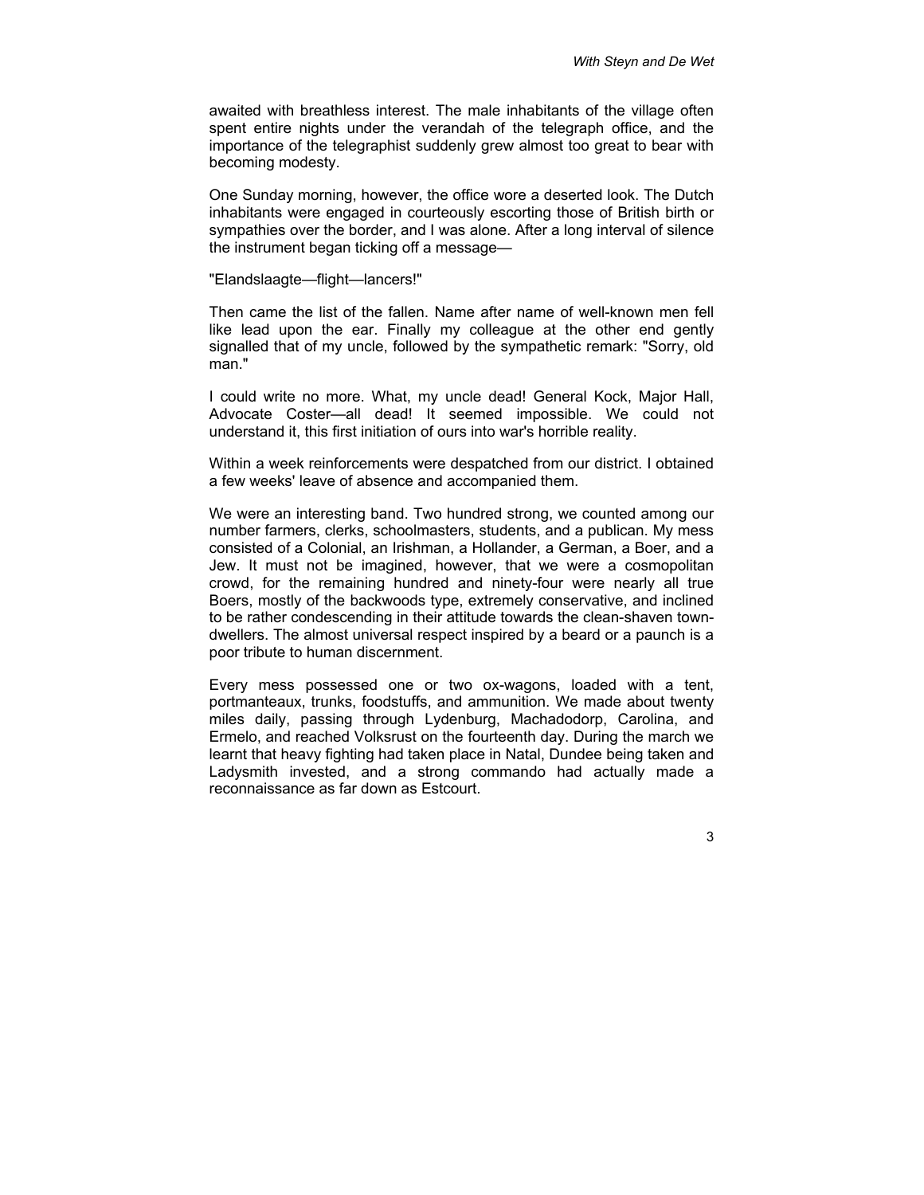awaited with breathless interest. The male inhabitants of the village often spent entire nights under the verandah of the telegraph office, and the importance of the telegraphist suddenly grew almost too great to bear with becoming modesty.

One Sunday morning, however, the office wore a deserted look. The Dutch inhabitants were engaged in courteously escorting those of British birth or sympathies over the border, and I was alone. After a long interval of silence the instrument began ticking off a message—

"Elandslaagte—flight—lancers!"

Then came the list of the fallen. Name after name of well-known men fell like lead upon the ear. Finally my colleague at the other end gently signalled that of my uncle, followed by the sympathetic remark: "Sorry, old man."

I could write no more. What, my uncle dead! General Kock, Major Hall, Advocate Coster—all dead! It seemed impossible. We could not understand it, this first initiation of ours into war's horrible reality.

Within a week reinforcements were despatched from our district. I obtained a few weeks' leave of absence and accompanied them.

We were an interesting band. Two hundred strong, we counted among our number farmers, clerks, schoolmasters, students, and a publican. My mess consisted of a Colonial, an Irishman, a Hollander, a German, a Boer, and a Jew. It must not be imagined, however, that we were a cosmopolitan crowd, for the remaining hundred and ninety-four were nearly all true Boers, mostly of the backwoods type, extremely conservative, and inclined to be rather condescending in their attitude towards the clean-shaven town-dwellers. The almost universal respect inspired by a beard or a paunch is a poor tribute to human discernment.

Every mess possessed one or two ox-wagons, loaded with a tent, portmanteaux, trunks, foodstuffs, and ammunition. We made about twenty miles daily, passing through Lydenburg, Machadodorp, Carolina, and Ermelo, and reached Volksrust on the fourteenth day. During the march we learnt that heavy fighting had taken place in Natal, Dundee being taken and Ladysmith invested, and a strong commando had actually made a reconnaissance as far down as Estcourt.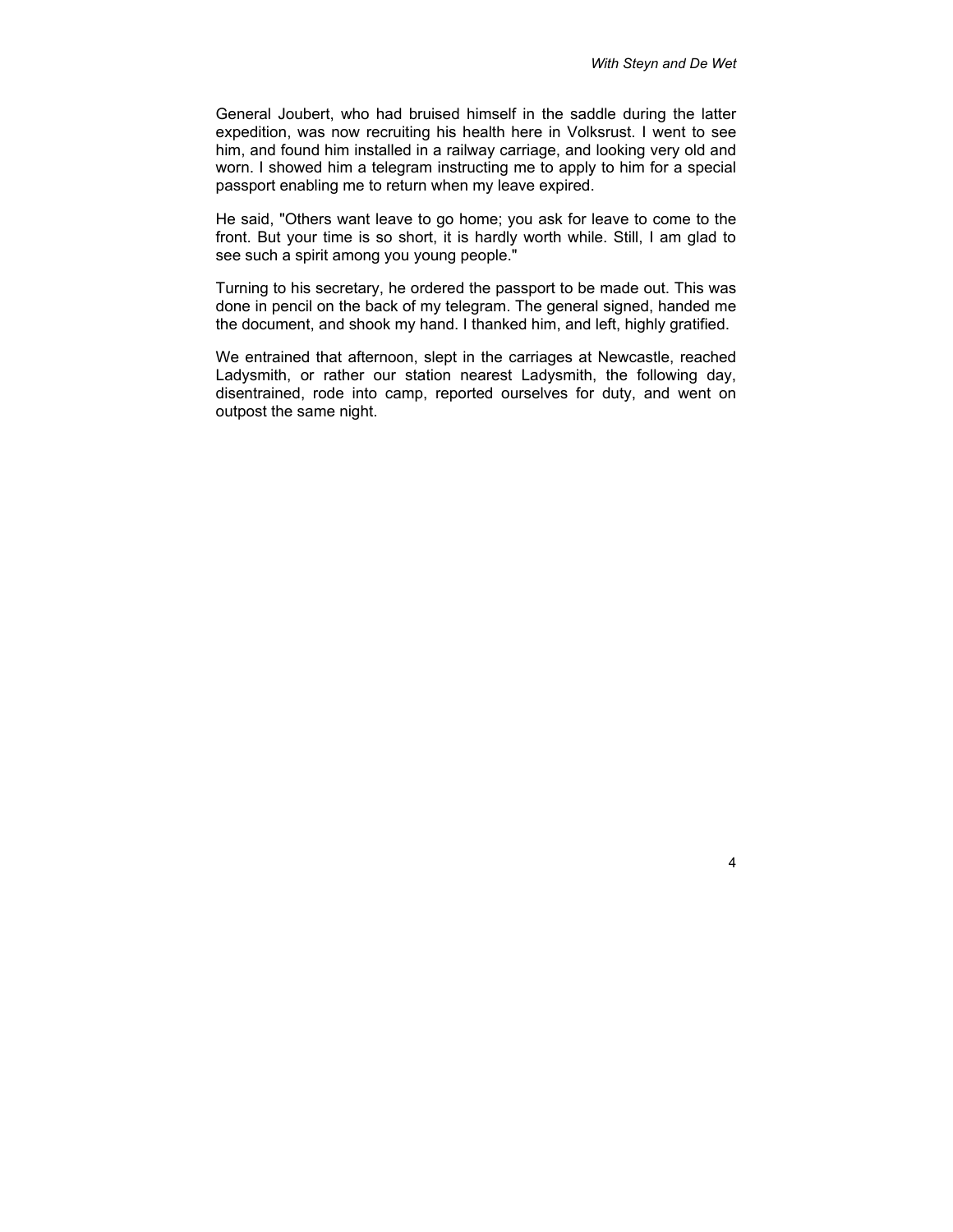General Joubert, who had bruised himself in the saddle during the latter expedition, was now recruiting his health here in Volksrust. I went to see him, and found him installed in a railway carriage, and looking very old and worn. I showed him a telegram instructing me to apply to him for a special passport enabling me to return when my leave expired.

He said, "Others want leave to go home; you ask for leave to come to the front. But your time is so short, it is hardly worth while. Still, I am glad to see such a spirit among you young people."

Turning to his secretary, he ordered the passport to be made out. This was done in pencil on the back of my telegram. The general signed, handed me the document, and shook my hand. I thanked him, and left, highly gratified.

We entrained that afternoon, slept in the carriages at Newcastle, reached Ladysmith, or rather our station nearest Ladysmith, the following day, disentrained, rode into camp, reported ourselves for duty, and went on outpost the same night.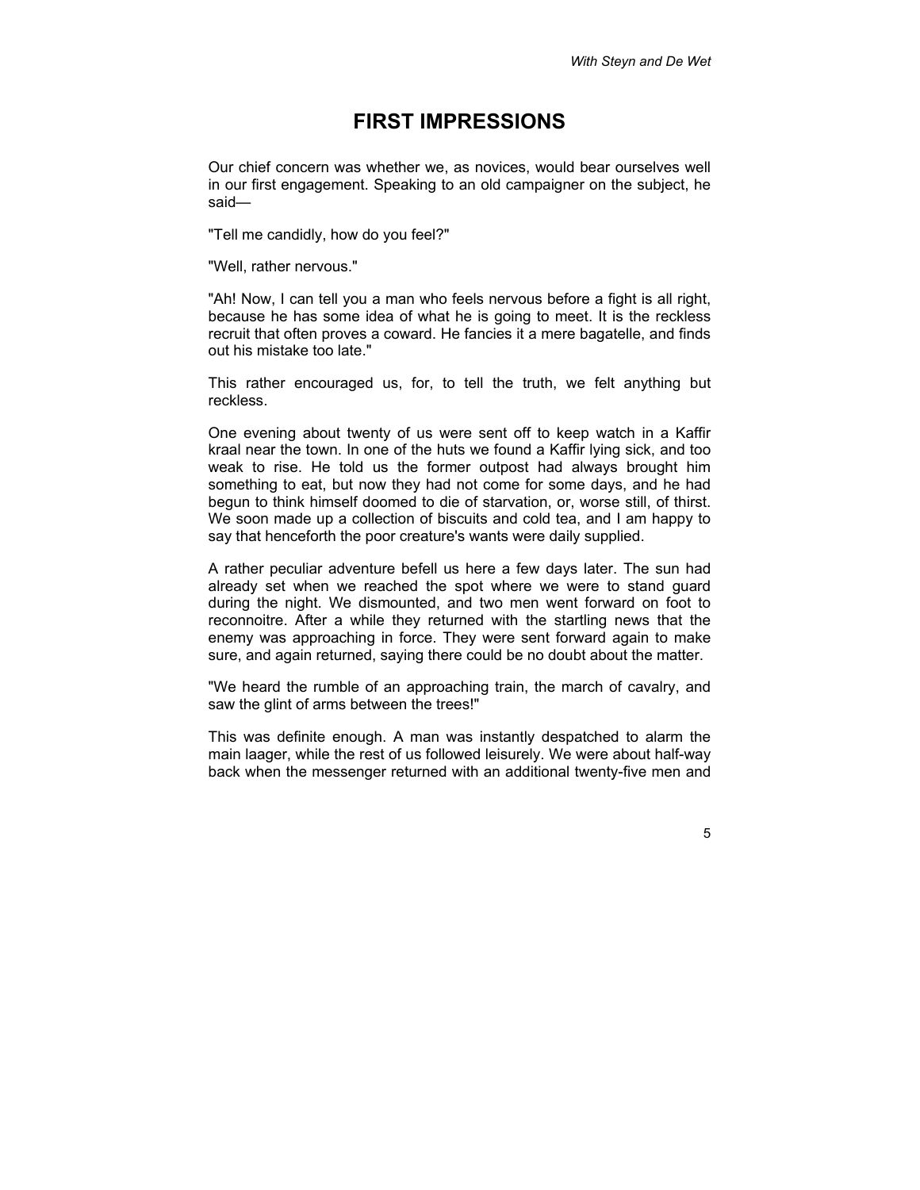# FIRST IMPRESSIONS

Our chief concern was whether we, as novices, would bear ourselves well in our first engagement. Speaking to an old campaigner on the subject, he said—

"Tell me candidly, how do you feel?"

"Well, rather nervous."

"Ah! Now, I can tell you a man who feels nervous before a fight is all right, because he has some idea of what he is going to meet. It is the reckless recruit that often proves a coward. He fancies it a mere bagatelle, and finds out his mistake too late."

This rather encouraged us, for, to tell the truth, we felt anything but reckless.

One evening about twenty of us were sent off to keep watch in a Kaffir kraal near the town. In one of the huts we found a Kaffir lying sick, and too weak to rise. He told us the former outpost had always brought him something to eat, but now they had not come for some days, and he had begun to think himself doomed to die of starvation, or, worse still, of thirst. We soon made up a collection of biscuits and cold tea, and I am happy to say that henceforth the poor creature's wants were daily supplied.

A rather peculiar adventure befell us here a few days later. The sun had already set when we reached the spot where we were to stand guard during the night. We dismounted, and two men went forward on foot to reconnoitre. After a while they returned with the startling news that the enemy was approaching in force. They were sent forward again to make sure, and again returned, saying there could be no doubt about the matter.

"We heard the rumble of an approaching train, the march of cavalry, and saw the glint of arms between the trees!"

This was definite enough. A man was instantly despatched to alarm the main laager, while the rest of us followed leisurely. We were about half-way back when the messenger returned with an additional twenty-five men and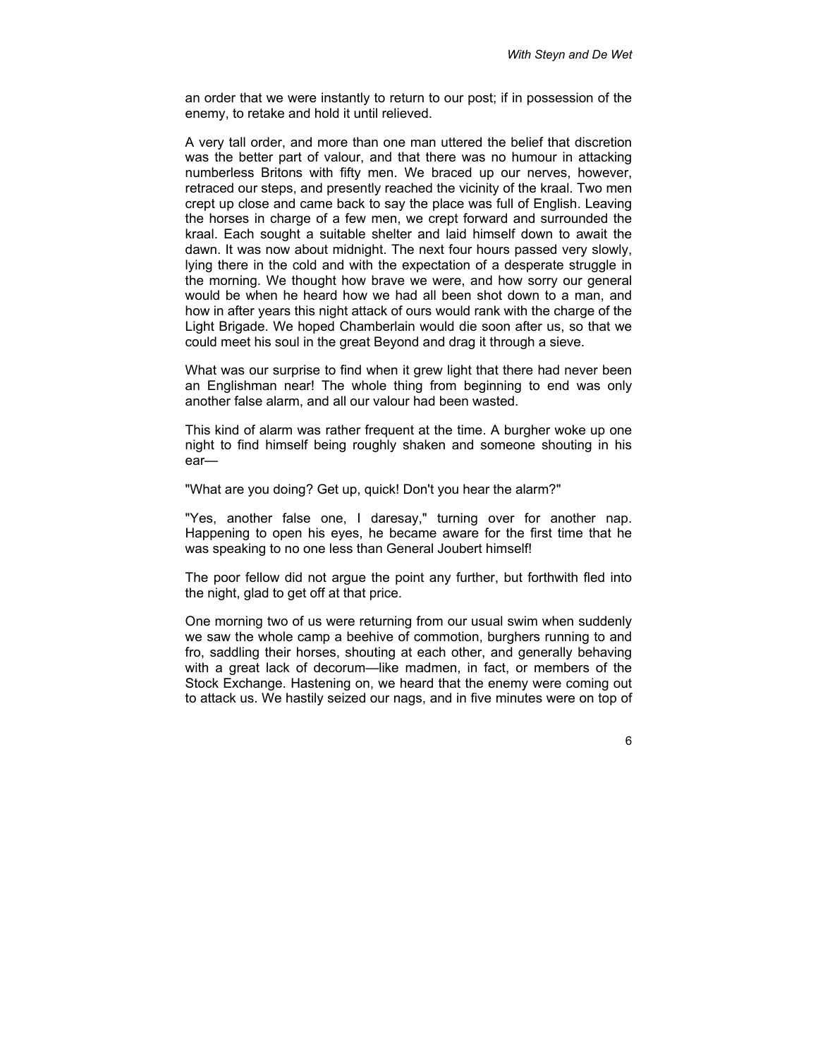an order that we were instantly to return to our post; if in possession of the enemy, to retake and hold it until relieved.

A very tall order, and more than one man uttered the belief that discretion was the better part of valour, and that there was no humour in attacking numberless Britons with fifty men. We braced up our nerves, however, retraced our steps, and presently reached the vicinity of the kraal. Two men crept up close and came back to say the place was full of English. Leaving the horses in charge of a few men, we crept forward and surrounded the kraal. Each sought a suitable shelter and laid himself down to await the dawn. It was now about midnight. The next four hours passed very slowly, lying there in the cold and with the expectation of a desperate struggle in the morning. We thought how brave we were, and how sorry our general would be when he heard how we had all been shot down to a man, and how in after years this night attack of ours would rank with the charge of the Light Brigade. We hoped Chamberlain would die soon after us, so that we could meet his soul in the great Beyond and drag it through a sieve.

What was our surprise to find when it grew light that there had never been an Englishman near! The whole thing from beginning to end was only another false alarm, and all our valour had been wasted.

This kind of alarm was rather frequent at the time. A burgher woke up one night to find himself being roughly shaken and someone shouting in his ear—

"What are you doing? Get up, quick! Don't you hear the alarm?"

"Yes, another false one, I daresay," turning over for another nap. Happening to open his eyes, he became aware for the first time that he was speaking to no one less than General Joubert himself!

The poor fellow did not argue the point any further, but forthwith fled into the night, glad to get off at that price.

One morning two of us were returning from our usual swim when suddenly we saw the whole camp a beehive of commotion, burghers running to and fro, saddling their horses, shouting at each other, and generally behaving with a great lack of decorum—like madmen, in fact, or members of the Stock Exchange. Hastening on, we heard that the enemy were coming out to attack us. We hastily seized our nags, and in five minutes were on top of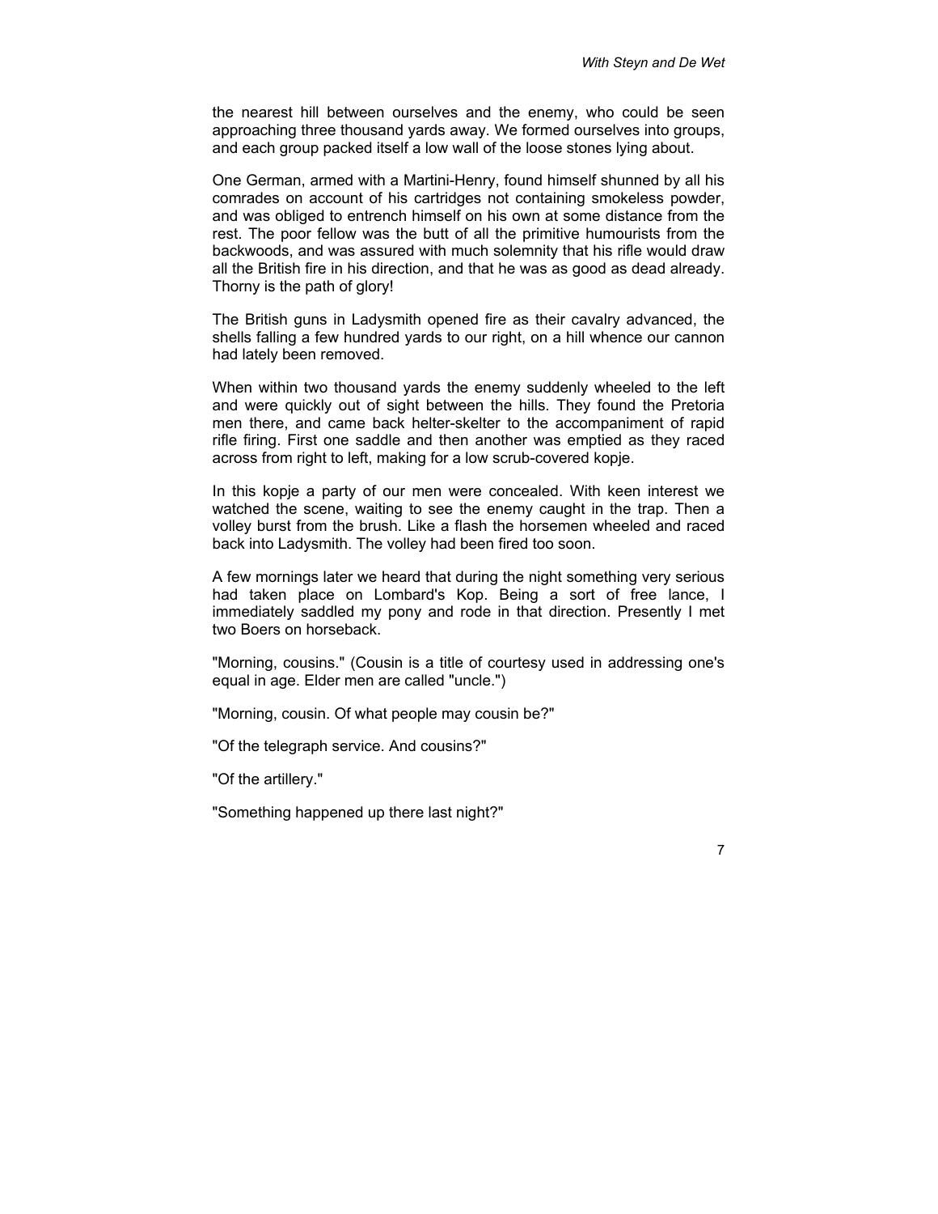the nearest hill between ourselves and the enemy, who could be seen approaching three thousand yards away. We formed ourselves into groups, and each group packed itself a low wall of the loose stones lying about.

One German, armed with a Martini-Henry, found himself shunned by all his comrades on account of his cartridges not containing smokeless powder, and was obliged to entrench himself on his own at some distance from the rest. The poor fellow was the butt of all the primitive humourists from the backwoods, and was assured with much solemnity that his rifle would draw all the British fire in his direction, and that he was as good as dead already. Thorny is the path of glory!

The British guns in Ladysmith opened fire as their cavalry advanced, the shells falling a few hundred yards to our right, on a hill whence our cannon had lately been removed.

When within two thousand yards the enemy suddenly wheeled to the left and were quickly out of sight between the hills. They found the Pretoria men there, and came back helter-skelter to the accompaniment of rapid rifle firing. First one saddle and then another was emptied as they raced across from right to left, making for a low scrub-covered kopje.

In this kopje a party of our men were concealed. With keen interest we watched the scene, waiting to see the enemy caught in the trap. Then a volley burst from the brush. Like a flash the horsemen wheeled and raced back into Ladysmith. The volley had been fired too soon.

A few mornings later we heard that during the night something very serious had taken place on Lombard's Kop. Being a sort of free lance, I immediately saddled my pony and rode in that direction. Presently I met two Boers on horseback.

"Morning, cousins." (Cousin is a title of courtesy used in addressing one's equal in age. Elder men are called "uncle.")

"Morning, cousin. Of what people may cousin be?"

"Of the telegraph service. And cousins?"

"Of the artillery."

"Something happened up there last night?"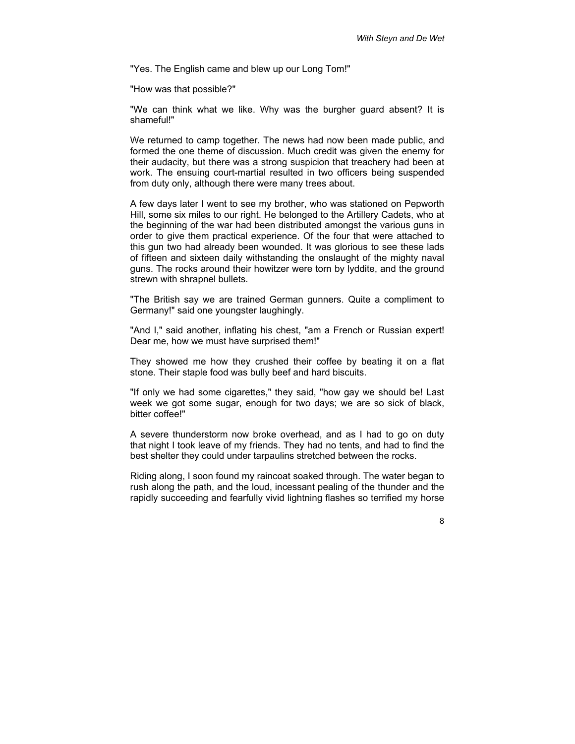"Yes. The English came and blew up our Long Tom!"

"How was that possible?"

"We can think what we like. Why was the burgher guard absent? It is shameful!"

We returned to camp together. The news had now been made public, and formed the one theme of discussion. Much credit was given the enemy for their audacity, but there was a strong suspicion that treachery had been at work. The ensuing court-martial resulted in two officers being suspended from duty only, although there were many trees about.

A few days later I went to see my brother, who was stationed on Pepworth Hill, some six miles to our right. He belonged to the Artillery Cadets, who at the beginning of the war had been distributed amongst the various guns in order to give them practical experience. Of the four that were attached to this gun two had already been wounded. It was glorious to see these lads of fifteen and sixteen daily withstanding the onslaught of the mighty naval guns. The rocks around their howitzer were torn by lyddite, and the ground strewn with shrapnel bullets.

"The British say we are trained German gunners. Quite a compliment to Germany!" said one youngster laughingly.

"And I," said another, inflating his chest, "am a French or Russian expert! Dear me, how we must have surprised them!"

They showed me how they crushed their coffee by beating it on a flat stone. Their staple food was bully beef and hard biscuits.

"If only we had some cigarettes," they said, "how gay we should be! Last week we got some sugar, enough for two days; we are so sick of black, bitter coffee!"

A severe thunderstorm now broke overhead, and as I had to go on duty that night I took leave of my friends. They had no tents, and had to find the best shelter they could under tarpaulins stretched between the rocks.

Riding along, I soon found my raincoat soaked through. The water began to rush along the path, and the loud, incessant pealing of the thunder and the rapidly succeeding and fearfully vivid lightning flashes so terrified my horse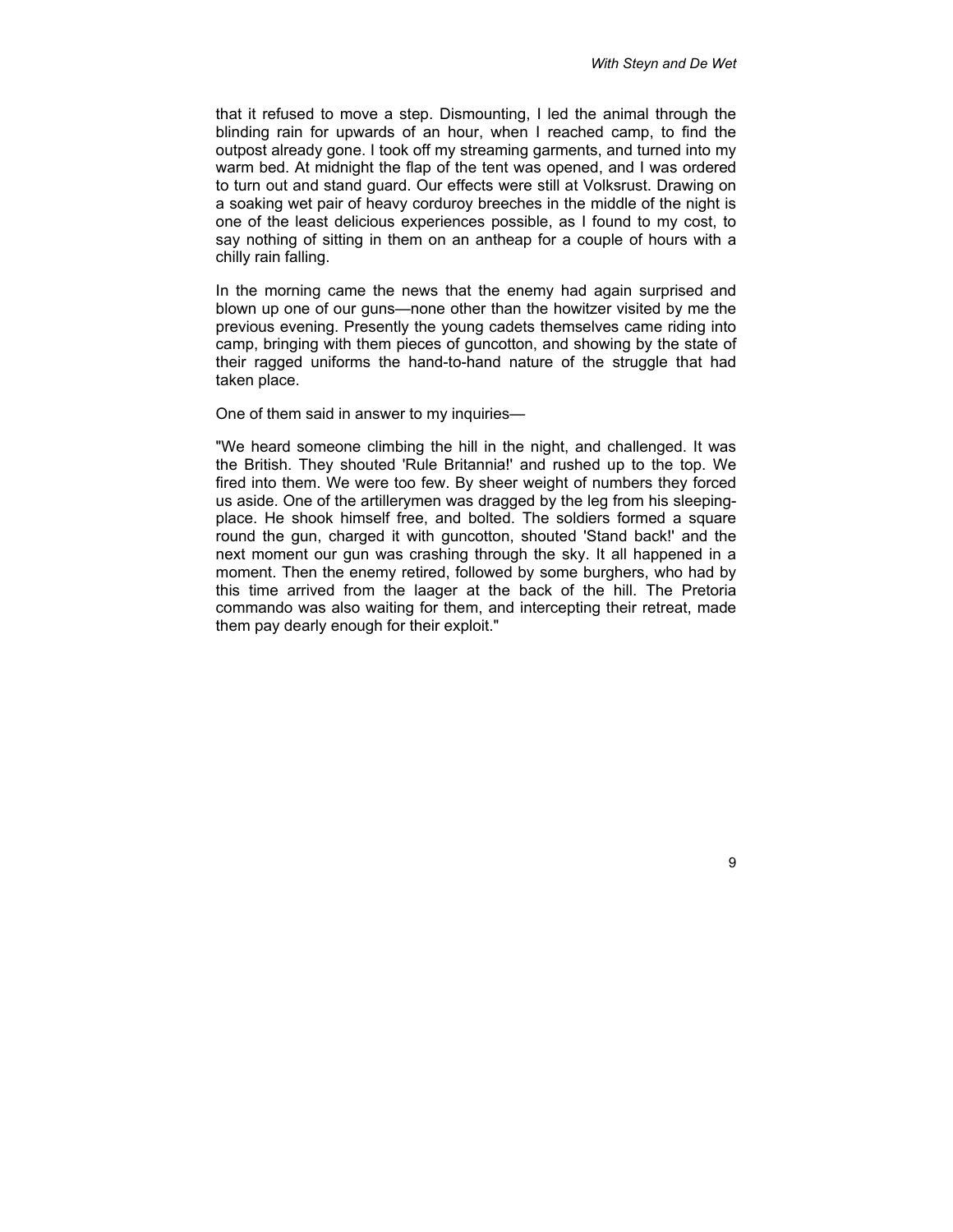that it refused to move a step. Dismounting, I led the animal through the blinding rain for upwards of an hour, when I reached camp, to find the outpost already gone. I took off my streaming garments, and turned into my warm bed. At midnight the flap of the tent was opened, and I was ordered to turn out and stand guard. Our effects were still at Volksrust. Drawing on a soaking wet pair of heavy corduroy breeches in the middle of the night is one of the least delicious experiences possible, as I found to my cost, to say nothing of sitting in them on an antheap for a couple of hours with a chilly rain falling.

In the morning came the news that the enemy had again surprised and blown up one of our guns—none other than the howitzer visited by me the previous evening. Presently the young cadets themselves came riding into camp, bringing with them pieces of guncotton, and showing by the state of their ragged uniforms the hand-to-hand nature of the struggle that had taken place.

One of them said in answer to my inquiries—

"We heard someone climbing the hill in the night, and challenged. It was the British. They shouted 'Rule Britannia!' and rushed up to the top. We fired into them. We were too few. By sheer weight of numbers they forced us aside. One of the artillerymen was dragged by the leg from his sleeping-place. He shook himself free, and bolted. The soldiers formed a square round the gun, charged it with guncotton, shouted 'Stand back!' and the next moment our gun was crashing through the sky. It all happened in a moment. Then the enemy retired, followed by some burghers, who had by this time arrived from the laager at the back of the hill. The Pretoria commando was also waiting for them, and intercepting their retreat, made them pay dearly enough for their exploit."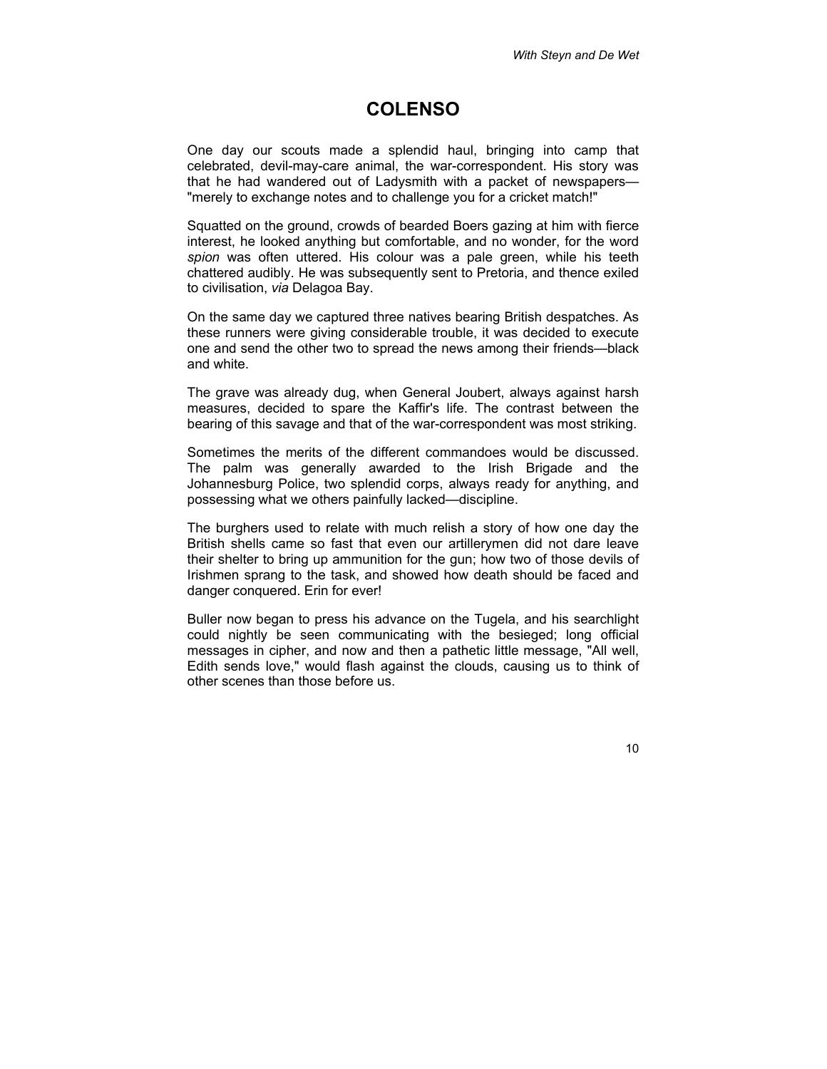# COLENSO

One day our scouts made a splendid haul, bringing into camp that celebrated, devil-may-care animal, the war-correspondent. His story was that he had wandered out of Ladysmith with a packet of newspapers—"merely to exchange notes and to challenge you for a cricket match!"

Squatted on the ground, crowds of bearded Boers gazing at him with fierce interest, he looked anything but comfortable, and no wonder, for the word *spion* was often uttered. His colour was a pale green, while his teeth chattered audibly. He was subsequently sent to Pretoria, and thence exiled to civilisation, *via* Delagoa Bay.

On the same day we captured three natives bearing British despatches. As these runners were giving considerable trouble, it was decided to execute one and send the other two to spread the news among their friends—black and white.

The grave was already dug, when General Joubert, always against harsh measures, decided to spare the Kaffir's life. The contrast between the bearing of this savage and that of the war-correspondent was most striking.

Sometimes the merits of the different commandoes would be discussed. The palm was generally awarded to the Irish Brigade and the Johannesburg Police, two splendid corps, always ready for anything, and possessing what we others painfully lacked—discipline.

The burghers used to relate with much relish a story of how one day the British shells came so fast that even our artillerymen did not dare leave their shelter to bring up ammunition for the gun; how two of those devils of Irishmen sprang to the task, and showed how death should be faced and danger conquered. Erin for ever!

Buller now began to press his advance on the Tugela, and his searchlight could nightly be seen communicating with the besieged; long official messages in cipher, and now and then a pathetic little message, "All well, Edith sends love," would flash against the clouds, causing us to think of other scenes than those before us.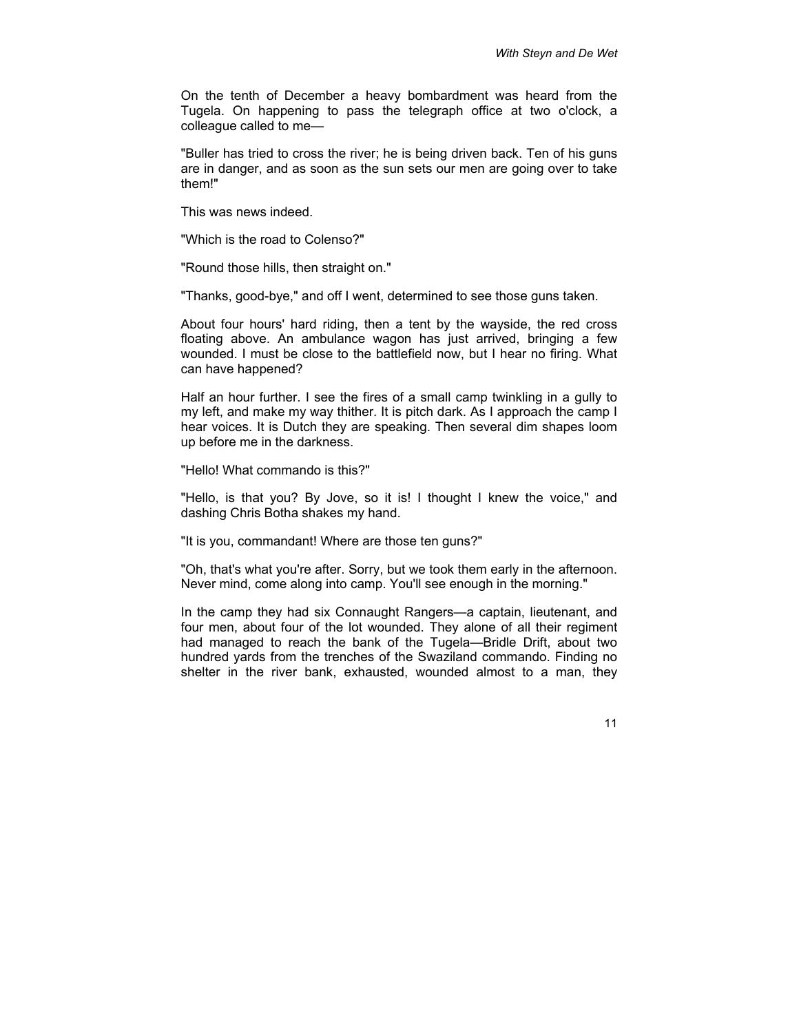On the tenth of December a heavy bombardment was heard from the Tugela. On happening to pass the telegraph office at two o'clock, a colleague called to me—

"Buller has tried to cross the river; he is being driven back. Ten of his guns are in danger, and as soon as the sun sets our men are going over to take them!"

This was news indeed.

"Which is the road to Colenso?"

"Round those hills, then straight on."

"Thanks, good-bye," and off I went, determined to see those guns taken.

About four hours' hard riding, then a tent by the wayside, the red cross floating above. An ambulance wagon has just arrived, bringing a few wounded. I must be close to the battlefield now, but I hear no firing. What can have happened?

Half an hour further. I see the fires of a small camp twinkling in a gully to my left, and make my way thither. It is pitch dark. As I approach the camp I hear voices. It is Dutch they are speaking. Then several dim shapes loom up before me in the darkness.

"Hello! What commando is this?"

"Hello, is that you? By Jove, so it is! I thought I knew the voice," and dashing Chris Botha shakes my hand.

"It is you, commandant! Where are those ten guns?"

"Oh, that's what you're after. Sorry, but we took them early in the afternoon. Never mind, come along into camp. You'll see enough in the morning."

In the camp they had six Connaught Rangers—a captain, lieutenant, and four men, about four of the lot wounded. They alone of all their regiment had managed to reach the bank of the Tugela—Bridle Drift, about two hundred yards from the trenches of the Swaziland commando. Finding no shelter in the river bank, exhausted, wounded almost to a man, they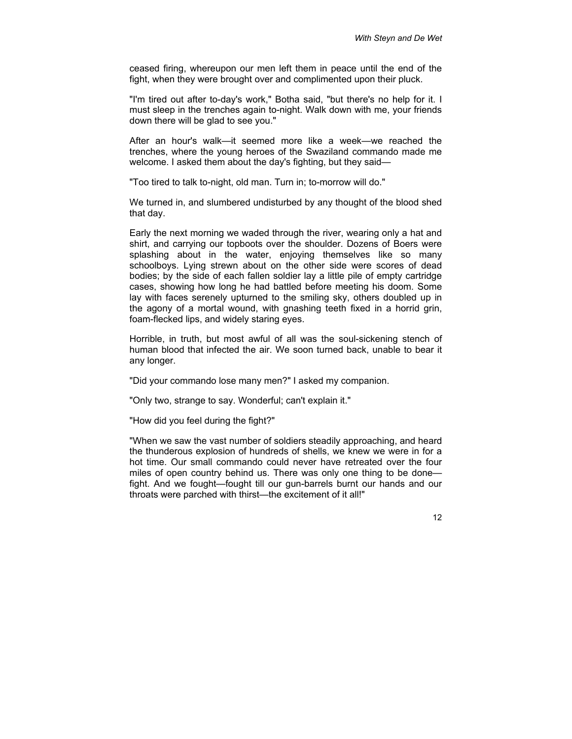ceased firing, whereupon our men left them in peace until the end of the fight, when they were brought over and complimented upon their pluck.

"I'm tired out after to-day's work," Botha said, "but there's no help for it. I must sleep in the trenches again to-night. Walk down with me, your friends down there will be glad to see you."

After an hour's walk—it seemed more like a week—we reached the trenches, where the young heroes of the Swaziland commando made me welcome. I asked them about the day's fighting, but they said—

"Too tired to talk to-night, old man. Turn in; to-morrow will do."

We turned in, and slumbered undisturbed by any thought of the blood shed that day.

Early the next morning we waded through the river, wearing only a hat and shirt, and carrying our topboots over the shoulder. Dozens of Boers were splashing about in the water, enjoying themselves like so many schoolboys. Lying strewn about on the other side were scores of dead bodies; by the side of each fallen soldier lay a little pile of empty cartridge cases, showing how long he had battled before meeting his doom. Some lay with faces serenely upturned to the smiling sky, others doubled up in the agony of a mortal wound, with gnashing teeth fixed in a horrid grin, foam-flecked lips, and widely staring eyes.

Horrible, in truth, but most awful of all was the soul-sickening stench of human blood that infected the air. We soon turned back, unable to bear it any longer.

"Did your commando lose many men?" I asked my companion.

"Only two, strange to say. Wonderful; can't explain it."

"How did you feel during the fight?"

"When we saw the vast number of soldiers steadily approaching, and heard the thunderous explosion of hundreds of shells, we knew we were in for a hot time. Our small commando could never have retreated over the four miles of open country behind us. There was only one thing to be done—fight. And we fought—fought till our gun-barrels burnt our hands and our throats were parched with thirst—the excitement of it all!"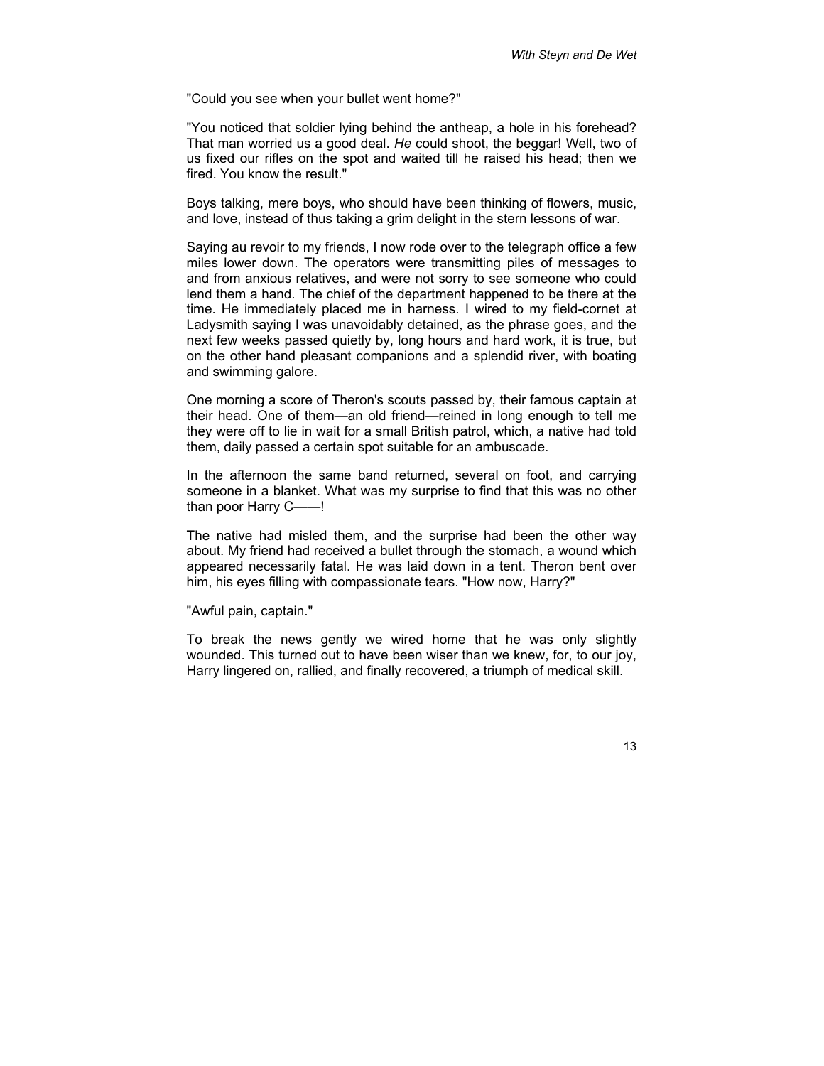"Could you see when your bullet went home?"

"You noticed that soldier lying behind the antheap, a hole in his forehead? That man worried us a good deal. *He* could shoot, the beggar! Well, two of us fixed our rifles on the spot and waited till he raised his head; then we fired. You know the result."

Boys talking, mere boys, who should have been thinking of flowers, music, and love, instead of thus taking a grim delight in the stern lessons of war.

Saying au revoir to my friends, I now rode over to the telegraph office a few miles lower down. The operators were transmitting piles of messages to and from anxious relatives, and were not sorry to see someone who could lend them a hand. The chief of the department happened to be there at the time. He immediately placed me in harness. I wired to my field-cornet at Ladysmith saying I was unavoidably detained, as the phrase goes, and the next few weeks passed quietly by, long hours and hard work, it is true, but on the other hand pleasant companions and a splendid river, with boating and swimming galore.

One morning a score of Theron's scouts passed by, their famous captain at their head. One of them—an old friend—reined in long enough to tell me they were off to lie in wait for a small British patrol, which, a native had told them, daily passed a certain spot suitable for an ambuscade.

In the afternoon the same band returned, several on foot, and carrying someone in a blanket. What was my surprise to find that this was no other than poor Harry C——!

The native had misled them, and the surprise had been the other way about. My friend had received a bullet through the stomach, a wound which appeared necessarily fatal. He was laid down in a tent. Theron bent over him, his eyes filling with compassionate tears. "How now, Harry?"

"Awful pain, captain."

To break the news gently we wired home that he was only slightly wounded. This turned out to have been wiser than we knew, for, to our joy, Harry lingered on, rallied, and finally recovered, a triumph of medical skill.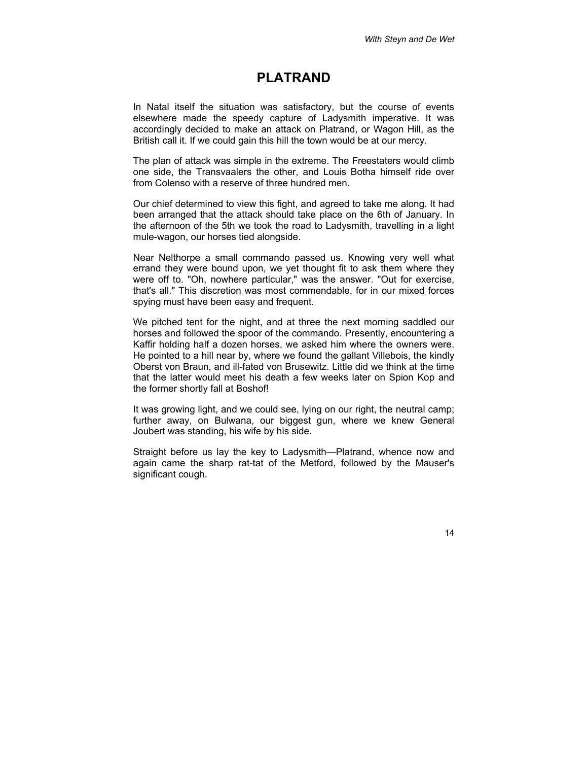# PLATRAND

In Natal itself the situation was satisfactory, but the course of events elsewhere made the speedy capture of Ladysmith imperative. It was accordingly decided to make an attack on Platrand, or Wagon Hill, as the British call it. If we could gain this hill the town would be at our mercy.

The plan of attack was simple in the extreme. The Freestaters would climb one side, the Transvaalers the other, and Louis Botha himself ride over from Colenso with a reserve of three hundred men.

Our chief determined to view this fight, and agreed to take me along. It had been arranged that the attack should take place on the 6th of January. In the afternoon of the 5th we took the road to Ladysmith, travelling in a light mule-wagon, our horses tied alongside.

Near Nelthorpe a small commando passed us. Knowing very well what errand they were bound upon, we yet thought fit to ask them where they were off to. "Oh, nowhere particular," was the answer. "Out for exercise, that's all." This discretion was most commendable, for in our mixed forces spying must have been easy and frequent.

We pitched tent for the night, and at three the next morning saddled our horses and followed the spoor of the commando. Presently, encountering a Kaffir holding half a dozen horses, we asked him where the owners were. He pointed to a hill near by, where we found the gallant Villebois, the kindly Oberst von Braun, and ill-fated von Brusewitz. Little did we think at the time that the latter would meet his death a few weeks later on Spion Kop and the former shortly fall at Boshof!

It was growing light, and we could see, lying on our right, the neutral camp; further away, on Bulwana, our biggest gun, where we knew General Joubert was standing, his wife by his side.

Straight before us lay the key to Ladysmith—Platrand, whence now and again came the sharp rat-tat of the Metford, followed by the Mauser's significant cough.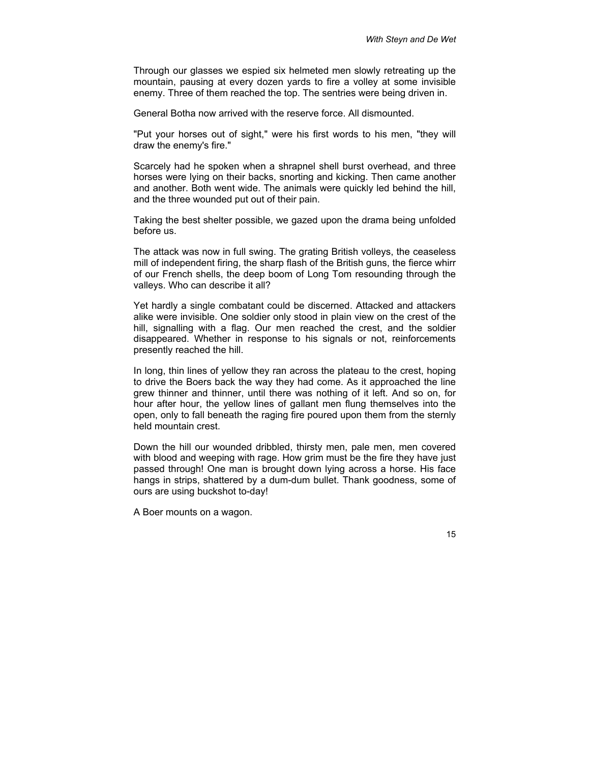Through our glasses we espied six helmeted men slowly retreating up the mountain, pausing at every dozen yards to fire a volley at some invisible enemy. Three of them reached the top. The sentries were being driven in.

General Botha now arrived with the reserve force. All dismounted.

"Put your horses out of sight," were his first words to his men, "they will draw the enemy's fire."

Scarcely had he spoken when a shrapnel shell burst overhead, and three horses were lying on their backs, snorting and kicking. Then came another and another. Both went wide. The animals were quickly led behind the hill, and the three wounded put out of their pain.

Taking the best shelter possible, we gazed upon the drama being unfolded before us.

The attack was now in full swing. The grating British volleys, the ceaseless mill of independent firing, the sharp flash of the British guns, the fierce whirr of our French shells, the deep boom of Long Tom resounding through the valleys. Who can describe it all?

Yet hardly a single combatant could be discerned. Attacked and attackers alike were invisible. One soldier only stood in plain view on the crest of the hill, signalling with a flag. Our men reached the crest, and the soldier disappeared. Whether in response to his signals or not, reinforcements presently reached the hill.

In long, thin lines of yellow they ran across the plateau to the crest, hoping to drive the Boers back the way they had come. As it approached the line grew thinner and thinner, until there was nothing of it left. And so on, for hour after hour, the yellow lines of gallant men flung themselves into the open, only to fall beneath the raging fire poured upon them from the sternly held mountain crest.

Down the hill our wounded dribbled, thirsty men, pale men, men covered with blood and weeping with rage. How grim must be the fire they have just passed through! One man is brought down lying across a horse. His face hangs in strips, shattered by a dum-dum bullet. Thank goodness, some of ours are using buckshot to-day!

A Boer mounts on a wagon.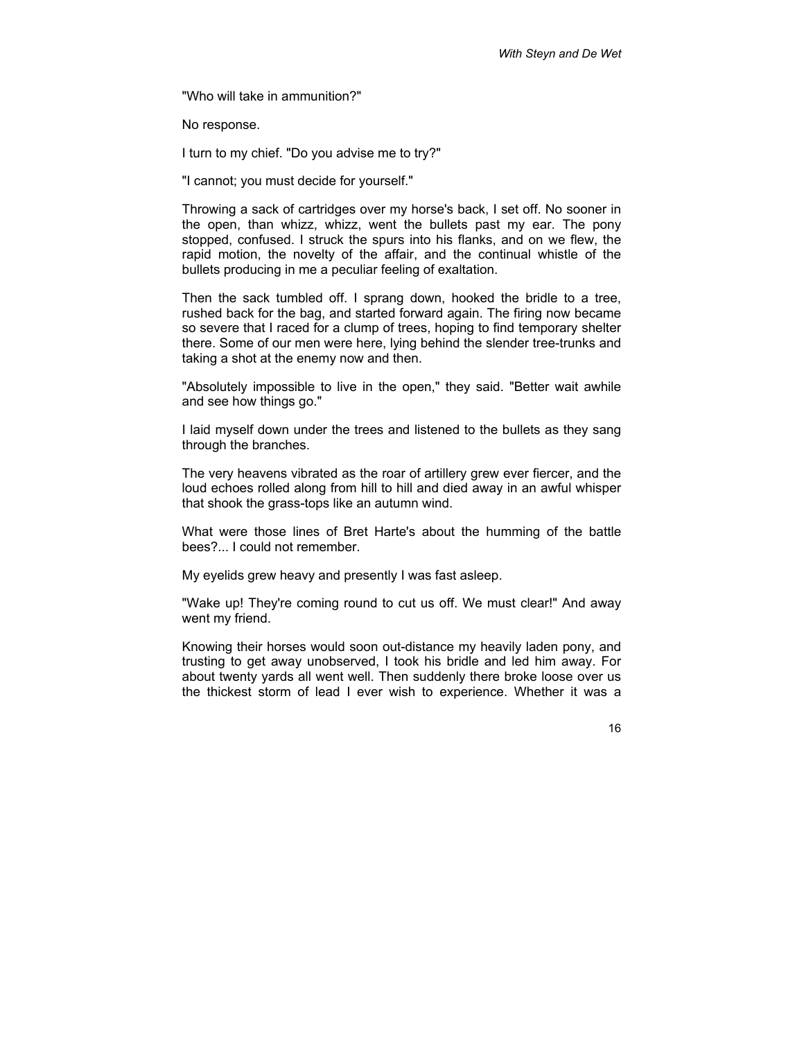"Who will take in ammunition?"

No response.

I turn to my chief. "Do you advise me to try?"

"I cannot; you must decide for yourself."

Throwing a sack of cartridges over my horse's back, I set off. No sooner in the open, than whizz, whizz, went the bullets past my ear. The pony stopped, confused. I struck the spurs into his flanks, and on we flew, the rapid motion, the novelty of the affair, and the continual whistle of the bullets producing in me a peculiar feeling of exaltation.

Then the sack tumbled off. I sprang down, hooked the bridle to a tree, rushed back for the bag, and started forward again. The firing now became so severe that I raced for a clump of trees, hoping to find temporary shelter there. Some of our men were here, lying behind the slender tree-trunks and taking a shot at the enemy now and then.

"Absolutely impossible to live in the open," they said. "Better wait awhile and see how things go."

I laid myself down under the trees and listened to the bullets as they sang through the branches.

The very heavens vibrated as the roar of artillery grew ever fiercer, and the loud echoes rolled along from hill to hill and died away in an awful whisper that shook the grass-tops like an autumn wind.

What were those lines of Bret Harte's about the humming of the battle bees?... I could not remember.

My eyelids grew heavy and presently I was fast asleep.

"Wake up! They're coming round to cut us off. We must clear!" And away went my friend.

Knowing their horses would soon out-distance my heavily laden pony, and trusting to get away unobserved, I took his bridle and led him away. For about twenty yards all went well. Then suddenly there broke loose over us the thickest storm of lead I ever wish to experience. Whether it was a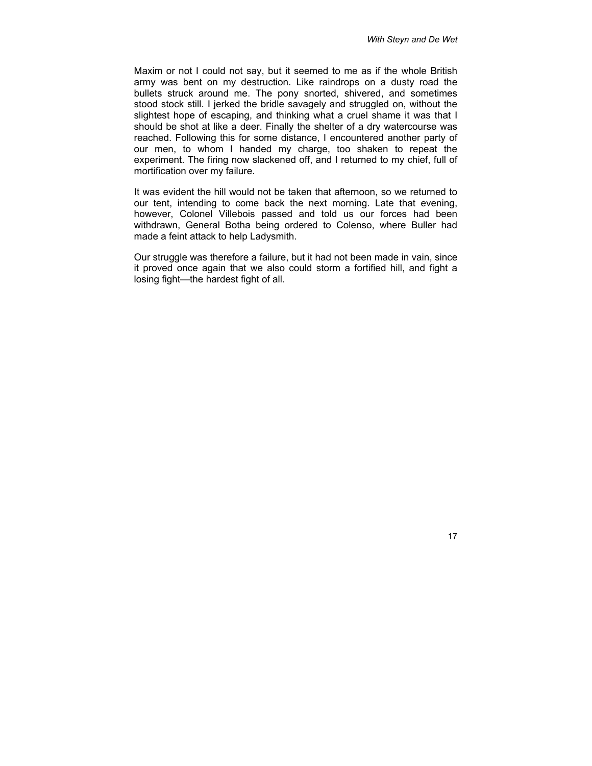Maxim or not I could not say, but it seemed to me as if the whole British army was bent on my destruction. Like raindrops on a dusty road the bullets struck around me. The pony snorted, shivered, and sometimes stood stock still. I jerked the bridle savagely and struggled on, without the slightest hope of escaping, and thinking what a cruel shame it was that I should be shot at like a deer. Finally the shelter of a dry watercourse was reached. Following this for some distance, I encountered another party of our men, to whom I handed my charge, too shaken to repeat the experiment. The firing now slackened off, and I returned to my chief, full of mortification over my failure.

It was evident the hill would not be taken that afternoon, so we returned to our tent, intending to come back the next morning. Late that evening, however, Colonel Villebois passed and told us our forces had been withdrawn, General Botha being ordered to Colenso, where Buller had made a feint attack to help Ladysmith.

Our struggle was therefore a failure, but it had not been made in vain, since it proved once again that we also could storm a fortified hill, and fight a losing fight—the hardest fight of all.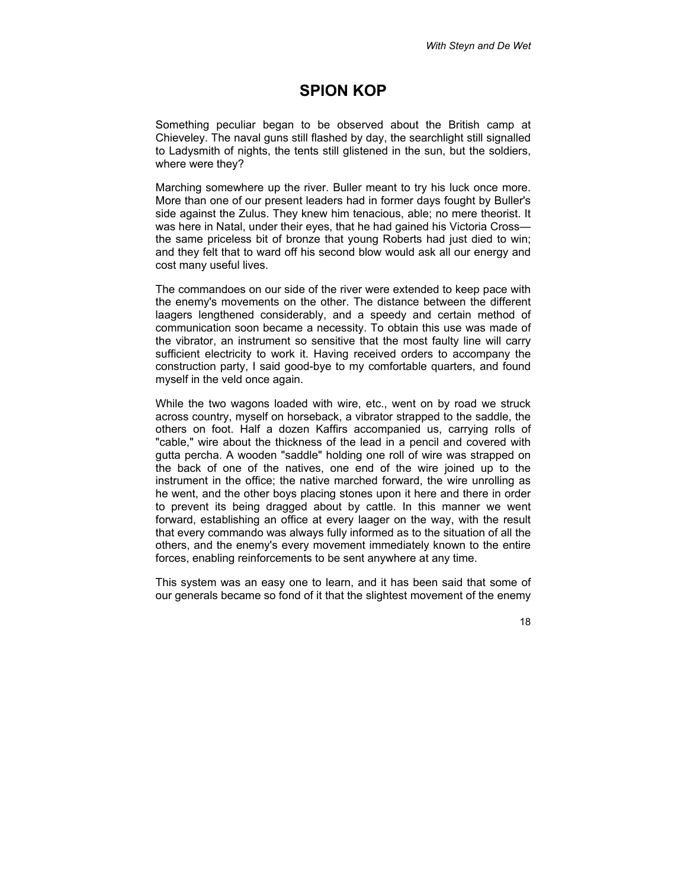# SPION KOP

Something peculiar began to be observed about the British camp at Chieveley. The naval guns still flashed by day, the searchlight still signalled to Ladysmith of nights, the tents still glistened in the sun, but the soldiers, where were they?

Marching somewhere up the river. Buller meant to try his luck once more. More than one of our present leaders had in former days fought by Buller's side against the Zulus. They knew him tenacious, able; no mere theorist. It was here in Natal, under their eyes, that he had gained his Victoria Cross—the same priceless bit of bronze that young Roberts had just died to win; and they felt that to ward off his second blow would ask all our energy and cost many useful lives.

The commandoes on our side of the river were extended to keep pace with the enemy's movements on the other. The distance between the different laagers lengthened considerably, and a speedy and certain method of communication soon became a necessity. To obtain this use was made of the vibrator, an instrument so sensitive that the most faulty line will carry sufficient electricity to work it. Having received orders to accompany the construction party, I said good-bye to my comfortable quarters, and found myself in the veld once again.

While the two wagons loaded with wire, etc., went on by road we struck across country, myself on horseback, a vibrator strapped to the saddle, the others on foot. Half a dozen Kaffirs accompanied us, carrying rolls of "cable," wire about the thickness of the lead in a pencil and covered with gutta percha. A wooden "saddle" holding one roll of wire was strapped on the back of one of the natives, one end of the wire joined up to the instrument in the office; the native marched forward, the wire unrolling as he went, and the other boys placing stones upon it here and there in order to prevent its being dragged about by cattle. In this manner we went forward, establishing an office at every laager on the way, with the result that every commando was always fully informed as to the situation of all the others, and the enemy's every movement immediately known to the entire forces, enabling reinforcements to be sent anywhere at any time.

This system was an easy one to learn, and it has been said that some of our generals became so fond of it that the slightest movement of the enemy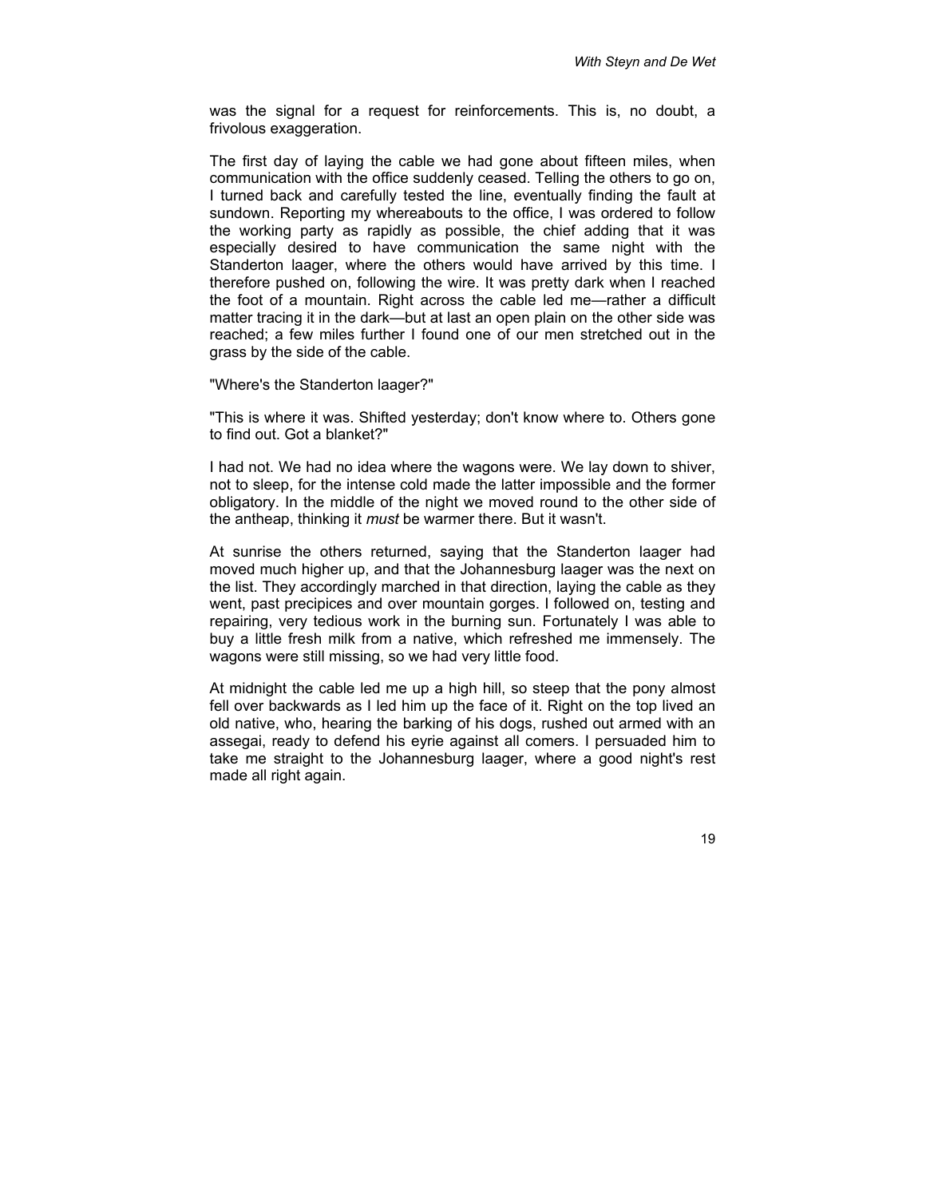was the signal for a request for reinforcements. This is, no doubt, a frivolous exaggeration.

The first day of laying the cable we had gone about fifteen miles, when communication with the office suddenly ceased. Telling the others to go on, I turned back and carefully tested the line, eventually finding the fault at sundown. Reporting my whereabouts to the office, I was ordered to follow the working party as rapidly as possible, the chief adding that it was especially desired to have communication the same night with the Standerton laager, where the others would have arrived by this time. I therefore pushed on, following the wire. It was pretty dark when I reached the foot of a mountain. Right across the cable led me—rather a difficult matter tracing it in the dark—but at last an open plain on the other side was reached; a few miles further I found one of our men stretched out in the grass by the side of the cable.

"Where's the Standerton laager?"

"This is where it was. Shifted yesterday; don't know where to. Others gone to find out. Got a blanket?"

I had not. We had no idea where the wagons were. We lay down to shiver, not to sleep, for the intense cold made the latter impossible and the former obligatory. In the middle of the night we moved round to the other side of the antheap, thinking it *must* be warmer there. But it wasn't.

At sunrise the others returned, saying that the Standerton laager had moved much higher up, and that the Johannesburg laager was the next on the list. They accordingly marched in that direction, laying the cable as they went, past precipices and over mountain gorges. I followed on, testing and repairing, very tedious work in the burning sun. Fortunately I was able to buy a little fresh milk from a native, which refreshed me immensely. The wagons were still missing, so we had very little food.

At midnight the cable led me up a high hill, so steep that the pony almost fell over backwards as I led him up the face of it. Right on the top lived an old native, who, hearing the barking of his dogs, rushed out armed with an assegai, ready to defend his eyrie against all comers. I persuaded him to take me straight to the Johannesburg laager, where a good night's rest made all right again.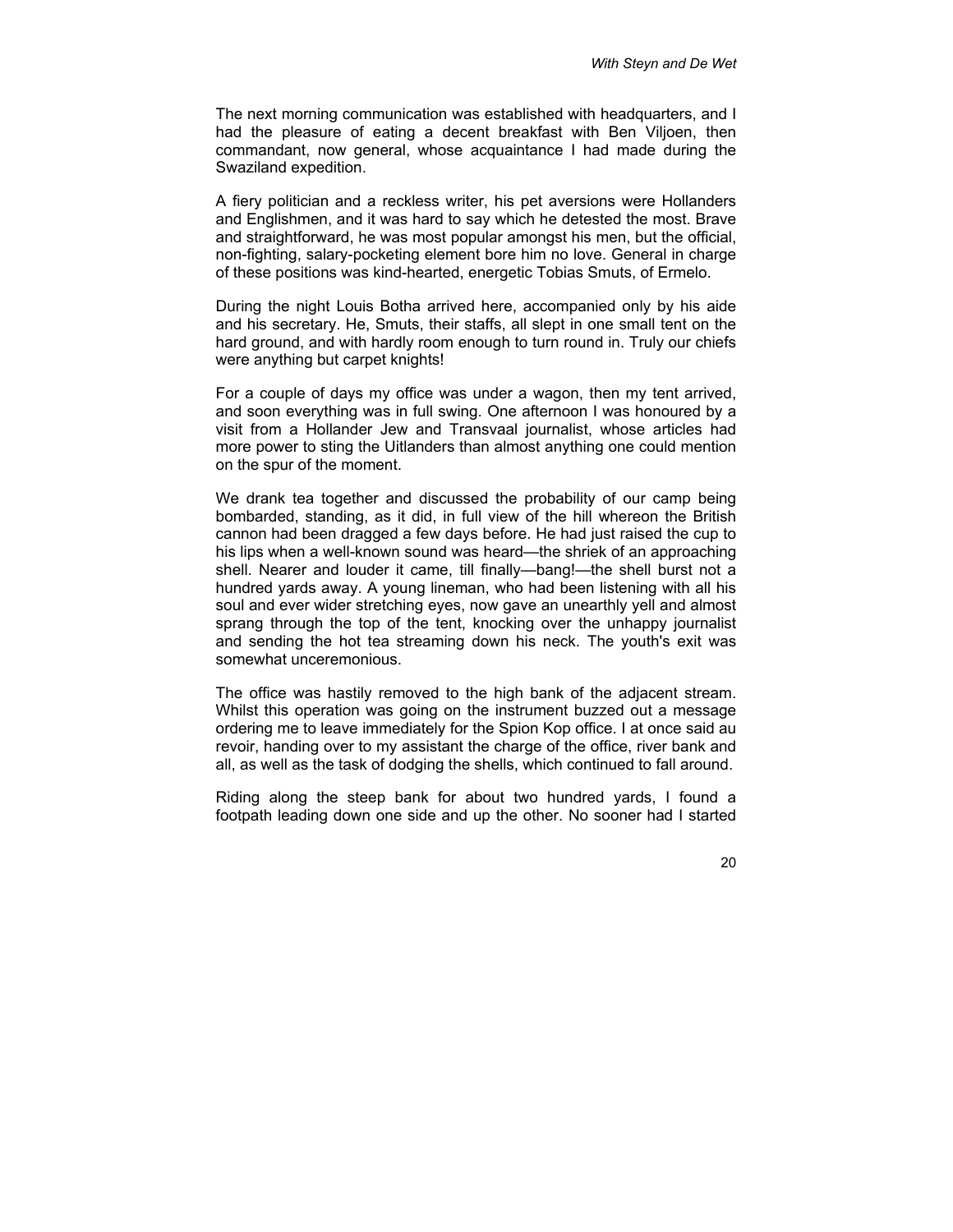The next morning communication was established with headquarters, and I had the pleasure of eating a decent breakfast with Ben Viljoen, then commandant, now general, whose acquaintance I had made during the Swaziland expedition.

A fiery politician and a reckless writer, his pet aversions were Hollanders and Englishmen, and it was hard to say which he detested the most. Brave and straightforward, he was most popular amongst his men, but the official, non-fighting, salary-pocketing element bore him no love. General in charge of these positions was kind-hearted, energetic Tobias Smuts, of Ermelo.

During the night Louis Botha arrived here, accompanied only by his aide and his secretary. He, Smuts, their staffs, all slept in one small tent on the hard ground, and with hardly room enough to turn round in. Truly our chiefs were anything but carpet knights!

For a couple of days my office was under a wagon, then my tent arrived, and soon everything was in full swing. One afternoon I was honoured by a visit from a Hollander Jew and Transvaal journalist, whose articles had more power to sting the Uitlanders than almost anything one could mention on the spur of the moment.

We drank tea together and discussed the probability of our camp being bombarded, standing, as it did, in full view of the hill whereon the British cannon had been dragged a few days before. He had just raised the cup to his lips when a well-known sound was heard—the shriek of an approaching shell. Nearer and louder it came, till finally—bang!—the shell burst not a hundred yards away. A young lineman, who had been listening with all his soul and ever wider stretching eyes, now gave an unearthly yell and almost sprang through the top of the tent, knocking over the unhappy journalist and sending the hot tea streaming down his neck. The youth's exit was somewhat unceremonious.

The office was hastily removed to the high bank of the adjacent stream. Whilst this operation was going on the instrument buzzed out a message ordering me to leave immediately for the Spion Kop office. I at once said au revoir, handing over to my assistant the charge of the office, river bank and all, as well as the task of dodging the shells, which continued to fall around.

Riding along the steep bank for about two hundred yards, I found a footpath leading down one side and up the other. No sooner had I started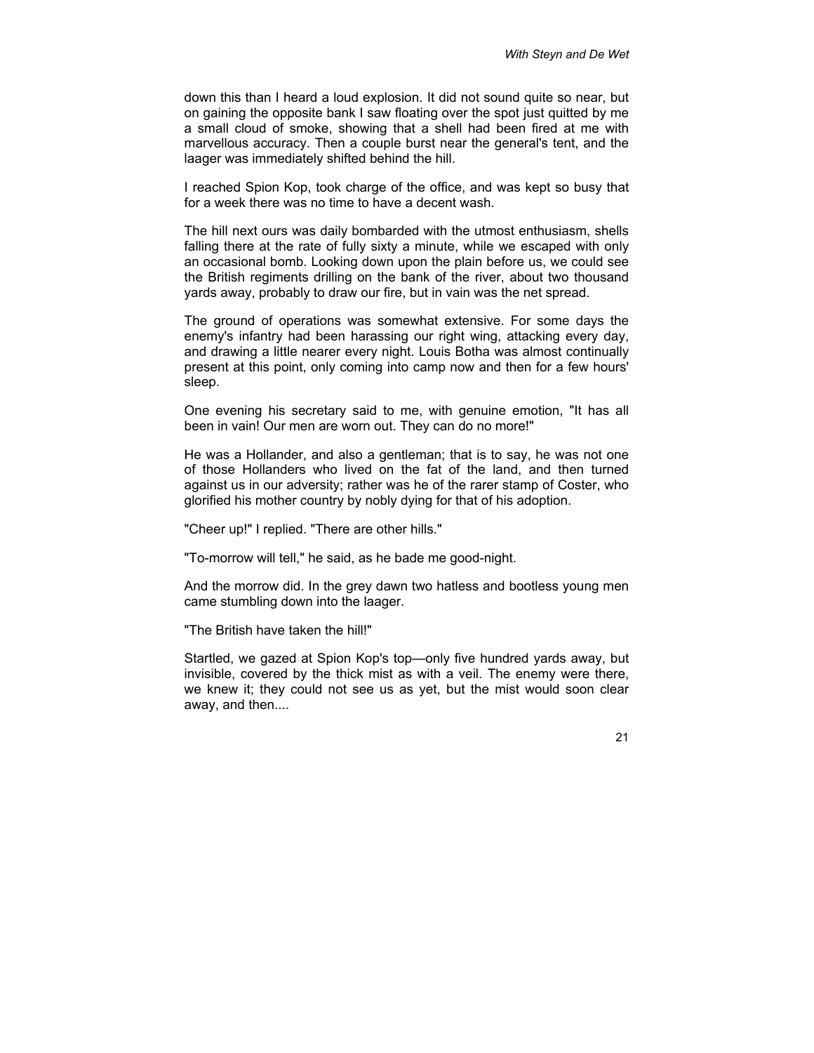down this than I heard a loud explosion. It did not sound quite so near, but on gaining the opposite bank I saw floating over the spot just quitted by me a small cloud of smoke, showing that a shell had been fired at me with marvellous accuracy. Then a couple burst near the general's tent, and the laager was immediately shifted behind the hill.

I reached Spion Kop, took charge of the office, and was kept so busy that for a week there was no time to have a decent wash.

The hill next ours was daily bombarded with the utmost enthusiasm, shells falling there at the rate of fully sixty a minute, while we escaped with only an occasional bomb. Looking down upon the plain before us, we could see the British regiments drilling on the bank of the river, about two thousand yards away, probably to draw our fire, but in vain was the net spread.

The ground of operations was somewhat extensive. For some days the enemy's infantry had been harassing our right wing, attacking every day, and drawing a little nearer every night. Louis Botha was almost continually present at this point, only coming into camp now and then for a few hours' sleep.

One evening his secretary said to me, with genuine emotion, "It has all been in vain! Our men are worn out. They can do no more!"

He was a Hollander, and also a gentleman; that is to say, he was not one of those Hollanders who lived on the fat of the land, and then turned against us in our adversity; rather was he of the rarer stamp of Coster, who glorified his mother country by nobly dying for that of his adoption.

"Cheer up!" I replied. "There are other hills."

"To-morrow will tell," he said, as he bade me good-night.

And the morrow did. In the grey dawn two hatless and bootless young men came stumbling down into the laager.

"The British have taken the hill!"

Startled, we gazed at Spion Kop's top—only five hundred yards away, but invisible, covered by the thick mist as with a veil. The enemy were there, we knew it; they could not see us as yet, but the mist would soon clear away, and then....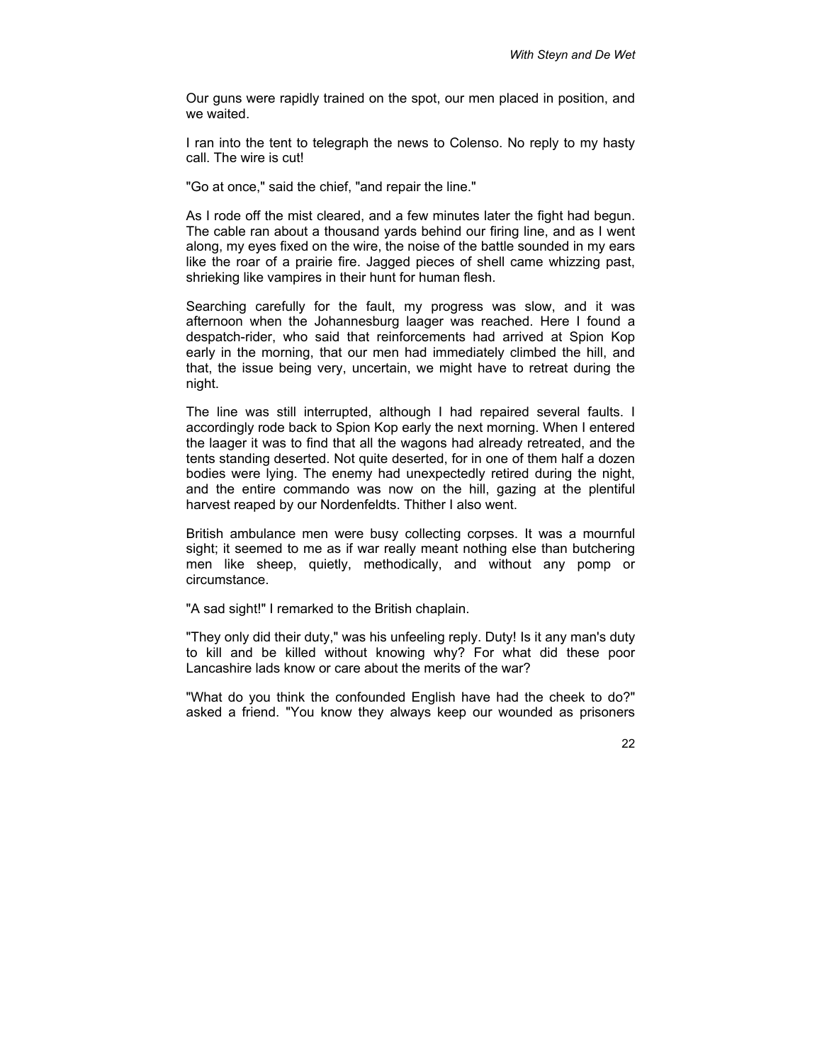Our guns were rapidly trained on the spot, our men placed in position, and we waited.

I ran into the tent to telegraph the news to Colenso. No reply to my hasty call. The wire is cut!

"Go at once," said the chief, "and repair the line."

As I rode off the mist cleared, and a few minutes later the fight had begun. The cable ran about a thousand yards behind our firing line, and as I went along, my eyes fixed on the wire, the noise of the battle sounded in my ears like the roar of a prairie fire. Jagged pieces of shell came whizzing past, shrieking like vampires in their hunt for human flesh.

Searching carefully for the fault, my progress was slow, and it was afternoon when the Johannesburg laager was reached. Here I found a despatch-rider, who said that reinforcements had arrived at Spion Kop early in the morning, that our men had immediately climbed the hill, and that, the issue being very, uncertain, we might have to retreat during the night.

The line was still interrupted, although I had repaired several faults. I accordingly rode back to Spion Kop early the next morning. When I entered the laager it was to find that all the wagons had already retreated, and the tents standing deserted. Not quite deserted, for in one of them half a dozen bodies were lying. The enemy had unexpectedly retired during the night, and the entire commando was now on the hill, gazing at the plentiful harvest reaped by our Nordenfeldts. Thither I also went.

British ambulance men were busy collecting corpses. It was a mournful sight; it seemed to me as if war really meant nothing else than butchering men like sheep, quietly, methodically, and without any pomp or circumstance.

"A sad sight!" I remarked to the British chaplain.

"They only did their duty," was his unfeeling reply. Duty! Is it any man's duty to kill and be killed without knowing why? For what did these poor Lancashire lads know or care about the merits of the war?

"What do you think the confounded English have had the cheek to do?" asked a friend. "You know they always keep our wounded as prisoners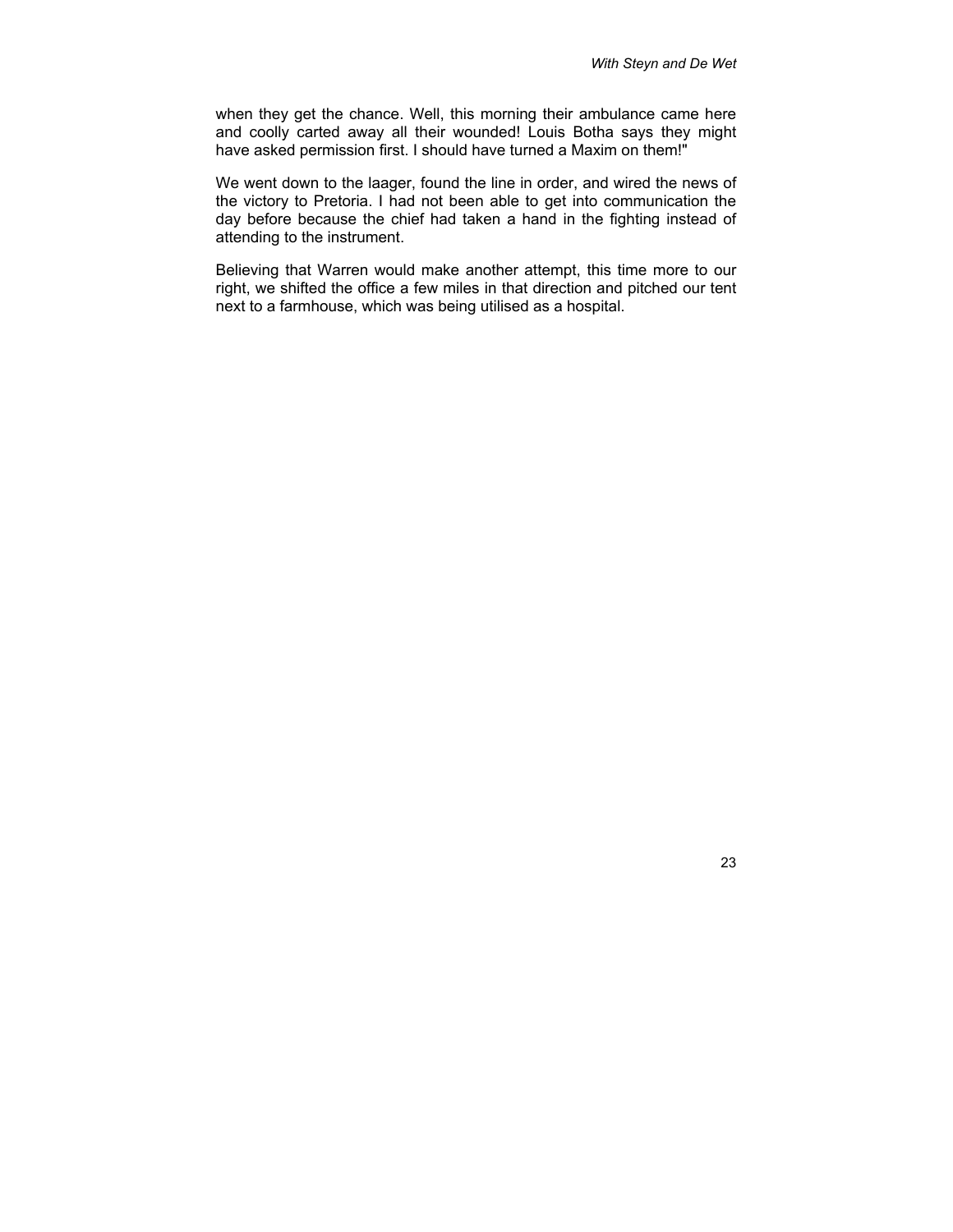when they get the chance. Well, this morning their ambulance came here and coolly carted away all their wounded! Louis Botha says they might have asked permission first. I should have turned a Maxim on them!"

We went down to the laager, found the line in order, and wired the news of the victory to Pretoria. I had not been able to get into communication the day before because the chief had taken a hand in the fighting instead of attending to the instrument.

Believing that Warren would make another attempt, this time more to our right, we shifted the office a few miles in that direction and pitched our tent next to a farmhouse, which was being utilised as a hospital.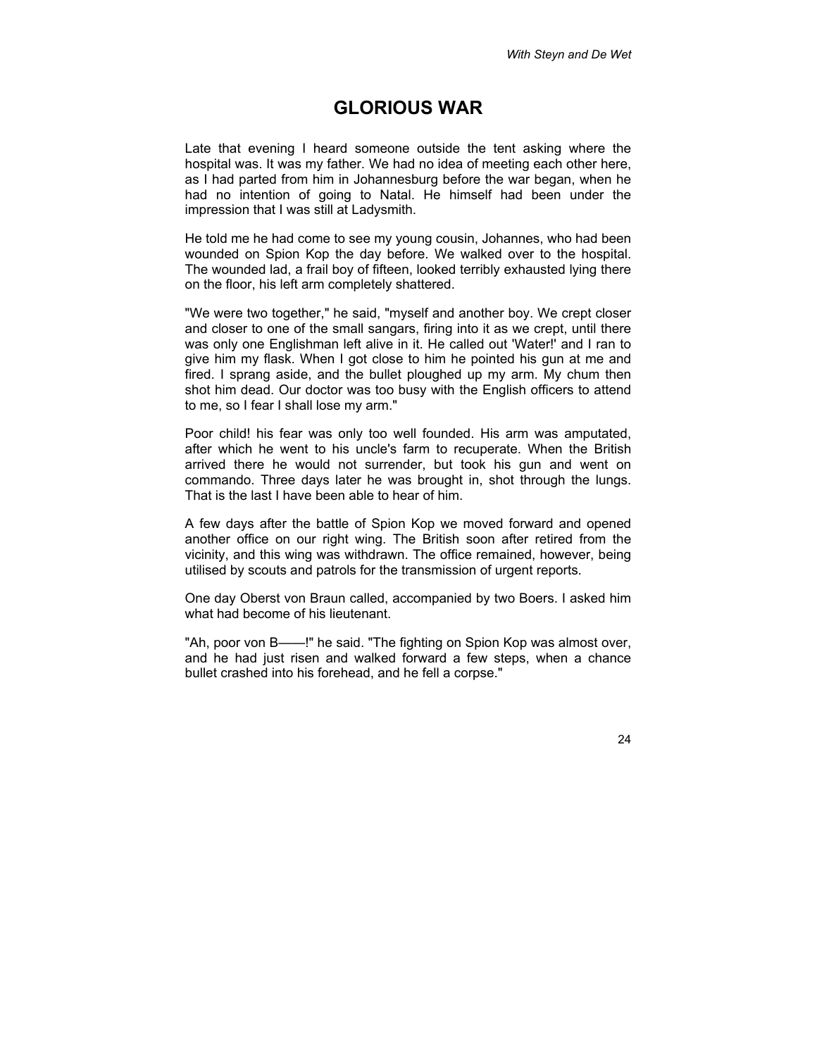# GLORIOUS WAR

Late that evening I heard someone outside the tent asking where the hospital was. It was my father. We had no idea of meeting each other here, as I had parted from him in Johannesburg before the war began, when he had no intention of going to Natal. He himself had been under the impression that I was still at Ladysmith.

He told me he had come to see my young cousin, Johannes, who had been wounded on Spion Kop the day before. We walked over to the hospital. The wounded lad, a frail boy of fifteen, looked terribly exhausted lying there on the floor, his left arm completely shattered.

"We were two together," he said, "myself and another boy. We crept closer and closer to one of the small sangars, firing into it as we crept, until there was only one Englishman left alive in it. He called out 'Water!' and I ran to give him my flask. When I got close to him he pointed his gun at me and fired. I sprang aside, and the bullet ploughed up my arm. My chum then shot him dead. Our doctor was too busy with the English officers to attend to me, so I fear I shall lose my arm."

Poor child! his fear was only too well founded. His arm was amputated, after which he went to his uncle's farm to recuperate. When the British arrived there he would not surrender, but took his gun and went on commando. Three days later he was brought in, shot through the lungs. That is the last I have been able to hear of him.

A few days after the battle of Spion Kop we moved forward and opened another office on our right wing. The British soon after retired from the vicinity, and this wing was withdrawn. The office remained, however, being utilised by scouts and patrols for the transmission of urgent reports.

One day Oberst von Braun called, accompanied by two Boers. I asked him what had become of his lieutenant.

"Ah, poor von B——!" he said. "The fighting on Spion Kop was almost over, and he had just risen and walked forward a few steps, when a chance bullet crashed into his forehead, and he fell a corpse."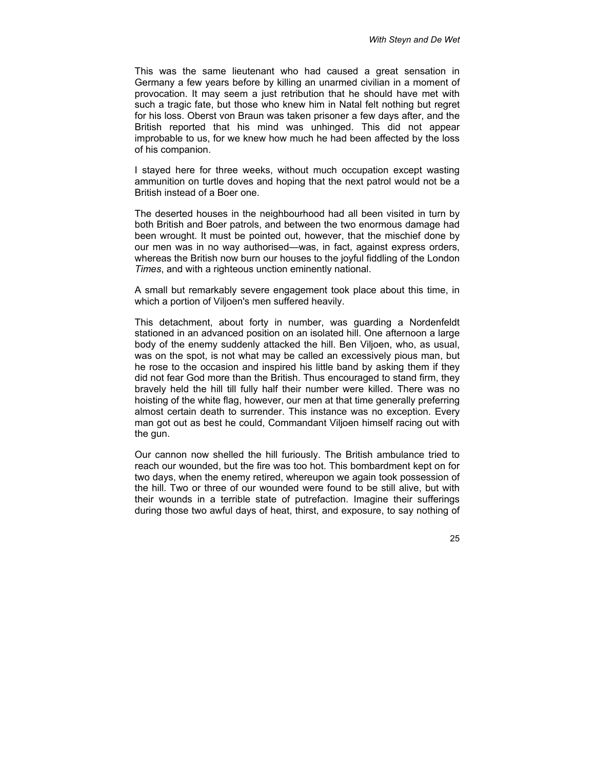This was the same lieutenant who had caused a great sensation in Germany a few years before by killing an unarmed civilian in a moment of provocation. It may seem a just retribution that he should have met with such a tragic fate, but those who knew him in Natal felt nothing but regret for his loss. Oberst von Braun was taken prisoner a few days after, and the British reported that his mind was unhinged. This did not appear improbable to us, for we knew how much he had been affected by the loss of his companion.

I stayed here for three weeks, without much occupation except wasting ammunition on turtle doves and hoping that the next patrol would not be a British instead of a Boer one.

The deserted houses in the neighbourhood had all been visited in turn by both British and Boer patrols, and between the two enormous damage had been wrought. It must be pointed out, however, that the mischief done by our men was in no way authorised—was, in fact, against express orders, whereas the British now burn our houses to the joyful fiddling of the London *Times*, and with a righteous unction eminently national.

A small but remarkably severe engagement took place about this time, in which a portion of Viljoen's men suffered heavily.

This detachment, about forty in number, was guarding a Nordenfeldt stationed in an advanced position on an isolated hill. One afternoon a large body of the enemy suddenly attacked the hill. Ben Viljoen, who, as usual, was on the spot, is not what may be called an excessively pious man, but he rose to the occasion and inspired his little band by asking them if they did not fear God more than the British. Thus encouraged to stand firm, they bravely held the hill till fully half their number were killed. There was no hoisting of the white flag, however, our men at that time generally preferring almost certain death to surrender. This instance was no exception. Every man got out as best he could, Commandant Viljoen himself racing out with the gun.

Our cannon now shelled the hill furiously. The British ambulance tried to reach our wounded, but the fire was too hot. This bombardment kept on for two days, when the enemy retired, whereupon we again took possession of the hill. Two or three of our wounded were found to be still alive, but with their wounds in a terrible state of putrefaction. Imagine their sufferings during those two awful days of heat, thirst, and exposure, to say nothing of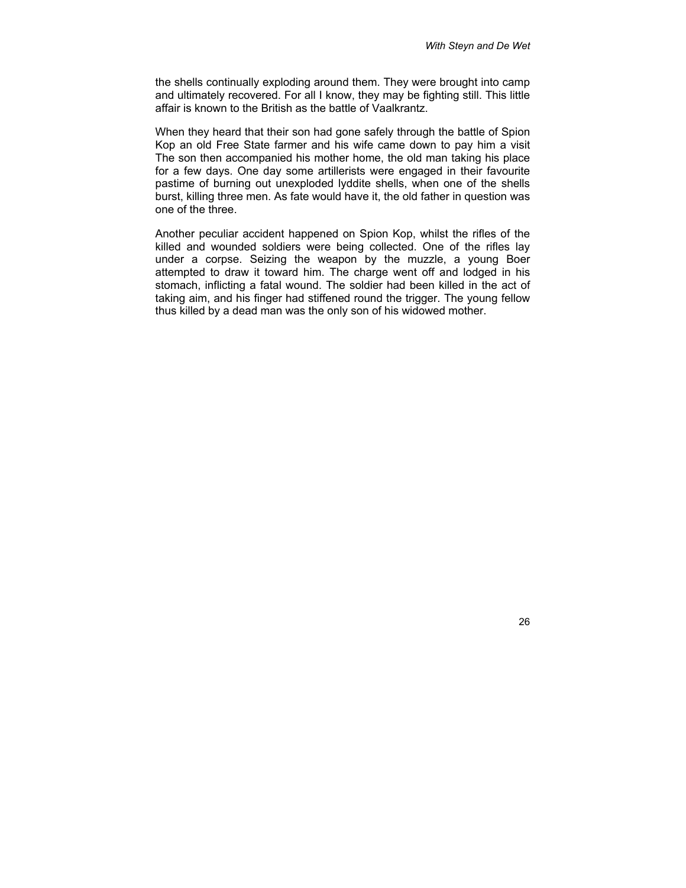the shells continually exploding around them. They were brought into camp and ultimately recovered. For all I know, they may be fighting still. This little affair is known to the British as the battle of Vaalkrantz.

When they heard that their son had gone safely through the battle of Spion Kop an old Free State farmer and his wife came down to pay him a visit The son then accompanied his mother home, the old man taking his place for a few days. One day some artillerists were engaged in their favourite pastime of burning out unexploded lyddite shells, when one of the shells burst, killing three men. As fate would have it, the old father in question was one of the three.

Another peculiar accident happened on Spion Kop, whilst the rifles of the killed and wounded soldiers were being collected. One of the rifles lay under a corpse. Seizing the weapon by the muzzle, a young Boer attempted to draw it toward him. The charge went off and lodged in his stomach, inflicting a fatal wound. The soldier had been killed in the act of taking aim, and his finger had stiffened round the trigger. The young fellow thus killed by a dead man was the only son of his widowed mother.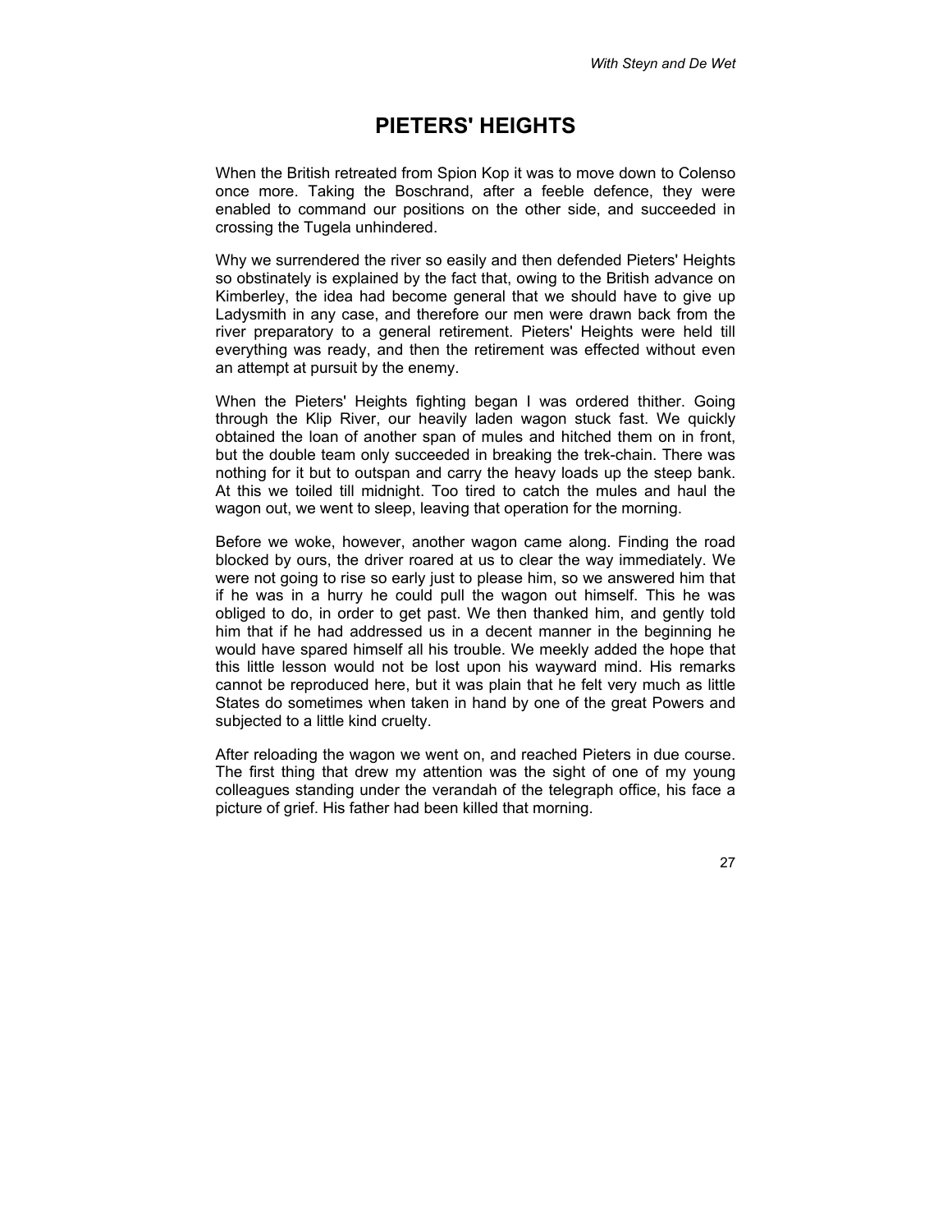# PIETERS' HEIGHTS

When the British retreated from Spion Kop it was to move down to Colenso once more. Taking the Boschrand, after a feeble defence, they were enabled to command our positions on the other side, and succeeded in crossing the Tugela unhindered.

Why we surrendered the river so easily and then defended Pieters' Heights so obstinately is explained by the fact that, owing to the British advance on Kimberley, the idea had become general that we should have to give up Ladysmith in any case, and therefore our men were drawn back from the river preparatory to a general retirement. Pieters' Heights were held till everything was ready, and then the retirement was effected without even an attempt at pursuit by the enemy.

When the Pieters' Heights fighting began I was ordered thither. Going through the Klip River, our heavily laden wagon stuck fast. We quickly obtained the loan of another span of mules and hitched them on in front, but the double team only succeeded in breaking the trek-chain. There was nothing for it but to outspan and carry the heavy loads up the steep bank. At this we toiled till midnight. Too tired to catch the mules and haul the wagon out, we went to sleep, leaving that operation for the morning.

Before we woke, however, another wagon came along. Finding the road blocked by ours, the driver roared at us to clear the way immediately. We were not going to rise so early just to please him, so we answered him that if he was in a hurry he could pull the wagon out himself. This he was obliged to do, in order to get past. We then thanked him, and gently told him that if he had addressed us in a decent manner in the beginning he would have spared himself all his trouble. We meekly added the hope that this little lesson would not be lost upon his wayward mind. His remarks cannot be reproduced here, but it was plain that he felt very much as little States do sometimes when taken in hand by one of the great Powers and subjected to a little kind cruelty.

After reloading the wagon we went on, and reached Pieters in due course. The first thing that drew my attention was the sight of one of my young colleagues standing under the verandah of the telegraph office, his face a picture of grief. His father had been killed that morning.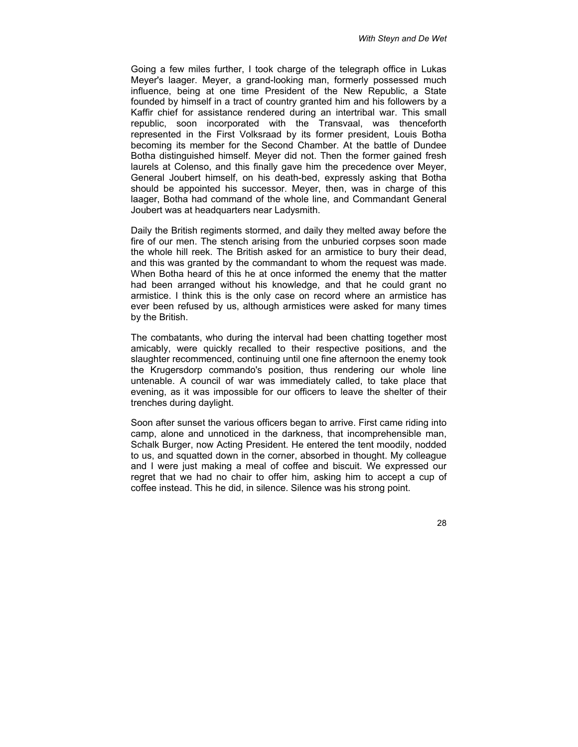Going a few miles further, I took charge of the telegraph office in Lukas Meyer's laager. Meyer, a grand-looking man, formerly possessed much influence, being at one time President of the New Republic, a State founded by himself in a tract of country granted him and his followers by a Kaffir chief for assistance rendered during an intertribal war. This small republic, soon incorporated with the Transvaal, was thenceforth represented in the First Volksraad by its former president, Louis Botha becoming its member for the Second Chamber. At the battle of Dundee Botha distinguished himself. Meyer did not. Then the former gained fresh laurels at Colenso, and this finally gave him the precedence over Meyer, General Joubert himself, on his death-bed, expressly asking that Botha should be appointed his successor. Meyer, then, was in charge of this laager, Botha had command of the whole line, and Commandant General Joubert was at headquarters near Ladysmith.

Daily the British regiments stormed, and daily they melted away before the fire of our men. The stench arising from the unburied corpses soon made the whole hill reek. The British asked for an armistice to bury their dead, and this was granted by the commandant to whom the request was made. When Botha heard of this he at once informed the enemy that the matter had been arranged without his knowledge, and that he could grant no armistice. I think this is the only case on record where an armistice has ever been refused by us, although armistices were asked for many times by the British.

The combatants, who during the interval had been chatting together most amicably, were quickly recalled to their respective positions, and the slaughter recommenced, continuing until one fine afternoon the enemy took the Krugersdorp commando's position, thus rendering our whole line untenable. A council of war was immediately called, to take place that evening, as it was impossible for our officers to leave the shelter of their trenches during daylight.

Soon after sunset the various officers began to arrive. First came riding into camp, alone and unnoticed in the darkness, that incomprehensible man, Schalk Burger, now Acting President. He entered the tent moodily, nodded to us, and squatted down in the corner, absorbed in thought. My colleague and I were just making a meal of coffee and biscuit. We expressed our regret that we had no chair to offer him, asking him to accept a cup of coffee instead. This he did, in silence. Silence was his strong point.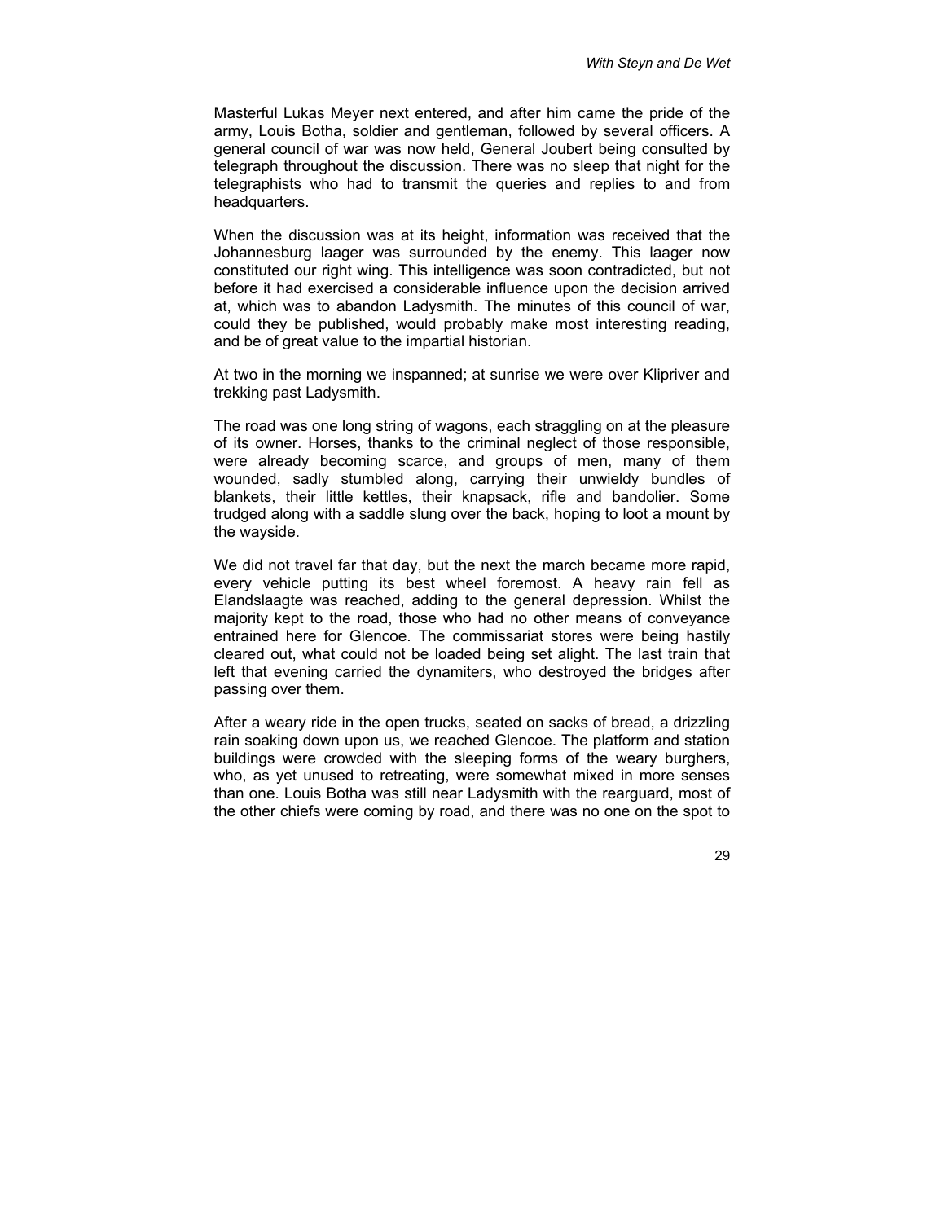Masterful Lukas Meyer next entered, and after him came the pride of the army, Louis Botha, soldier and gentleman, followed by several officers. A general council of war was now held, General Joubert being consulted by telegraph throughout the discussion. There was no sleep that night for the telegraphists who had to transmit the queries and replies to and from headquarters.

When the discussion was at its height, information was received that the Johannesburg laager was surrounded by the enemy. This laager now constituted our right wing. This intelligence was soon contradicted, but not before it had exercised a considerable influence upon the decision arrived at, which was to abandon Ladysmith. The minutes of this council of war, could they be published, would probably make most interesting reading, and be of great value to the impartial historian.

At two in the morning we inspanned; at sunrise we were over Klipriver and trekking past Ladysmith.

The road was one long string of wagons, each straggling on at the pleasure of its owner. Horses, thanks to the criminal neglect of those responsible, were already becoming scarce, and groups of men, many of them wounded, sadly stumbled along, carrying their unwieldy bundles of blankets, their little kettles, their knapsack, rifle and bandolier. Some trudged along with a saddle slung over the back, hoping to loot a mount by the wayside.

We did not travel far that day, but the next the march became more rapid, every vehicle putting its best wheel foremost. A heavy rain fell as Elandslaagte was reached, adding to the general depression. Whilst the majority kept to the road, those who had no other means of conveyance entrained here for Glencoe. The commissariat stores were being hastily cleared out, what could not be loaded being set alight. The last train that left that evening carried the dynamiters, who destroyed the bridges after passing over them.

After a weary ride in the open trucks, seated on sacks of bread, a drizzling rain soaking down upon us, we reached Glencoe. The platform and station buildings were crowded with the sleeping forms of the weary burghers, who, as yet unused to retreating, were somewhat mixed in more senses than one. Louis Botha was still near Ladysmith with the rearguard, most of the other chiefs were coming by road, and there was no one on the spot to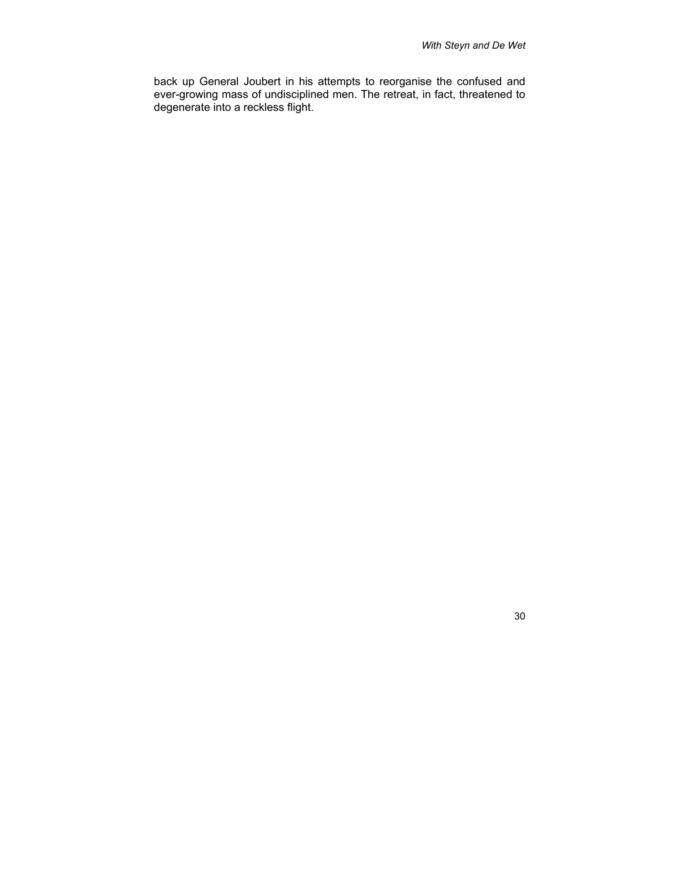back up General Joubert in his attempts to reorganise the confused and ever-growing mass of undisciplined men. The retreat, in fact, threatened to degenerate into a reckless flight.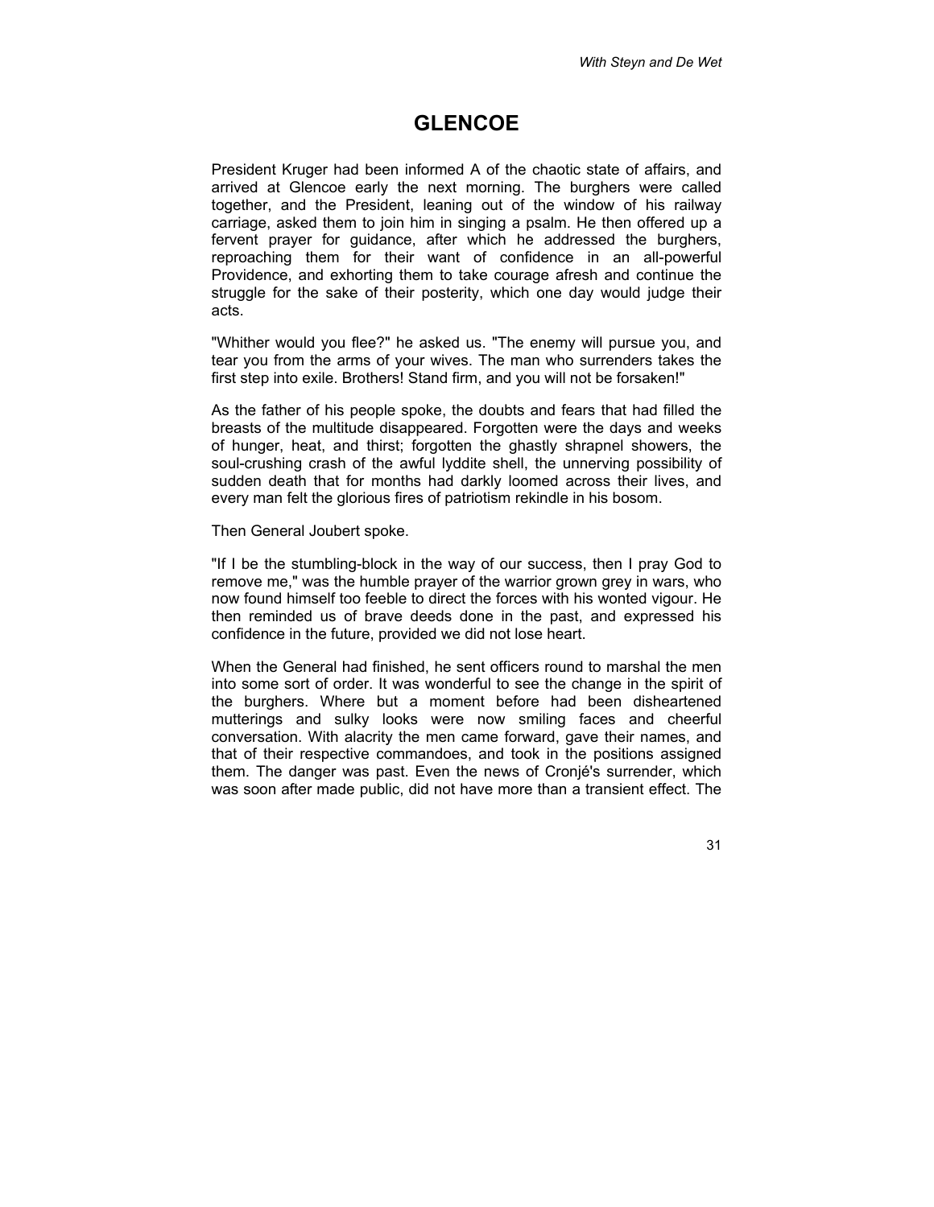# GLENCOE

President Kruger had been informed A of the chaotic state of affairs, and arrived at Glencoe early the next morning. The burghers were called together, and the President, leaning out of the window of his railway carriage, asked them to join him in singing a psalm. He then offered up a fervent prayer for guidance, after which he addressed the burghers, reproaching them for their want of confidence in an all-powerful Providence, and exhorting them to take courage afresh and continue the struggle for the sake of their posterity, which one day would judge their acts.

"Whither would you flee?" he asked us. "The enemy will pursue you, and tear you from the arms of your wives. The man who surrenders takes the first step into exile. Brothers! Stand firm, and you will not be forsaken!"

As the father of his people spoke, the doubts and fears that had filled the breasts of the multitude disappeared. Forgotten were the days and weeks of hunger, heat, and thirst; forgotten the ghastly shrapnel showers, the soul-crushing crash of the awful lyddite shell, the unnerving possibility of sudden death that for months had darkly loomed across their lives, and every man felt the glorious fires of patriotism rekindle in his bosom.

Then General Joubert spoke.

"If I be the stumbling-block in the way of our success, then I pray God to remove me," was the humble prayer of the warrior grown grey in wars, who now found himself too feeble to direct the forces with his wonted vigour. He then reminded us of brave deeds done in the past, and expressed his confidence in the future, provided we did not lose heart.

When the General had finished, he sent officers round to marshal the men into some sort of order. It was wonderful to see the change in the spirit of the burghers. Where but a moment before had been disheartened mutterings and sulky looks were now smiling faces and cheerful conversation. With alacrity the men came forward, gave their names, and that of their respective commandoes, and took in the positions assigned them. The danger was past. Even the news of Cronjé's surrender, which was soon after made public, did not have more than a transient effect. The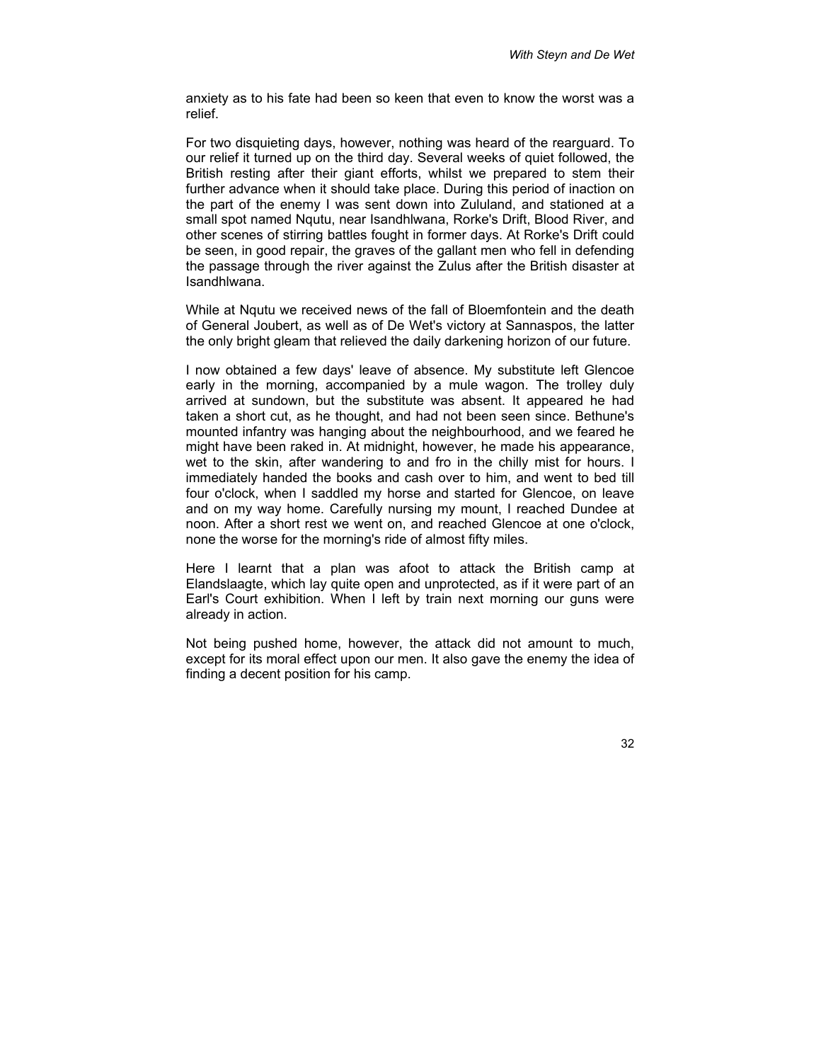anxiety as to his fate had been so keen that even to know the worst was a relief.

For two disquieting days, however, nothing was heard of the rearguard. To our relief it turned up on the third day. Several weeks of quiet followed, the British resting after their giant efforts, whilst we prepared to stem their further advance when it should take place. During this period of inaction on the part of the enemy I was sent down into Zululand, and stationed at a small spot named Nqutu, near Isandhlwana, Rorke's Drift, Blood River, and other scenes of stirring battles fought in former days. At Rorke's Drift could be seen, in good repair, the graves of the gallant men who fell in defending the passage through the river against the Zulus after the British disaster at Isandhlwana.

While at Nqutu we received news of the fall of Bloemfontein and the death of General Joubert, as well as of De Wet's victory at Sannaspos, the latter the only bright gleam that relieved the daily darkening horizon of our future.

I now obtained a few days' leave of absence. My substitute left Glencoe early in the morning, accompanied by a mule wagon. The trolley duly arrived at sundown, but the substitute was absent. It appeared he had taken a short cut, as he thought, and had not been seen since. Bethune's mounted infantry was hanging about the neighbourhood, and we feared he might have been raked in. At midnight, however, he made his appearance, wet to the skin, after wandering to and fro in the chilly mist for hours. I immediately handed the books and cash over to him, and went to bed till four o'clock, when I saddled my horse and started for Glencoe, on leave and on my way home. Carefully nursing my mount, I reached Dundee at noon. After a short rest we went on, and reached Glencoe at one o'clock, none the worse for the morning's ride of almost fifty miles.

Here I learnt that a plan was afoot to attack the British camp at Elandslaagte, which lay quite open and unprotected, as if it were part of an Earl's Court exhibition. When I left by train next morning our guns were already in action.

Not being pushed home, however, the attack did not amount to much, except for its moral effect upon our men. It also gave the enemy the idea of finding a decent position for his camp.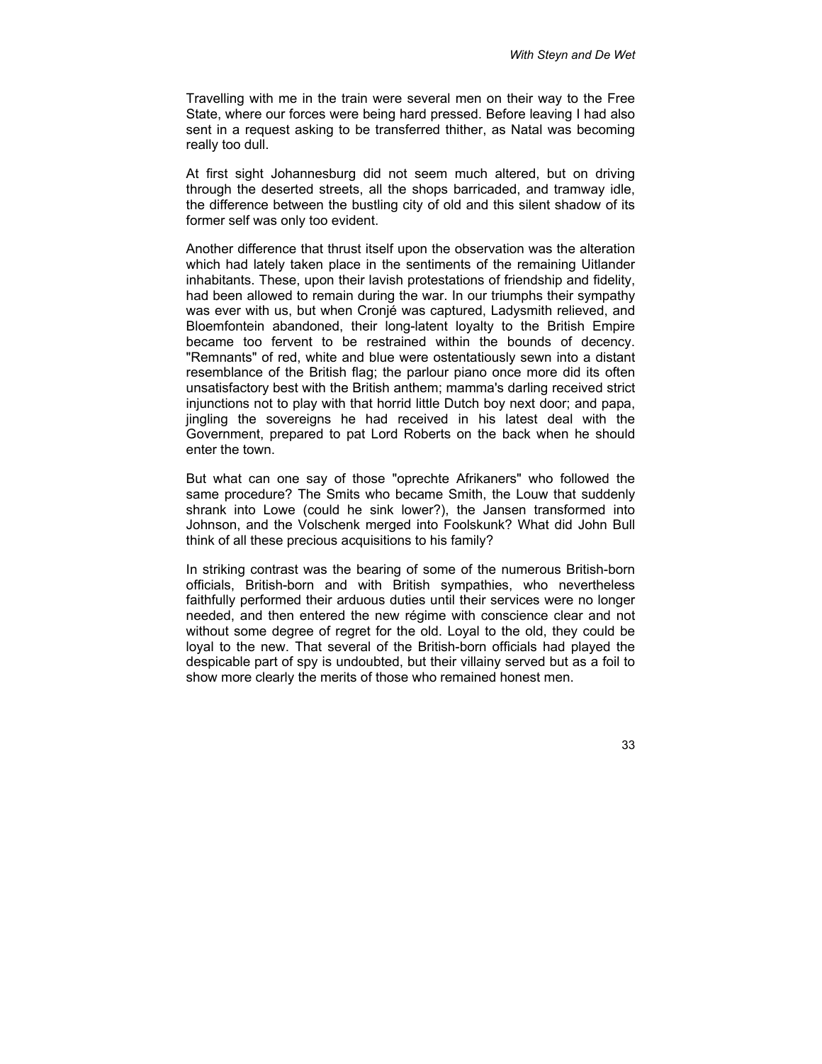Travelling with me in the train were several men on their way to the Free State, where our forces were being hard pressed. Before leaving I had also sent in a request asking to be transferred thither, as Natal was becoming really too dull.

At first sight Johannesburg did not seem much altered, but on driving through the deserted streets, all the shops barricaded, and tramway idle, the difference between the bustling city of old and this silent shadow of its former self was only too evident.

Another difference that thrust itself upon the observation was the alteration which had lately taken place in the sentiments of the remaining Uitlander inhabitants. These, upon their lavish protestations of friendship and fidelity, had been allowed to remain during the war. In our triumphs their sympathy was ever with us, but when Cronjé was captured, Ladysmith relieved, and Bloemfontein abandoned, their long-latent loyalty to the British Empire became too fervent to be restrained within the bounds of decency. "Remnants" of red, white and blue were ostentatiously sewn into a distant resemblance of the British flag; the parlour piano once more did its often unsatisfactory best with the British anthem; mamma's darling received strict injunctions not to play with that horrid little Dutch boy next door; and papa, jingling the sovereigns he had received in his latest deal with the Government, prepared to pat Lord Roberts on the back when he should enter the town.

But what can one say of those "oprechte Afrikaners" who followed the same procedure? The Smits who became Smith, the Louw that suddenly shrank into Lowe (could he sink lower?), the Jansen transformed into Johnson, and the Volschenk merged into Foolskunk? What did John Bull think of all these precious acquisitions to his family?

In striking contrast was the bearing of some of the numerous British-born officials, British-born and with British sympathies, who nevertheless faithfully performed their arduous duties until their services were no longer needed, and then entered the new régime with conscience clear and not without some degree of regret for the old. Loyal to the old, they could be loyal to the new. That several of the British-born officials had played the despicable part of spy is undoubted, but their villainy served but as a foil to show more clearly the merits of those who remained honest men.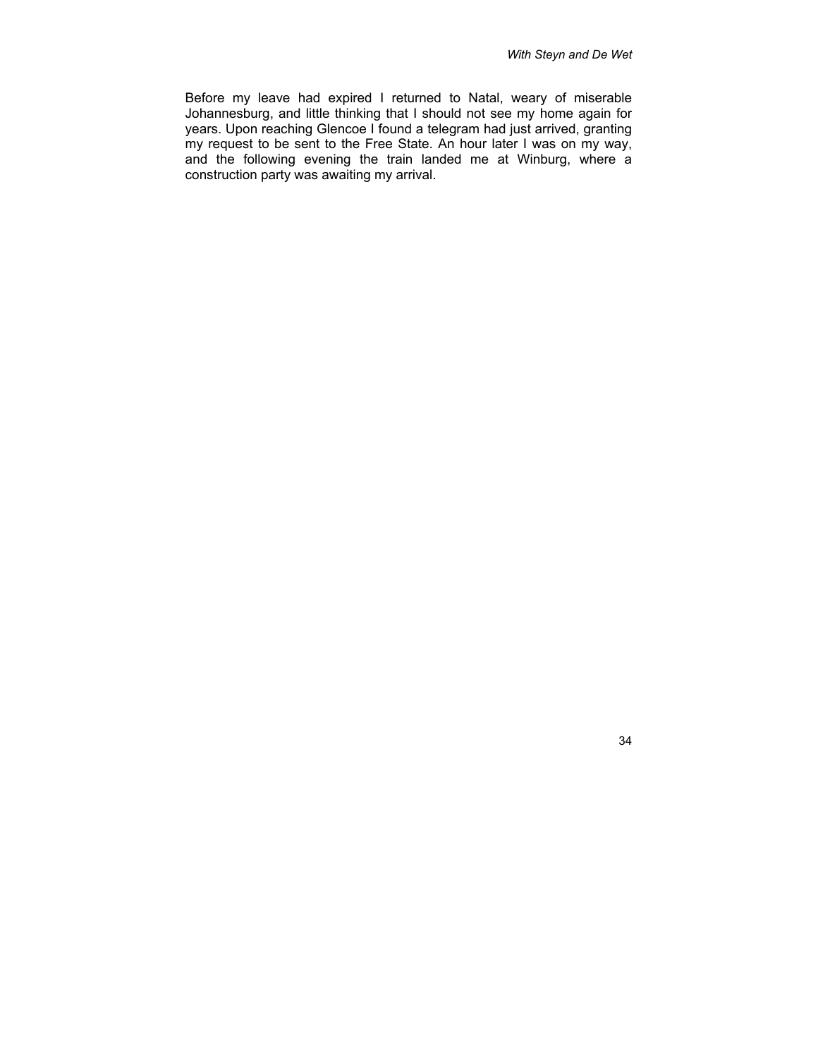Before my leave had expired I returned to Natal, weary of miserable Johannesburg, and little thinking that I should not see my home again for years. Upon reaching Glencoe I found a telegram had just arrived, granting my request to be sent to the Free State. An hour later I was on my way, and the following evening the train landed me at Winburg, where a construction party was awaiting my arrival.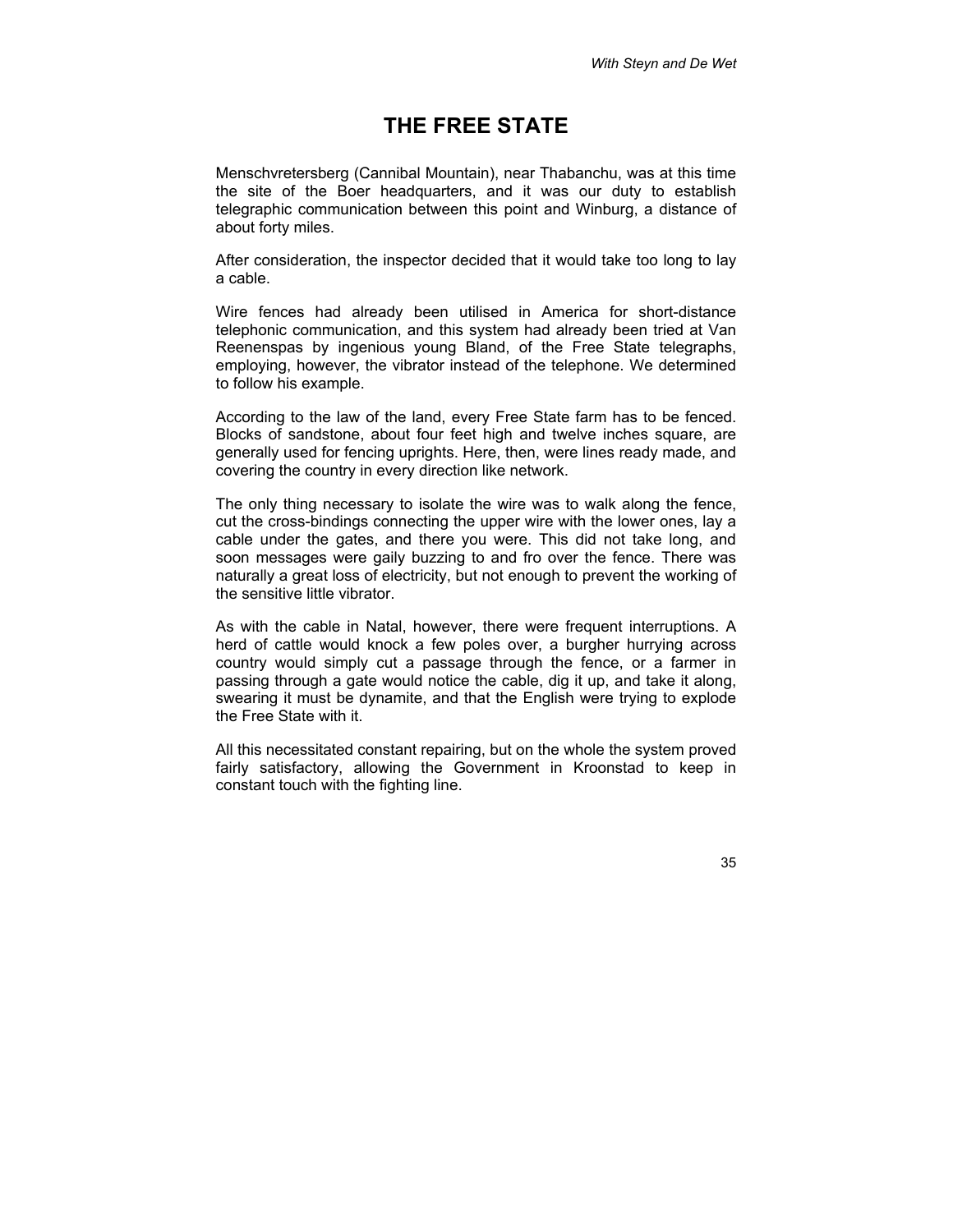# THE FREE STATE

Menschvretersberg (Cannibal Mountain), near Thabanchu, was at this time the site of the Boer headquarters, and it was our duty to establish telegraphic communication between this point and Winburg, a distance of about forty miles.

After consideration, the inspector decided that it would take too long to lay a cable.

Wire fences had already been utilised in America for short-distance telephonic communication, and this system had already been tried at Van Reenenspas by ingenious young Bland, of the Free State telegraphs, employing, however, the vibrator instead of the telephone. We determined to follow his example.

According to the law of the land, every Free State farm has to be fenced. Blocks of sandstone, about four feet high and twelve inches square, are generally used for fencing uprights. Here, then, were lines ready made, and covering the country in every direction like network.

The only thing necessary to isolate the wire was to walk along the fence, cut the cross-bindings connecting the upper wire with the lower ones, lay a cable under the gates, and there you were. This did not take long, and soon messages were gaily buzzing to and fro over the fence. There was naturally a great loss of electricity, but not enough to prevent the working of the sensitive little vibrator.

As with the cable in Natal, however, there were frequent interruptions. A herd of cattle would knock a few poles over, a burgher hurrying across country would simply cut a passage through the fence, or a farmer in passing through a gate would notice the cable, dig it up, and take it along, swearing it must be dynamite, and that the English were trying to explode the Free State with it.

All this necessitated constant repairing, but on the whole the system proved fairly satisfactory, allowing the Government in Kroonstad to keep in constant touch with the fighting line.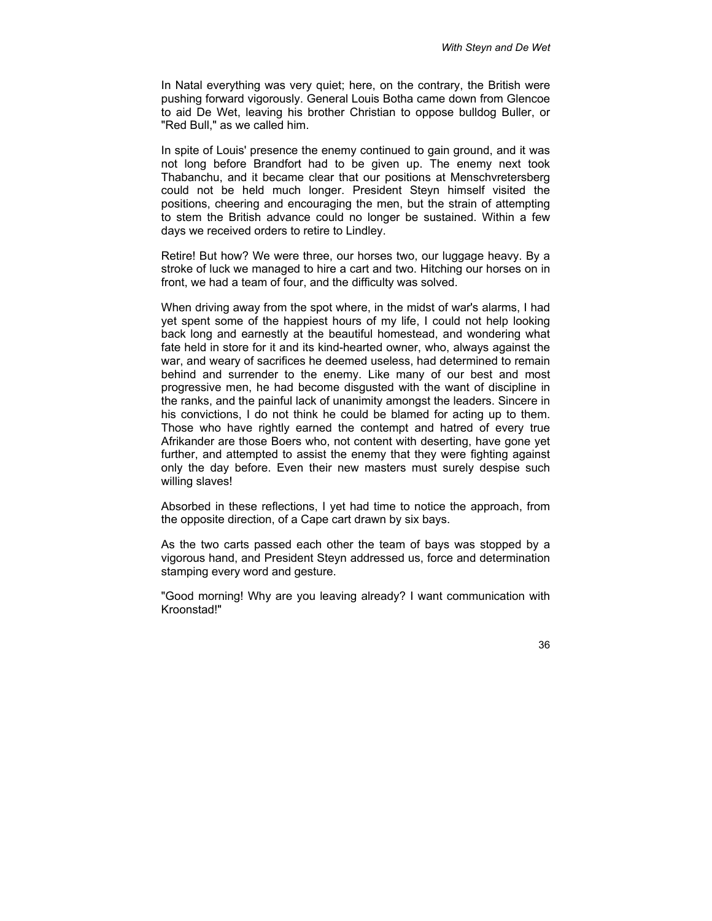In Natal everything was very quiet; here, on the contrary, the British were pushing forward vigorously. General Louis Botha came down from Glencoe to aid De Wet, leaving his brother Christian to oppose bulldog Buller, or "Red Bull," as we called him.

In spite of Louis' presence the enemy continued to gain ground, and it was not long before Brandfort had to be given up. The enemy next took Thabanchu, and it became clear that our positions at Menschvretersberg could not be held much longer. President Steyn himself visited the positions, cheering and encouraging the men, but the strain of attempting to stem the British advance could no longer be sustained. Within a few days we received orders to retire to Lindley.

Retire! But how? We were three, our horses two, our luggage heavy. By a stroke of luck we managed to hire a cart and two. Hitching our horses on in front, we had a team of four, and the difficulty was solved.

When driving away from the spot where, in the midst of war's alarms, I had yet spent some of the happiest hours of my life, I could not help looking back long and earnestly at the beautiful homestead, and wondering what fate held in store for it and its kind-hearted owner, who, always against the war, and weary of sacrifices he deemed useless, had determined to remain behind and surrender to the enemy. Like many of our best and most progressive men, he had become disgusted with the want of discipline in the ranks, and the painful lack of unanimity amongst the leaders. Sincere in his convictions, I do not think he could be blamed for acting up to them. Those who have rightly earned the contempt and hatred of every true Afrikander are those Boers who, not content with deserting, have gone yet further, and attempted to assist the enemy that they were fighting against only the day before. Even their new masters must surely despise such willing slaves!

Absorbed in these reflections, I yet had time to notice the approach, from the opposite direction, of a Cape cart drawn by six bays.

As the two carts passed each other the team of bays was stopped by a vigorous hand, and President Steyn addressed us, force and determination stamping every word and gesture.

"Good morning! Why are you leaving already? I want communication with Kroonstad!"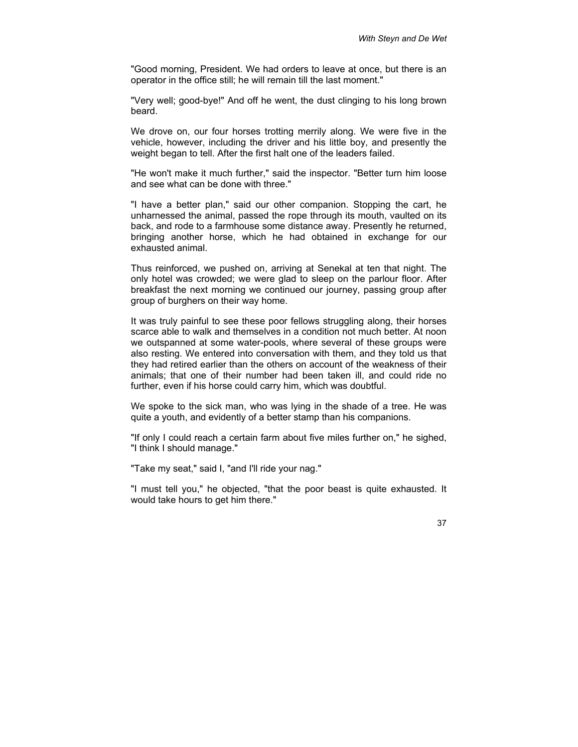"Good morning, President. We had orders to leave at once, but there is an operator in the office still; he will remain till the last moment."

"Very well; good-bye!" And off he went, the dust clinging to his long brown beard.

We drove on, our four horses trotting merrily along. We were five in the vehicle, however, including the driver and his little boy, and presently the weight began to tell. After the first halt one of the leaders failed.

"He won't make it much further," said the inspector. "Better turn him loose and see what can be done with three."

"I have a better plan," said our other companion. Stopping the cart, he unharnessed the animal, passed the rope through its mouth, vaulted on its back, and rode to a farmhouse some distance away. Presently he returned, bringing another horse, which he had obtained in exchange for our exhausted animal.

Thus reinforced, we pushed on, arriving at Senekal at ten that night. The only hotel was crowded; we were glad to sleep on the parlour floor. After breakfast the next morning we continued our journey, passing group after group of burghers on their way home.

It was truly painful to see these poor fellows struggling along, their horses scarce able to walk and themselves in a condition not much better. At noon we outspanned at some water-pools, where several of these groups were also resting. We entered into conversation with them, and they told us that they had retired earlier than the others on account of the weakness of their animals; that one of their number had been taken ill, and could ride no further, even if his horse could carry him, which was doubtful.

We spoke to the sick man, who was lying in the shade of a tree. He was quite a youth, and evidently of a better stamp than his companions.

"If only I could reach a certain farm about five miles further on," he sighed, "I think I should manage."

"Take my seat," said I, "and I'll ride your nag."

"I must tell you," he objected, "that the poor beast is quite exhausted. It would take hours to get him there."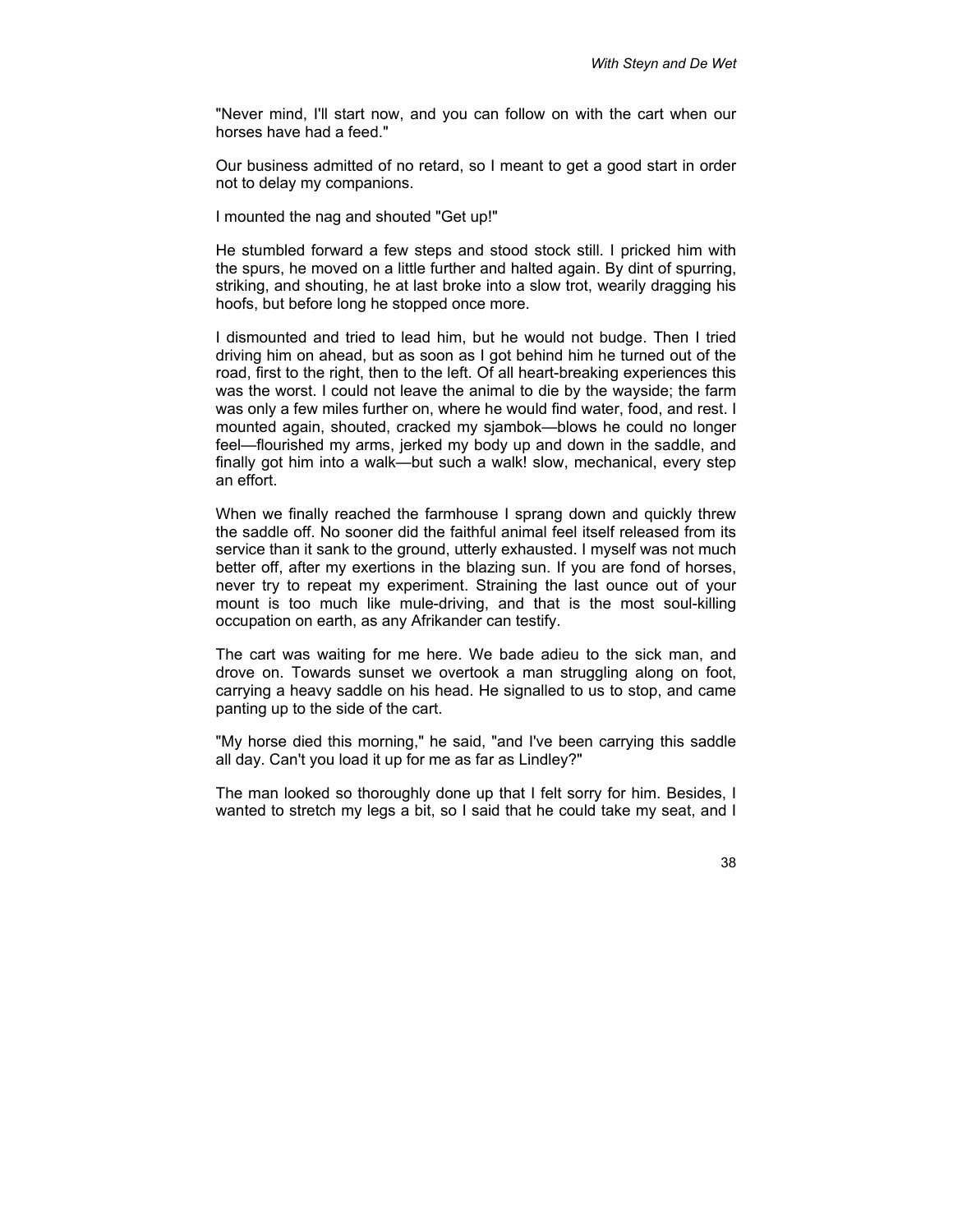"Never mind, I'll start now, and you can follow on with the cart when our horses have had a feed."

Our business admitted of no retard, so I meant to get a good start in order not to delay my companions.

I mounted the nag and shouted "Get up!"

He stumbled forward a few steps and stood stock still. I pricked him with the spurs, he moved on a little further and halted again. By dint of spurring, striking, and shouting, he at last broke into a slow trot, wearily dragging his hoofs, but before long he stopped once more.

I dismounted and tried to lead him, but he would not budge. Then I tried driving him on ahead, but as soon as I got behind him he turned out of the road, first to the right, then to the left. Of all heart-breaking experiences this was the worst. I could not leave the animal to die by the wayside; the farm was only a few miles further on, where he would find water, food, and rest. I mounted again, shouted, cracked my sjambok—blows he could no longer feel—flourished my arms, jerked my body up and down in the saddle, and finally got him into a walk—but such a walk! slow, mechanical, every step an effort.

When we finally reached the farmhouse I sprang down and quickly threw the saddle off. No sooner did the faithful animal feel itself released from its service than it sank to the ground, utterly exhausted. I myself was not much better off, after my exertions in the blazing sun. If you are fond of horses, never try to repeat my experiment. Straining the last ounce out of your mount is too much like mule-driving, and that is the most soul-killing occupation on earth, as any Afrikander can testify.

The cart was waiting for me here. We bade adieu to the sick man, and drove on. Towards sunset we overtook a man struggling along on foot, carrying a heavy saddle on his head. He signalled to us to stop, and came panting up to the side of the cart.

"My horse died this morning," he said, "and I've been carrying this saddle all day. Can't you load it up for me as far as Lindley?"

The man looked so thoroughly done up that I felt sorry for him. Besides, I wanted to stretch my legs a bit, so I said that he could take my seat, and I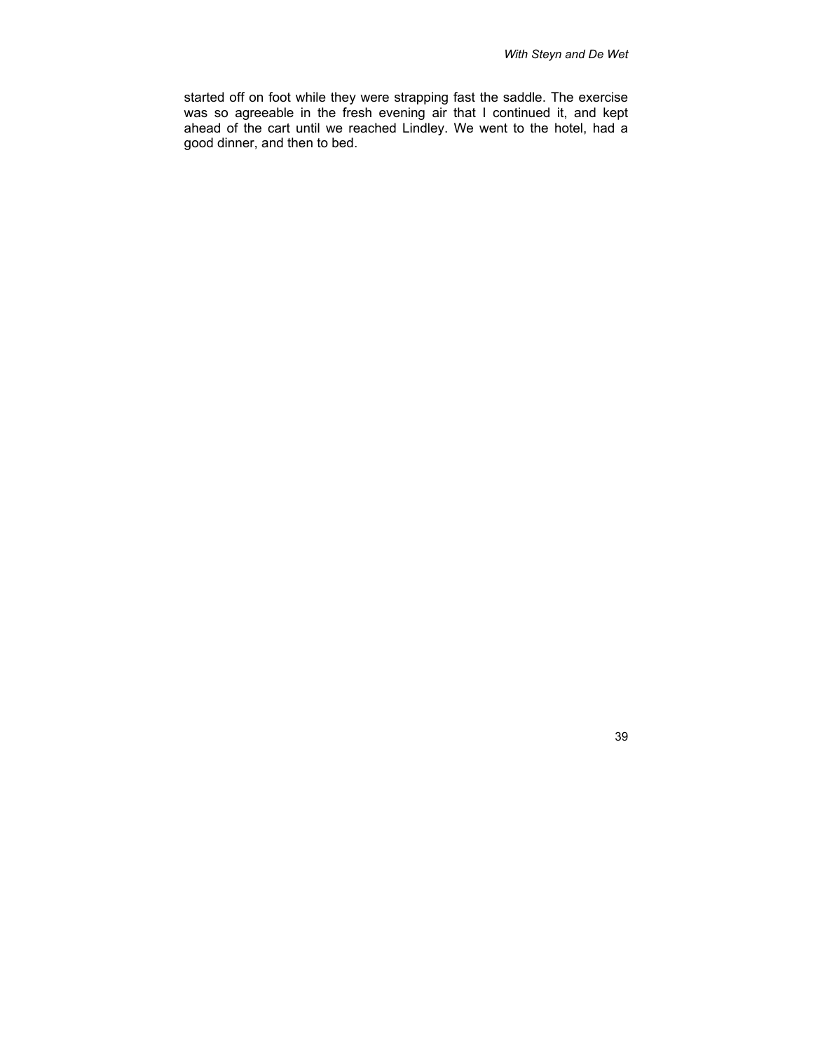started off on foot while they were strapping fast the saddle. The exercise was so agreeable in the fresh evening air that I continued it, and kept ahead of the cart until we reached Lindley. We went to the hotel, had a good dinner, and then to bed.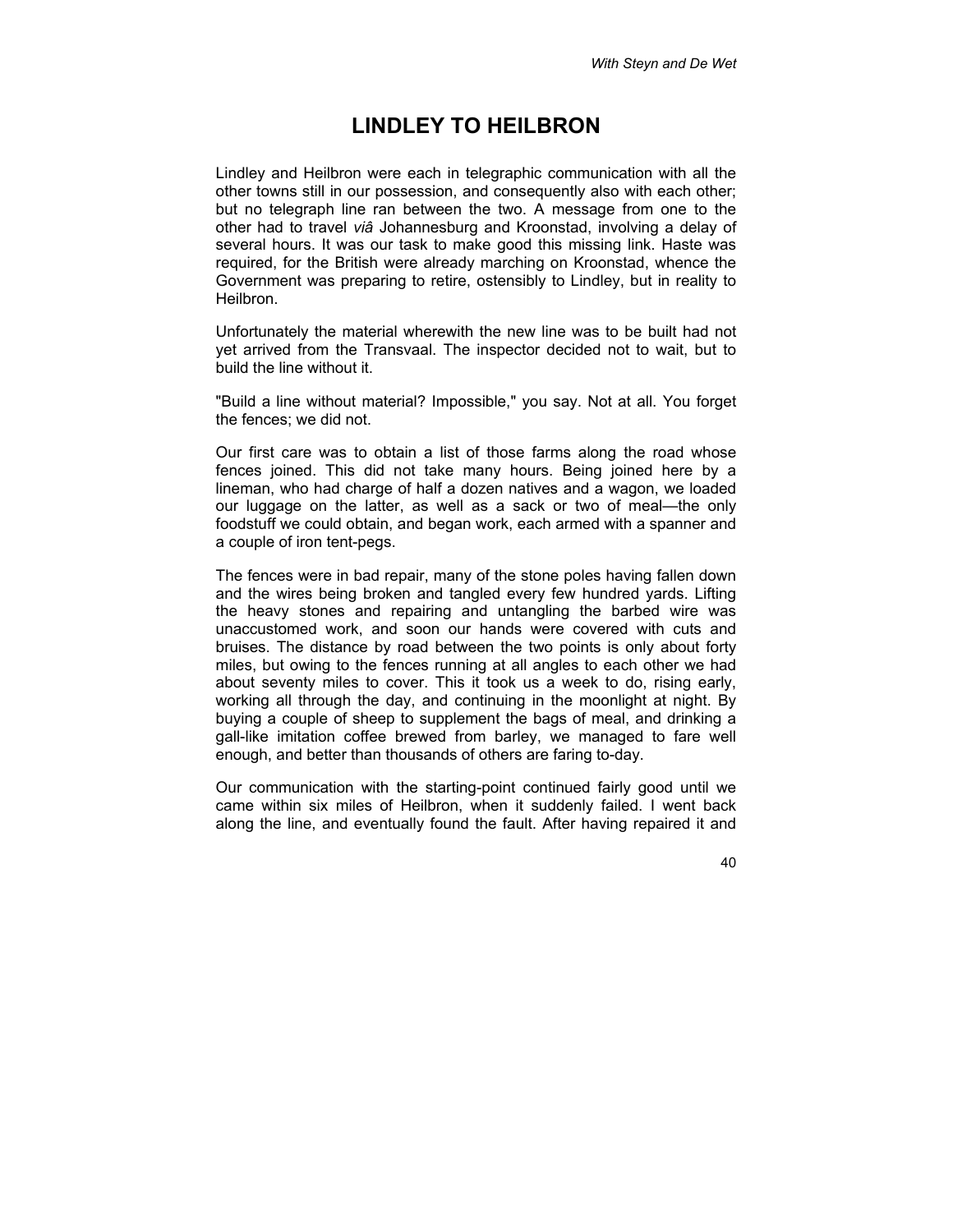# LINDLEY TO HEILBRON

Lindley and Heilbron were each in telegraphic communication with all the other towns still in our possession, and consequently also with each other; but no telegraph line ran between the two. A message from one to the other had to travel *viâ* Johannesburg and Kroonstad, involving a delay of several hours. It was our task to make good this missing link. Haste was required, for the British were already marching on Kroonstad, whence the Government was preparing to retire, ostensibly to Lindley, but in reality to Heilbron.

Unfortunately the material wherewith the new line was to be built had not yet arrived from the Transvaal. The inspector decided not to wait, but to build the line without it.

"Build a line without material? Impossible," you say. Not at all. You forget the fences; we did not.

Our first care was to obtain a list of those farms along the road whose fences joined. This did not take many hours. Being joined here by a lineman, who had charge of half a dozen natives and a wagon, we loaded our luggage on the latter, as well as a sack or two of meal—the only foodstuff we could obtain, and began work, each armed with a spanner and a couple of iron tent-pegs.

The fences were in bad repair, many of the stone poles having fallen down and the wires being broken and tangled every few hundred yards. Lifting the heavy stones and repairing and untangling the barbed wire was unaccustomed work, and soon our hands were covered with cuts and bruises. The distance by road between the two points is only about forty miles, but owing to the fences running at all angles to each other we had about seventy miles to cover. This it took us a week to do, rising early, working all through the day, and continuing in the moonlight at night. By buying a couple of sheep to supplement the bags of meal, and drinking a gall-like imitation coffee brewed from barley, we managed to fare well enough, and better than thousands of others are faring to-day.

Our communication with the starting-point continued fairly good until we came within six miles of Heilbron, when it suddenly failed. I went back along the line, and eventually found the fault. After having repaired it and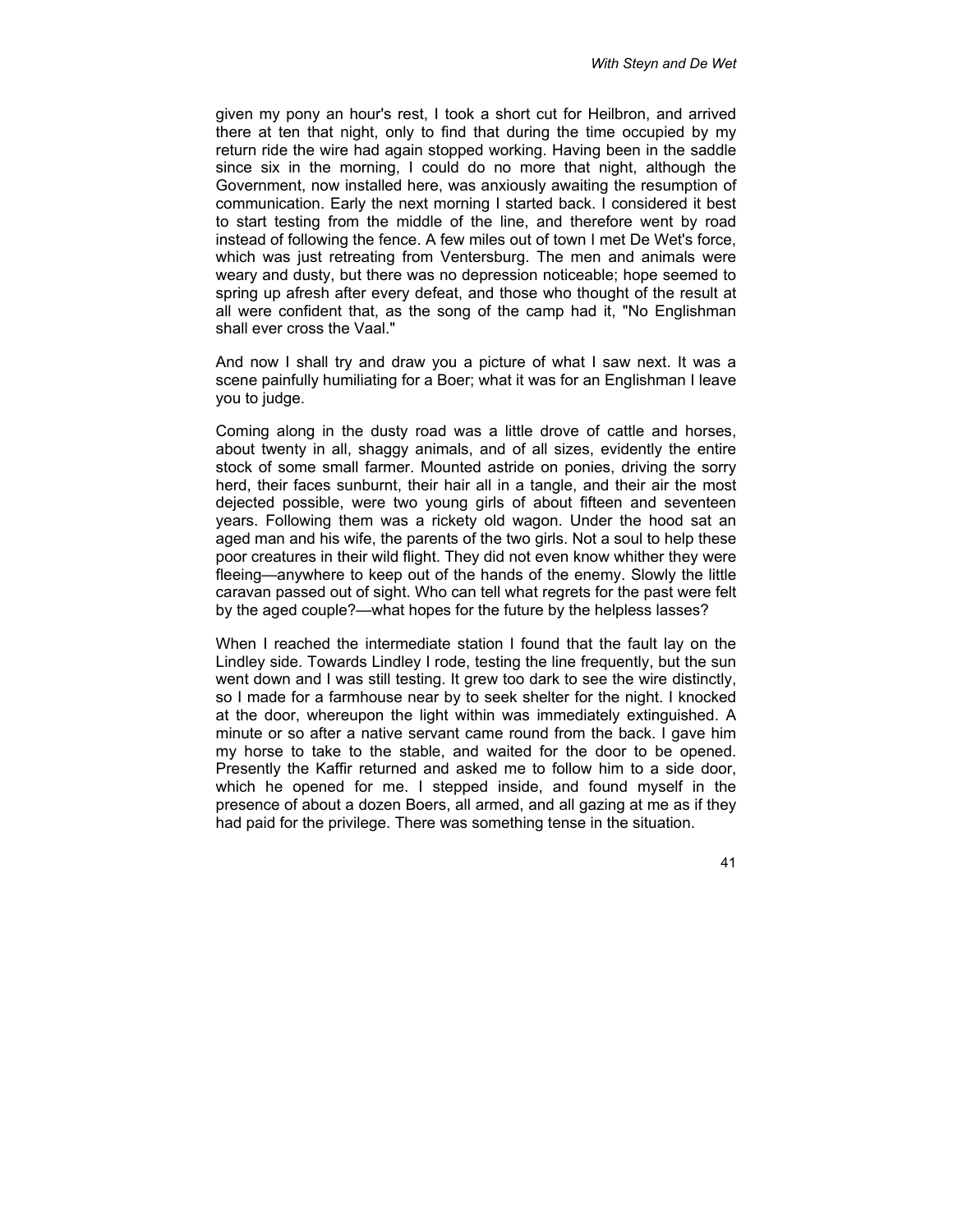given my pony an hour's rest, I took a short cut for Heilbron, and arrived there at ten that night, only to find that during the time occupied by my return ride the wire had again stopped working. Having been in the saddle since six in the morning, I could do no more that night, although the Government, now installed here, was anxiously awaiting the resumption of communication. Early the next morning I started back. I considered it best to start testing from the middle of the line, and therefore went by road instead of following the fence. A few miles out of town I met De Wet's force, which was just retreating from Ventersburg. The men and animals were weary and dusty, but there was no depression noticeable; hope seemed to spring up afresh after every defeat, and those who thought of the result at all were confident that, as the song of the camp had it, "No Englishman shall ever cross the Vaal."

And now I shall try and draw you a picture of what I saw next. It was a scene painfully humiliating for a Boer; what it was for an Englishman I leave you to judge.

Coming along in the dusty road was a little drove of cattle and horses, about twenty in all, shaggy animals, and of all sizes, evidently the entire stock of some small farmer. Mounted astride on ponies, driving the sorry herd, their faces sunburnt, their hair all in a tangle, and their air the most dejected possible, were two young girls of about fifteen and seventeen years. Following them was a rickety old wagon. Under the hood sat an aged man and his wife, the parents of the two girls. Not a soul to help these poor creatures in their wild flight. They did not even know whither they were fleeing—anywhere to keep out of the hands of the enemy. Slowly the little caravan passed out of sight. Who can tell what regrets for the past were felt by the aged couple?—what hopes for the future by the helpless lasses?

When I reached the intermediate station I found that the fault lay on the Lindley side. Towards Lindley I rode, testing the line frequently, but the sun went down and I was still testing. It grew too dark to see the wire distinctly, so I made for a farmhouse near by to seek shelter for the night. I knocked at the door, whereupon the light within was immediately extinguished. A minute or so after a native servant came round from the back. I gave him my horse to take to the stable, and waited for the door to be opened. Presently the Kaffir returned and asked me to follow him to a side door, which he opened for me. I stepped inside, and found myself in the presence of about a dozen Boers, all armed, and all gazing at me as if they had paid for the privilege. There was something tense in the situation.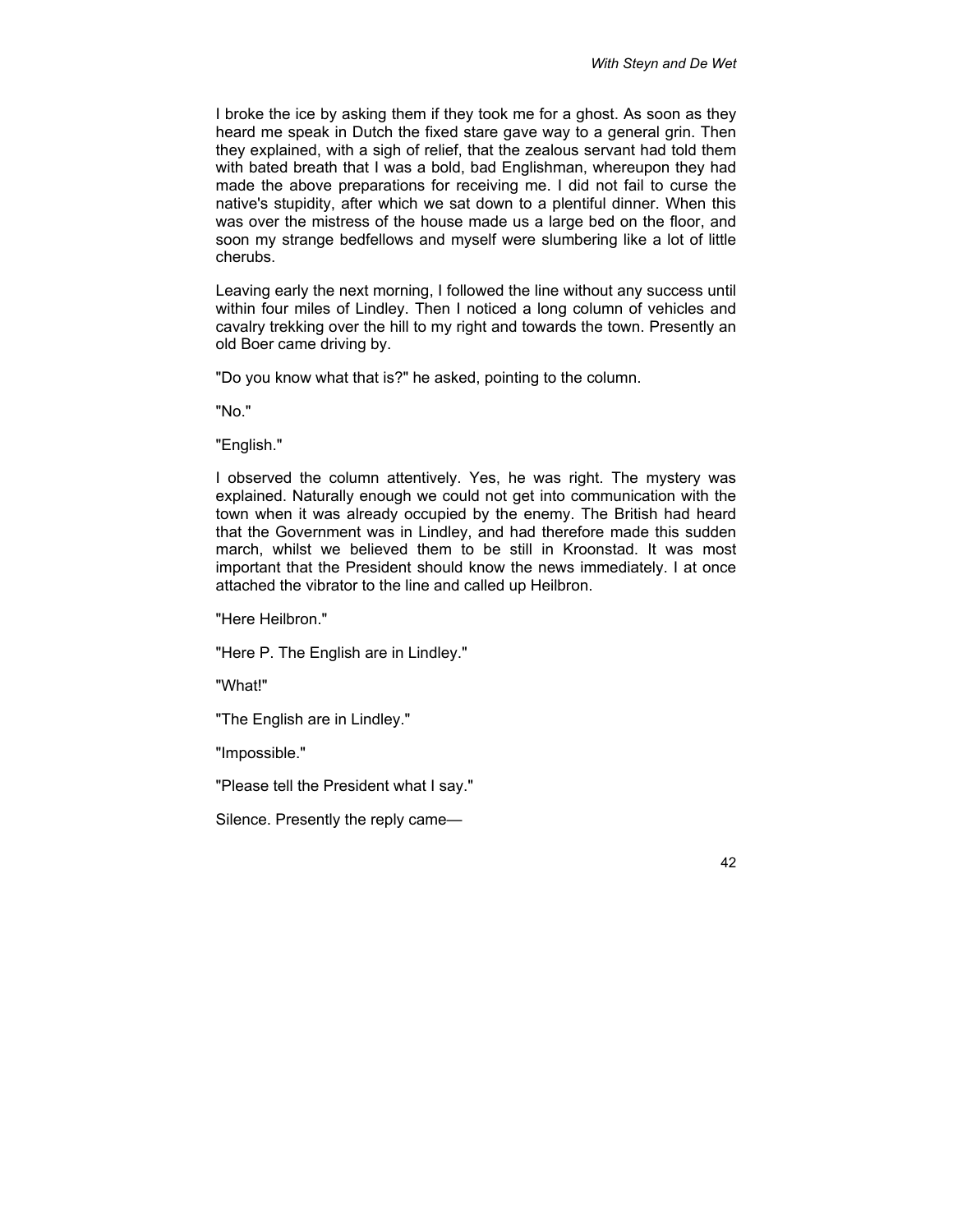I broke the ice by asking them if they took me for a ghost. As soon as they heard me speak in Dutch the fixed stare gave way to a general grin. Then they explained, with a sigh of relief, that the zealous servant had told them with bated breath that I was a bold, bad Englishman, whereupon they had made the above preparations for receiving me. I did not fail to curse the native's stupidity, after which we sat down to a plentiful dinner. When this was over the mistress of the house made us a large bed on the floor, and soon my strange bedfellows and myself were slumbering like a lot of little cherubs.

Leaving early the next morning, I followed the line without any success until within four miles of Lindley. Then I noticed a long column of vehicles and cavalry trekking over the hill to my right and towards the town. Presently an old Boer came driving by.

"Do you know what that is?" he asked, pointing to the column.

"No."

"English."

I observed the column attentively. Yes, he was right. The mystery was explained. Naturally enough we could not get into communication with the town when it was already occupied by the enemy. The British had heard that the Government was in Lindley, and had therefore made this sudden march, whilst we believed them to be still in Kroonstad. It was most important that the President should know the news immediately. I at once attached the vibrator to the line and called up Heilbron.

"Here Heilbron."

"Here P. The English are in Lindley."

"What!"

"The English are in Lindley."

"Impossible."

"Please tell the President what I say."

Silence. Presently the reply came—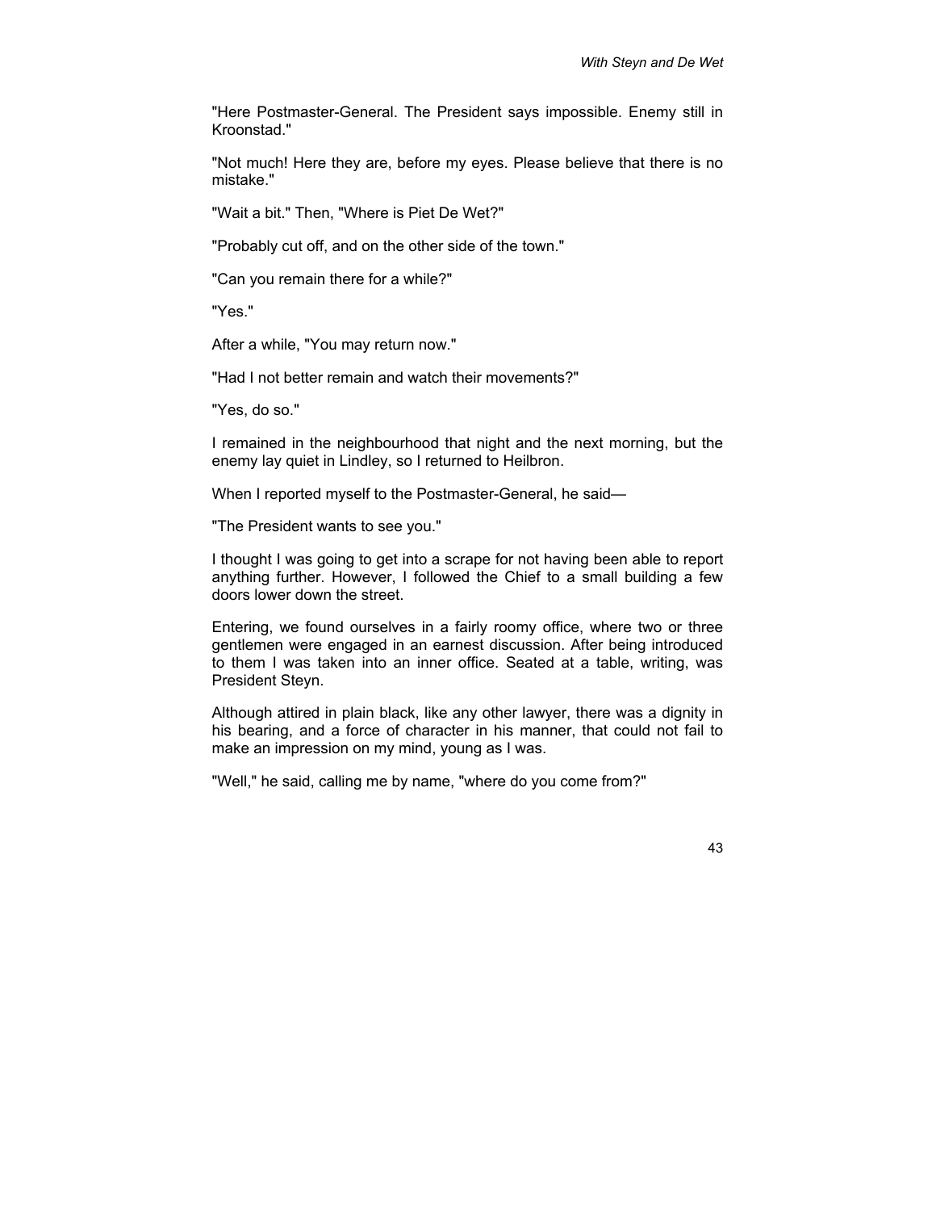"Here Postmaster-General. The President says impossible. Enemy still in Kroonstad."

"Not much! Here they are, before my eyes. Please believe that there is no mistake."

"Wait a bit." Then, "Where is Piet De Wet?"

"Probably cut off, and on the other side of the town."

"Can you remain there for a while?"

"Yes."

After a while, "You may return now."

"Had I not better remain and watch their movements?"

"Yes, do so."

I remained in the neighbourhood that night and the next morning, but the enemy lay quiet in Lindley, so I returned to Heilbron.

When I reported myself to the Postmaster-General, he said—

"The President wants to see you."

I thought I was going to get into a scrape for not having been able to report anything further. However, I followed the Chief to a small building a few doors lower down the street.

Entering, we found ourselves in a fairly roomy office, where two or three gentlemen were engaged in an earnest discussion. After being introduced to them I was taken into an inner office. Seated at a table, writing, was President Steyn.

Although attired in plain black, like any other lawyer, there was a dignity in his bearing, and a force of character in his manner, that could not fail to make an impression on my mind, young as I was.

"Well," he said, calling me by name, "where do you come from?"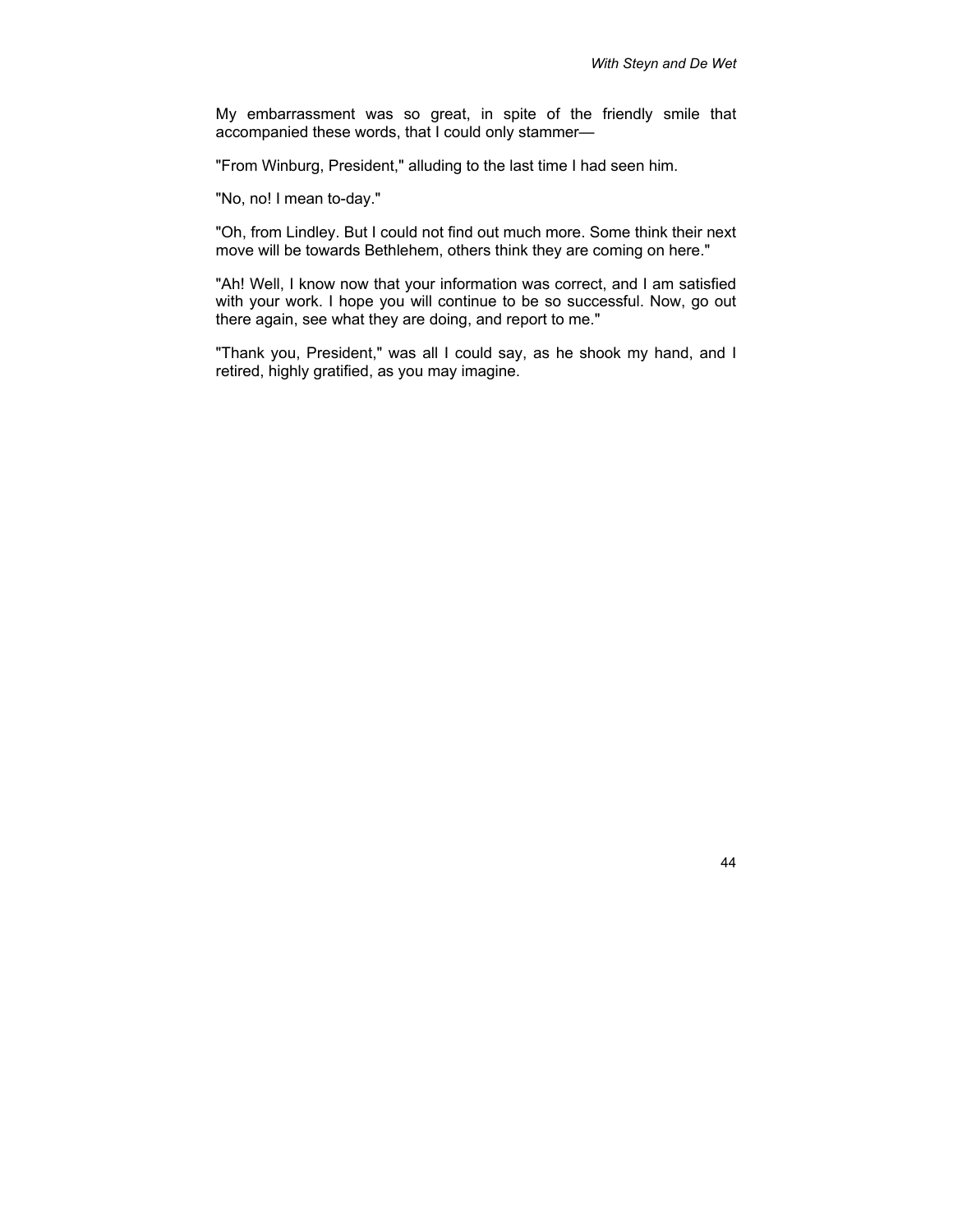My embarrassment was so great, in spite of the friendly smile that accompanied these words, that I could only stammer—

"From Winburg, President," alluding to the last time I had seen him.

"No, no! I mean to-day."

"Oh, from Lindley. But I could not find out much more. Some think their next move will be towards Bethlehem, others think they are coming on here."

"Ah! Well, I know now that your information was correct, and I am satisfied with your work. I hope you will continue to be so successful. Now, go out there again, see what they are doing, and report to me."

"Thank you, President," was all I could say, as he shook my hand, and I retired, highly gratified, as you may imagine.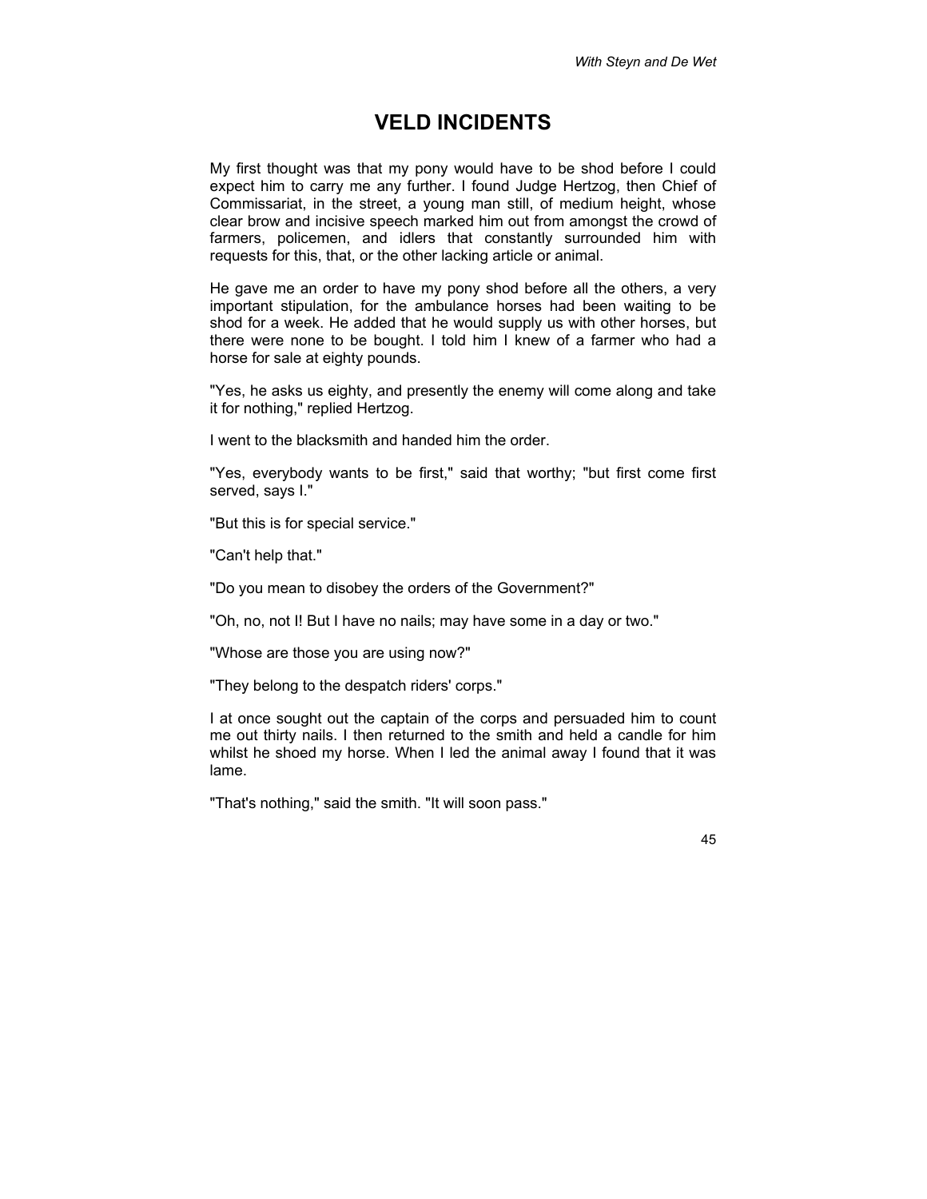# VELD INCIDENTS

My first thought was that my pony would have to be shod before I could expect him to carry me any further. I found Judge Hertzog, then Chief of Commissariat, in the street, a young man still, of medium height, whose clear brow and incisive speech marked him out from amongst the crowd of farmers, policemen, and idlers that constantly surrounded him with requests for this, that, or the other lacking article or animal.

He gave me an order to have my pony shod before all the others, a very important stipulation, for the ambulance horses had been waiting to be shod for a week. He added that he would supply us with other horses, but there were none to be bought. I told him I knew of a farmer who had a horse for sale at eighty pounds.

"Yes, he asks us eighty, and presently the enemy will come along and take it for nothing," replied Hertzog.

I went to the blacksmith and handed him the order.

"Yes, everybody wants to be first," said that worthy; "but first come first served, says I."

"But this is for special service."

"Can't help that."

"Do you mean to disobey the orders of the Government?"

"Oh, no, not I! But I have no nails; may have some in a day or two."

"Whose are those you are using now?"

"They belong to the despatch riders' corps."

I at once sought out the captain of the corps and persuaded him to count me out thirty nails. I then returned to the smith and held a candle for him whilst he shoed my horse. When I led the animal away I found that it was lame.

"That's nothing," said the smith. "It will soon pass."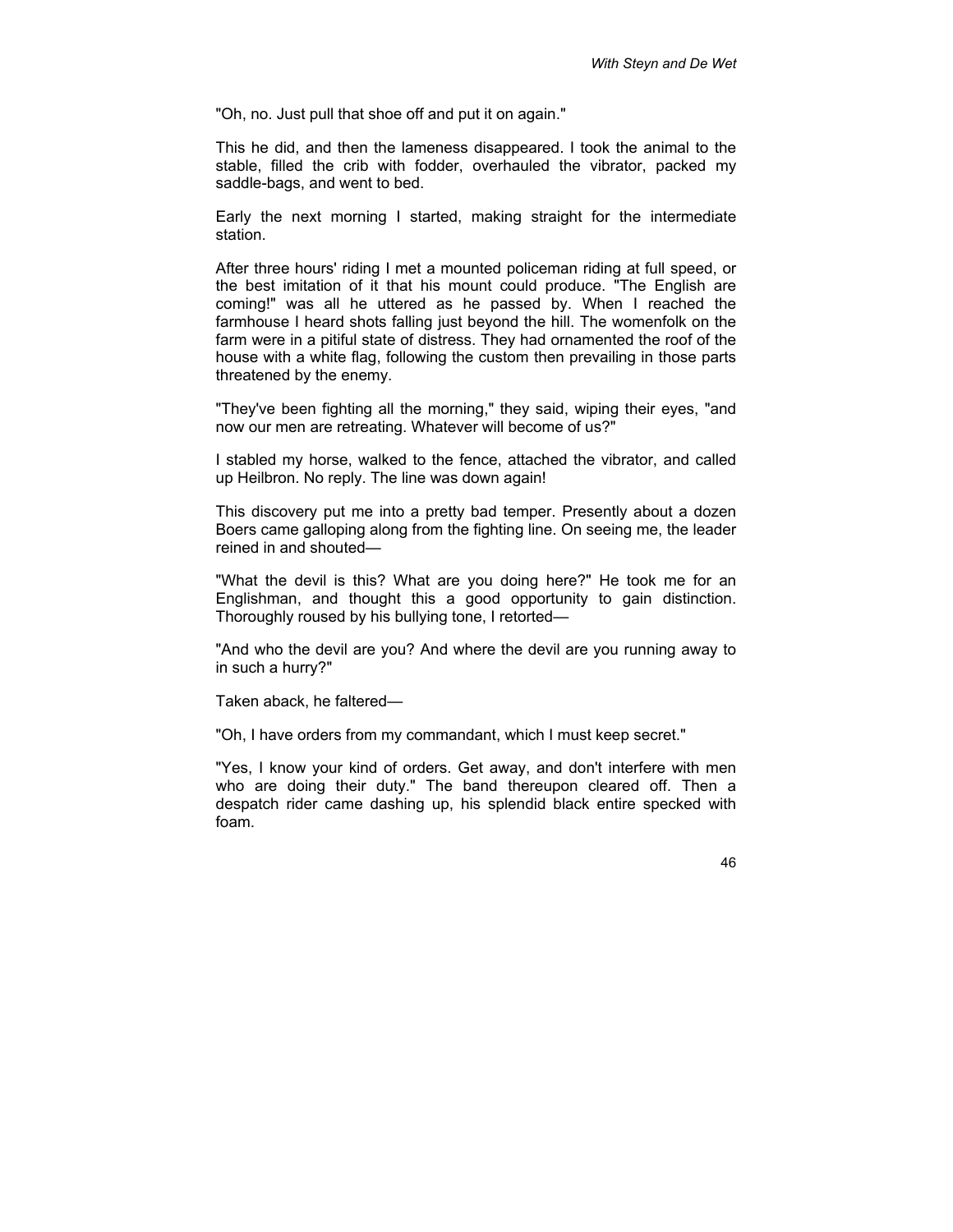"Oh, no. Just pull that shoe off and put it on again."

This he did, and then the lameness disappeared. I took the animal to the stable, filled the crib with fodder, overhauled the vibrator, packed my saddle-bags, and went to bed.

Early the next morning I started, making straight for the intermediate station.

After three hours' riding I met a mounted policeman riding at full speed, or the best imitation of it that his mount could produce. "The English are coming!" was all he uttered as he passed by. When I reached the farmhouse I heard shots falling just beyond the hill. The womenfolk on the farm were in a pitiful state of distress. They had ornamented the roof of the house with a white flag, following the custom then prevailing in those parts threatened by the enemy.

"They've been fighting all the morning," they said, wiping their eyes, "and now our men are retreating. Whatever will become of us?"

I stabled my horse, walked to the fence, attached the vibrator, and called up Heilbron. No reply. The line was down again!

This discovery put me into a pretty bad temper. Presently about a dozen Boers came galloping along from the fighting line. On seeing me, the leader reined in and shouted—

"What the devil is this? What are you doing here?" He took me for an Englishman, and thought this a good opportunity to gain distinction. Thoroughly roused by his bullying tone, I retorted—

"And who the devil are you? And where the devil are you running away to in such a hurry?"

Taken aback, he faltered—

"Oh, I have orders from my commandant, which I must keep secret."

"Yes, I know your kind of orders. Get away, and don't interfere with men who are doing their duty." The band thereupon cleared off. Then a despatch rider came dashing up, his splendid black entire specked with foam.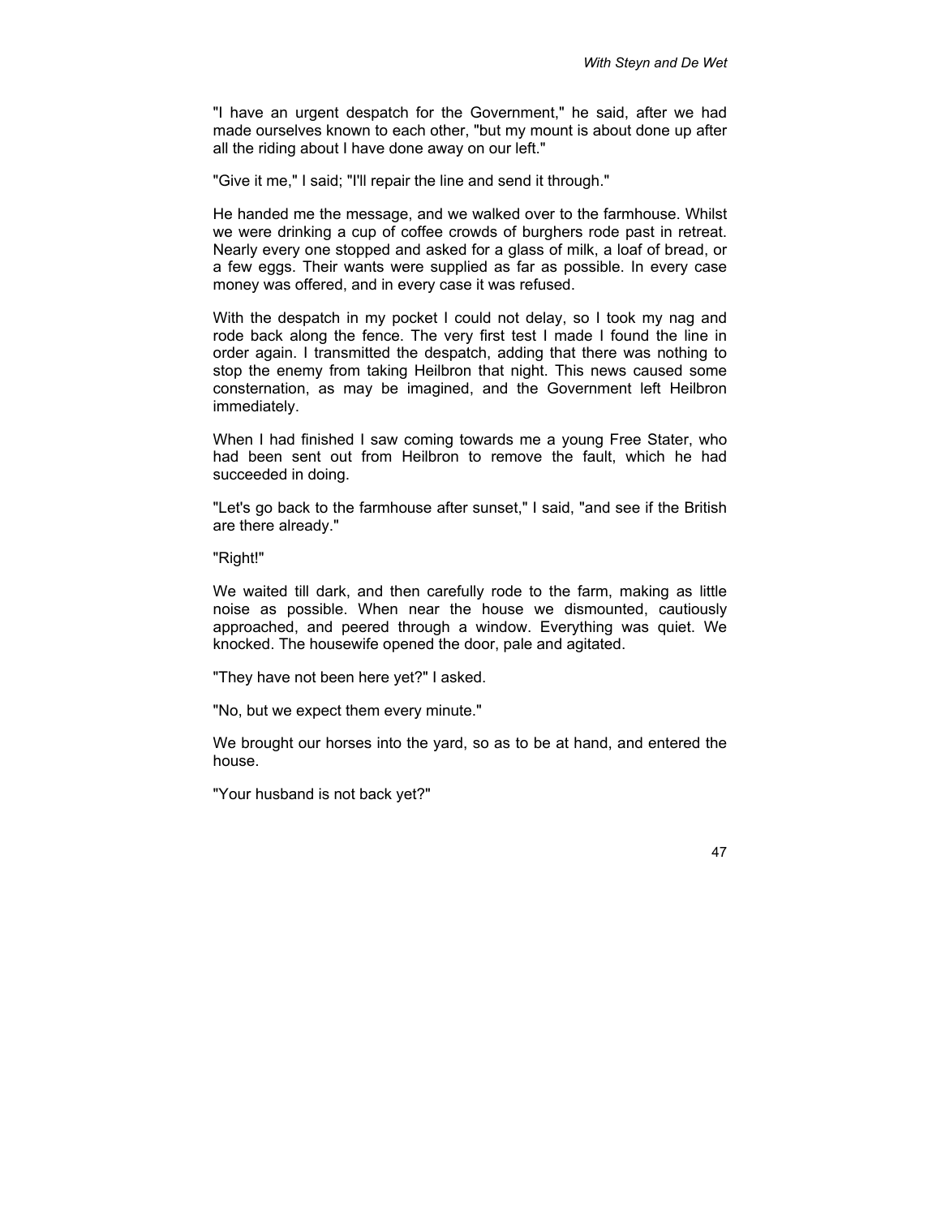"I have an urgent despatch for the Government," he said, after we had made ourselves known to each other, "but my mount is about done up after all the riding about I have done away on our left."

"Give it me," I said; "I'll repair the line and send it through."

He handed me the message, and we walked over to the farmhouse. Whilst we were drinking a cup of coffee crowds of burghers rode past in retreat. Nearly every one stopped and asked for a glass of milk, a loaf of bread, or a few eggs. Their wants were supplied as far as possible. In every case money was offered, and in every case it was refused.

With the despatch in my pocket I could not delay, so I took my nag and rode back along the fence. The very first test I made I found the line in order again. I transmitted the despatch, adding that there was nothing to stop the enemy from taking Heilbron that night. This news caused some consternation, as may be imagined, and the Government left Heilbron immediately.

When I had finished I saw coming towards me a young Free Stater, who had been sent out from Heilbron to remove the fault, which he had succeeded in doing.

"Let's go back to the farmhouse after sunset," I said, "and see if the British are there already."

"Right!"

We waited till dark, and then carefully rode to the farm, making as little noise as possible. When near the house we dismounted, cautiously approached, and peered through a window. Everything was quiet. We knocked. The housewife opened the door, pale and agitated.

"They have not been here yet?" I asked.

"No, but we expect them every minute."

We brought our horses into the yard, so as to be at hand, and entered the house.

"Your husband is not back yet?"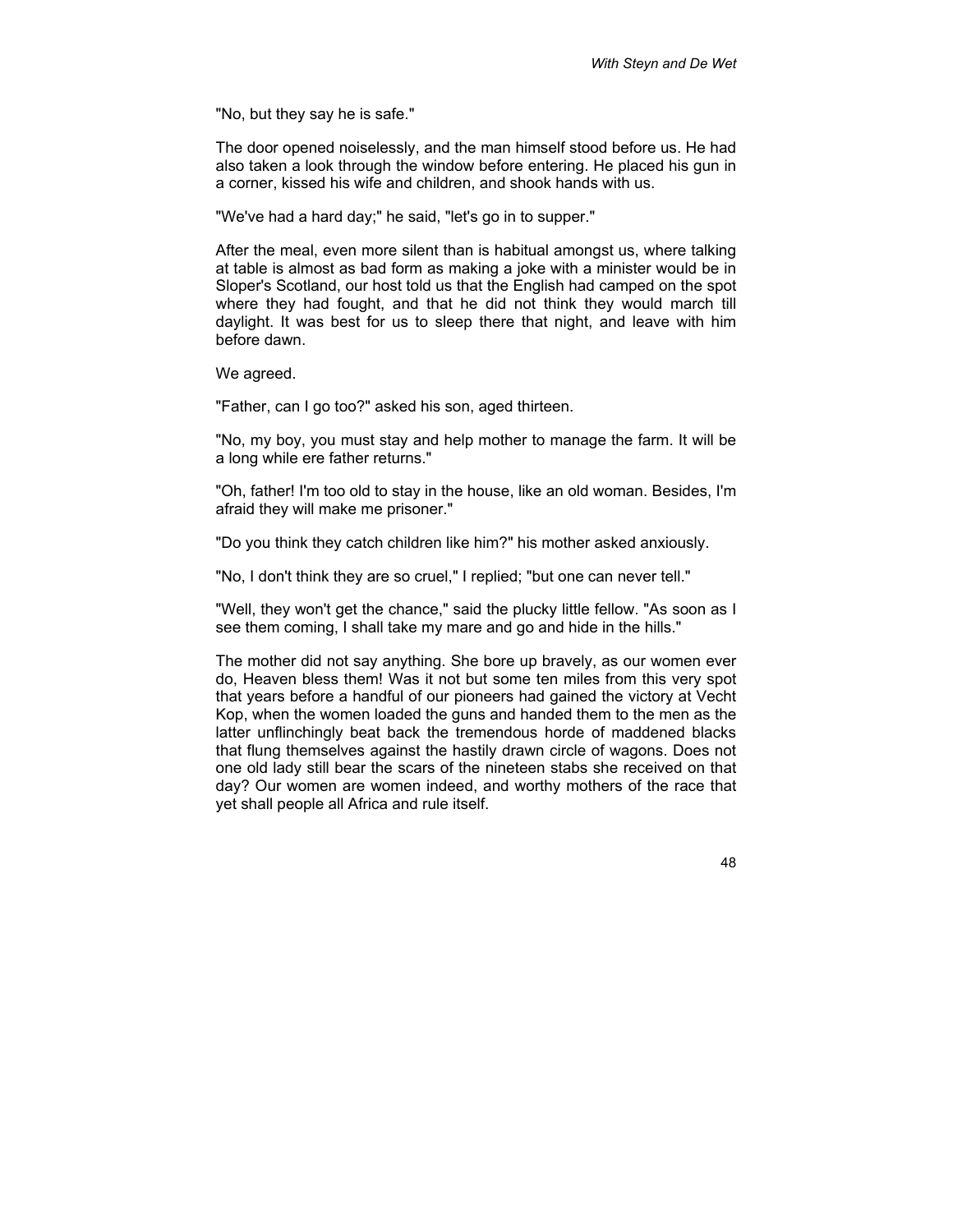"No, but they say he is safe."

The door opened noiselessly, and the man himself stood before us. He had also taken a look through the window before entering. He placed his gun in a corner, kissed his wife and children, and shook hands with us.

"We've had a hard day;" he said, "let's go in to supper."

After the meal, even more silent than is habitual amongst us, where talking at table is almost as bad form as making a joke with a minister would be in Sloper's Scotland, our host told us that the English had camped on the spot where they had fought, and that he did not think they would march till daylight. It was best for us to sleep there that night, and leave with him before dawn.

We agreed.

"Father, can I go too?" asked his son, aged thirteen.

"No, my boy, you must stay and help mother to manage the farm. It will be a long while ere father returns."

"Oh, father! I'm too old to stay in the house, like an old woman. Besides, I'm afraid they will make me prisoner."

"Do you think they catch children like him?" his mother asked anxiously.

"No, I don't think they are so cruel," I replied; "but one can never tell."

"Well, they won't get the chance," said the plucky little fellow. "As soon as I see them coming, I shall take my mare and go and hide in the hills."

The mother did not say anything. She bore up bravely, as our women ever do, Heaven bless them! Was it not but some ten miles from this very spot that years before a handful of our pioneers had gained the victory at Vecht Kop, when the women loaded the guns and handed them to the men as the latter unflinchingly beat back the tremendous horde of maddened blacks that flung themselves against the hastily drawn circle of wagons. Does not one old lady still bear the scars of the nineteen stabs she received on that day? Our women are women indeed, and worthy mothers of the race that yet shall people all Africa and rule itself.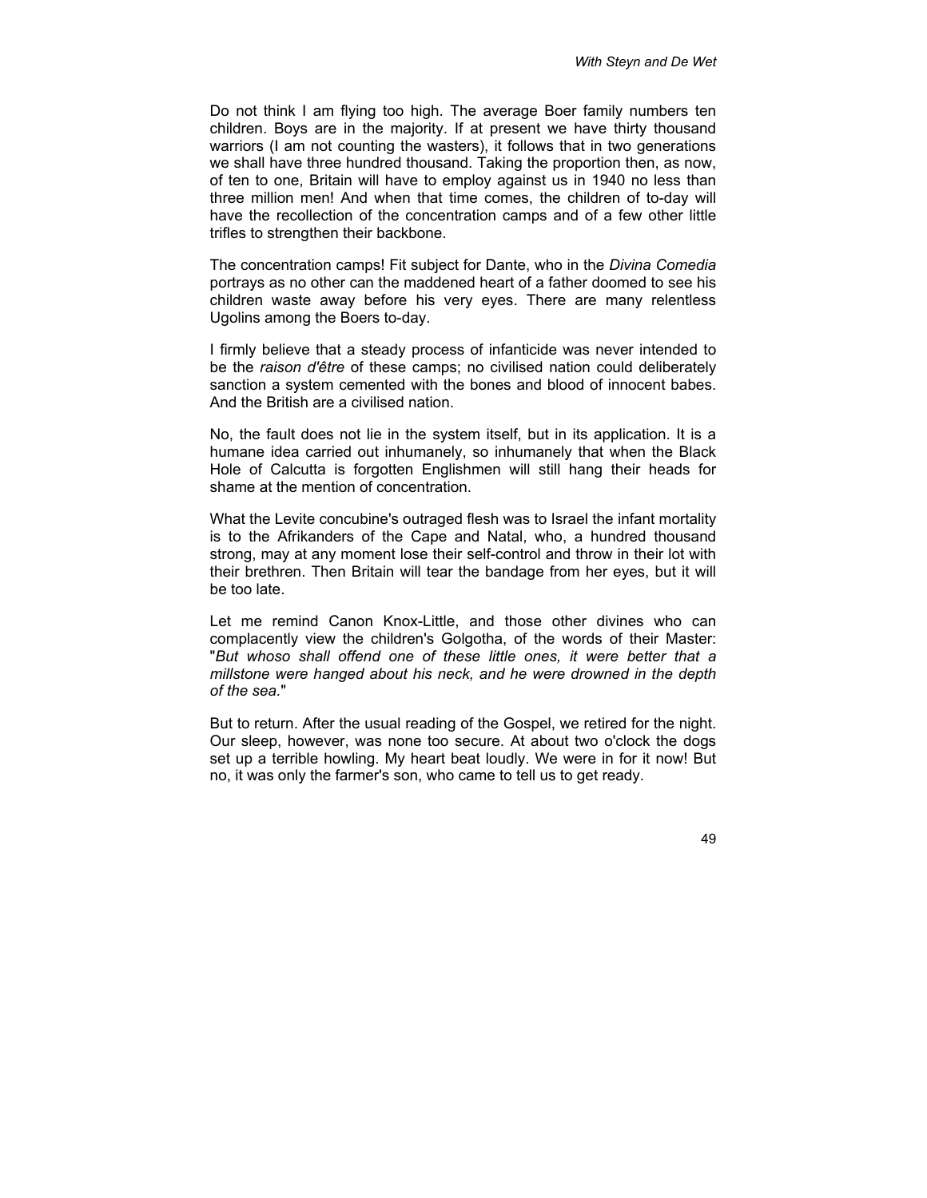Do not think I am flying too high. The average Boer family numbers ten children. Boys are in the majority. If at present we have thirty thousand warriors (I am not counting the wasters), it follows that in two generations we shall have three hundred thousand. Taking the proportion then, as now, of ten to one, Britain will have to employ against us in 1940 no less than three million men! And when that time comes, the children of to-day will have the recollection of the concentration camps and of a few other little trifles to strengthen their backbone.

The concentration camps! Fit subject for Dante, who in the *Divina Comedia* portrays as no other can the maddened heart of a father doomed to see his children waste away before his very eyes. There are many relentless Ugolins among the Boers to-day.

I firmly believe that a steady process of infanticide was never intended to be the *raison d'être* of these camps; no civilised nation could deliberately sanction a system cemented with the bones and blood of innocent babes. And the British are a civilised nation.

No, the fault does not lie in the system itself, but in its application. It is a humane idea carried out inhumanely, so inhumanely that when the Black Hole of Calcutta is forgotten Englishmen will still hang their heads for shame at the mention of concentration.

What the Levite concubine's outraged flesh was to Israel the infant mortality is to the Afrikanders of the Cape and Natal, who, a hundred thousand strong, may at any moment lose their self-control and throw in their lot with their brethren. Then Britain will tear the bandage from her eyes, but it will be too late.

Let me remind Canon Knox-Little, and those other divines who can complacently view the children's Golgotha, of the words of their Master: "*But whoso shall offend one of these little ones, it were better that a millstone were hanged about his neck, and he were drowned in the depth of the sea.*"

But to return. After the usual reading of the Gospel, we retired for the night. Our sleep, however, was none too secure. At about two o'clock the dogs set up a terrible howling. My heart beat loudly. We were in for it now! But no, it was only the farmer's son, who came to tell us to get ready.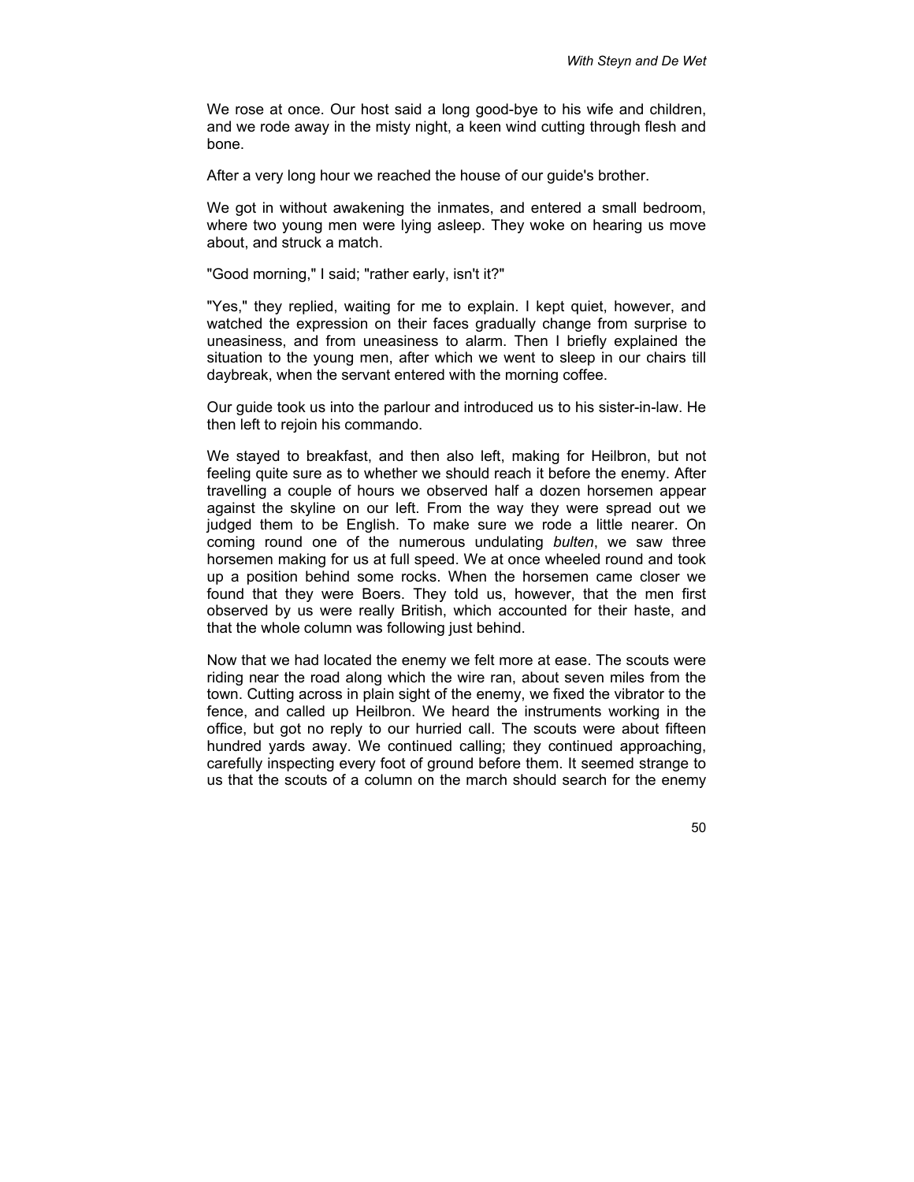We rose at once. Our host said a long good-bye to his wife and children, and we rode away in the misty night, a keen wind cutting through flesh and bone.

After a very long hour we reached the house of our guide's brother.

We got in without awakening the inmates, and entered a small bedroom, where two young men were lying asleep. They woke on hearing us move about, and struck a match.

"Good morning," I said; "rather early, isn't it?"

"Yes," they replied, waiting for me to explain. I kept quiet, however, and watched the expression on their faces gradually change from surprise to uneasiness, and from uneasiness to alarm. Then I briefly explained the situation to the young men, after which we went to sleep in our chairs till daybreak, when the servant entered with the morning coffee.

Our guide took us into the parlour and introduced us to his sister-in-law. He then left to rejoin his commando.

We stayed to breakfast, and then also left, making for Heilbron, but not feeling quite sure as to whether we should reach it before the enemy. After travelling a couple of hours we observed half a dozen horsemen appear against the skyline on our left. From the way they were spread out we judged them to be English. To make sure we rode a little nearer. On coming round one of the numerous undulating *bulten*, we saw three horsemen making for us at full speed. We at once wheeled round and took up a position behind some rocks. When the horsemen came closer we found that they were Boers. They told us, however, that the men first observed by us were really British, which accounted for their haste, and that the whole column was following just behind.

Now that we had located the enemy we felt more at ease. The scouts were riding near the road along which the wire ran, about seven miles from the town. Cutting across in plain sight of the enemy, we fixed the vibrator to the fence, and called up Heilbron. We heard the instruments working in the office, but got no reply to our hurried call. The scouts were about fifteen hundred yards away. We continued calling; they continued approaching, carefully inspecting every foot of ground before them. It seemed strange to us that the scouts of a column on the march should search for the enemy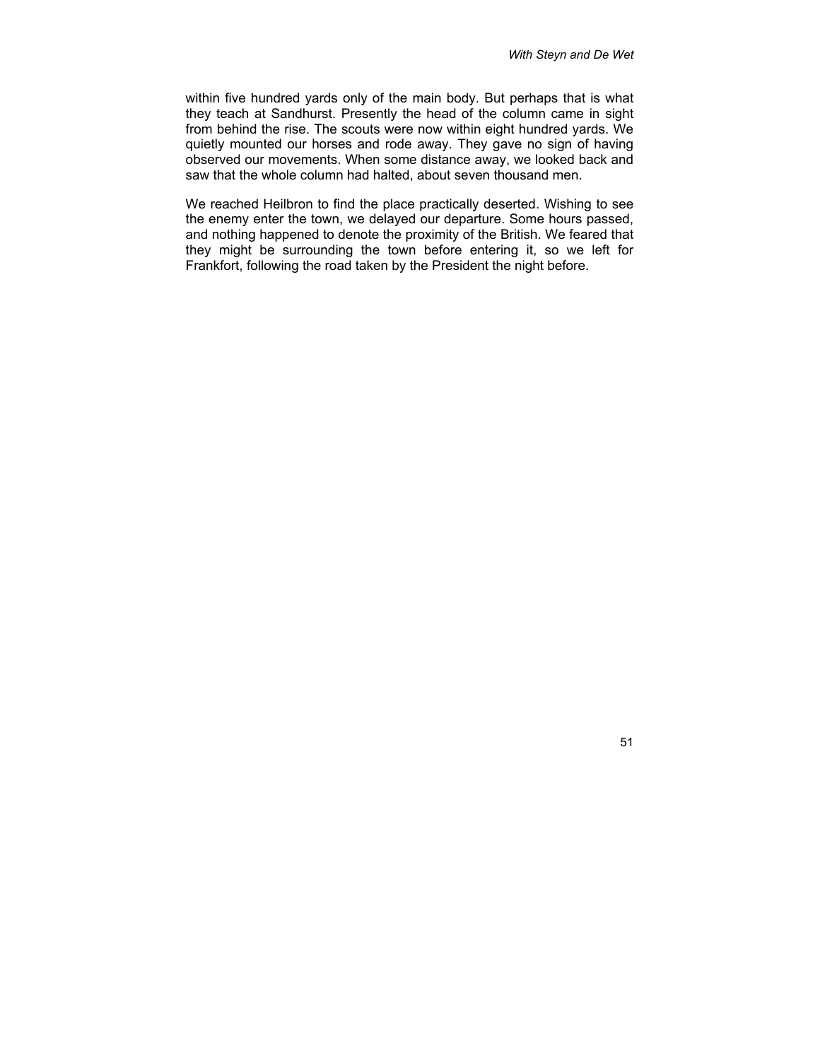within five hundred yards only of the main body. But perhaps that is what they teach at Sandhurst. Presently the head of the column came in sight from behind the rise. The scouts were now within eight hundred yards. We quietly mounted our horses and rode away. They gave no sign of having observed our movements. When some distance away, we looked back and saw that the whole column had halted, about seven thousand men.

We reached Heilbron to find the place practically deserted. Wishing to see the enemy enter the town, we delayed our departure. Some hours passed, and nothing happened to denote the proximity of the British. We feared that they might be surrounding the town before entering it, so we left for Frankfort, following the road taken by the President the night before.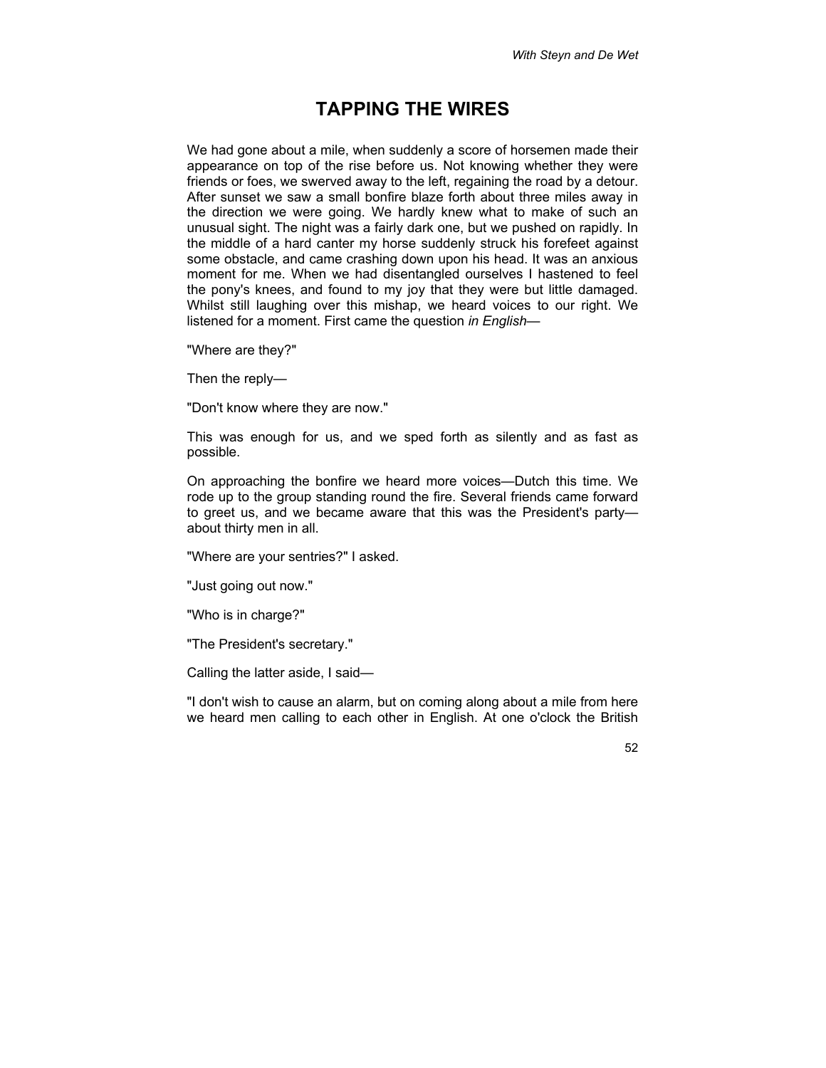# TAPPING THE WIRES

We had gone about a mile, when suddenly a score of horsemen made their appearance on top of the rise before us. Not knowing whether they were friends or foes, we swerved away to the left, regaining the road by a detour. After sunset we saw a small bonfire blaze forth about three miles away in the direction we were going. We hardly knew what to make of such an unusual sight. The night was a fairly dark one, but we pushed on rapidly. In the middle of a hard canter my horse suddenly struck his forefeet against some obstacle, and came crashing down upon his head. It was an anxious moment for me. When we had disentangled ourselves I hastened to feel the pony's knees, and found to my joy that they were but little damaged. Whilst still laughing over this mishap, we heard voices to our right. We listened for a moment. First came the question *in English*—

"Where are they?"

Then the reply—

"Don't know where they are now."

This was enough for us, and we sped forth as silently and as fast as possible.

On approaching the bonfire we heard more voices—Dutch this time. We rode up to the group standing round the fire. Several friends came forward to greet us, and we became aware that this was the President's party—about thirty men in all.

"Where are your sentries?" I asked.

"Just going out now."

"Who is in charge?"

"The President's secretary."

Calling the latter aside, I said—

"I don't wish to cause an alarm, but on coming along about a mile from here we heard men calling to each other in English. At one o'clock the British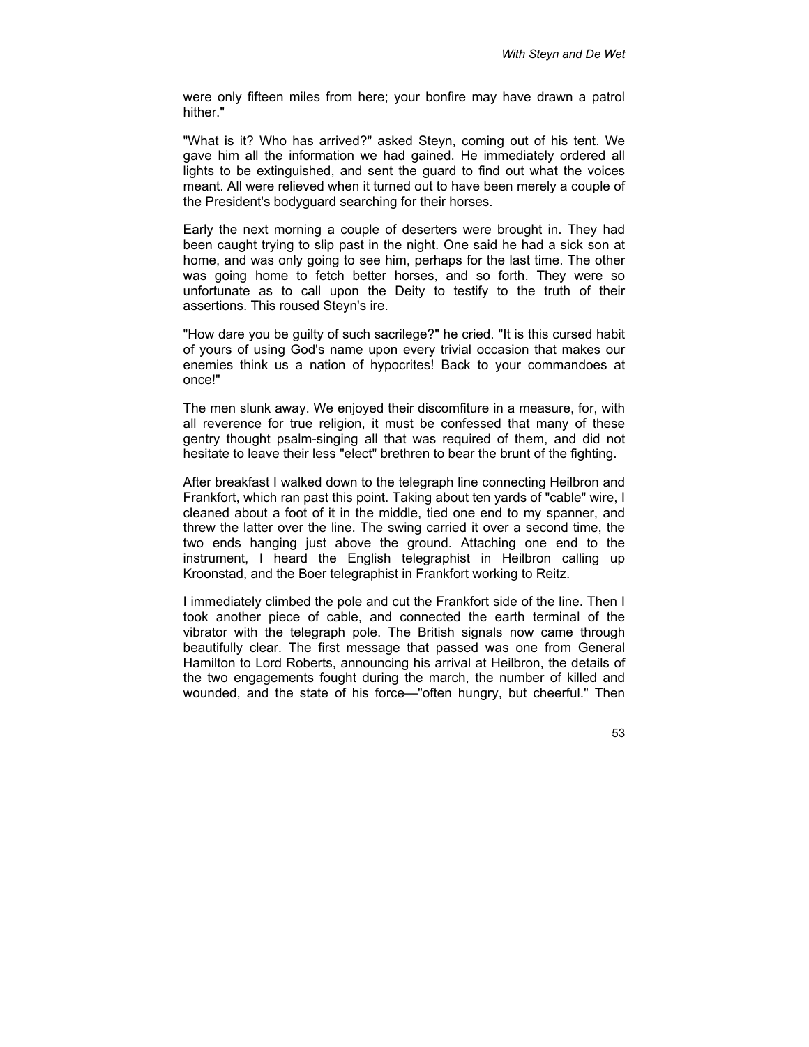were only fifteen miles from here; your bonfire may have drawn a patrol hither."

"What is it? Who has arrived?" asked Steyn, coming out of his tent. We gave him all the information we had gained. He immediately ordered all lights to be extinguished, and sent the guard to find out what the voices meant. All were relieved when it turned out to have been merely a couple of the President's bodyguard searching for their horses.

Early the next morning a couple of deserters were brought in. They had been caught trying to slip past in the night. One said he had a sick son at home, and was only going to see him, perhaps for the last time. The other was going home to fetch better horses, and so forth. They were so unfortunate as to call upon the Deity to testify to the truth of their assertions. This roused Steyn's ire.

"How dare you be guilty of such sacrilege?" he cried. "It is this cursed habit of yours of using God's name upon every trivial occasion that makes our enemies think us a nation of hypocrites! Back to your commandoes at once!"

The men slunk away. We enjoyed their discomfiture in a measure, for, with all reverence for true religion, it must be confessed that many of these gentry thought psalm-singing all that was required of them, and did not hesitate to leave their less "elect" brethren to bear the brunt of the fighting.

After breakfast I walked down to the telegraph line connecting Heilbron and Frankfort, which ran past this point. Taking about ten yards of "cable" wire, I cleaned about a foot of it in the middle, tied one end to my spanner, and threw the latter over the line. The swing carried it over a second time, the two ends hanging just above the ground. Attaching one end to the instrument, I heard the English telegraphist in Heilbron calling up Kroonstad, and the Boer telegraphist in Frankfort working to Reitz.

I immediately climbed the pole and cut the Frankfort side of the line. Then I took another piece of cable, and connected the earth terminal of the vibrator with the telegraph pole. The British signals now came through beautifully clear. The first message that passed was one from General Hamilton to Lord Roberts, announcing his arrival at Heilbron, the details of the two engagements fought during the march, the number of killed and wounded, and the state of his force—"often hungry, but cheerful." Then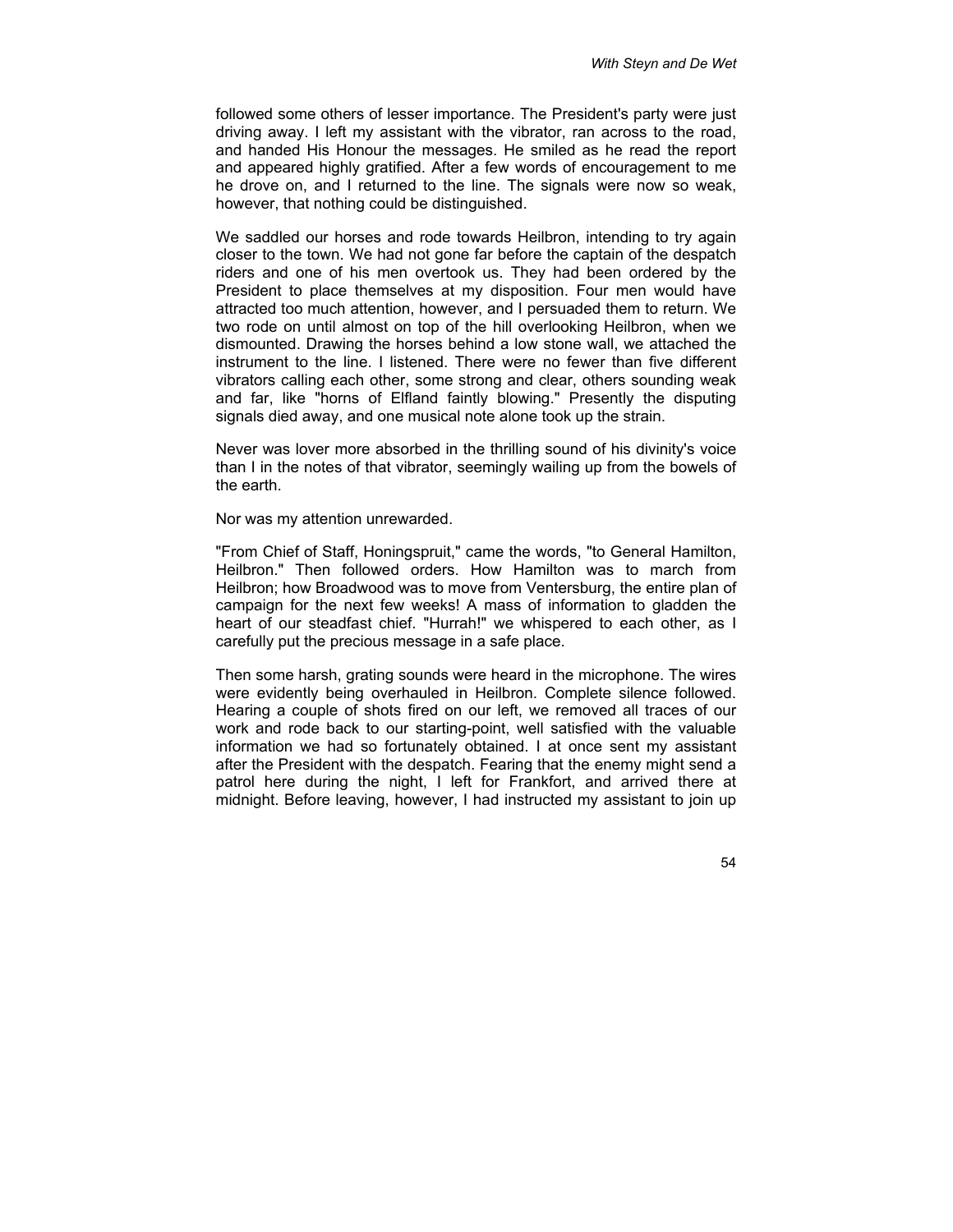followed some others of lesser importance. The President's party were just driving away. I left my assistant with the vibrator, ran across to the road, and handed His Honour the messages. He smiled as he read the report and appeared highly gratified. After a few words of encouragement to me he drove on, and I returned to the line. The signals were now so weak, however, that nothing could be distinguished.

We saddled our horses and rode towards Heilbron, intending to try again closer to the town. We had not gone far before the captain of the despatch riders and one of his men overtook us. They had been ordered by the President to place themselves at my disposition. Four men would have attracted too much attention, however, and I persuaded them to return. We two rode on until almost on top of the hill overlooking Heilbron, when we dismounted. Drawing the horses behind a low stone wall, we attached the instrument to the line. I listened. There were no fewer than five different vibrators calling each other, some strong and clear, others sounding weak and far, like "horns of Elfland faintly blowing." Presently the disputing signals died away, and one musical note alone took up the strain.

Never was lover more absorbed in the thrilling sound of his divinity's voice than I in the notes of that vibrator, seemingly wailing up from the bowels of the earth.

Nor was my attention unrewarded.

"From Chief of Staff, Honingspruit," came the words, "to General Hamilton, Heilbron." Then followed orders. How Hamilton was to march from Heilbron; how Broadwood was to move from Ventersburg, the entire plan of campaign for the next few weeks! A mass of information to gladden the heart of our steadfast chief. "Hurrah!" we whispered to each other, as I carefully put the precious message in a safe place.

Then some harsh, grating sounds were heard in the microphone. The wires were evidently being overhauled in Heilbron. Complete silence followed. Hearing a couple of shots fired on our left, we removed all traces of our work and rode back to our starting-point, well satisfied with the valuable information we had so fortunately obtained. I at once sent my assistant after the President with the despatch. Fearing that the enemy might send a patrol here during the night, I left for Frankfort, and arrived there at midnight. Before leaving, however, I had instructed my assistant to join up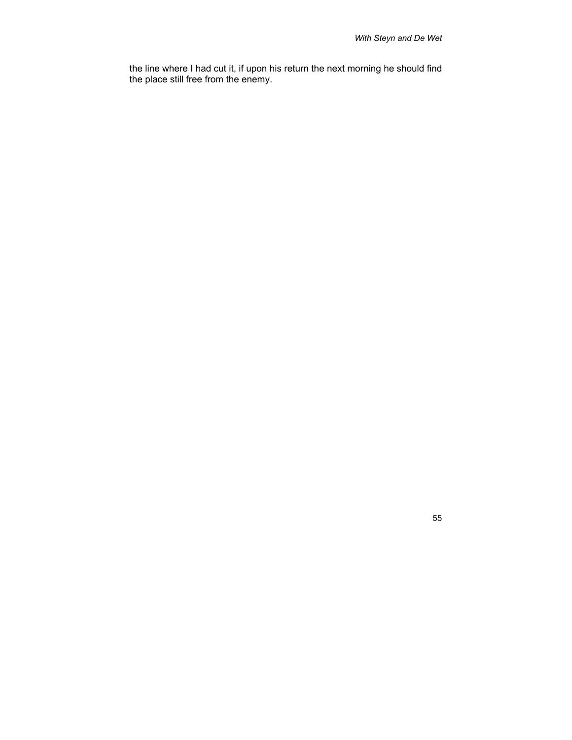the line where I had cut it, if upon his return the next morning he should find the place still free from the enemy.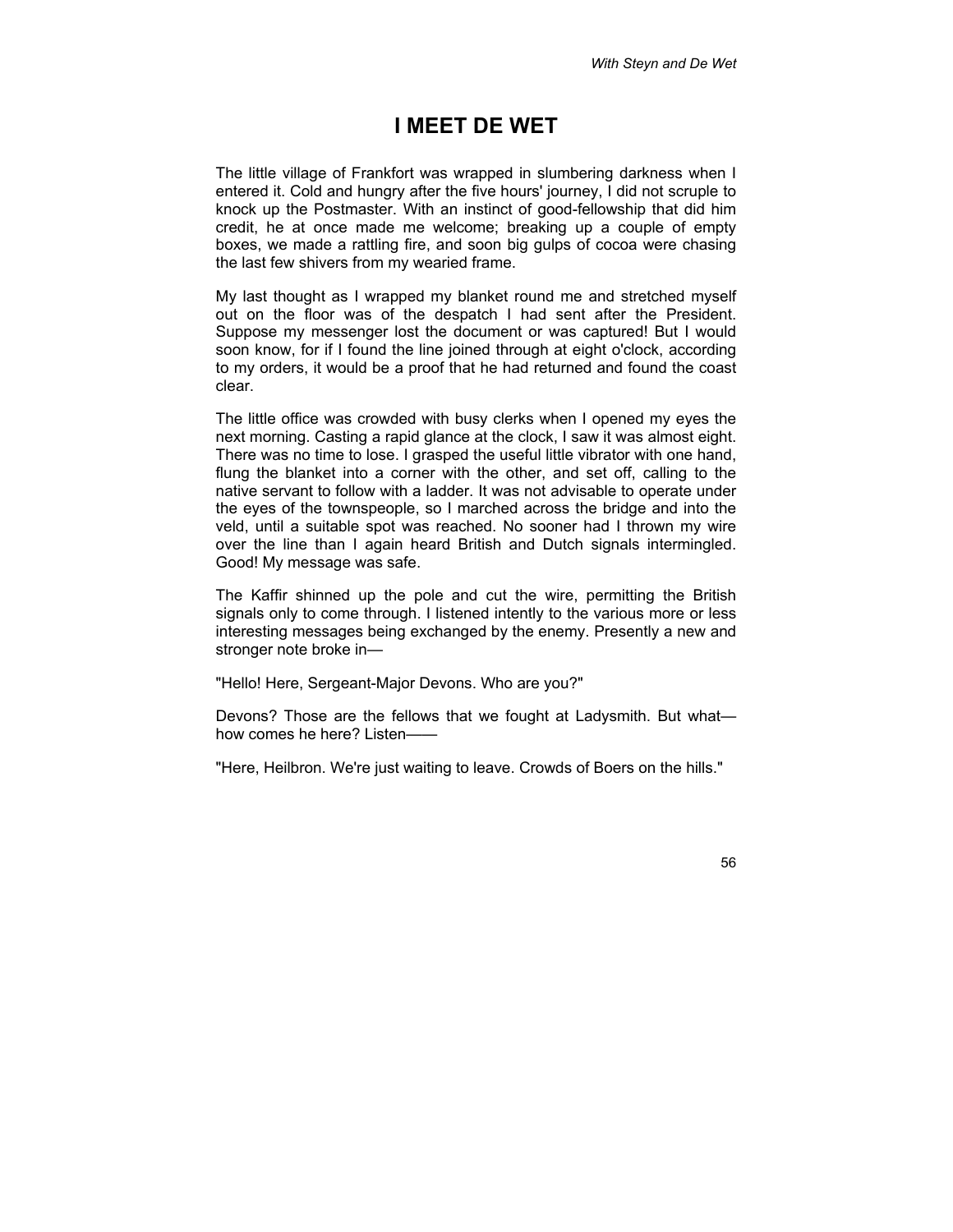# I MEET DE WET

The little village of Frankfort was wrapped in slumbering darkness when I entered it. Cold and hungry after the five hours' journey, I did not scruple to knock up the Postmaster. With an instinct of good-fellowship that did him credit, he at once made me welcome; breaking up a couple of empty boxes, we made a rattling fire, and soon big gulps of cocoa were chasing the last few shivers from my wearied frame.

My last thought as I wrapped my blanket round me and stretched myself out on the floor was of the despatch I had sent after the President. Suppose my messenger lost the document or was captured! But I would soon know, for if I found the line joined through at eight o'clock, according to my orders, it would be a proof that he had returned and found the coast clear.

The little office was crowded with busy clerks when I opened my eyes the next morning. Casting a rapid glance at the clock, I saw it was almost eight. There was no time to lose. I grasped the useful little vibrator with one hand, flung the blanket into a corner with the other, and set off, calling to the native servant to follow with a ladder. It was not advisable to operate under the eyes of the townspeople, so I marched across the bridge and into the veld, until a suitable spot was reached. No sooner had I thrown my wire over the line than I again heard British and Dutch signals intermingled. Good! My message was safe.

The Kaffir shinned up the pole and cut the wire, permitting the British signals only to come through. I listened intently to the various more or less interesting messages being exchanged by the enemy. Presently a new and stronger note broke in—

"Hello! Here, Sergeant-Major Devons. Who are you?"

Devons? Those are the fellows that we fought at Ladysmith. But what—how comes he here? Listen——

"Here, Heilbron. We're just waiting to leave. Crowds of Boers on the hills."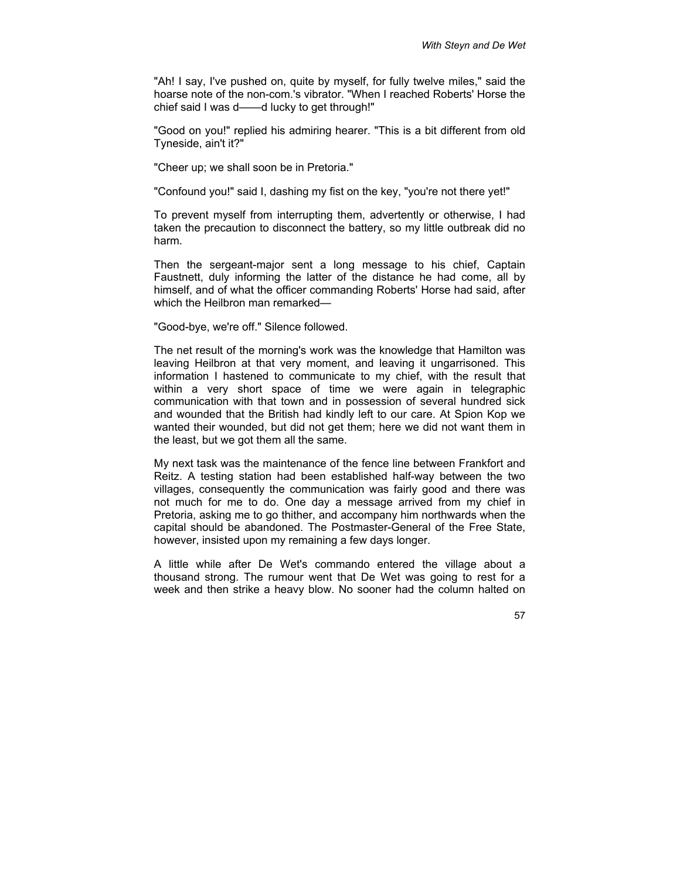"Ah! I say, I've pushed on, quite by myself, for fully twelve miles," said the hoarse note of the non-com.'s vibrator. "When I reached Roberts' Horse the chief said I was d——d lucky to get through!"

"Good on you!" replied his admiring hearer. "This is a bit different from old Tyneside, ain't it?"

"Cheer up; we shall soon be in Pretoria."

"Confound you!" said I, dashing my fist on the key, "you're not there yet!"

To prevent myself from interrupting them, advertently or otherwise, I had taken the precaution to disconnect the battery, so my little outbreak did no harm.

Then the sergeant-major sent a long message to his chief, Captain Faustnett, duly informing the latter of the distance he had come, all by himself, and of what the officer commanding Roberts' Horse had said, after which the Heilbron man remarked—

"Good-bye, we're off." Silence followed.

The net result of the morning's work was the knowledge that Hamilton was leaving Heilbron at that very moment, and leaving it ungarrisoned. This information I hastened to communicate to my chief, with the result that within a very short space of time we were again in telegraphic communication with that town and in possession of several hundred sick and wounded that the British had kindly left to our care. At Spion Kop we wanted their wounded, but did not get them; here we did not want them in the least, but we got them all the same.

My next task was the maintenance of the fence line between Frankfort and Reitz. A testing station had been established half-way between the two villages, consequently the communication was fairly good and there was not much for me to do. One day a message arrived from my chief in Pretoria, asking me to go thither, and accompany him northwards when the capital should be abandoned. The Postmaster-General of the Free State, however, insisted upon my remaining a few days longer.

A little while after De Wet's commando entered the village about a thousand strong. The rumour went that De Wet was going to rest for a week and then strike a heavy blow. No sooner had the column halted on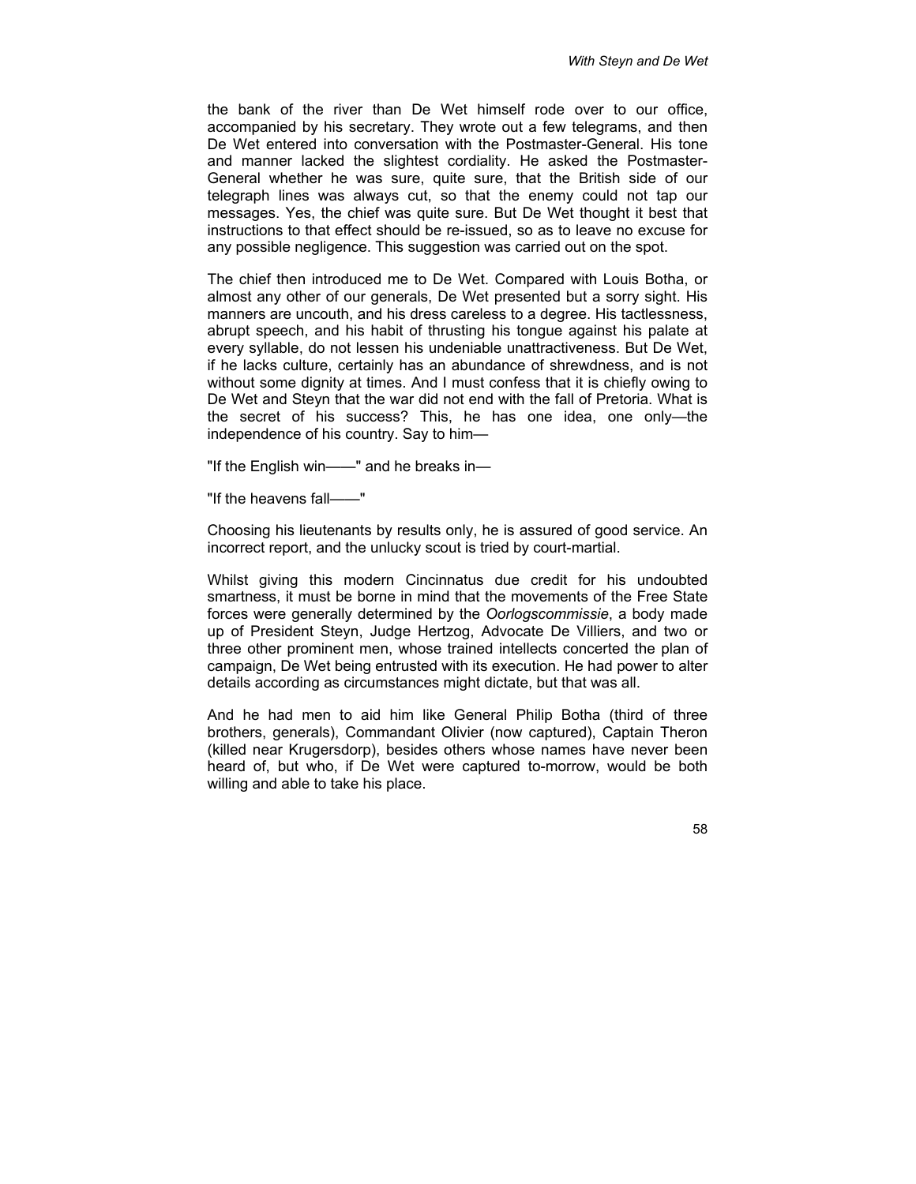the bank of the river than De Wet himself rode over to our office, accompanied by his secretary. They wrote out a few telegrams, and then De Wet entered into conversation with the Postmaster-General. His tone and manner lacked the slightest cordiality. He asked the Postmaster-General whether he was sure, quite sure, that the British side of our telegraph lines was always cut, so that the enemy could not tap our messages. Yes, the chief was quite sure. But De Wet thought it best that instructions to that effect should be re-issued, so as to leave no excuse for any possible negligence. This suggestion was carried out on the spot.

The chief then introduced me to De Wet. Compared with Louis Botha, or almost any other of our generals, De Wet presented but a sorry sight. His manners are uncouth, and his dress careless to a degree. His tactlessness, abrupt speech, and his habit of thrusting his tongue against his palate at every syllable, do not lessen his undeniable unattractiveness. But De Wet, if he lacks culture, certainly has an abundance of shrewdness, and is not without some dignity at times. And I must confess that it is chiefly owing to De Wet and Steyn that the war did not end with the fall of Pretoria. What is the secret of his success? This, he has one idea, one only—the independence of his country. Say to him—

"If the English win——" and he breaks in—

"If the heavens fall——"

Choosing his lieutenants by results only, he is assured of good service. An incorrect report, and the unlucky scout is tried by court-martial.

Whilst giving this modern Cincinnatus due credit for his undoubted smartness, it must be borne in mind that the movements of the Free State forces were generally determined by the *Oorlogscommissie*, a body made up of President Steyn, Judge Hertzog, Advocate De Villiers, and two or three other prominent men, whose trained intellects concerted the plan of campaign, De Wet being entrusted with its execution. He had power to alter details according as circumstances might dictate, but that was all.

And he had men to aid him like General Philip Botha (third of three brothers, generals), Commandant Olivier (now captured), Captain Theron (killed near Krugersdorp), besides others whose names have never been heard of, but who, if De Wet were captured to-morrow, would be both willing and able to take his place.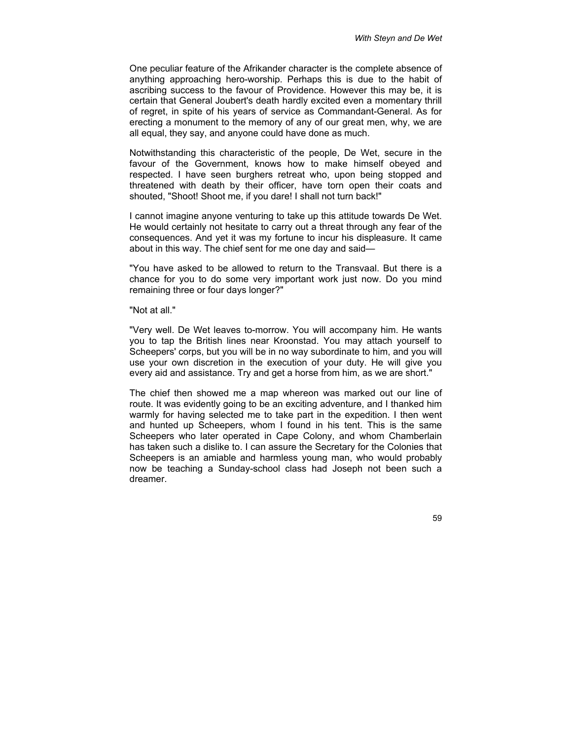One peculiar feature of the Afrikander character is the complete absence of anything approaching hero-worship. Perhaps this is due to the habit of ascribing success to the favour of Providence. However this may be, it is certain that General Joubert's death hardly excited even a momentary thrill of regret, in spite of his years of service as Commandant-General. As for erecting a monument to the memory of any of our great men, why, we are all equal, they say, and anyone could have done as much.

Notwithstanding this characteristic of the people, De Wet, secure in the favour of the Government, knows how to make himself obeyed and respected. I have seen burghers retreat who, upon being stopped and threatened with death by their officer, have torn open their coats and shouted, "Shoot! Shoot me, if you dare! I shall not turn back!"

I cannot imagine anyone venturing to take up this attitude towards De Wet. He would certainly not hesitate to carry out a threat through any fear of the consequences. And yet it was my fortune to incur his displeasure. It came about in this way. The chief sent for me one day and said—

"You have asked to be allowed to return to the Transvaal. But there is a chance for you to do some very important work just now. Do you mind remaining three or four days longer?"

"Not at all."

"Very well. De Wet leaves to-morrow. You will accompany him. He wants you to tap the British lines near Kroonstad. You may attach yourself to Scheepers' corps, but you will be in no way subordinate to him, and you will use your own discretion in the execution of your duty. He will give you every aid and assistance. Try and get a horse from him, as we are short."

The chief then showed me a map whereon was marked out our line of route. It was evidently going to be an exciting adventure, and I thanked him warmly for having selected me to take part in the expedition. I then went and hunted up Scheepers, whom I found in his tent. This is the same Scheepers who later operated in Cape Colony, and whom Chamberlain has taken such a dislike to. I can assure the Secretary for the Colonies that Scheepers is an amiable and harmless young man, who would probably now be teaching a Sunday-school class had Joseph not been such a dreamer.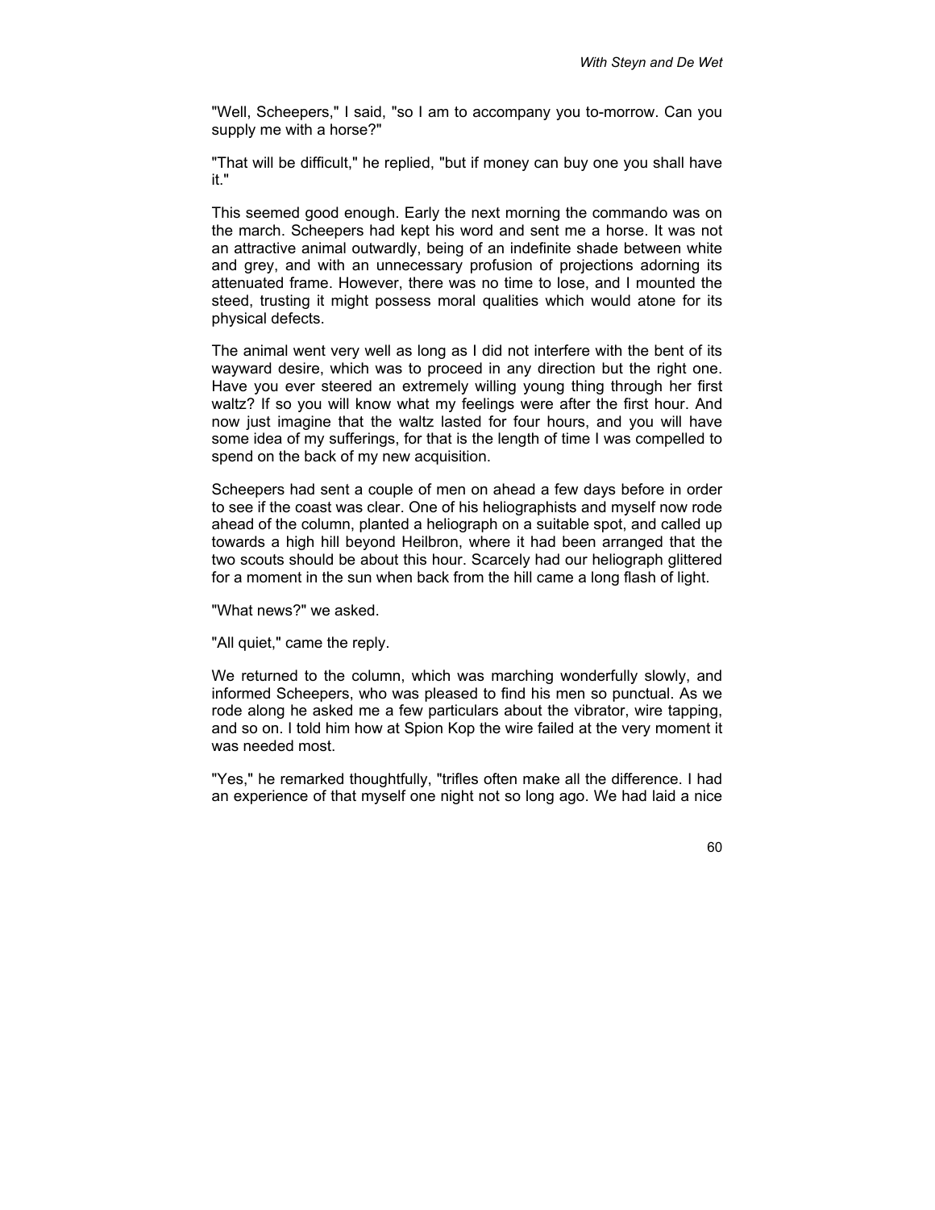"Well, Scheepers," I said, "so I am to accompany you to-morrow. Can you supply me with a horse?"

"That will be difficult," he replied, "but if money can buy one you shall have it."

This seemed good enough. Early the next morning the commando was on the march. Scheepers had kept his word and sent me a horse. It was not an attractive animal outwardly, being of an indefinite shade between white and grey, and with an unnecessary profusion of projections adorning its attenuated frame. However, there was no time to lose, and I mounted the steed, trusting it might possess moral qualities which would atone for its physical defects.

The animal went very well as long as I did not interfere with the bent of its wayward desire, which was to proceed in any direction but the right one. Have you ever steered an extremely willing young thing through her first waltz? If so you will know what my feelings were after the first hour. And now just imagine that the waltz lasted for four hours, and you will have some idea of my sufferings, for that is the length of time I was compelled to spend on the back of my new acquisition.

Scheepers had sent a couple of men on ahead a few days before in order to see if the coast was clear. One of his heliographists and myself now rode ahead of the column, planted a heliograph on a suitable spot, and called up towards a high hill beyond Heilbron, where it had been arranged that the two scouts should be about this hour. Scarcely had our heliograph glittered for a moment in the sun when back from the hill came a long flash of light.

"What news?" we asked.

"All quiet," came the reply.

We returned to the column, which was marching wonderfully slowly, and informed Scheepers, who was pleased to find his men so punctual. As we rode along he asked me a few particulars about the vibrator, wire tapping, and so on. I told him how at Spion Kop the wire failed at the very moment it was needed most.

"Yes," he remarked thoughtfully, "trifles often make all the difference. I had an experience of that myself one night not so long ago. We had laid a nice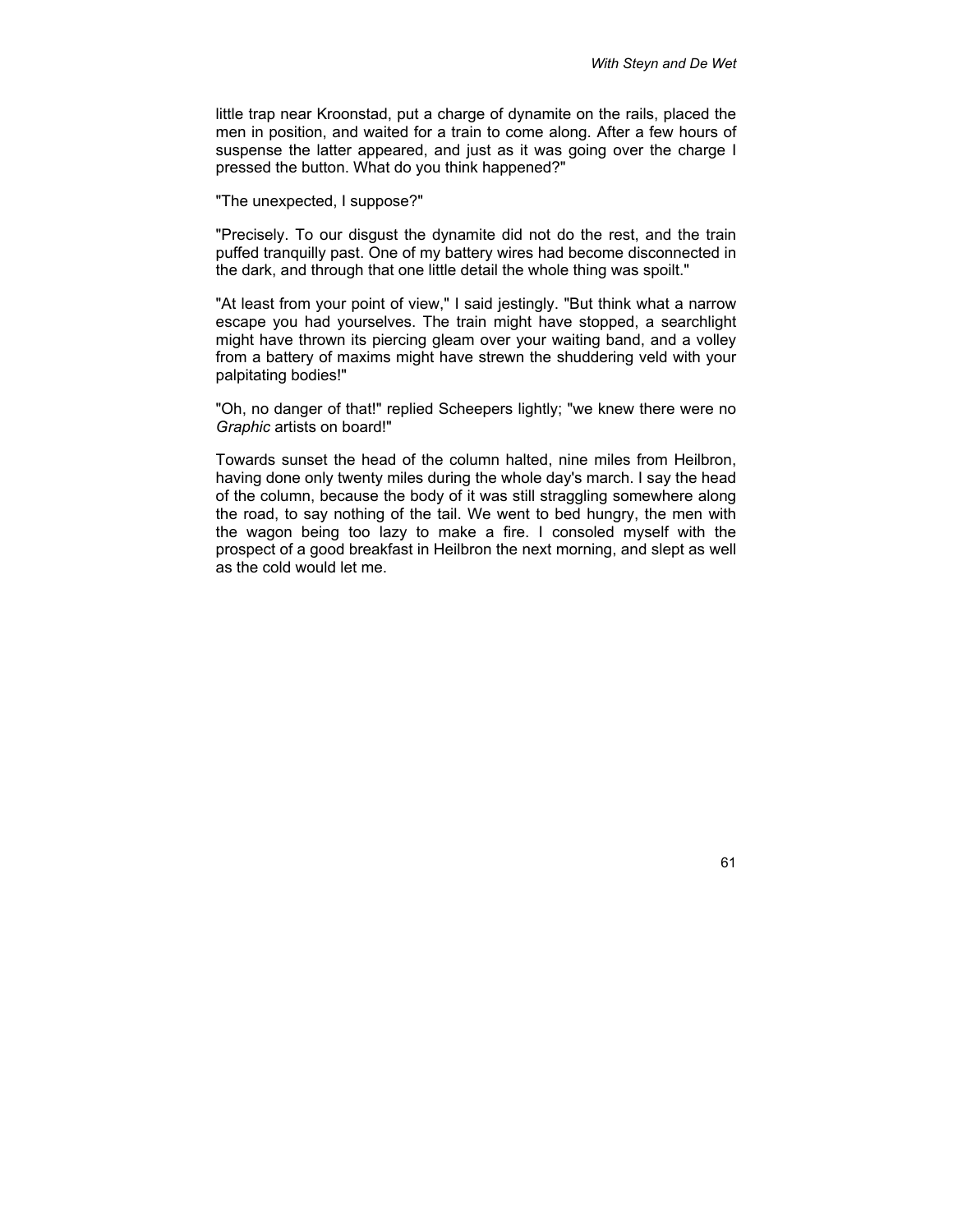little trap near Kroonstad, put a charge of dynamite on the rails, placed the men in position, and waited for a train to come along. After a few hours of suspense the latter appeared, and just as it was going over the charge I pressed the button. What do you think happened?"

"The unexpected, I suppose?"

"Precisely. To our disgust the dynamite did not do the rest, and the train puffed tranquilly past. One of my battery wires had become disconnected in the dark, and through that one little detail the whole thing was spoilt."

"At least from your point of view," I said jestingly. "But think what a narrow escape you had yourselves. The train might have stopped, a searchlight might have thrown its piercing gleam over your waiting band, and a volley from a battery of maxims might have strewn the shuddering veld with your palpitating bodies!"

"Oh, no danger of that!" replied Scheepers lightly; "we knew there were no *Graphic* artists on board!"

Towards sunset the head of the column halted, nine miles from Heilbron, having done only twenty miles during the whole day's march. I say the head of the column, because the body of it was still straggling somewhere along the road, to say nothing of the tail. We went to bed hungry, the men with the wagon being too lazy to make a fire. I consoled myself with the prospect of a good breakfast in Heilbron the next morning, and slept as well as the cold would let me.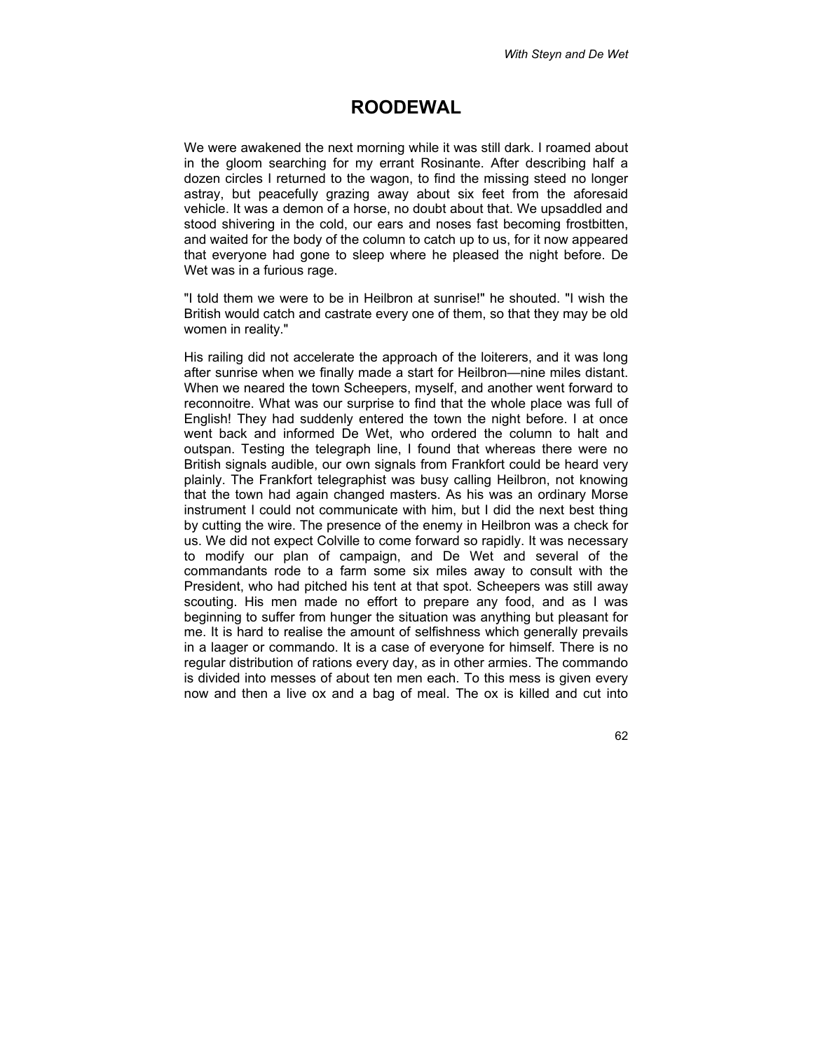# ROODEWAL

We were awakened the next morning while it was still dark. I roamed about in the gloom searching for my errant Rosinante. After describing half a dozen circles I returned to the wagon, to find the missing steed no longer astray, but peacefully grazing away about six feet from the aforesaid vehicle. It was a demon of a horse, no doubt about that. We upsaddled and stood shivering in the cold, our ears and noses fast becoming frostbitten, and waited for the body of the column to catch up to us, for it now appeared that everyone had gone to sleep where he pleased the night before. De Wet was in a furious rage.

"I told them we were to be in Heilbron at sunrise!" he shouted. "I wish the British would catch and castrate every one of them, so that they may be old women in reality."

His railing did not accelerate the approach of the loiterers, and it was long after sunrise when we finally made a start for Heilbron—nine miles distant. When we neared the town Scheepers, myself, and another went forward to reconnoitre. What was our surprise to find that the whole place was full of English! They had suddenly entered the town the night before. I at once went back and informed De Wet, who ordered the column to halt and outspan. Testing the telegraph line, I found that whereas there were no British signals audible, our own signals from Frankfort could be heard very plainly. The Frankfort telegraphist was busy calling Heilbron, not knowing that the town had again changed masters. As his was an ordinary Morse instrument I could not communicate with him, but I did the next best thing by cutting the wire. The presence of the enemy in Heilbron was a check for us. We did not expect Colville to come forward so rapidly. It was necessary to modify our plan of campaign, and De Wet and several of the commandants rode to a farm some six miles away to consult with the President, who had pitched his tent at that spot. Scheepers was still away scouting. His men made no effort to prepare any food, and as I was beginning to suffer from hunger the situation was anything but pleasant for me. It is hard to realise the amount of selfishness which generally prevails in a laager or commando. It is a case of everyone for himself. There is no regular distribution of rations every day, as in other armies. The commando is divided into messes of about ten men each. To this mess is given every now and then a live ox and a bag of meal. The ox is killed and cut into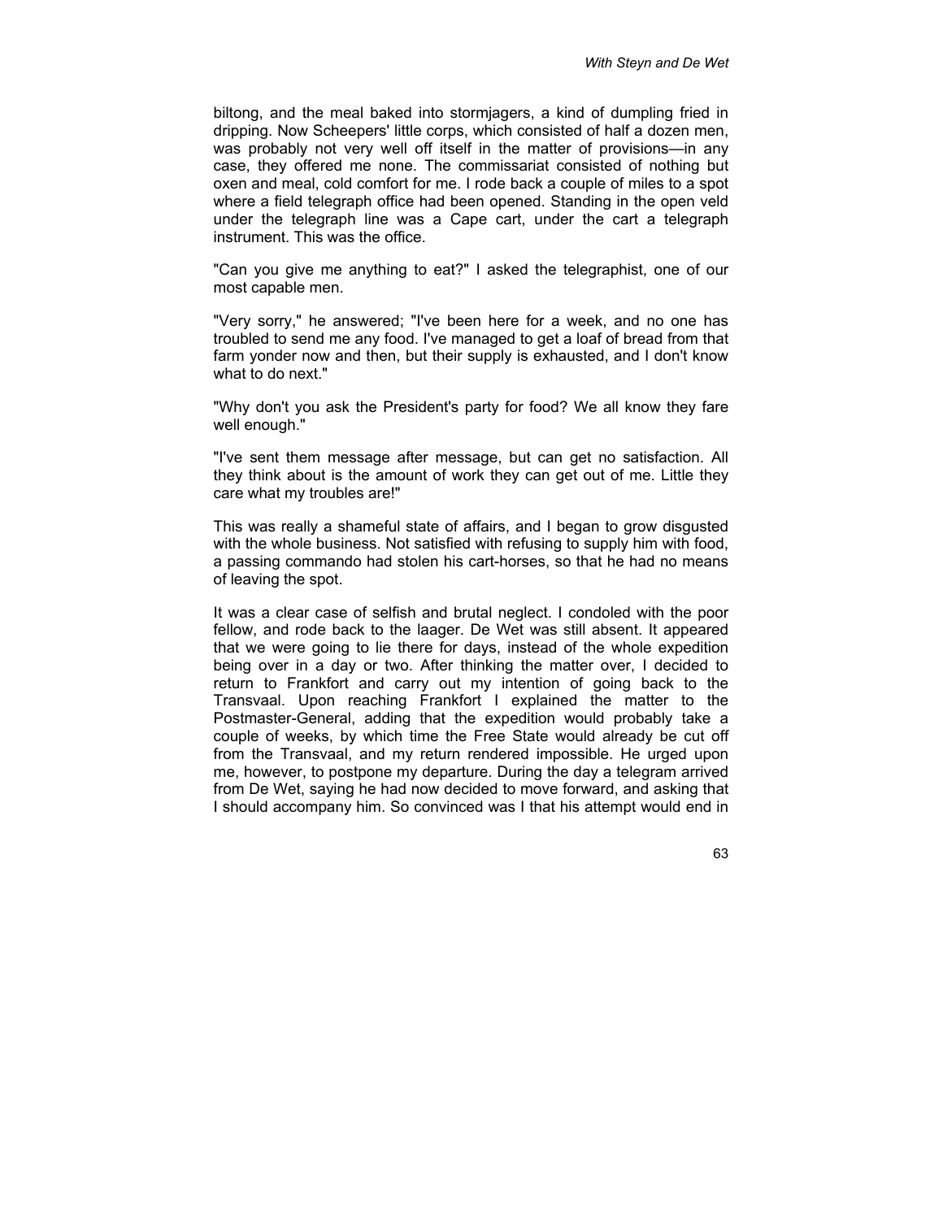biltong, and the meal baked into stormjagers, a kind of dumpling fried in dripping. Now Scheepers' little corps, which consisted of half a dozen men, was probably not very well off itself in the matter of provisions—in any case, they offered me none. The commissariat consisted of nothing but oxen and meal, cold comfort for me. I rode back a couple of miles to a spot where a field telegraph office had been opened. Standing in the open veld under the telegraph line was a Cape cart, under the cart a telegraph instrument. This was the office.

"Can you give me anything to eat?" I asked the telegraphist, one of our most capable men.

"Very sorry," he answered; "I've been here for a week, and no one has troubled to send me any food. I've managed to get a loaf of bread from that farm yonder now and then, but their supply is exhausted, and I don't know what to do next."

"Why don't you ask the President's party for food? We all know they fare well enough."

"I've sent them message after message, but can get no satisfaction. All they think about is the amount of work they can get out of me. Little they care what my troubles are!"

This was really a shameful state of affairs, and I began to grow disgusted with the whole business. Not satisfied with refusing to supply him with food, a passing commando had stolen his cart-horses, so that he had no means of leaving the spot.

It was a clear case of selfish and brutal neglect. I condoled with the poor fellow, and rode back to the laager. De Wet was still absent. It appeared that we were going to lie there for days, instead of the whole expedition being over in a day or two. After thinking the matter over, I decided to return to Frankfort and carry out my intention of going back to the Transvaal. Upon reaching Frankfort I explained the matter to the Postmaster-General, adding that the expedition would probably take a couple of weeks, by which time the Free State would already be cut off from the Transvaal, and my return rendered impossible. He urged upon me, however, to postpone my departure. During the day a telegram arrived from De Wet, saying he had now decided to move forward, and asking that I should accompany him. So convinced was I that his attempt would end in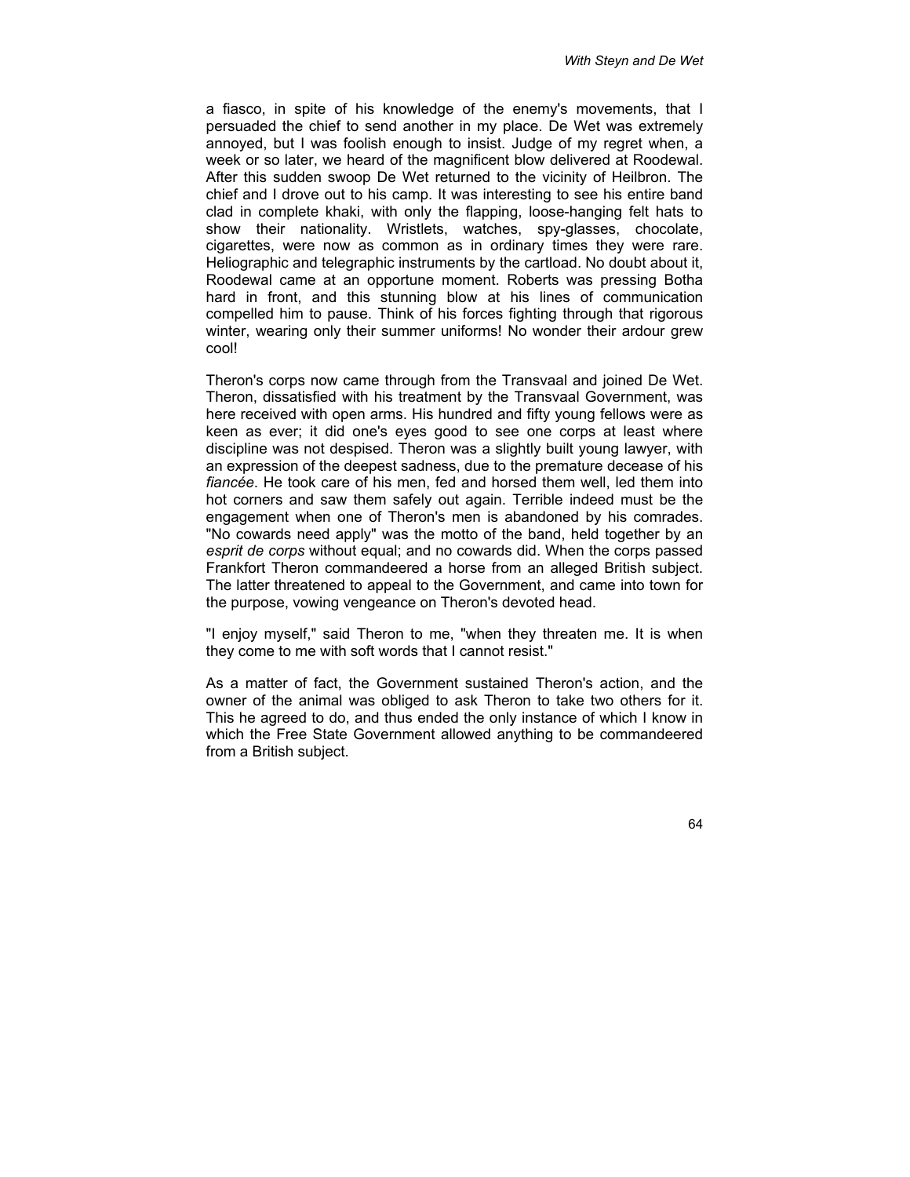a fiasco, in spite of his knowledge of the enemy's movements, that I persuaded the chief to send another in my place. De Wet was extremely annoyed, but I was foolish enough to insist. Judge of my regret when, a week or so later, we heard of the magnificent blow delivered at Roodewal. After this sudden swoop De Wet returned to the vicinity of Heilbron. The chief and I drove out to his camp. It was interesting to see his entire band clad in complete khaki, with only the flapping, loose-hanging felt hats to show their nationality. Wristlets, watches, spy-glasses, chocolate, cigarettes, were now as common as in ordinary times they were rare. Heliographic and telegraphic instruments by the cartload. No doubt about it, Roodewal came at an opportune moment. Roberts was pressing Botha hard in front, and this stunning blow at his lines of communication compelled him to pause. Think of his forces fighting through that rigorous winter, wearing only their summer uniforms! No wonder their ardour grew cool!

Theron's corps now came through from the Transvaal and joined De Wet. Theron, dissatisfied with his treatment by the Transvaal Government, was here received with open arms. His hundred and fifty young fellows were as keen as ever; it did one's eyes good to see one corps at least where discipline was not despised. Theron was a slightly built young lawyer, with an expression of the deepest sadness, due to the premature decease of his *fiancée*. He took care of his men, fed and horsed them well, led them into hot corners and saw them safely out again. Terrible indeed must be the engagement when one of Theron's men is abandoned by his comrades. "No cowards need apply" was the motto of the band, held together by an *esprit de corps* without equal; and no cowards did. When the corps passed Frankfort Theron commandeered a horse from an alleged British subject. The latter threatened to appeal to the Government, and came into town for the purpose, vowing vengeance on Theron's devoted head.

"I enjoy myself," said Theron to me, "when they threaten me. It is when they come to me with soft words that I cannot resist."

As a matter of fact, the Government sustained Theron's action, and the owner of the animal was obliged to ask Theron to take two others for it. This he agreed to do, and thus ended the only instance of which I know in which the Free State Government allowed anything to be commandeered from a British subject.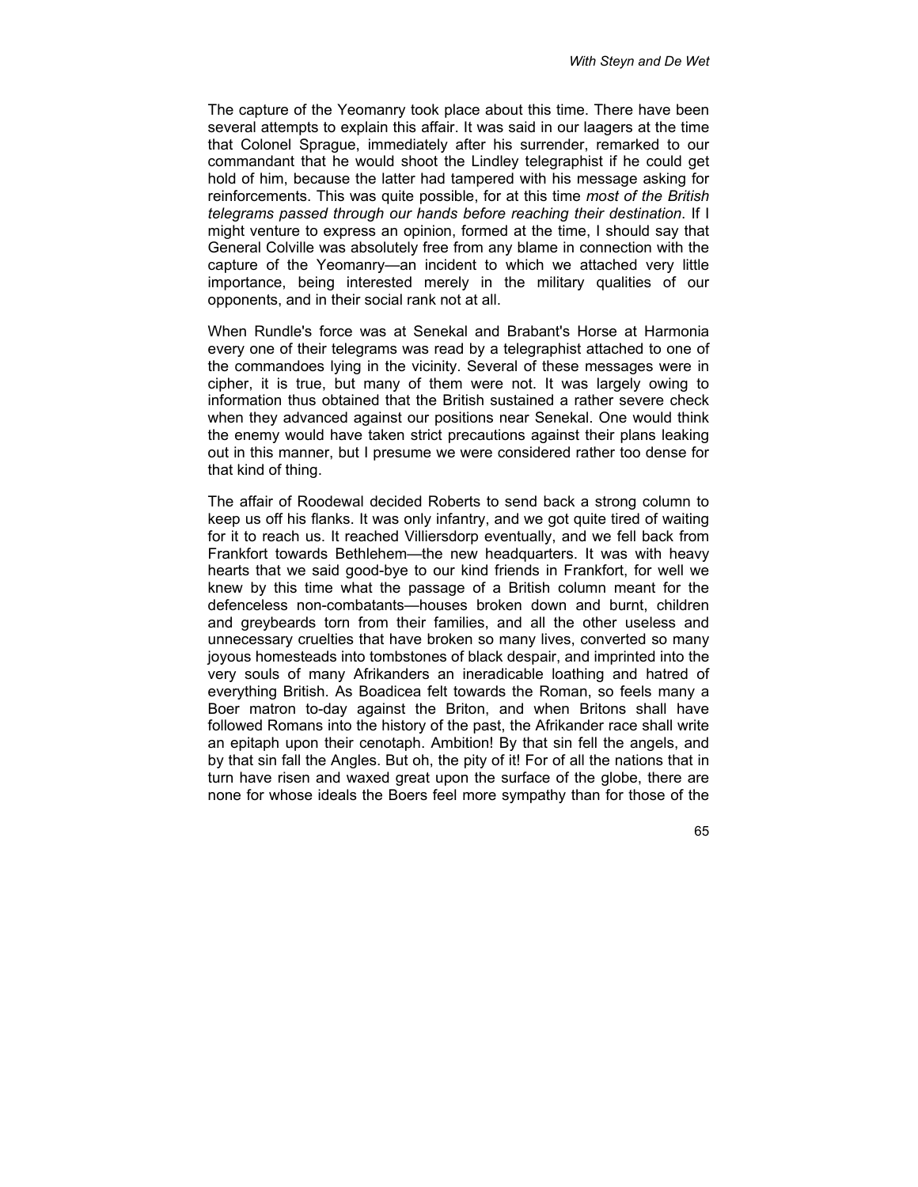The capture of the Yeomanry took place about this time. There have been several attempts to explain this affair. It was said in our laagers at the time that Colonel Sprague, immediately after his surrender, remarked to our commandant that he would shoot the Lindley telegraphist if he could get hold of him, because the latter had tampered with his message asking for reinforcements. This was quite possible, for at this time *most of the British telegrams passed through our hands before reaching their destination*. If I might venture to express an opinion, formed at the time, I should say that General Colville was absolutely free from any blame in connection with the capture of the Yeomanry—an incident to which we attached very little importance, being interested merely in the military qualities of our opponents, and in their social rank not at all.

When Rundle's force was at Senekal and Brabant's Horse at Harmonia every one of their telegrams was read by a telegraphist attached to one of the commandoes lying in the vicinity. Several of these messages were in cipher, it is true, but many of them were not. It was largely owing to information thus obtained that the British sustained a rather severe check when they advanced against our positions near Senekal. One would think the enemy would have taken strict precautions against their plans leaking out in this manner, but I presume we were considered rather too dense for that kind of thing.

The affair of Roodewal decided Roberts to send back a strong column to keep us off his flanks. It was only infantry, and we got quite tired of waiting for it to reach us. It reached Villiersdorp eventually, and we fell back from Frankfort towards Bethlehem—the new headquarters. It was with heavy hearts that we said good-bye to our kind friends in Frankfort, for well we knew by this time what the passage of a British column meant for the defenceless non-combatants—houses broken down and burnt, children and greybeards torn from their families, and all the other useless and unnecessary cruelties that have broken so many lives, converted so many joyous homesteads into tombstones of black despair, and imprinted into the very souls of many Afrikanders an ineradicable loathing and hatred of everything British. As Boadicea felt towards the Roman, so feels many a Boer matron to-day against the Briton, and when Britons shall have followed Romans into the history of the past, the Afrikander race shall write an epitaph upon their cenotaph. Ambition! By that sin fell the angels, and by that sin fall the Angles. But oh, the pity of it! For of all the nations that in turn have risen and waxed great upon the surface of the globe, there are none for whose ideals the Boers feel more sympathy than for those of the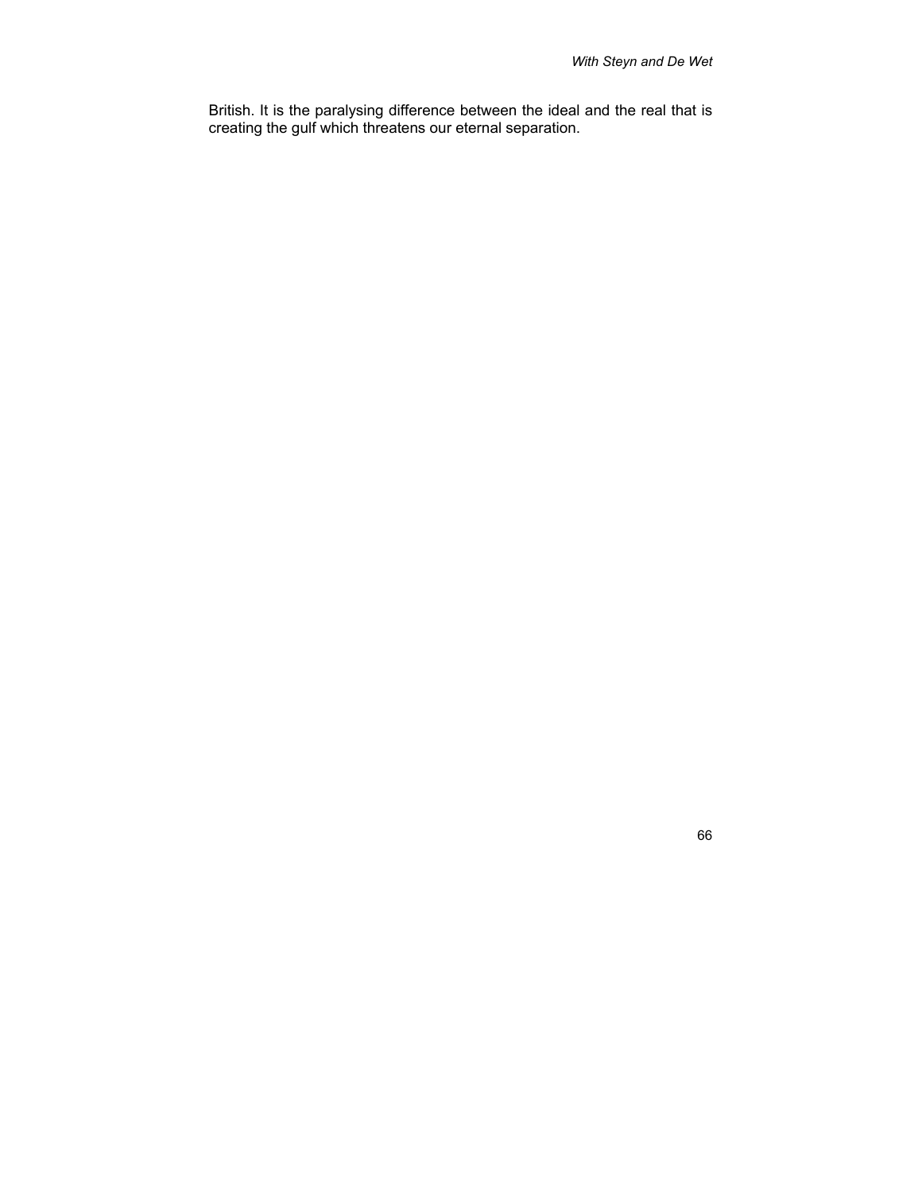British. It is the paralysing difference between the ideal and the real that is creating the gulf which threatens our eternal separation.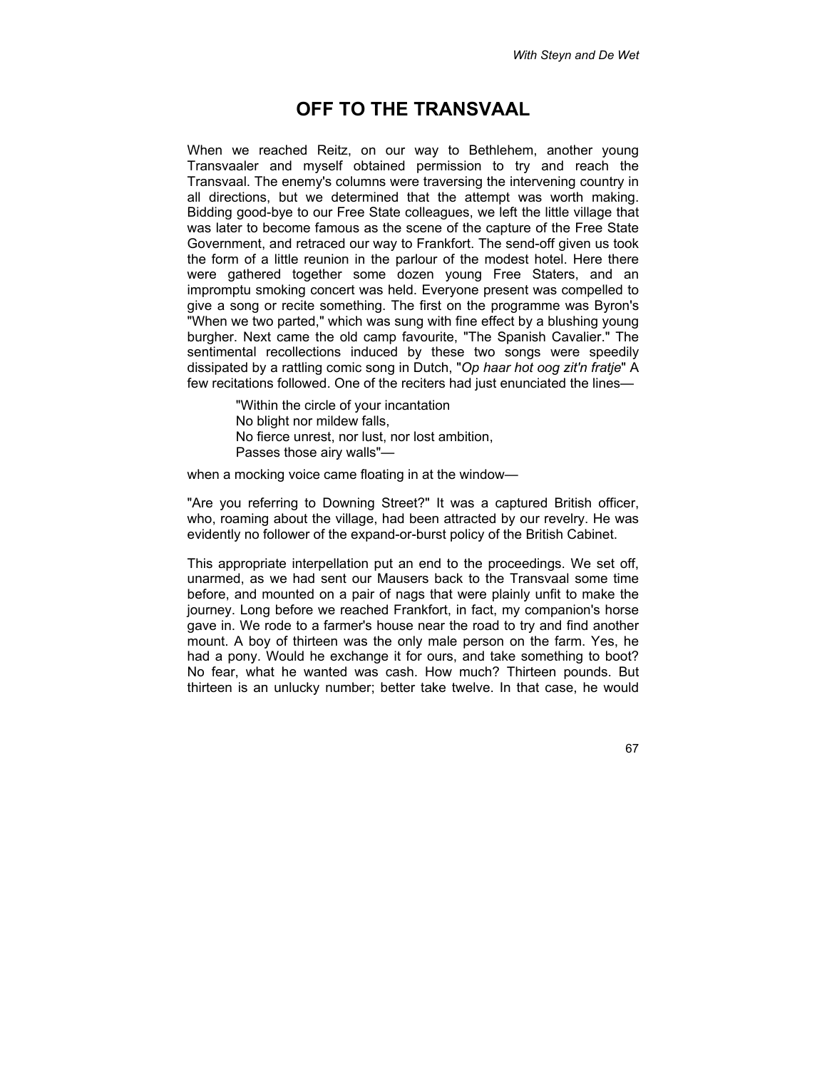# OFF TO THE TRANSVAAL

When we reached Reitz, on our way to Bethlehem, another young Transvaaler and myself obtained permission to try and reach the Transvaal. The enemy's columns were traversing the intervening country in all directions, but we determined that the attempt was worth making. Bidding good-bye to our Free State colleagues, we left the little village that was later to become famous as the scene of the capture of the Free State Government, and retraced our way to Frankfort. The send-off given us took the form of a little reunion in the parlour of the modest hotel. Here there were gathered together some dozen young Free Staters, and an impromptu smoking concert was held. Everyone present was compelled to give a song or recite something. The first on the programme was Byron's "When we two parted," which was sung with fine effect by a blushing young burgher. Next came the old camp favourite, "The Spanish Cavalier." The sentimental recollections induced by these two songs were speedily dissipated by a rattling comic song in Dutch, "*Op haar hot oog zit'n fratje*" A few recitations followed. One of the reciters had just enunciated the lines—

> "Within the circle of your incantation
> No blight nor mildew falls,
> No fierce unrest, nor lust, nor lost ambition,
> Passes those airy walls"—

when a mocking voice came floating in at the window—

"Are you referring to Downing Street?" It was a captured British officer, who, roaming about the village, had been attracted by our revelry. He was evidently no follower of the expand-or-burst policy of the British Cabinet.

This appropriate interpellation put an end to the proceedings. We set off, unarmed, as we had sent our Mausers back to the Transvaal some time before, and mounted on a pair of nags that were plainly unfit to make the journey. Long before we reached Frankfort, in fact, my companion's horse gave in. We rode to a farmer's house near the road to try and find another mount. A boy of thirteen was the only male person on the farm. Yes, he had a pony. Would he exchange it for ours, and take something to boot? No fear, what he wanted was cash. How much? Thirteen pounds. But thirteen is an unlucky number; better take twelve. In that case, he would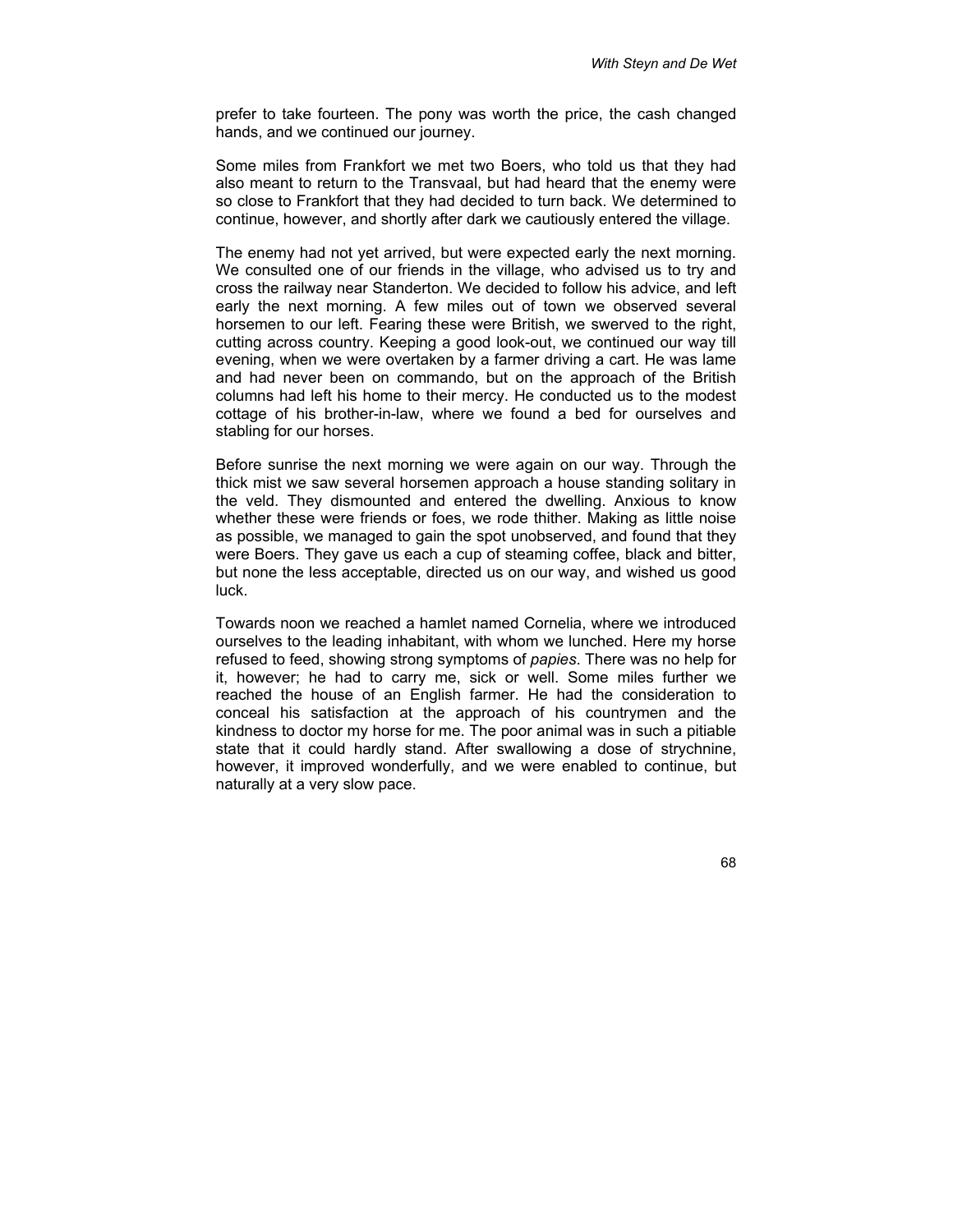prefer to take fourteen. The pony was worth the price, the cash changed hands, and we continued our journey.

Some miles from Frankfort we met two Boers, who told us that they had also meant to return to the Transvaal, but had heard that the enemy were so close to Frankfort that they had decided to turn back. We determined to continue, however, and shortly after dark we cautiously entered the village.

The enemy had not yet arrived, but were expected early the next morning. We consulted one of our friends in the village, who advised us to try and cross the railway near Standerton. We decided to follow his advice, and left early the next morning. A few miles out of town we observed several horsemen to our left. Fearing these were British, we swerved to the right, cutting across country. Keeping a good look-out, we continued our way till evening, when we were overtaken by a farmer driving a cart. He was lame and had never been on commando, but on the approach of the British columns had left his home to their mercy. He conducted us to the modest cottage of his brother-in-law, where we found a bed for ourselves and stabling for our horses.

Before sunrise the next morning we were again on our way. Through the thick mist we saw several horsemen approach a house standing solitary in the veld. They dismounted and entered the dwelling. Anxious to know whether these were friends or foes, we rode thither. Making as little noise as possible, we managed to gain the spot unobserved, and found that they were Boers. They gave us each a cup of steaming coffee, black and bitter, but none the less acceptable, directed us on our way, and wished us good luck.

Towards noon we reached a hamlet named Cornelia, where we introduced ourselves to the leading inhabitant, with whom we lunched. Here my horse refused to feed, showing strong symptoms of *papies*. There was no help for it, however; he had to carry me, sick or well. Some miles further we reached the house of an English farmer. He had the consideration to conceal his satisfaction at the approach of his countrymen and the kindness to doctor my horse for me. The poor animal was in such a pitiable state that it could hardly stand. After swallowing a dose of strychnine, however, it improved wonderfully, and we were enabled to continue, but naturally at a very slow pace.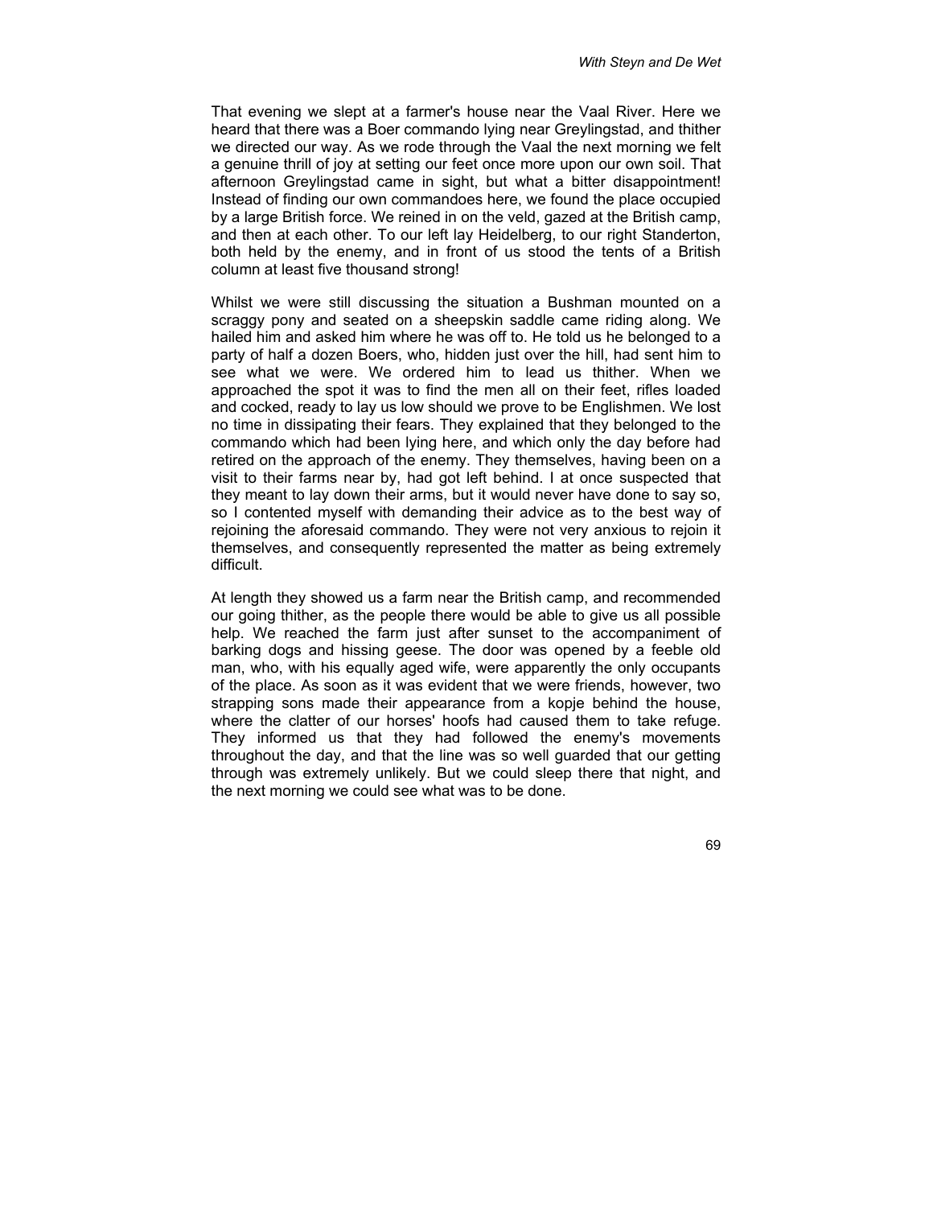That evening we slept at a farmer's house near the Vaal River. Here we heard that there was a Boer commando lying near Greylingstad, and thither we directed our way. As we rode through the Vaal the next morning we felt a genuine thrill of joy at setting our feet once more upon our own soil. That afternoon Greylingstad came in sight, but what a bitter disappointment! Instead of finding our own commandoes here, we found the place occupied by a large British force. We reined in on the veld, gazed at the British camp, and then at each other. To our left lay Heidelberg, to our right Standerton, both held by the enemy, and in front of us stood the tents of a British column at least five thousand strong!

Whilst we were still discussing the situation a Bushman mounted on a scraggy pony and seated on a sheepskin saddle came riding along. We hailed him and asked him where he was off to. He told us he belonged to a party of half a dozen Boers, who, hidden just over the hill, had sent him to see what we were. We ordered him to lead us thither. When we approached the spot it was to find the men all on their feet, rifles loaded and cocked, ready to lay us low should we prove to be Englishmen. We lost no time in dissipating their fears. They explained that they belonged to the commando which had been lying here, and which only the day before had retired on the approach of the enemy. They themselves, having been on a visit to their farms near by, had got left behind. I at once suspected that they meant to lay down their arms, but it would never have done to say so, so I contented myself with demanding their advice as to the best way of rejoining the aforesaid commando. They were not very anxious to rejoin it themselves, and consequently represented the matter as being extremely difficult.

At length they showed us a farm near the British camp, and recommended our going thither, as the people there would be able to give us all possible help. We reached the farm just after sunset to the accompaniment of barking dogs and hissing geese. The door was opened by a feeble old man, who, with his equally aged wife, were apparently the only occupants of the place. As soon as it was evident that we were friends, however, two strapping sons made their appearance from a kopje behind the house, where the clatter of our horses' hoofs had caused them to take refuge. They informed us that they had followed the enemy's movements throughout the day, and that the line was so well guarded that our getting through was extremely unlikely. But we could sleep there that night, and the next morning we could see what was to be done.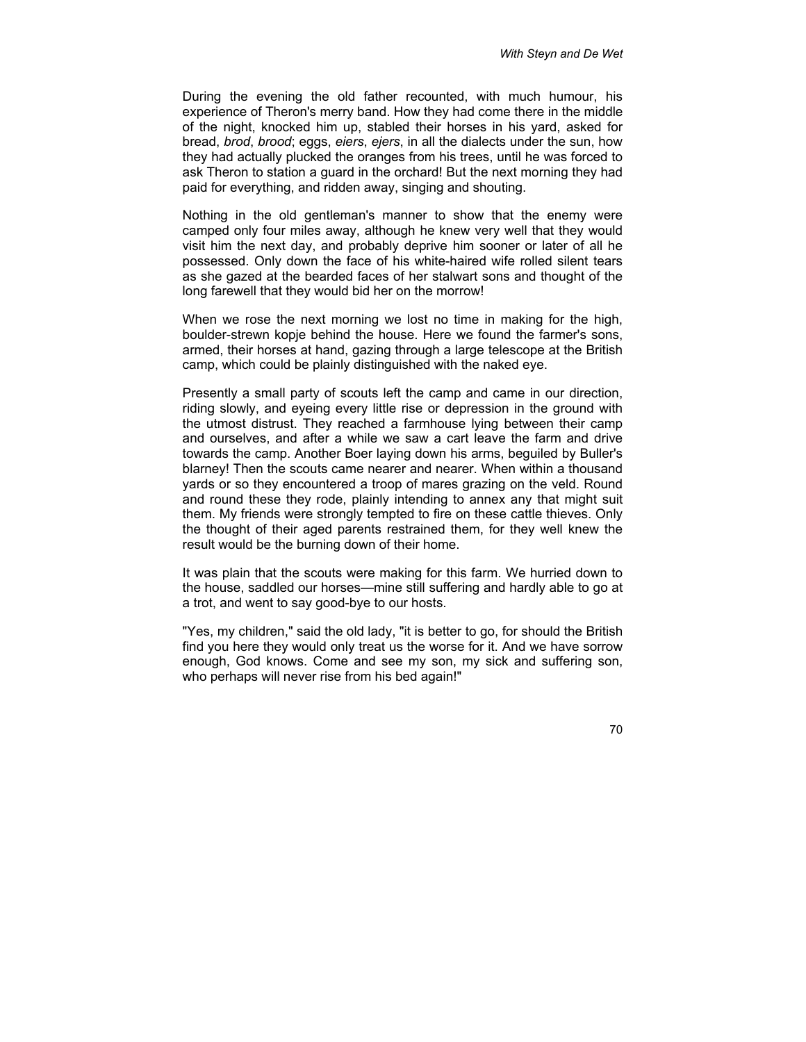During the evening the old father recounted, with much humour, his experience of Theron's merry band. How they had come there in the middle of the night, knocked him up, stabled their horses in his yard, asked for bread, *brod*, *brood*; eggs, *eiers*, *ejers*, in all the dialects under the sun, how they had actually plucked the oranges from his trees, until he was forced to ask Theron to station a guard in the orchard! But the next morning they had paid for everything, and ridden away, singing and shouting.

Nothing in the old gentleman's manner to show that the enemy were camped only four miles away, although he knew very well that they would visit him the next day, and probably deprive him sooner or later of all he possessed. Only down the face of his white-haired wife rolled silent tears as she gazed at the bearded faces of her stalwart sons and thought of the long farewell that they would bid her on the morrow!

When we rose the next morning we lost no time in making for the high, boulder-strewn kopje behind the house. Here we found the farmer's sons, armed, their horses at hand, gazing through a large telescope at the British camp, which could be plainly distinguished with the naked eye.

Presently a small party of scouts left the camp and came in our direction, riding slowly, and eyeing every little rise or depression in the ground with the utmost distrust. They reached a farmhouse lying between their camp and ourselves, and after a while we saw a cart leave the farm and drive towards the camp. Another Boer laying down his arms, beguiled by Buller's blarney! Then the scouts came nearer and nearer. When within a thousand yards or so they encountered a troop of mares grazing on the veld. Round and round these they rode, plainly intending to annex any that might suit them. My friends were strongly tempted to fire on these cattle thieves. Only the thought of their aged parents restrained them, for they well knew the result would be the burning down of their home.

It was plain that the scouts were making for this farm. We hurried down to the house, saddled our horses—mine still suffering and hardly able to go at a trot, and went to say good-bye to our hosts.

"Yes, my children," said the old lady, "it is better to go, for should the British find you here they would only treat us the worse for it. And we have sorrow enough, God knows. Come and see my son, my sick and suffering son, who perhaps will never rise from his bed again!"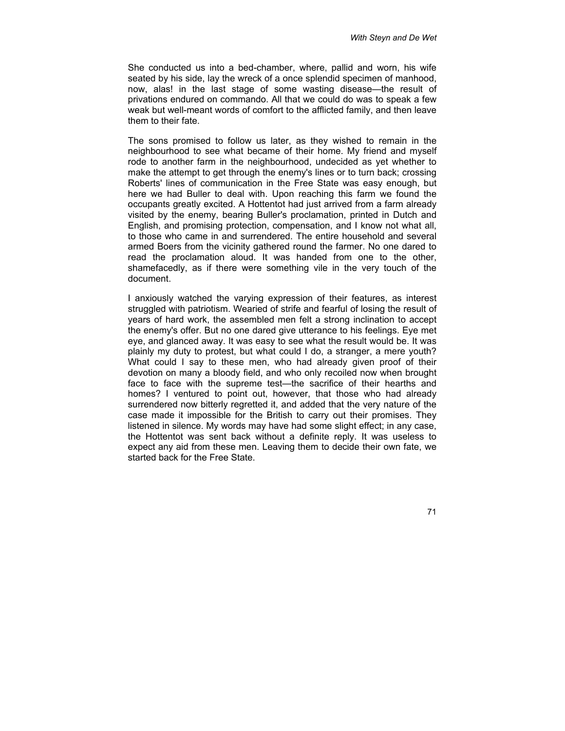She conducted us into a bed-chamber, where, pallid and worn, his wife seated by his side, lay the wreck of a once splendid specimen of manhood, now, alas! in the last stage of some wasting disease—the result of privations endured on commando. All that we could do was to speak a few weak but well-meant words of comfort to the afflicted family, and then leave them to their fate.

The sons promised to follow us later, as they wished to remain in the neighbourhood to see what became of their home. My friend and myself rode to another farm in the neighbourhood, undecided as yet whether to make the attempt to get through the enemy's lines or to turn back; crossing Roberts' lines of communication in the Free State was easy enough, but here we had Buller to deal with. Upon reaching this farm we found the occupants greatly excited. A Hottentot had just arrived from a farm already visited by the enemy, bearing Buller's proclamation, printed in Dutch and English, and promising protection, compensation, and I know not what all, to those who came in and surrendered. The entire household and several armed Boers from the vicinity gathered round the farmer. No one dared to read the proclamation aloud. It was handed from one to the other, shamefacedly, as if there were something vile in the very touch of the document.

I anxiously watched the varying expression of their features, as interest struggled with patriotism. Wearied of strife and fearful of losing the result of years of hard work, the assembled men felt a strong inclination to accept the enemy's offer. But no one dared give utterance to his feelings. Eye met eye, and glanced away. It was easy to see what the result would be. It was plainly my duty to protest, but what could I do, a stranger, a mere youth? What could I say to these men, who had already given proof of their devotion on many a bloody field, and who only recoiled now when brought face to face with the supreme test—the sacrifice of their hearths and homes? I ventured to point out, however, that those who had already surrendered now bitterly regretted it, and added that the very nature of the case made it impossible for the British to carry out their promises. They listened in silence. My words may have had some slight effect; in any case, the Hottentot was sent back without a definite reply. It was useless to expect any aid from these men. Leaving them to decide their own fate, we started back for the Free State.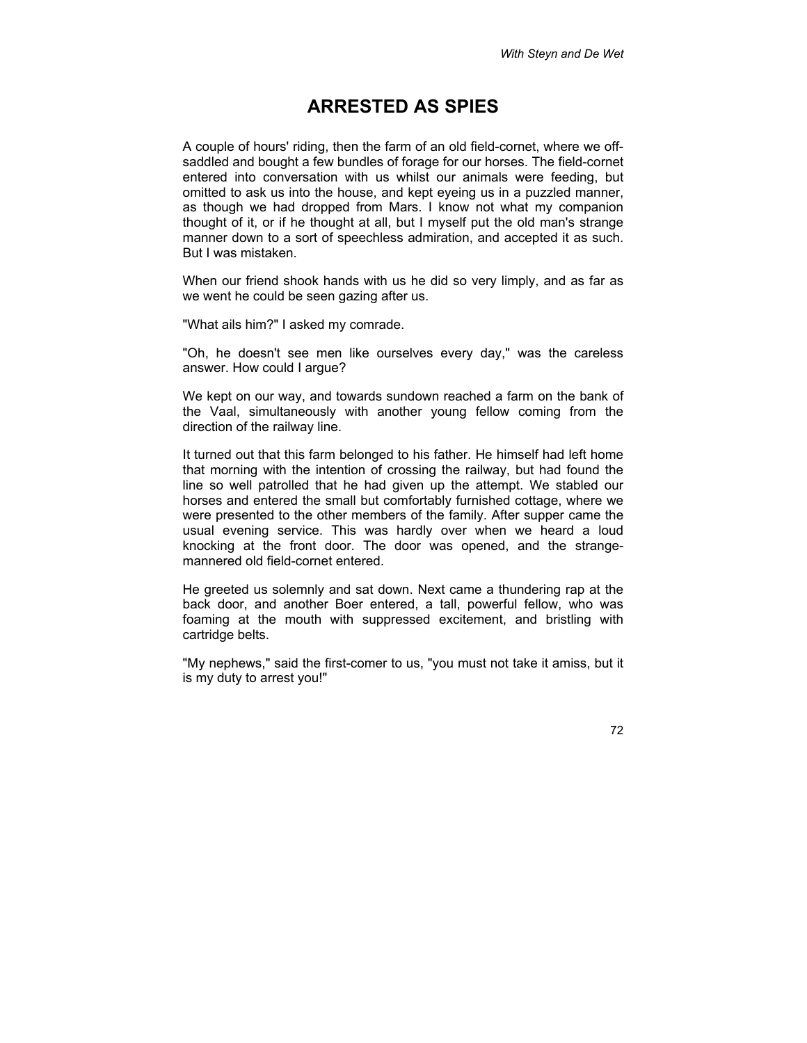# ARRESTED AS SPIES

A couple of hours' riding, then the farm of an old field-cornet, where we off-saddled and bought a few bundles of forage for our horses. The field-cornet entered into conversation with us whilst our animals were feeding, but omitted to ask us into the house, and kept eyeing us in a puzzled manner, as though we had dropped from Mars. I know not what my companion thought of it, or if he thought at all, but I myself put the old man's strange manner down to a sort of speechless admiration, and accepted it as such. But I was mistaken.

When our friend shook hands with us he did so very limply, and as far as we went he could be seen gazing after us.

"What ails him?" I asked my comrade.

"Oh, he doesn't see men like ourselves every day," was the careless answer. How could I argue?

We kept on our way, and towards sundown reached a farm on the bank of the Vaal, simultaneously with another young fellow coming from the direction of the railway line.

It turned out that this farm belonged to his father. He himself had left home that morning with the intention of crossing the railway, but had found the line so well patrolled that he had given up the attempt. We stabled our horses and entered the small but comfortably furnished cottage, where we were presented to the other members of the family. After supper came the usual evening service. This was hardly over when we heard a loud knocking at the front door. The door was opened, and the strange-mannered old field-cornet entered.

He greeted us solemnly and sat down. Next came a thundering rap at the back door, and another Boer entered, a tall, powerful fellow, who was foaming at the mouth with suppressed excitement, and bristling with cartridge belts.

"My nephews," said the first-comer to us, "you must not take it amiss, but it is my duty to arrest you!"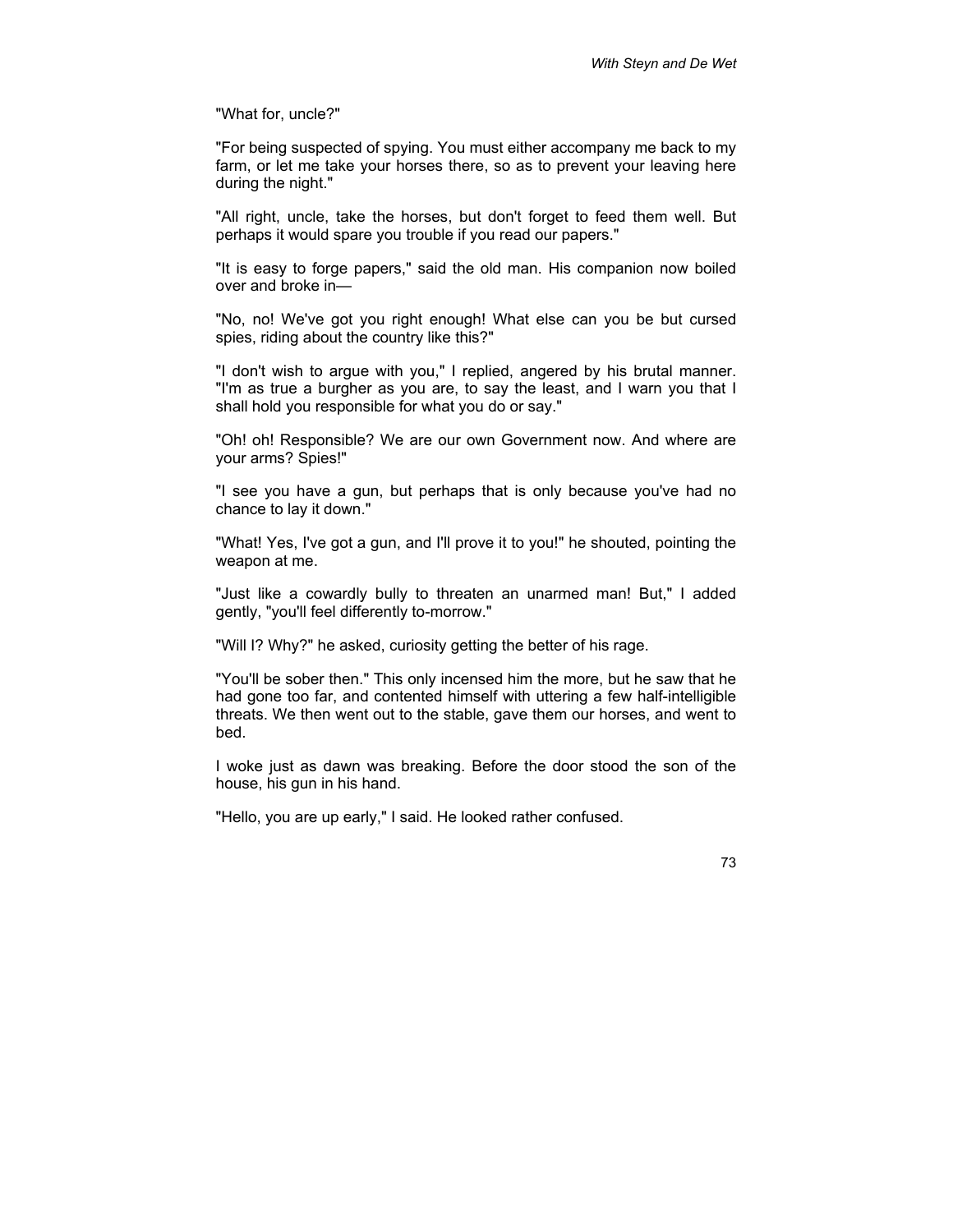"What for, uncle?"

"For being suspected of spying. You must either accompany me back to my farm, or let me take your horses there, so as to prevent your leaving here during the night."

"All right, uncle, take the horses, but don't forget to feed them well. But perhaps it would spare you trouble if you read our papers."

"It is easy to forge papers," said the old man. His companion now boiled over and broke in—

"No, no! We've got you right enough! What else can you be but cursed spies, riding about the country like this?"

"I don't wish to argue with you," I replied, angered by his brutal manner. "I'm as true a burgher as you are, to say the least, and I warn you that I shall hold you responsible for what you do or say."

"Oh! oh! Responsible? We are our own Government now. And where are your arms? Spies!"

"I see you have a gun, but perhaps that is only because you've had no chance to lay it down."

"What! Yes, I've got a gun, and I'll prove it to you!" he shouted, pointing the weapon at me.

"Just like a cowardly bully to threaten an unarmed man! But," I added gently, "you'll feel differently to-morrow."

"Will I? Why?" he asked, curiosity getting the better of his rage.

"You'll be sober then." This only incensed him the more, but he saw that he had gone too far, and contented himself with uttering a few half-intelligible threats. We then went out to the stable, gave them our horses, and went to bed.

I woke just as dawn was breaking. Before the door stood the son of the house, his gun in his hand.

"Hello, you are up early," I said. He looked rather confused.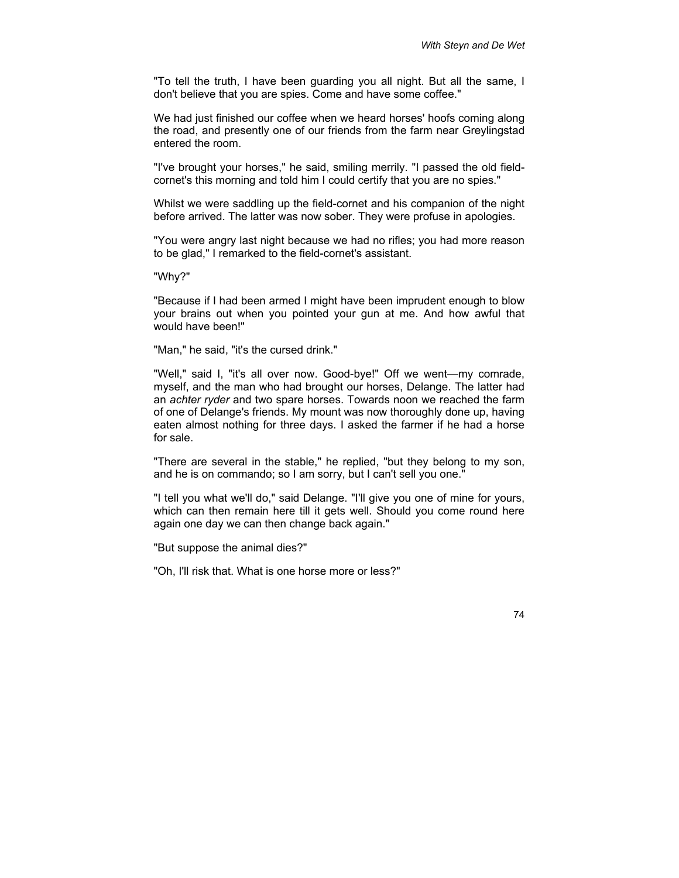"To tell the truth, I have been guarding you all night. But all the same, I don't believe that you are spies. Come and have some coffee."

We had just finished our coffee when we heard horses' hoofs coming along the road, and presently one of our friends from the farm near Greylingstad entered the room.

"I've brought your horses," he said, smiling merrily. "I passed the old field-cornet's this morning and told him I could certify that you are no spies."

Whilst we were saddling up the field-cornet and his companion of the night before arrived. The latter was now sober. They were profuse in apologies.

"You were angry last night because we had no rifles; you had more reason to be glad," I remarked to the field-cornet's assistant.

"Why?"

"Because if I had been armed I might have been imprudent enough to blow your brains out when you pointed your gun at me. And how awful that would have been!"

"Man," he said, "it's the cursed drink."

"Well," said I, "it's all over now. Good-bye!" Off we went—my comrade, myself, and the man who had brought our horses, Delange. The latter had an *achter ryder* and two spare horses. Towards noon we reached the farm of one of Delange's friends. My mount was now thoroughly done up, having eaten almost nothing for three days. I asked the farmer if he had a horse for sale.

"There are several in the stable," he replied, "but they belong to my son, and he is on commando; so I am sorry, but I can't sell you one."

"I tell you what we'll do," said Delange. "I'll give you one of mine for yours, which can then remain here till it gets well. Should you come round here again one day we can then change back again."

"But suppose the animal dies?"

"Oh, I'll risk that. What is one horse more or less?"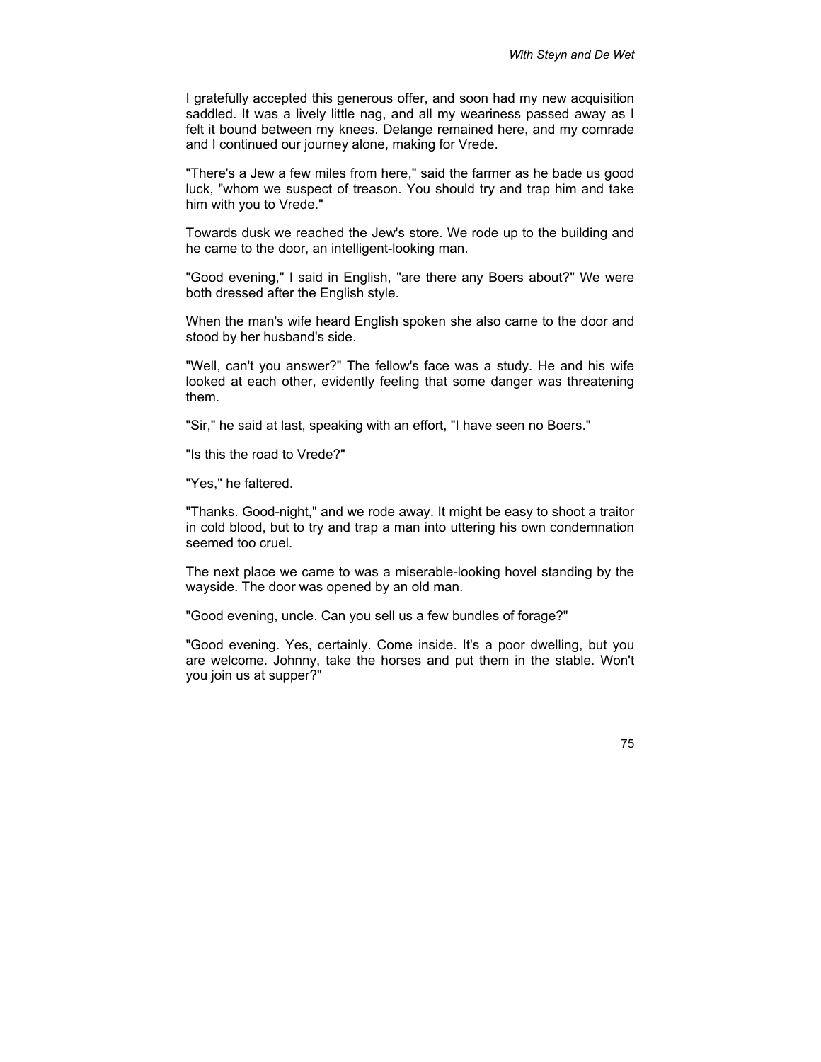I gratefully accepted this generous offer, and soon had my new acquisition saddled. It was a lively little nag, and all my weariness passed away as I felt it bound between my knees. Delange remained here, and my comrade and I continued our journey alone, making for Vrede.

"There's a Jew a few miles from here," said the farmer as he bade us good luck, "whom we suspect of treason. You should try and trap him and take him with you to Vrede."

Towards dusk we reached the Jew's store. We rode up to the building and he came to the door, an intelligent-looking man.

"Good evening," I said in English, "are there any Boers about?" We were both dressed after the English style.

When the man's wife heard English spoken she also came to the door and stood by her husband's side.

"Well, can't you answer?" The fellow's face was a study. He and his wife looked at each other, evidently feeling that some danger was threatening them.

"Sir," he said at last, speaking with an effort, "I have seen no Boers."

"Is this the road to Vrede?"

"Yes," he faltered.

"Thanks. Good-night," and we rode away. It might be easy to shoot a traitor in cold blood, but to try and trap a man into uttering his own condemnation seemed too cruel.

The next place we came to was a miserable-looking hovel standing by the wayside. The door was opened by an old man.

"Good evening, uncle. Can you sell us a few bundles of forage?"

"Good evening. Yes, certainly. Come inside. It's a poor dwelling, but you are welcome. Johnny, take the horses and put them in the stable. Won't you join us at supper?"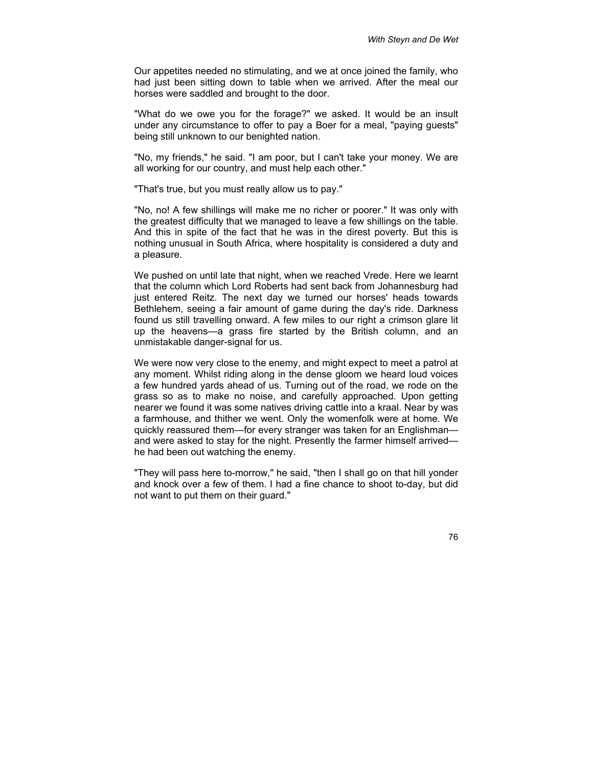Our appetites needed no stimulating, and we at once joined the family, who had just been sitting down to table when we arrived. After the meal our horses were saddled and brought to the door.

"What do we owe you for the forage?" we asked. It would be an insult under any circumstance to offer to pay a Boer for a meal, "paying guests" being still unknown to our benighted nation.

"No, my friends," he said. "I am poor, but I can't take your money. We are all working for our country, and must help each other."

"That's true, but you must really allow us to pay."

"No, no! A few shillings will make me no richer or poorer." It was only with the greatest difficulty that we managed to leave a few shillings on the table. And this in spite of the fact that he was in the direst poverty. But this is nothing unusual in South Africa, where hospitality is considered a duty and a pleasure.

We pushed on until late that night, when we reached Vrede. Here we learnt that the column which Lord Roberts had sent back from Johannesburg had just entered Reitz. The next day we turned our horses' heads towards Bethlehem, seeing a fair amount of game during the day's ride. Darkness found us still travelling onward. A few miles to our right a crimson glare lit up the heavens—a grass fire started by the British column, and an unmistakable danger-signal for us.

We were now very close to the enemy, and might expect to meet a patrol at any moment. Whilst riding along in the dense gloom we heard loud voices a few hundred yards ahead of us. Turning out of the road, we rode on the grass so as to make no noise, and carefully approached. Upon getting nearer we found it was some natives driving cattle into a kraal. Near by was a farmhouse, and thither we went. Only the womenfolk were at home. We quickly reassured them—for every stranger was taken for an Englishman—and were asked to stay for the night. Presently the farmer himself arrived—he had been out watching the enemy.

"They will pass here to-morrow," he said, "then I shall go on that hill yonder and knock over a few of them. I had a fine chance to shoot to-day, but did not want to put them on their guard."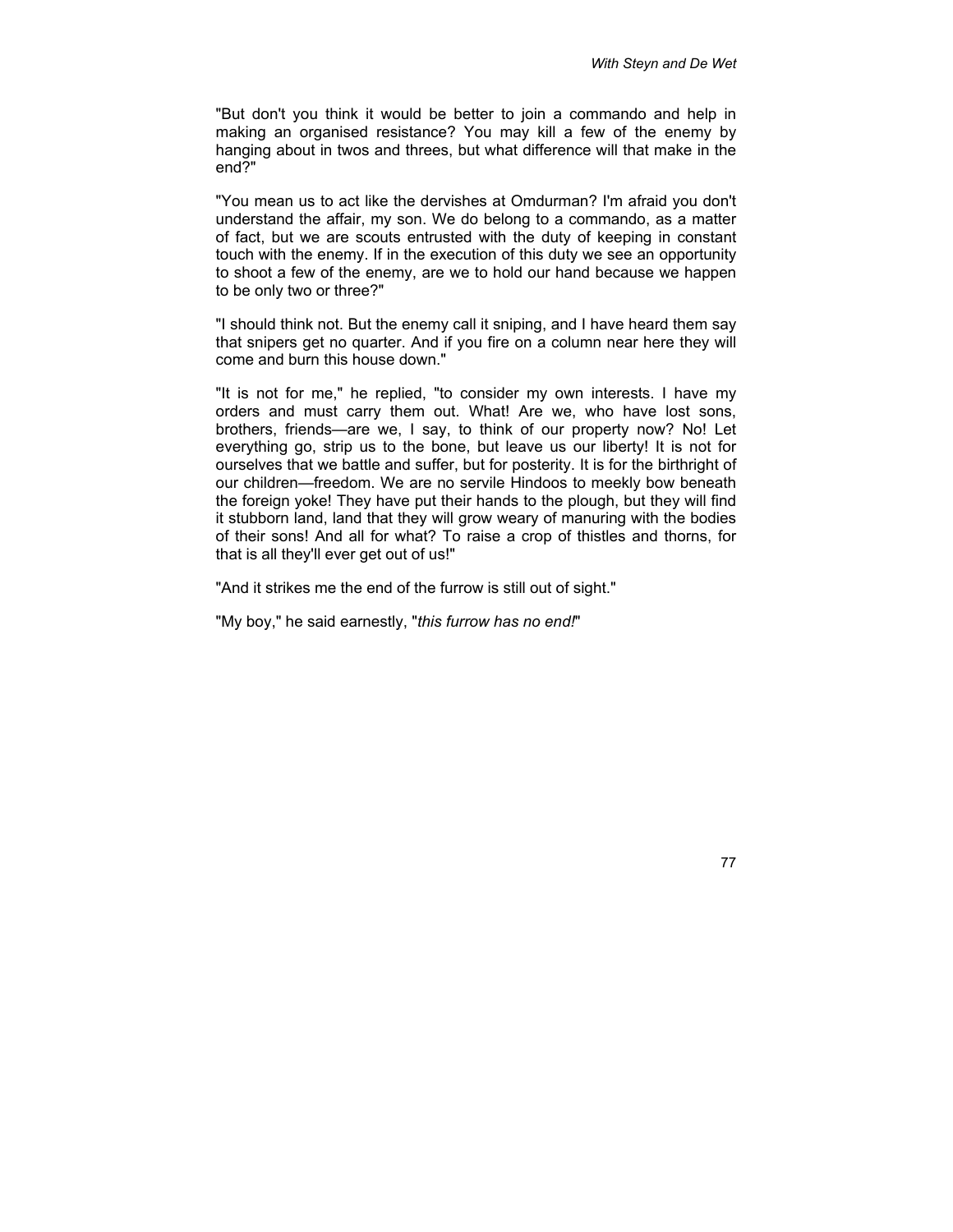"But don't you think it would be better to join a commando and help in making an organised resistance? You may kill a few of the enemy by hanging about in twos and threes, but what difference will that make in the end?"

"You mean us to act like the dervishes at Omdurman? I'm afraid you don't understand the affair, my son. We do belong to a commando, as a matter of fact, but we are scouts entrusted with the duty of keeping in constant touch with the enemy. If in the execution of this duty we see an opportunity to shoot a few of the enemy, are we to hold our hand because we happen to be only two or three?"

"I should think not. But the enemy call it sniping, and I have heard them say that snipers get no quarter. And if you fire on a column near here they will come and burn this house down."

"It is not for me," he replied, "to consider my own interests. I have my orders and must carry them out. What! Are we, who have lost sons, brothers, friends—are we, I say, to think of our property now? No! Let everything go, strip us to the bone, but leave us our liberty! It is not for ourselves that we battle and suffer, but for posterity. It is for the birthright of our children—freedom. We are no servile Hindoos to meekly bow beneath the foreign yoke! They have put their hands to the plough, but they will find it stubborn land, land that they will grow weary of manuring with the bodies of their sons! And all for what? To raise a crop of thistles and thorns, for that is all they'll ever get out of us!"

"And it strikes me the end of the furrow is still out of sight."

"My boy," he said earnestly, "*this furrow has no end!*"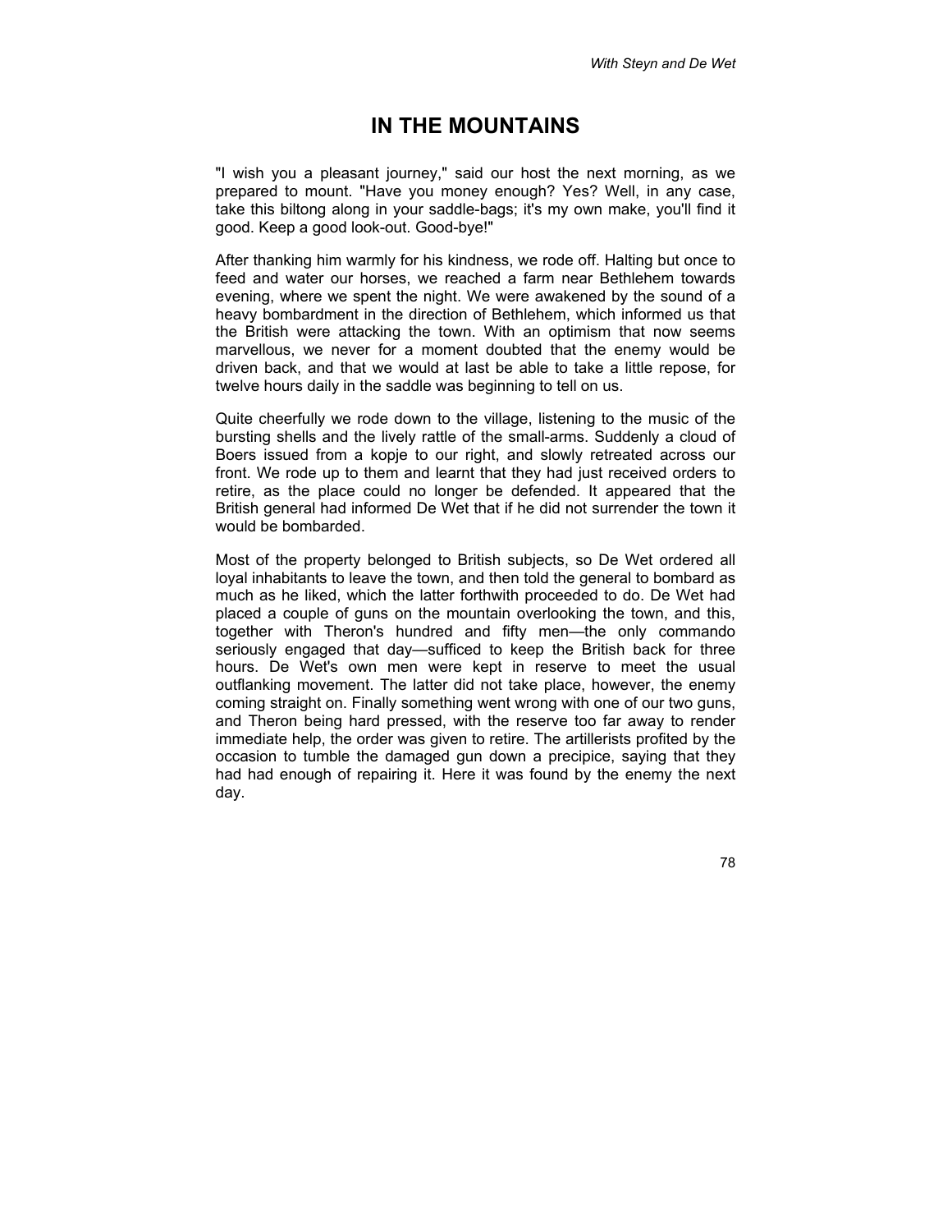# IN THE MOUNTAINS

"I wish you a pleasant journey," said our host the next morning, as we prepared to mount. "Have you money enough? Yes? Well, in any case, take this biltong along in your saddle-bags; it's my own make, you'll find it good. Keep a good look-out. Good-bye!"

After thanking him warmly for his kindness, we rode off. Halting but once to feed and water our horses, we reached a farm near Bethlehem towards evening, where we spent the night. We were awakened by the sound of a heavy bombardment in the direction of Bethlehem, which informed us that the British were attacking the town. With an optimism that now seems marvellous, we never for a moment doubted that the enemy would be driven back, and that we would at last be able to take a little repose, for twelve hours daily in the saddle was beginning to tell on us.

Quite cheerfully we rode down to the village, listening to the music of the bursting shells and the lively rattle of the small-arms. Suddenly a cloud of Boers issued from a kopje to our right, and slowly retreated across our front. We rode up to them and learnt that they had just received orders to retire, as the place could no longer be defended. It appeared that the British general had informed De Wet that if he did not surrender the town it would be bombarded.

Most of the property belonged to British subjects, so De Wet ordered all loyal inhabitants to leave the town, and then told the general to bombard as much as he liked, which the latter forthwith proceeded to do. De Wet had placed a couple of guns on the mountain overlooking the town, and this, together with Theron's hundred and fifty men—the only commando seriously engaged that day—sufficed to keep the British back for three hours. De Wet's own men were kept in reserve to meet the usual outflanking movement. The latter did not take place, however, the enemy coming straight on. Finally something went wrong with one of our two guns, and Theron being hard pressed, with the reserve too far away to render immediate help, the order was given to retire. The artillerists profited by the occasion to tumble the damaged gun down a precipice, saying that they had had enough of repairing it. Here it was found by the enemy the next day.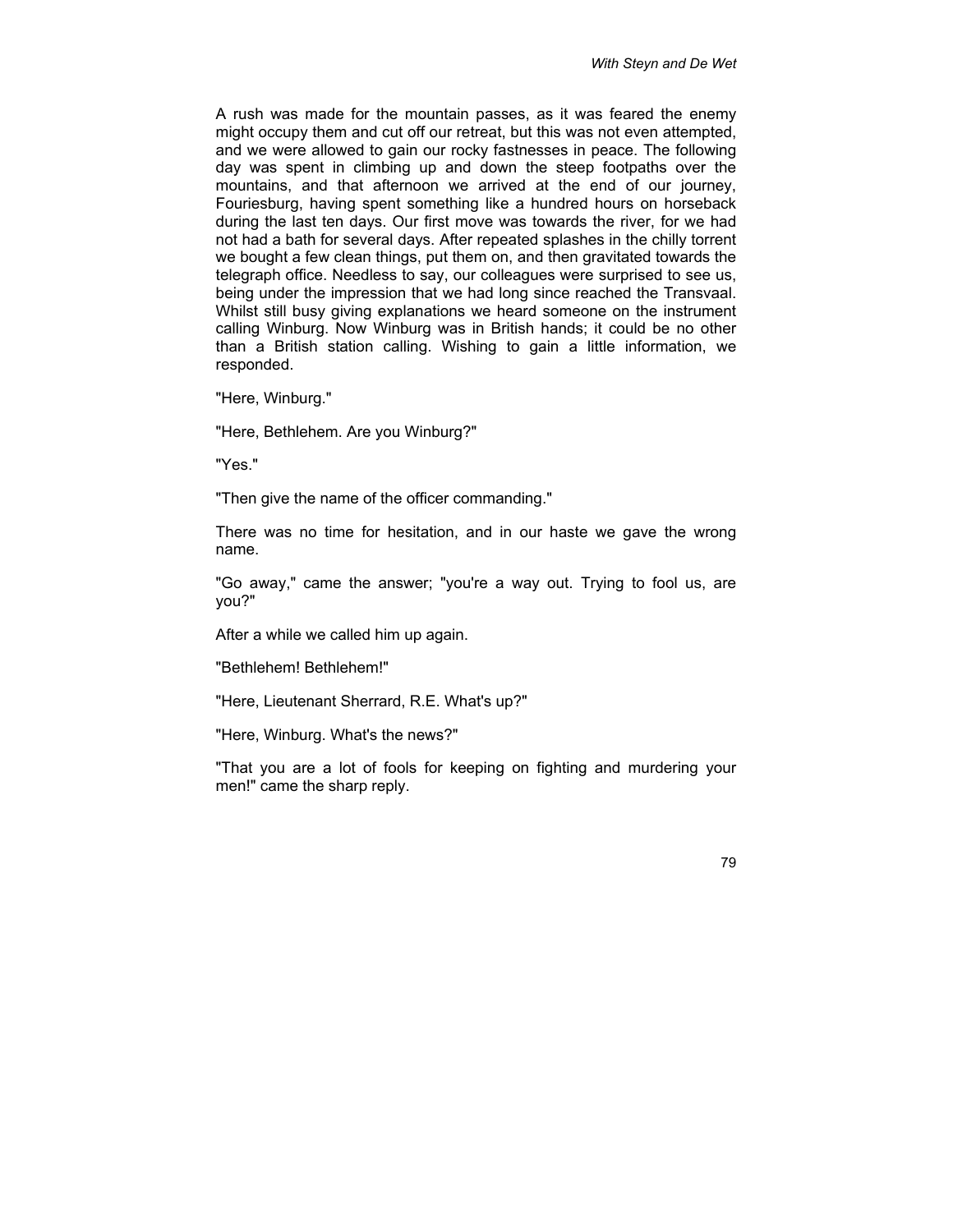A rush was made for the mountain passes, as it was feared the enemy might occupy them and cut off our retreat, but this was not even attempted, and we were allowed to gain our rocky fastnesses in peace. The following day was spent in climbing up and down the steep footpaths over the mountains, and that afternoon we arrived at the end of our journey, Fouriesburg, having spent something like a hundred hours on horseback during the last ten days. Our first move was towards the river, for we had not had a bath for several days. After repeated splashes in the chilly torrent we bought a few clean things, put them on, and then gravitated towards the telegraph office. Needless to say, our colleagues were surprised to see us, being under the impression that we had long since reached the Transvaal. Whilst still busy giving explanations we heard someone on the instrument calling Winburg. Now Winburg was in British hands; it could be no other than a British station calling. Wishing to gain a little information, we responded.

"Here, Winburg."

"Here, Bethlehem. Are you Winburg?"

"Yes."

"Then give the name of the officer commanding."

There was no time for hesitation, and in our haste we gave the wrong name.

"Go away," came the answer; "you're a way out. Trying to fool us, are you?"

After a while we called him up again.

"Bethlehem! Bethlehem!"

"Here, Lieutenant Sherrard, R.E. What's up?"

"Here, Winburg. What's the news?"

"That you are a lot of fools for keeping on fighting and murdering your men!" came the sharp reply.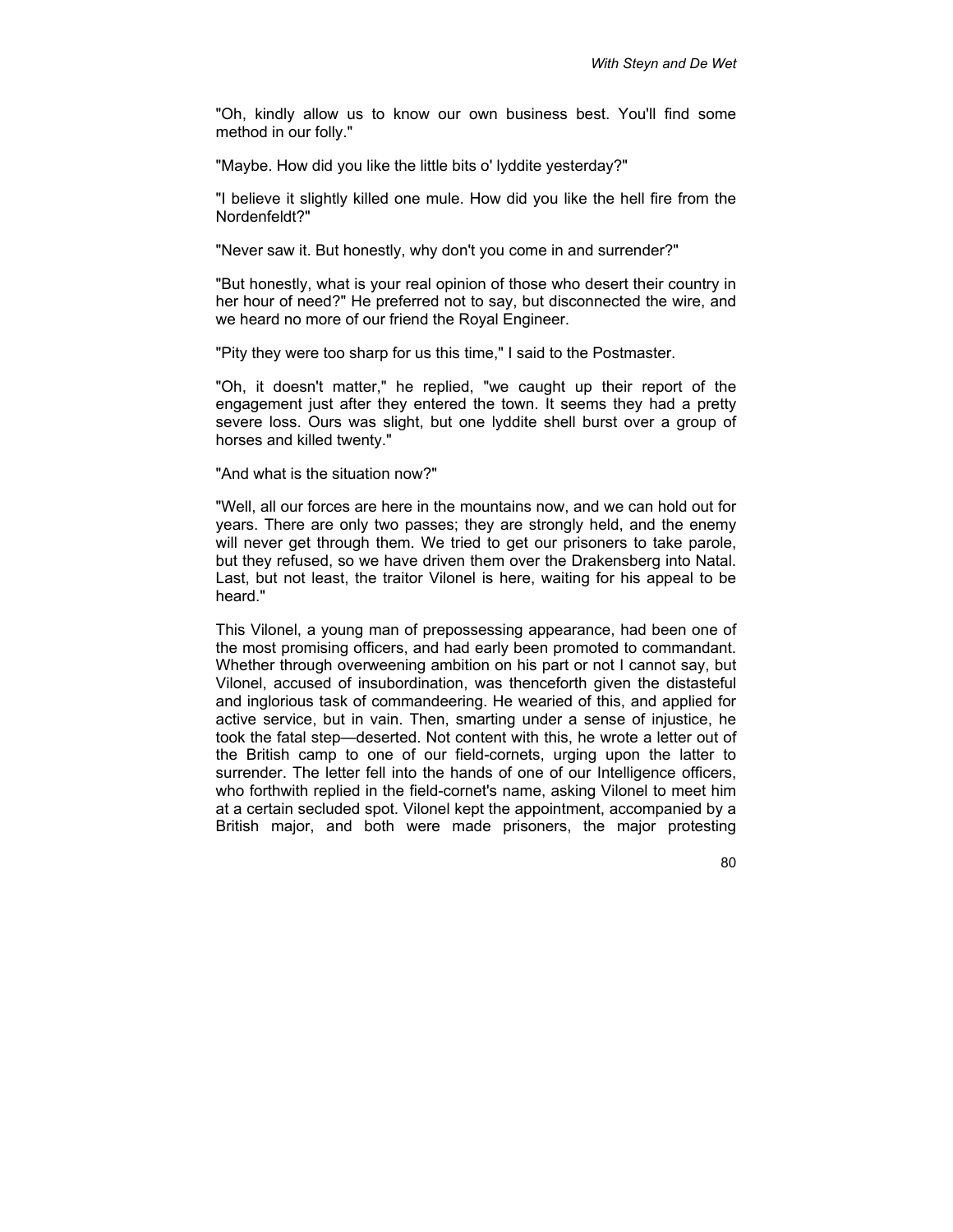"Oh, kindly allow us to know our own business best. You'll find some method in our folly."

"Maybe. How did you like the little bits o' lyddite yesterday?"

"I believe it slightly killed one mule. How did you like the hell fire from the Nordenfeldt?"

"Never saw it. But honestly, why don't you come in and surrender?"

"But honestly, what is your real opinion of those who desert their country in her hour of need?" He preferred not to say, but disconnected the wire, and we heard no more of our friend the Royal Engineer.

"Pity they were too sharp for us this time," I said to the Postmaster.

"Oh, it doesn't matter," he replied, "we caught up their report of the engagement just after they entered the town. It seems they had a pretty severe loss. Ours was slight, but one lyddite shell burst over a group of horses and killed twenty."

"And what is the situation now?"

"Well, all our forces are here in the mountains now, and we can hold out for years. There are only two passes; they are strongly held, and the enemy will never get through them. We tried to get our prisoners to take parole, but they refused, so we have driven them over the Drakensberg into Natal. Last, but not least, the traitor Vilonel is here, waiting for his appeal to be heard."

This Vilonel, a young man of prepossessing appearance, had been one of the most promising officers, and had early been promoted to commandant. Whether through overweening ambition on his part or not I cannot say, but Vilonel, accused of insubordination, was thenceforth given the distasteful and inglorious task of commandeering. He wearied of this, and applied for active service, but in vain. Then, smarting under a sense of injustice, he took the fatal step—deserted. Not content with this, he wrote a letter out of the British camp to one of our field-cornets, urging upon the latter to surrender. The letter fell into the hands of one of our Intelligence officers, who forthwith replied in the field-cornet's name, asking Vilonel to meet him at a certain secluded spot. Vilonel kept the appointment, accompanied by a British major, and both were made prisoners, the major protesting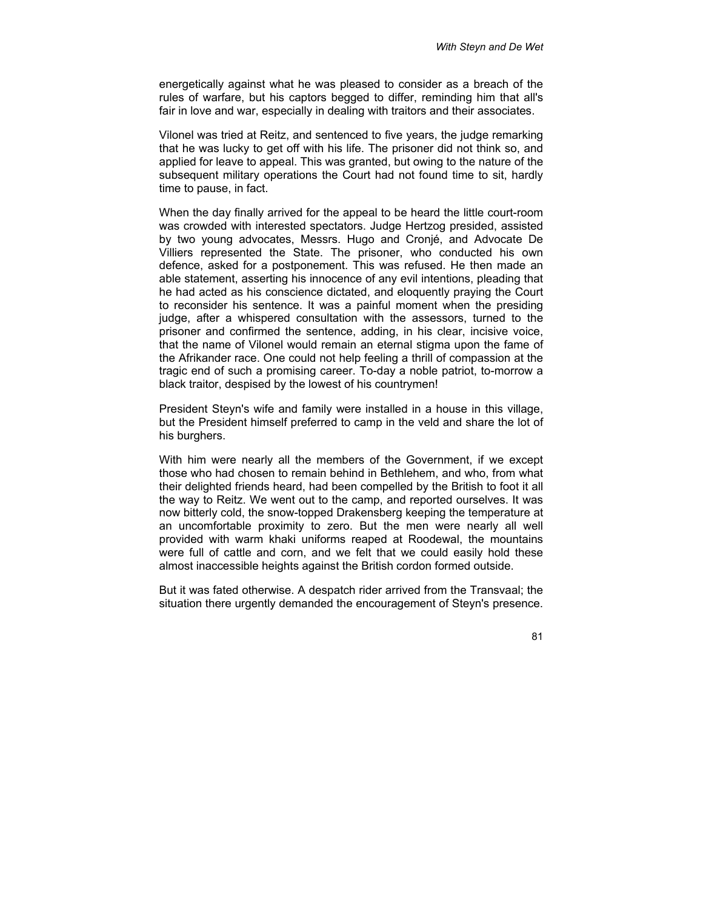energetically against what he was pleased to consider as a breach of the rules of warfare, but his captors begged to differ, reminding him that all's fair in love and war, especially in dealing with traitors and their associates.

Vilonel was tried at Reitz, and sentenced to five years, the judge remarking that he was lucky to get off with his life. The prisoner did not think so, and applied for leave to appeal. This was granted, but owing to the nature of the subsequent military operations the Court had not found time to sit, hardly time to pause, in fact.

When the day finally arrived for the appeal to be heard the little court-room was crowded with interested spectators. Judge Hertzog presided, assisted by two young advocates, Messrs. Hugo and Cronjé, and Advocate De Villiers represented the State. The prisoner, who conducted his own defence, asked for a postponement. This was refused. He then made an able statement, asserting his innocence of any evil intentions, pleading that he had acted as his conscience dictated, and eloquently praying the Court to reconsider his sentence. It was a painful moment when the presiding judge, after a whispered consultation with the assessors, turned to the prisoner and confirmed the sentence, adding, in his clear, incisive voice, that the name of Vilonel would remain an eternal stigma upon the fame of the Afrikander race. One could not help feeling a thrill of compassion at the tragic end of such a promising career. To-day a noble patriot, to-morrow a black traitor, despised by the lowest of his countrymen!

President Steyn's wife and family were installed in a house in this village, but the President himself preferred to camp in the veld and share the lot of his burghers.

With him were nearly all the members of the Government, if we except those who had chosen to remain behind in Bethlehem, and who, from what their delighted friends heard, had been compelled by the British to foot it all the way to Reitz. We went out to the camp, and reported ourselves. It was now bitterly cold, the snow-topped Drakensberg keeping the temperature at an uncomfortable proximity to zero. But the men were nearly all well provided with warm khaki uniforms reaped at Roodewal, the mountains were full of cattle and corn, and we felt that we could easily hold these almost inaccessible heights against the British cordon formed outside.

But it was fated otherwise. A despatch rider arrived from the Transvaal; the situation there urgently demanded the encouragement of Steyn's presence.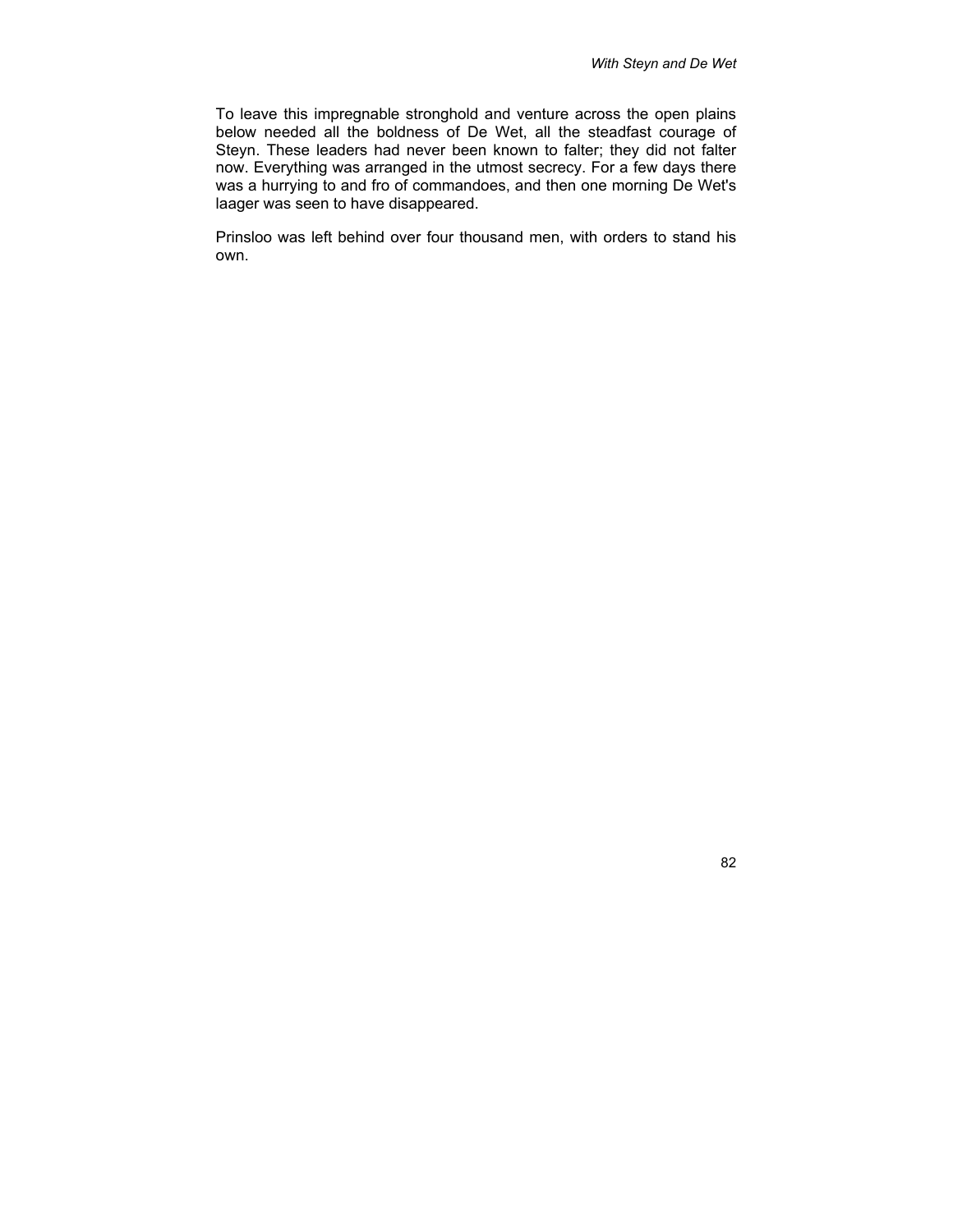To leave this impregnable stronghold and venture across the open plains below needed all the boldness of De Wet, all the steadfast courage of Steyn. These leaders had never been known to falter; they did not falter now. Everything was arranged in the utmost secrecy. For a few days there was a hurrying to and fro of commandoes, and then one morning De Wet's laager was seen to have disappeared.

Prinsloo was left behind over four thousand men, with orders to stand his own.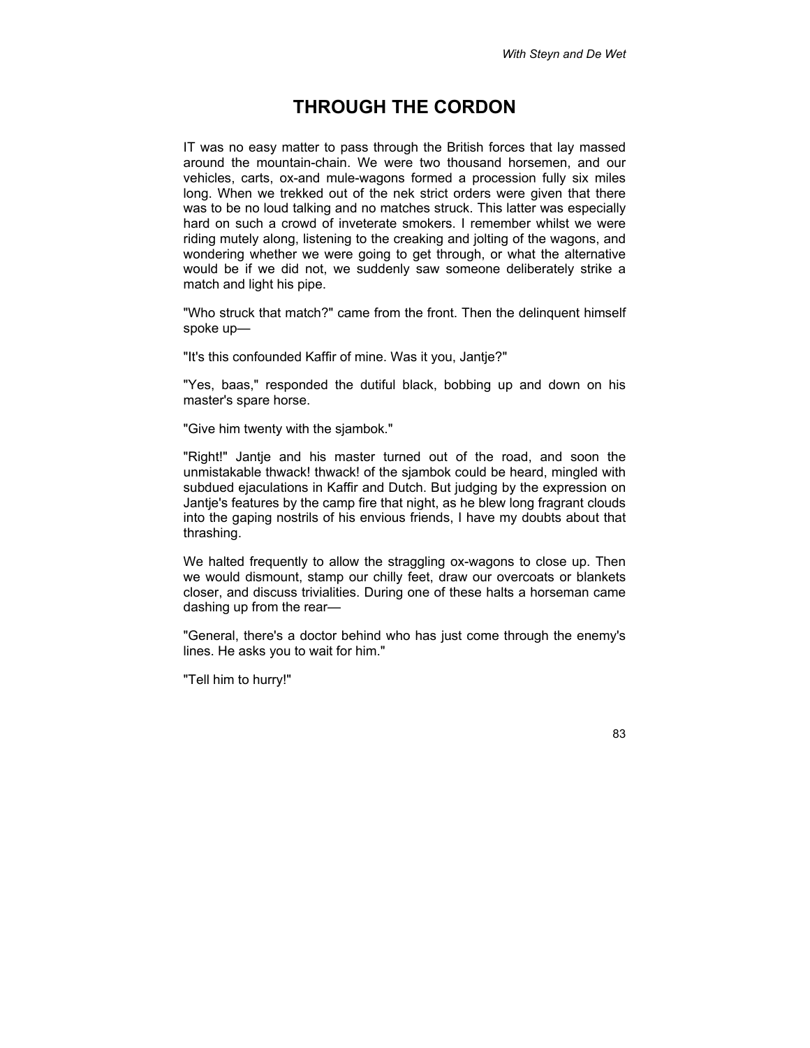# THROUGH THE CORDON

IT was no easy matter to pass through the British forces that lay massed around the mountain-chain. We were two thousand horsemen, and our vehicles, carts, ox-and mule-wagons formed a procession fully six miles long. When we trekked out of the nek strict orders were given that there was to be no loud talking and no matches struck. This latter was especially hard on such a crowd of inveterate smokers. I remember whilst we were riding mutely along, listening to the creaking and jolting of the wagons, and wondering whether we were going to get through, or what the alternative would be if we did not, we suddenly saw someone deliberately strike a match and light his pipe.

"Who struck that match?" came from the front. Then the delinquent himself spoke up—

"It's this confounded Kaffir of mine. Was it you, Jantje?"

"Yes, baas," responded the dutiful black, bobbing up and down on his master's spare horse.

"Give him twenty with the sjambok."

"Right!" Jantje and his master turned out of the road, and soon the unmistakable thwack! thwack! of the sjambok could be heard, mingled with subdued ejaculations in Kaffir and Dutch. But judging by the expression on Jantje's features by the camp fire that night, as he blew long fragrant clouds into the gaping nostrils of his envious friends, I have my doubts about that thrashing.

We halted frequently to allow the straggling ox-wagons to close up. Then we would dismount, stamp our chilly feet, draw our overcoats or blankets closer, and discuss trivialities. During one of these halts a horseman came dashing up from the rear—

"General, there's a doctor behind who has just come through the enemy's lines. He asks you to wait for him."

"Tell him to hurry!"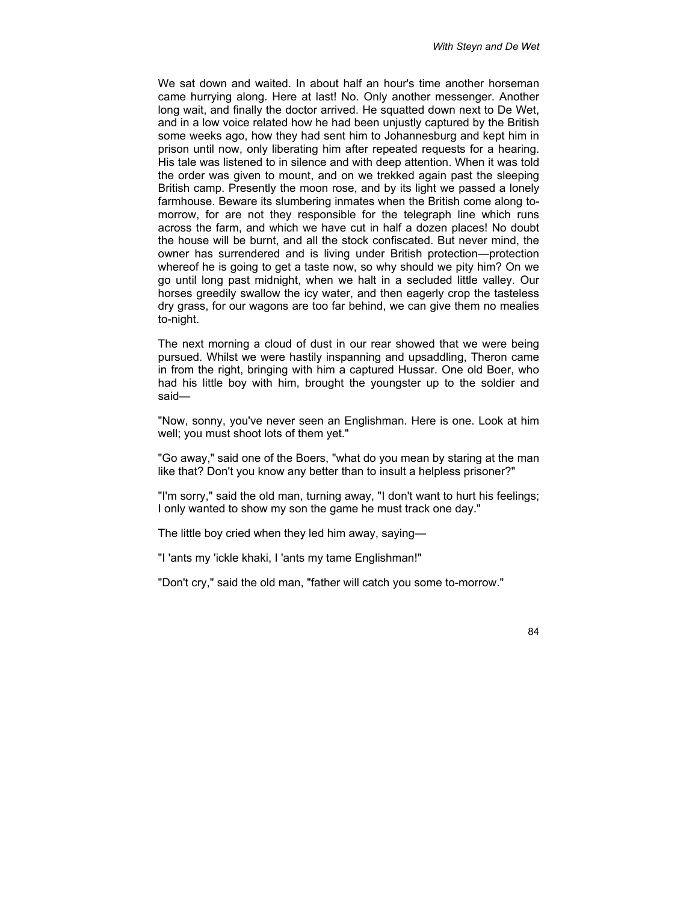We sat down and waited. In about half an hour's time another horseman came hurrying along. Here at last! No. Only another messenger. Another long wait, and finally the doctor arrived. He squatted down next to De Wet, and in a low voice related how he had been unjustly captured by the British some weeks ago, how they had sent him to Johannesburg and kept him in prison until now, only liberating him after repeated requests for a hearing. His tale was listened to in silence and with deep attention. When it was told the order was given to mount, and on we trekked again past the sleeping British camp. Presently the moon rose, and by its light we passed a lonely farmhouse. Beware its slumbering inmates when the British come along to-morrow, for are not they responsible for the telegraph line which runs across the farm, and which we have cut in half a dozen places! No doubt the house will be burnt, and all the stock confiscated. But never mind, the owner has surrendered and is living under British protection—protection whereof he is going to get a taste now, so why should we pity him? On we go until long past midnight, when we halt in a secluded little valley. Our horses greedily swallow the icy water, and then eagerly crop the tasteless dry grass, for our wagons are too far behind, we can give them no mealies to-night.

The next morning a cloud of dust in our rear showed that we were being pursued. Whilst we were hastily inspanning and upsaddling, Theron came in from the right, bringing with him a captured Hussar. One old Boer, who had his little boy with him, brought the youngster up to the soldier and said—

"Now, sonny, you've never seen an Englishman. Here is one. Look at him well; you must shoot lots of them yet."

"Go away," said one of the Boers, "what do you mean by staring at the man like that? Don't you know any better than to insult a helpless prisoner?"

"I'm sorry," said the old man, turning away, "I don't want to hurt his feelings; I only wanted to show my son the game he must track one day."

The little boy cried when they led him away, saying—

"I 'ants my 'ickle khaki, I 'ants my tame Englishman!"

"Don't cry," said the old man, "father will catch you some to-morrow."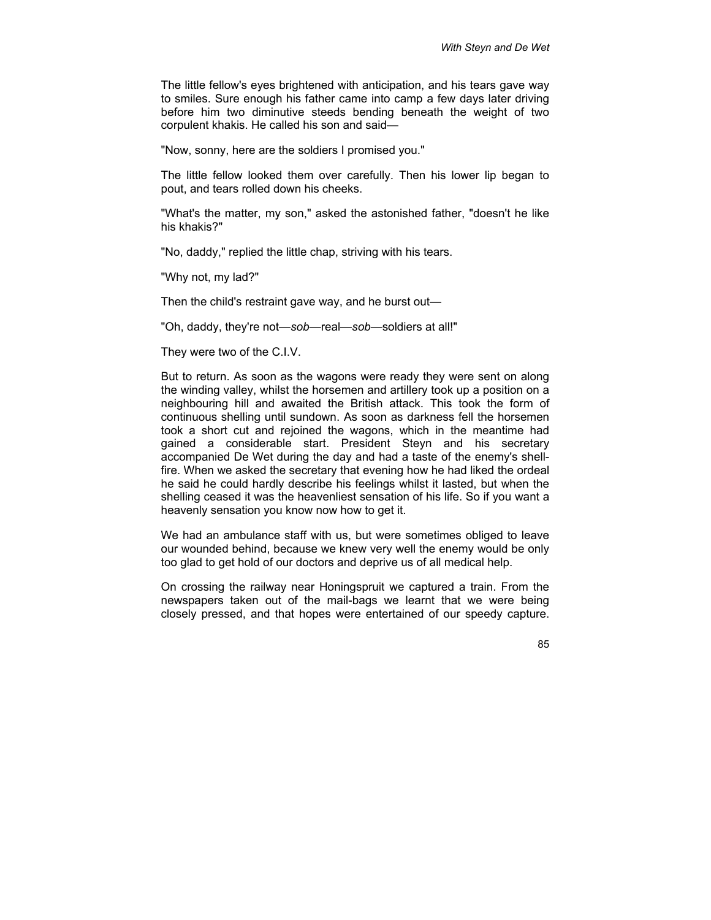The little fellow's eyes brightened with anticipation, and his tears gave way to smiles. Sure enough his father came into camp a few days later driving before him two diminutive steeds bending beneath the weight of two corpulent khakis. He called his son and said—

"Now, sonny, here are the soldiers I promised you."

The little fellow looked them over carefully. Then his lower lip began to pout, and tears rolled down his cheeks.

"What's the matter, my son," asked the astonished father, "doesn't he like his khakis?"

"No, daddy," replied the little chap, striving with his tears.

"Why not, my lad?"

Then the child's restraint gave way, and he burst out—

"Oh, daddy, they're not—*sob*—real—*sob*—soldiers at all!"

They were two of the C.I.V.

But to return. As soon as the wagons were ready they were sent on along the winding valley, whilst the horsemen and artillery took up a position on a neighbouring hill and awaited the British attack. This took the form of continuous shelling until sundown. As soon as darkness fell the horsemen took a short cut and rejoined the wagons, which in the meantime had gained a considerable start. President Steyn and his secretary accompanied De Wet during the day and had a taste of the enemy's shell-fire. When we asked the secretary that evening how he had liked the ordeal he said he could hardly describe his feelings whilst it lasted, but when the shelling ceased it was the heavenliest sensation of his life. So if you want a heavenly sensation you know now how to get it.

We had an ambulance staff with us, but were sometimes obliged to leave our wounded behind, because we knew very well the enemy would be only too glad to get hold of our doctors and deprive us of all medical help.

On crossing the railway near Honingspruit we captured a train. From the newspapers taken out of the mail-bags we learnt that we were being closely pressed, and that hopes were entertained of our speedy capture.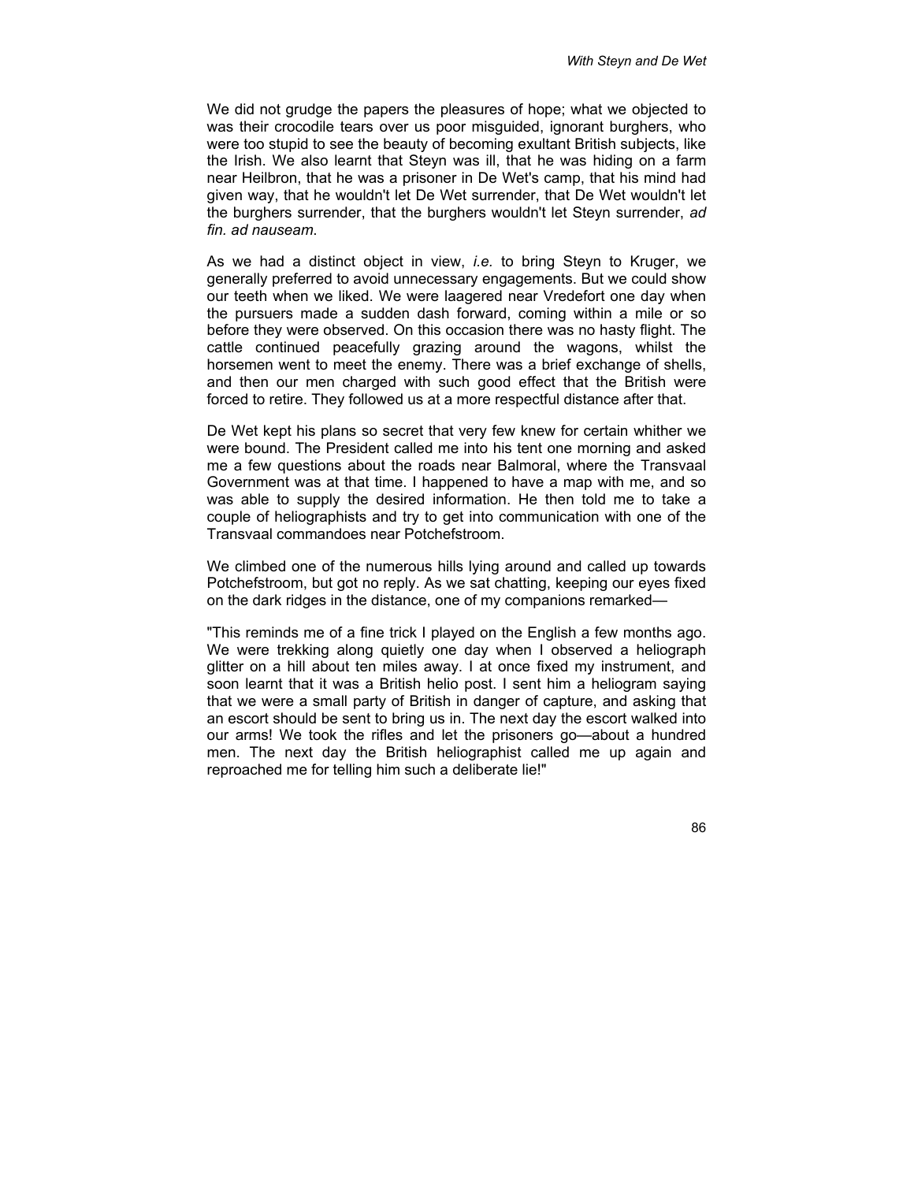We did not grudge the papers the pleasures of hope; what we objected to was their crocodile tears over us poor misguided, ignorant burghers, who were too stupid to see the beauty of becoming exultant British subjects, like the Irish. We also learnt that Steyn was ill, that he was hiding on a farm near Heilbron, that he was a prisoner in De Wet's camp, that his mind had given way, that he wouldn't let De Wet surrender, that De Wet wouldn't let the burghers surrender, that the burghers wouldn't let Steyn surrender, *ad fin. ad nauseam*.

As we had a distinct object in view, *i.e.* to bring Steyn to Kruger, we generally preferred to avoid unnecessary engagements. But we could show our teeth when we liked. We were laagered near Vredefort one day when the pursuers made a sudden dash forward, coming within a mile or so before they were observed. On this occasion there was no hasty flight. The cattle continued peacefully grazing around the wagons, whilst the horsemen went to meet the enemy. There was a brief exchange of shells, and then our men charged with such good effect that the British were forced to retire. They followed us at a more respectful distance after that.

De Wet kept his plans so secret that very few knew for certain whither we were bound. The President called me into his tent one morning and asked me a few questions about the roads near Balmoral, where the Transvaal Government was at that time. I happened to have a map with me, and so was able to supply the desired information. He then told me to take a couple of heliographists and try to get into communication with one of the Transvaal commandoes near Potchefstroom.

We climbed one of the numerous hills lying around and called up towards Potchefstroom, but got no reply. As we sat chatting, keeping our eyes fixed on the dark ridges in the distance, one of my companions remarked—

"This reminds me of a fine trick I played on the English a few months ago. We were trekking along quietly one day when I observed a heliograph glitter on a hill about ten miles away. I at once fixed my instrument, and soon learnt that it was a British helio post. I sent him a heliogram saying that we were a small party of British in danger of capture, and asking that an escort should be sent to bring us in. The next day the escort walked into our arms! We took the rifles and let the prisoners go—about a hundred men. The next day the British heliographist called me up again and reproached me for telling him such a deliberate lie!"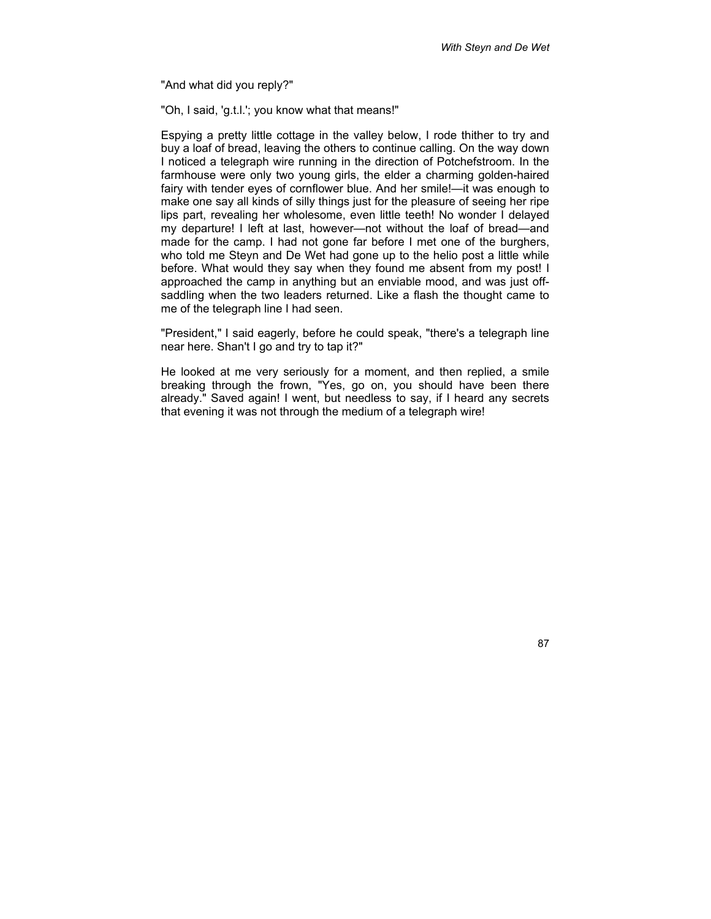"And what did you reply?"

"Oh, I said, 'g.t.l.'; you know what that means!"

Espying a pretty little cottage in the valley below, I rode thither to try and buy a loaf of bread, leaving the others to continue calling. On the way down I noticed a telegraph wire running in the direction of Potchefstroom. In the farmhouse were only two young girls, the elder a charming golden-haired fairy with tender eyes of cornflower blue. And her smile!—it was enough to make one say all kinds of silly things just for the pleasure of seeing her ripe lips part, revealing her wholesome, even little teeth! No wonder I delayed my departure! I left at last, however—not without the loaf of bread—and made for the camp. I had not gone far before I met one of the burghers, who told me Steyn and De Wet had gone up to the helio post a little while before. What would they say when they found me absent from my post! I approached the camp in anything but an enviable mood, and was just off-saddling when the two leaders returned. Like a flash the thought came to me of the telegraph line I had seen.

"President," I said eagerly, before he could speak, "there's a telegraph line near here. Shan't I go and try to tap it?"

He looked at me very seriously for a moment, and then replied, a smile breaking through the frown, "Yes, go on, you should have been there already." Saved again! I went, but needless to say, if I heard any secrets that evening it was not through the medium of a telegraph wire!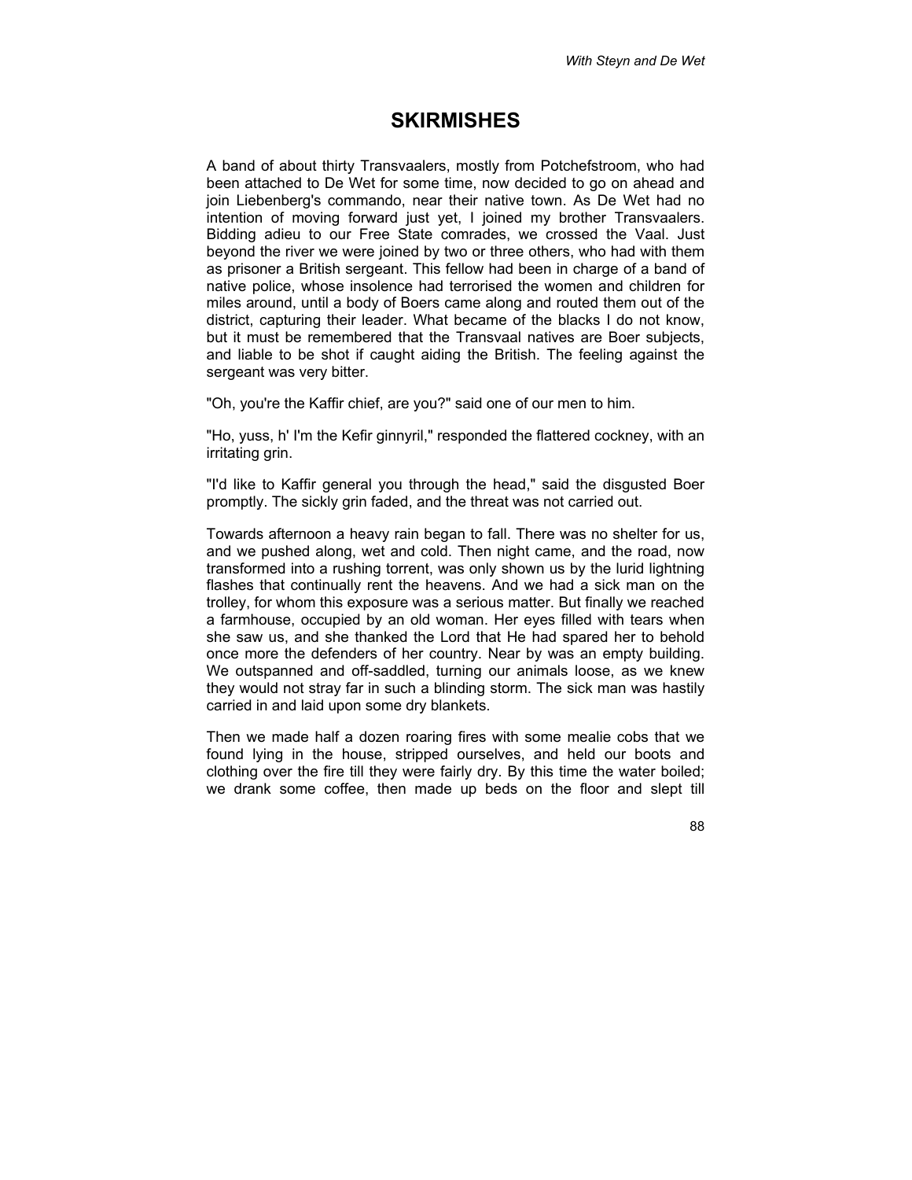# SKIRMISHES

A band of about thirty Transvaalers, mostly from Potchefstroom, who had been attached to De Wet for some time, now decided to go on ahead and join Liebenberg's commando, near their native town. As De Wet had no intention of moving forward just yet, I joined my brother Transvaalers. Bidding adieu to our Free State comrades, we crossed the Vaal. Just beyond the river we were joined by two or three others, who had with them as prisoner a British sergeant. This fellow had been in charge of a band of native police, whose insolence had terrorised the women and children for miles around, until a body of Boers came along and routed them out of the district, capturing their leader. What became of the blacks I do not know, but it must be remembered that the Transvaal natives are Boer subjects, and liable to be shot if caught aiding the British. The feeling against the sergeant was very bitter.

"Oh, you're the Kaffir chief, are you?" said one of our men to him.

"Ho, yuss, h' I'm the Kefir ginnyril," responded the flattered cockney, with an irritating grin.

"I'd like to Kaffir general you through the head," said the disgusted Boer promptly. The sickly grin faded, and the threat was not carried out.

Towards afternoon a heavy rain began to fall. There was no shelter for us, and we pushed along, wet and cold. Then night came, and the road, now transformed into a rushing torrent, was only shown us by the lurid lightning flashes that continually rent the heavens. And we had a sick man on the trolley, for whom this exposure was a serious matter. But finally we reached a farmhouse, occupied by an old woman. Her eyes filled with tears when she saw us, and she thanked the Lord that He had spared her to behold once more the defenders of her country. Near by was an empty building. We outspanned and off-saddled, turning our animals loose, as we knew they would not stray far in such a blinding storm. The sick man was hastily carried in and laid upon some dry blankets.

Then we made half a dozen roaring fires with some mealie cobs that we found lying in the house, stripped ourselves, and held our boots and clothing over the fire till they were fairly dry. By this time the water boiled; we drank some coffee, then made up beds on the floor and slept till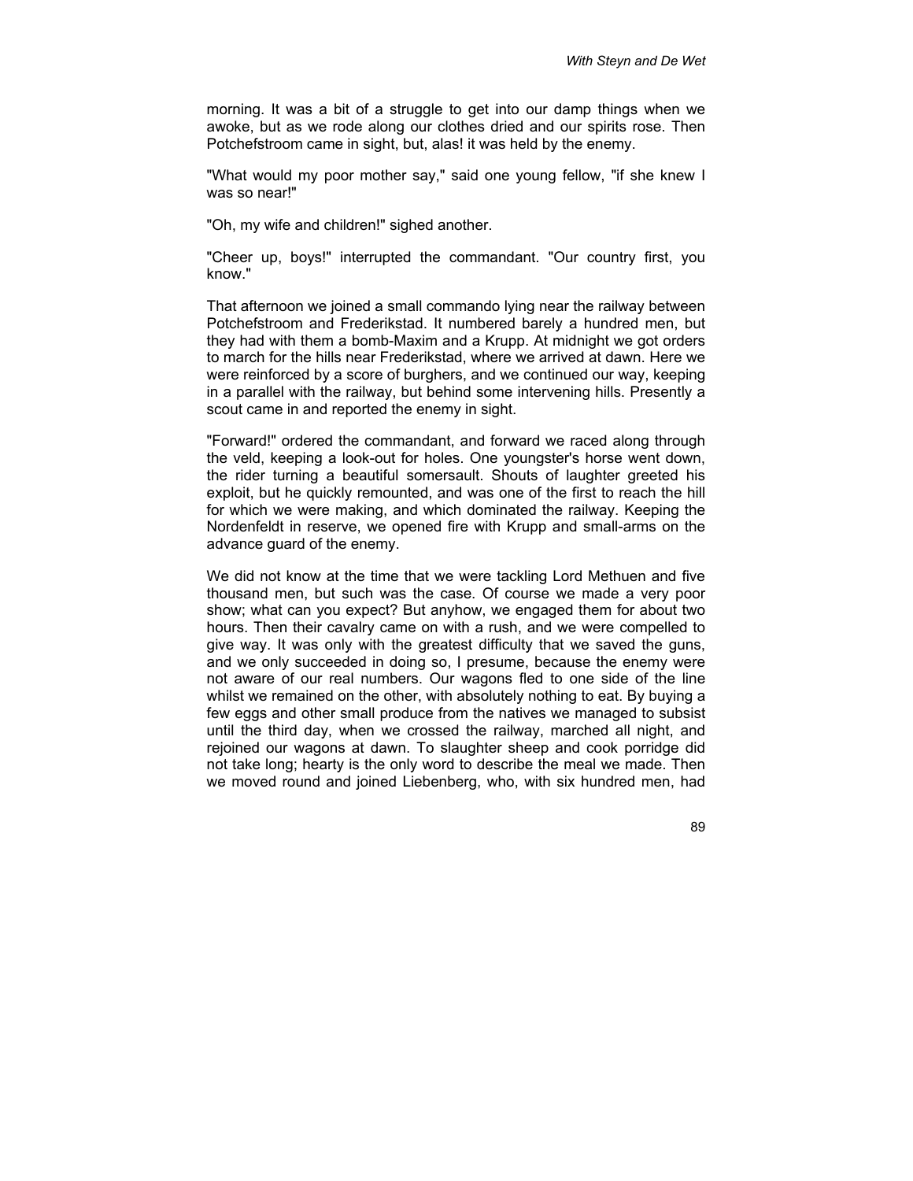morning. It was a bit of a struggle to get into our damp things when we awoke, but as we rode along our clothes dried and our spirits rose. Then Potchefstroom came in sight, but, alas! it was held by the enemy.

"What would my poor mother say," said one young fellow, "if she knew I was so near!"

"Oh, my wife and children!" sighed another.

"Cheer up, boys!" interrupted the commandant. "Our country first, you know."

That afternoon we joined a small commando lying near the railway between Potchefstroom and Frederikstad. It numbered barely a hundred men, but they had with them a bomb-Maxim and a Krupp. At midnight we got orders to march for the hills near Frederikstad, where we arrived at dawn. Here we were reinforced by a score of burghers, and we continued our way, keeping in a parallel with the railway, but behind some intervening hills. Presently a scout came in and reported the enemy in sight.

"Forward!" ordered the commandant, and forward we raced along through the veld, keeping a look-out for holes. One youngster's horse went down, the rider turning a beautiful somersault. Shouts of laughter greeted his exploit, but he quickly remounted, and was one of the first to reach the hill for which we were making, and which dominated the railway. Keeping the Nordenfeldt in reserve, we opened fire with Krupp and small-arms on the advance guard of the enemy.

We did not know at the time that we were tackling Lord Methuen and five thousand men, but such was the case. Of course we made a very poor show; what can you expect? But anyhow, we engaged them for about two hours. Then their cavalry came on with a rush, and we were compelled to give way. It was only with the greatest difficulty that we saved the guns, and we only succeeded in doing so, I presume, because the enemy were not aware of our real numbers. Our wagons fled to one side of the line whilst we remained on the other, with absolutely nothing to eat. By buying a few eggs and other small produce from the natives we managed to subsist until the third day, when we crossed the railway, marched all night, and rejoined our wagons at dawn. To slaughter sheep and cook porridge did not take long; hearty is the only word to describe the meal we made. Then we moved round and joined Liebenberg, who, with six hundred men, had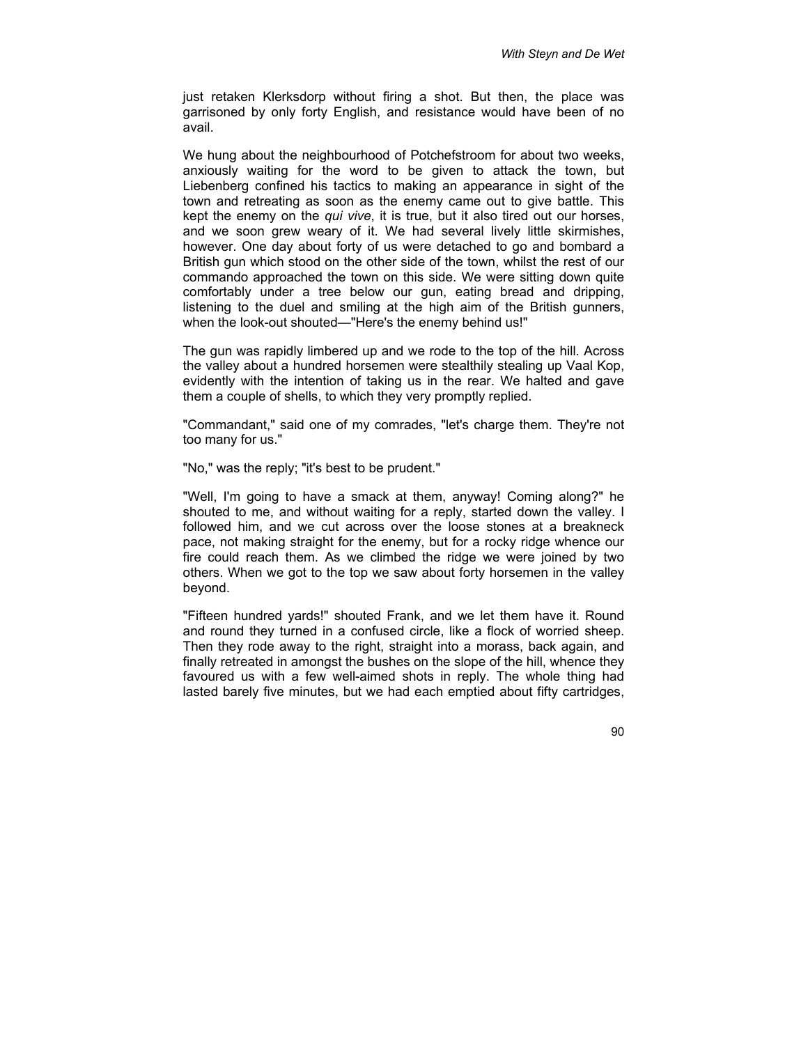just retaken Klerksdorp without firing a shot. But then, the place was garrisoned by only forty English, and resistance would have been of no avail.

We hung about the neighbourhood of Potchefstroom for about two weeks, anxiously waiting for the word to be given to attack the town, but Liebenberg confined his tactics to making an appearance in sight of the town and retreating as soon as the enemy came out to give battle. This kept the enemy on the *qui vive*, it is true, but it also tired out our horses, and we soon grew weary of it. We had several lively little skirmishes, however. One day about forty of us were detached to go and bombard a British gun which stood on the other side of the town, whilst the rest of our commando approached the town on this side. We were sitting down quite comfortably under a tree below our gun, eating bread and dripping, listening to the duel and smiling at the high aim of the British gunners, when the look-out shouted—"Here's the enemy behind us!"

The gun was rapidly limbered up and we rode to the top of the hill. Across the valley about a hundred horsemen were stealthily stealing up Vaal Kop, evidently with the intention of taking us in the rear. We halted and gave them a couple of shells, to which they very promptly replied.

"Commandant," said one of my comrades, "let's charge them. They're not too many for us."

"No," was the reply; "it's best to be prudent."

"Well, I'm going to have a smack at them, anyway! Coming along?" he shouted to me, and without waiting for a reply, started down the valley. I followed him, and we cut across over the loose stones at a breakneck pace, not making straight for the enemy, but for a rocky ridge whence our fire could reach them. As we climbed the ridge we were joined by two others. When we got to the top we saw about forty horsemen in the valley beyond.

"Fifteen hundred yards!" shouted Frank, and we let them have it. Round and round they turned in a confused circle, like a flock of worried sheep. Then they rode away to the right, straight into a morass, back again, and finally retreated in amongst the bushes on the slope of the hill, whence they favoured us with a few well-aimed shots in reply. The whole thing had lasted barely five minutes, but we had each emptied about fifty cartridges,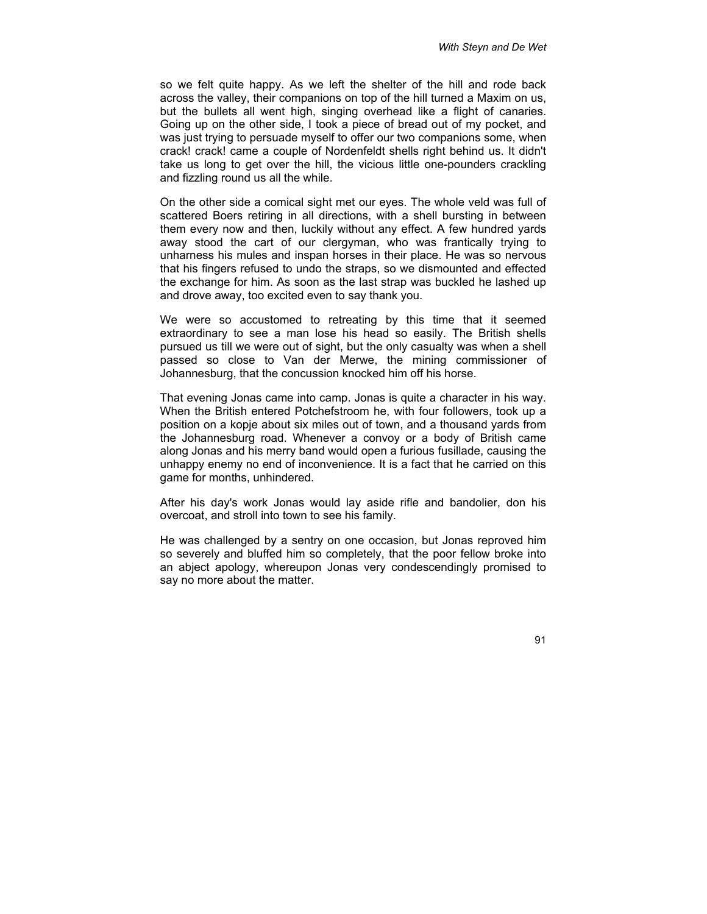so we felt quite happy. As we left the shelter of the hill and rode back across the valley, their companions on top of the hill turned a Maxim on us, but the bullets all went high, singing overhead like a flight of canaries. Going up on the other side, I took a piece of bread out of my pocket, and was just trying to persuade myself to offer our two companions some, when crack! crack! came a couple of Nordenfeldt shells right behind us. It didn't take us long to get over the hill, the vicious little one-pounders crackling and fizzling round us all the while.

On the other side a comical sight met our eyes. The whole veld was full of scattered Boers retiring in all directions, with a shell bursting in between them every now and then, luckily without any effect. A few hundred yards away stood the cart of our clergyman, who was frantically trying to unharness his mules and inspan horses in their place. He was so nervous that his fingers refused to undo the straps, so we dismounted and effected the exchange for him. As soon as the last strap was buckled he lashed up and drove away, too excited even to say thank you.

We were so accustomed to retreating by this time that it seemed extraordinary to see a man lose his head so easily. The British shells pursued us till we were out of sight, but the only casualty was when a shell passed so close to Van der Merwe, the mining commissioner of Johannesburg, that the concussion knocked him off his horse.

That evening Jonas came into camp. Jonas is quite a character in his way. When the British entered Potchefstroom he, with four followers, took up a position on a kopje about six miles out of town, and a thousand yards from the Johannesburg road. Whenever a convoy or a body of British came along Jonas and his merry band would open a furious fusillade, causing the unhappy enemy no end of inconvenience. It is a fact that he carried on this game for months, unhindered.

After his day's work Jonas would lay aside rifle and bandolier, don his overcoat, and stroll into town to see his family.

He was challenged by a sentry on one occasion, but Jonas reproved him so severely and bluffed him so completely, that the poor fellow broke into an abject apology, whereupon Jonas very condescendingly promised to say no more about the matter.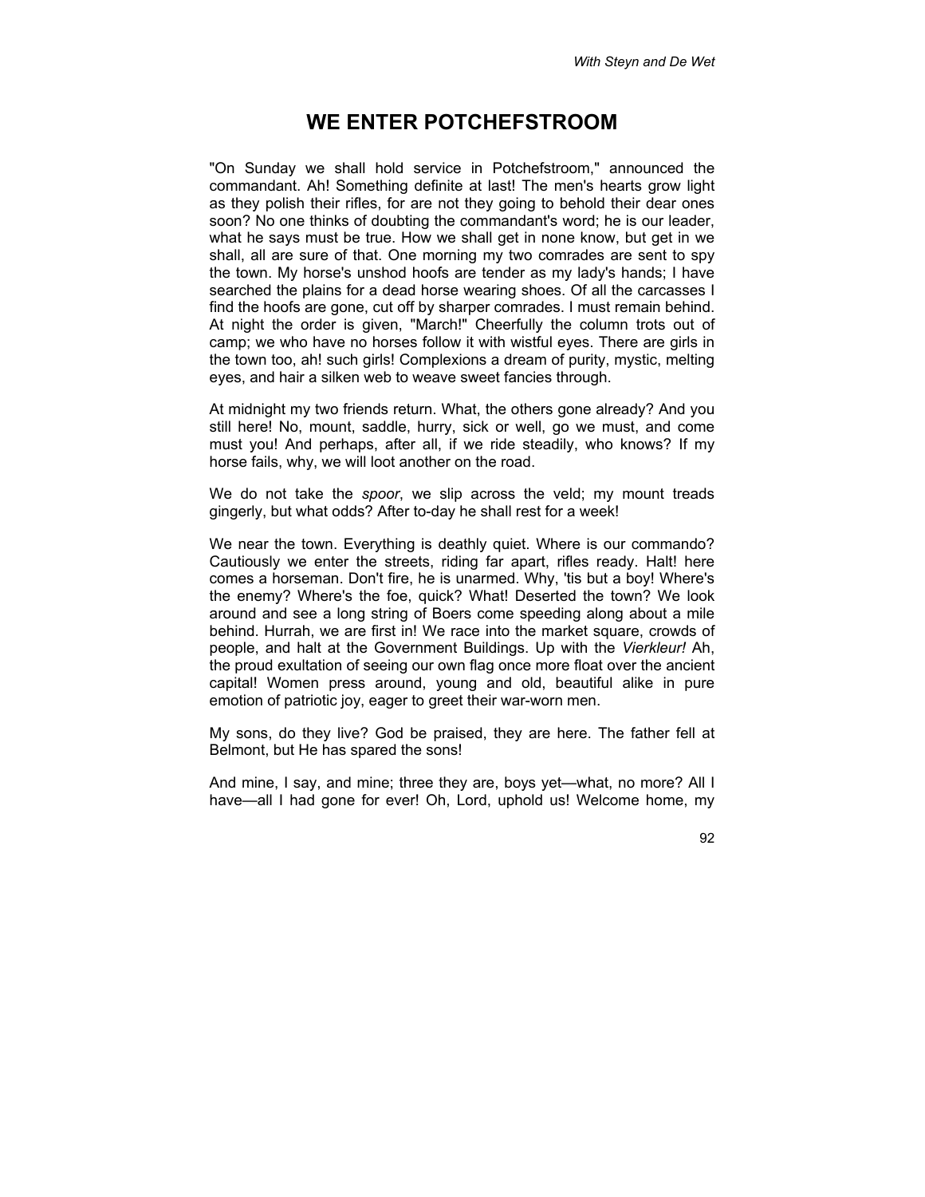# WE ENTER POTCHEFSTROOM

"On Sunday we shall hold service in Potchefstroom," announced the commandant. Ah! Something definite at last! The men's hearts grow light as they polish their rifles, for are not they going to behold their dear ones soon? No one thinks of doubting the commandant's word; he is our leader, what he says must be true. How we shall get in none know, but get in we shall, all are sure of that. One morning my two comrades are sent to spy the town. My horse's unshod hoofs are tender as my lady's hands; I have searched the plains for a dead horse wearing shoes. Of all the carcasses I find the hoofs are gone, cut off by sharper comrades. I must remain behind. At night the order is given, "March!" Cheerfully the column trots out of camp; we who have no horses follow it with wistful eyes. There are girls in the town too, ah! such girls! Complexions a dream of purity, mystic, melting eyes, and hair a silken web to weave sweet fancies through.

At midnight my two friends return. What, the others gone already? And you still here! No, mount, saddle, hurry, sick or well, go we must, and come must you! And perhaps, after all, if we ride steadily, who knows? If my horse fails, why, we will loot another on the road.

We do not take the *spoor*, we slip across the veld; my mount treads gingerly, but what odds? After to-day he shall rest for a week!

We near the town. Everything is deathly quiet. Where is our commando? Cautiously we enter the streets, riding far apart, rifles ready. Halt! here comes a horseman. Don't fire, he is unarmed. Why, 'tis but a boy! Where's the enemy? Where's the foe, quick? What! Deserted the town? We look around and see a long string of Boers come speeding along about a mile behind. Hurrah, we are first in! We race into the market square, crowds of people, and halt at the Government Buildings. Up with the *Vierkleur!* Ah, the proud exultation of seeing our own flag once more float over the ancient capital! Women press around, young and old, beautiful alike in pure emotion of patriotic joy, eager to greet their war-worn men.

My sons, do they live? God be praised, they are here. The father fell at Belmont, but He has spared the sons!

And mine, I say, and mine; three they are, boys yet—what, no more? All I have—all I had gone for ever! Oh, Lord, uphold us! Welcome home, my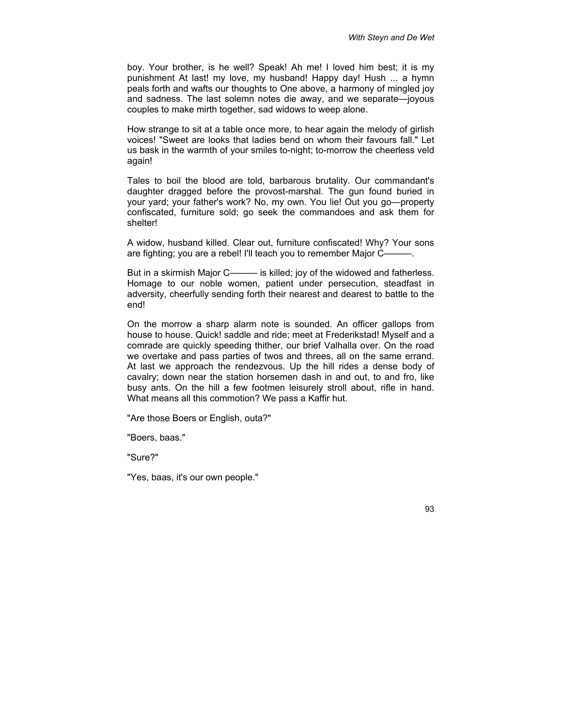boy. Your brother, is he well? Speak! Ah me! I loved him best; it is my punishment At last! my love, my husband! Happy day! Hush ... a hymn peals forth and wafts our thoughts to One above, a harmony of mingled joy and sadness. The last solemn notes die away, and we separate—joyous couples to make mirth together, sad widows to weep alone.

How strange to sit at a table once more, to hear again the melody of girlish voices! "Sweet are looks that ladies bend on whom their favours fall." Let us bask in the warmth of your smiles to-night; to-morrow the cheerless veld again!

Tales to boil the blood are told, barbarous brutality. Our commandant's daughter dragged before the provost-marshal. The gun found buried in your yard; your father's work? No, my own. You lie! Out you go—property confiscated, furniture sold; go seek the commandoes and ask them for shelter!

A widow, husband killed. Clear out, furniture confiscated! Why? Your sons are fighting; you are a rebel! I'll teach you to remember Major C———.

But in a skirmish Major C——— is killed; joy of the widowed and fatherless. Homage to our noble women, patient under persecution, steadfast in adversity, cheerfully sending forth their nearest and dearest to battle to the end!

On the morrow a sharp alarm note is sounded. An officer gallops from house to house. Quick! saddle and ride; meet at Frederikstad! Myself and a comrade are quickly speeding thither, our brief Valhalla over. On the road we overtake and pass parties of twos and threes, all on the same errand. At last we approach the rendezvous. Up the hill rides a dense body of cavalry; down near the station horsemen dash in and out, to and fro, like busy ants. On the hill a few footmen leisurely stroll about, rifle in hand. What means all this commotion? We pass a Kaffir hut.

"Are those Boers or English, outa?"

"Boers, baas."

"Sure?"

"Yes, baas, it's our own people."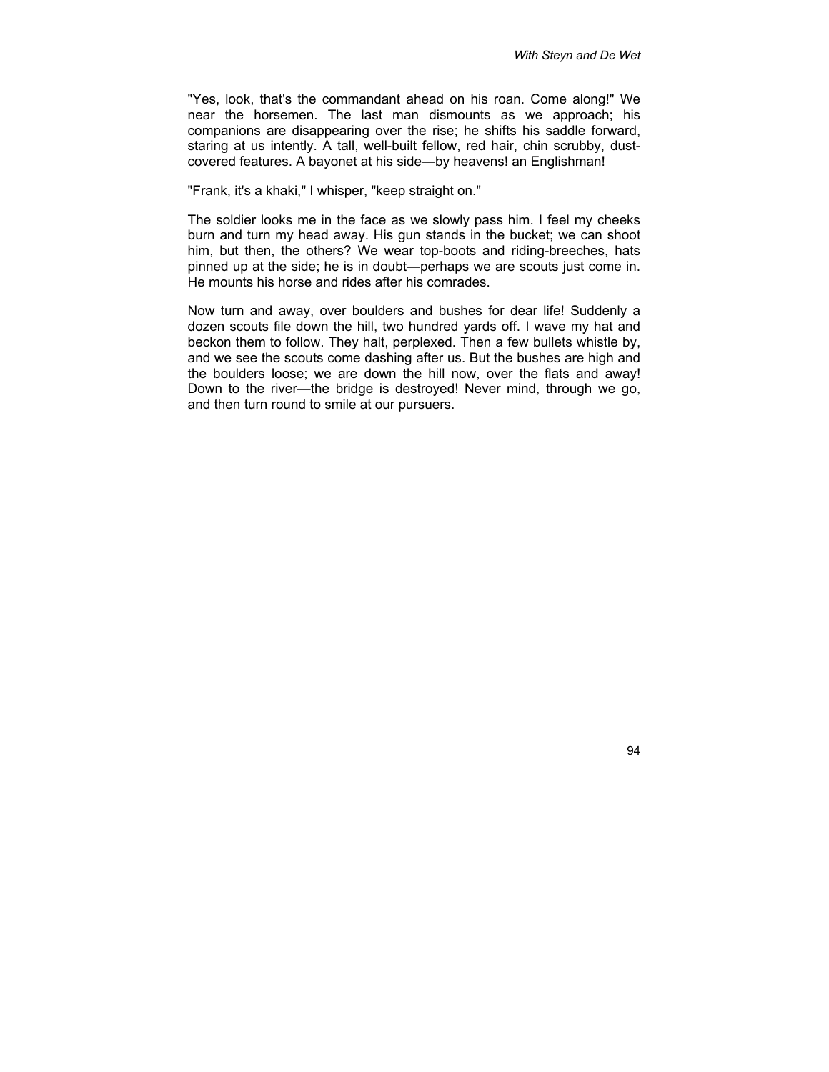"Yes, look, that's the commandant ahead on his roan. Come along!" We near the horsemen. The last man dismounts as we approach; his companions are disappearing over the rise; he shifts his saddle forward, staring at us intently. A tall, well-built fellow, red hair, chin scrubby, dust-covered features. A bayonet at his side—by heavens! an Englishman!

"Frank, it's a khaki," I whisper, "keep straight on."

The soldier looks me in the face as we slowly pass him. I feel my cheeks burn and turn my head away. His gun stands in the bucket; we can shoot him, but then, the others? We wear top-boots and riding-breeches, hats pinned up at the side; he is in doubt—perhaps we are scouts just come in. He mounts his horse and rides after his comrades.

Now turn and away, over boulders and bushes for dear life! Suddenly a dozen scouts file down the hill, two hundred yards off. I wave my hat and beckon them to follow. They halt, perplexed. Then a few bullets whistle by, and we see the scouts come dashing after us. But the bushes are high and the boulders loose; we are down the hill now, over the flats and away! Down to the river—the bridge is destroyed! Never mind, through we go, and then turn round to smile at our pursuers.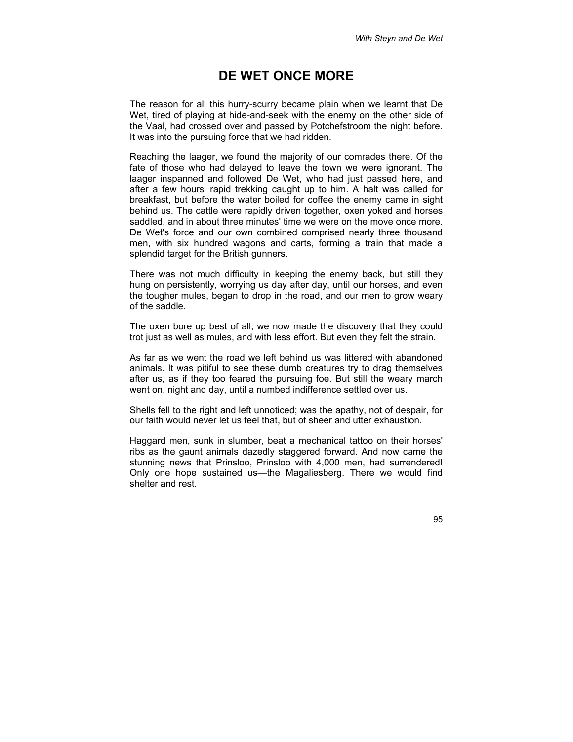# DE WET ONCE MORE

The reason for all this hurry-scurry became plain when we learnt that De Wet, tired of playing at hide-and-seek with the enemy on the other side of the Vaal, had crossed over and passed by Potchefstroom the night before. It was into the pursuing force that we had ridden.

Reaching the laager, we found the majority of our comrades there. Of the fate of those who had delayed to leave the town we were ignorant. The laager inspanned and followed De Wet, who had just passed here, and after a few hours' rapid trekking caught up to him. A halt was called for breakfast, but before the water boiled for coffee the enemy came in sight behind us. The cattle were rapidly driven together, oxen yoked and horses saddled, and in about three minutes' time we were on the move once more. De Wet's force and our own combined comprised nearly three thousand men, with six hundred wagons and carts, forming a train that made a splendid target for the British gunners.

There was not much difficulty in keeping the enemy back, but still they hung on persistently, worrying us day after day, until our horses, and even the tougher mules, began to drop in the road, and our men to grow weary of the saddle.

The oxen bore up best of all; we now made the discovery that they could trot just as well as mules, and with less effort. But even they felt the strain.

As far as we went the road we left behind us was littered with abandoned animals. It was pitiful to see these dumb creatures try to drag themselves after us, as if they too feared the pursuing foe. But still the weary march went on, night and day, until a numbed indifference settled over us.

Shells fell to the right and left unnoticed; was the apathy, not of despair, for our faith would never let us feel that, but of sheer and utter exhaustion.

Haggard men, sunk in slumber, beat a mechanical tattoo on their horses' ribs as the gaunt animals dazedly staggered forward. And now came the stunning news that Prinsloo, Prinsloo with 4,000 men, had surrendered! Only one hope sustained us—the Magaliesberg. There we would find shelter and rest.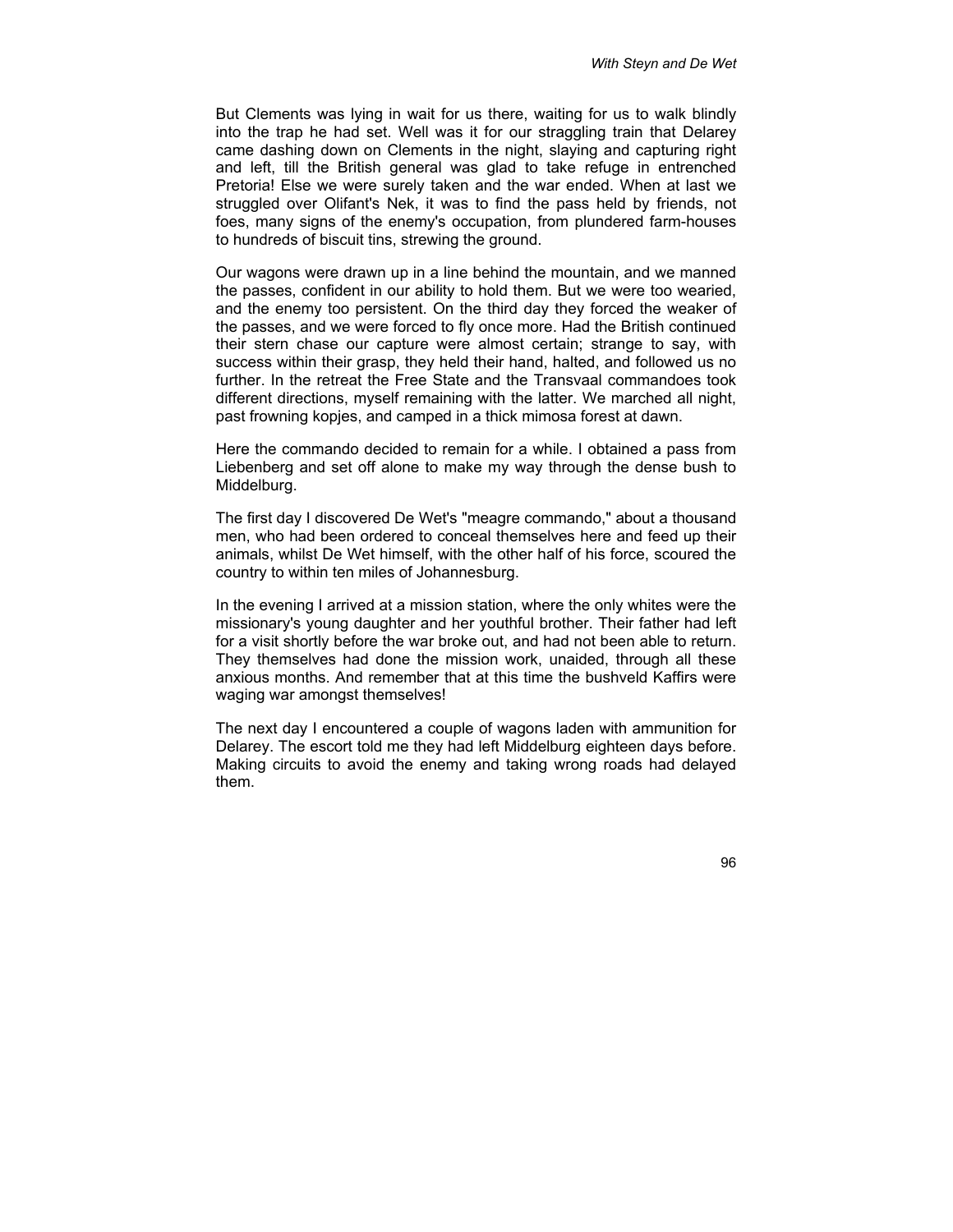But Clements was lying in wait for us there, waiting for us to walk blindly into the trap he had set. Well was it for our straggling train that Delarey came dashing down on Clements in the night, slaying and capturing right and left, till the British general was glad to take refuge in entrenched Pretoria! Else we were surely taken and the war ended. When at last we struggled over Olifant's Nek, it was to find the pass held by friends, not foes, many signs of the enemy's occupation, from plundered farm-houses to hundreds of biscuit tins, strewing the ground.

Our wagons were drawn up in a line behind the mountain, and we manned the passes, confident in our ability to hold them. But we were too wearied, and the enemy too persistent. On the third day they forced the weaker of the passes, and we were forced to fly once more. Had the British continued their stern chase our capture were almost certain; strange to say, with success within their grasp, they held their hand, halted, and followed us no further. In the retreat the Free State and the Transvaal commandoes took different directions, myself remaining with the latter. We marched all night, past frowning kopjes, and camped in a thick mimosa forest at dawn.

Here the commando decided to remain for a while. I obtained a pass from Liebenberg and set off alone to make my way through the dense bush to Middelburg.

The first day I discovered De Wet's "meagre commando," about a thousand men, who had been ordered to conceal themselves here and feed up their animals, whilst De Wet himself, with the other half of his force, scoured the country to within ten miles of Johannesburg.

In the evening I arrived at a mission station, where the only whites were the missionary's young daughter and her youthful brother. Their father had left for a visit shortly before the war broke out, and had not been able to return. They themselves had done the mission work, unaided, through all these anxious months. And remember that at this time the bushveld Kaffirs were waging war amongst themselves!

The next day I encountered a couple of wagons laden with ammunition for Delarey. The escort told me they had left Middelburg eighteen days before. Making circuits to avoid the enemy and taking wrong roads had delayed them.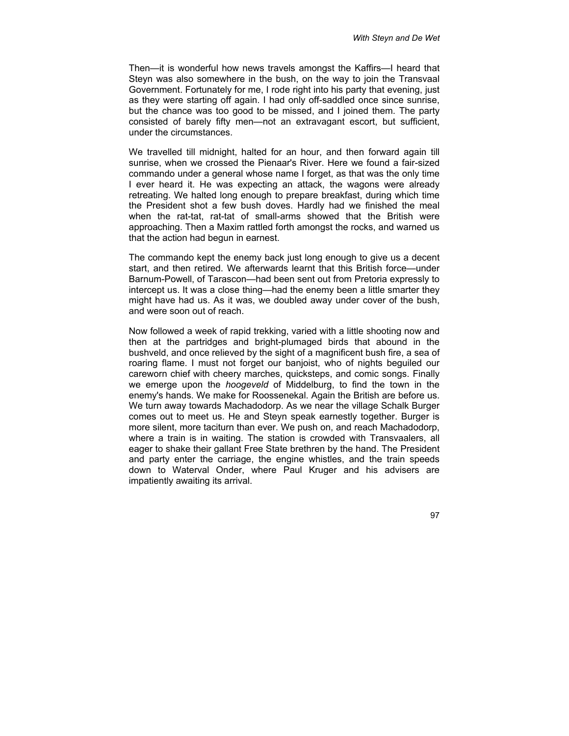Then—it is wonderful how news travels amongst the Kaffirs—I heard that Steyn was also somewhere in the bush, on the way to join the Transvaal Government. Fortunately for me, I rode right into his party that evening, just as they were starting off again. I had only off-saddled once since sunrise, but the chance was too good to be missed, and I joined them. The party consisted of barely fifty men—not an extravagant escort, but sufficient, under the circumstances.

We travelled till midnight, halted for an hour, and then forward again till sunrise, when we crossed the Pienaar's River. Here we found a fair-sized commando under a general whose name I forget, as that was the only time I ever heard it. He was expecting an attack, the wagons were already retreating. We halted long enough to prepare breakfast, during which time the President shot a few bush doves. Hardly had we finished the meal when the rat-tat, rat-tat of small-arms showed that the British were approaching. Then a Maxim rattled forth amongst the rocks, and warned us that the action had begun in earnest.

The commando kept the enemy back just long enough to give us a decent start, and then retired. We afterwards learnt that this British force—under Barnum-Powell, of Tarascon—had been sent out from Pretoria expressly to intercept us. It was a close thing—had the enemy been a little smarter they might have had us. As it was, we doubled away under cover of the bush, and were soon out of reach.

Now followed a week of rapid trekking, varied with a little shooting now and then at the partridges and bright-plumaged birds that abound in the bushveld, and once relieved by the sight of a magnificent bush fire, a sea of roaring flame. I must not forget our banjoist, who of nights beguiled our careworn chief with cheery marches, quicksteps, and comic songs. Finally we emerge upon the *hoogeveld* of Middelburg, to find the town in the enemy's hands. We make for Roossenekal. Again the British are before us. We turn away towards Machadodorp. As we near the village Schalk Burger comes out to meet us. He and Steyn speak earnestly together. Burger is more silent, more taciturn than ever. We push on, and reach Machadodorp, where a train is in waiting. The station is crowded with Transvaalers, all eager to shake their gallant Free State brethren by the hand. The President and party enter the carriage, the engine whistles, and the train speeds down to Waterval Onder, where Paul Kruger and his advisers are impatiently awaiting its arrival.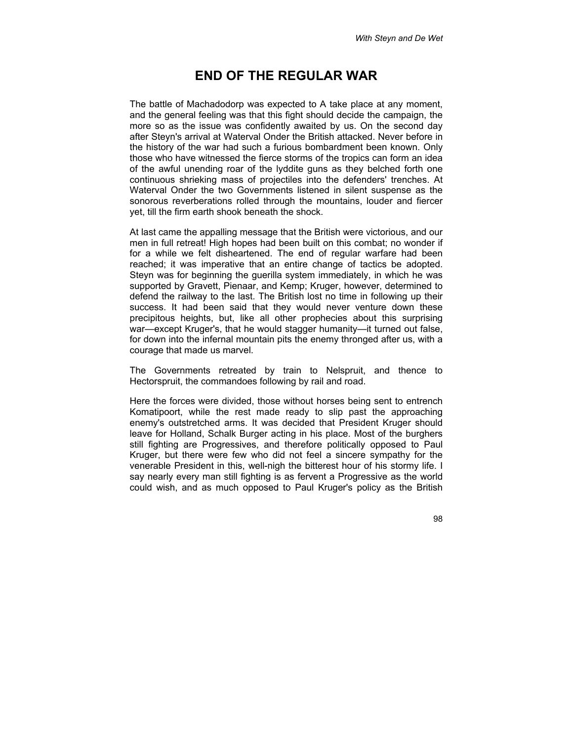# END OF THE REGULAR WAR

The battle of Machadodorp was expected to A take place at any moment, and the general feeling was that this fight should decide the campaign, the more so as the issue was confidently awaited by us. On the second day after Steyn's arrival at Waterval Onder the British attacked. Never before in the history of the war had such a furious bombardment been known. Only those who have witnessed the fierce storms of the tropics can form an idea of the awful unending roar of the lyddite guns as they belched forth one continuous shrieking mass of projectiles into the defenders' trenches. At Waterval Onder the two Governments listened in silent suspense as the sonorous reverberations rolled through the mountains, louder and fiercer yet, till the firm earth shook beneath the shock.

At last came the appalling message that the British were victorious, and our men in full retreat! High hopes had been built on this combat; no wonder if for a while we felt disheartened. The end of regular warfare had been reached; it was imperative that an entire change of tactics be adopted. Steyn was for beginning the guerilla system immediately, in which he was supported by Gravett, Pienaar, and Kemp; Kruger, however, determined to defend the railway to the last. The British lost no time in following up their success. It had been said that they would never venture down these precipitous heights, but, like all other prophecies about this surprising war—except Kruger's, that he would stagger humanity—it turned out false, for down into the infernal mountain pits the enemy thronged after us, with a courage that made us marvel.

The Governments retreated by train to Nelspruit, and thence to Hectorspruit, the commandoes following by rail and road.

Here the forces were divided, those without horses being sent to entrench Komatipoort, while the rest made ready to slip past the approaching enemy's outstretched arms. It was decided that President Kruger should leave for Holland, Schalk Burger acting in his place. Most of the burghers still fighting are Progressives, and therefore politically opposed to Paul Kruger, but there were few who did not feel a sincere sympathy for the venerable President in this, well-nigh the bitterest hour of his stormy life. I say nearly every man still fighting is as fervent a Progressive as the world could wish, and as much opposed to Paul Kruger's policy as the British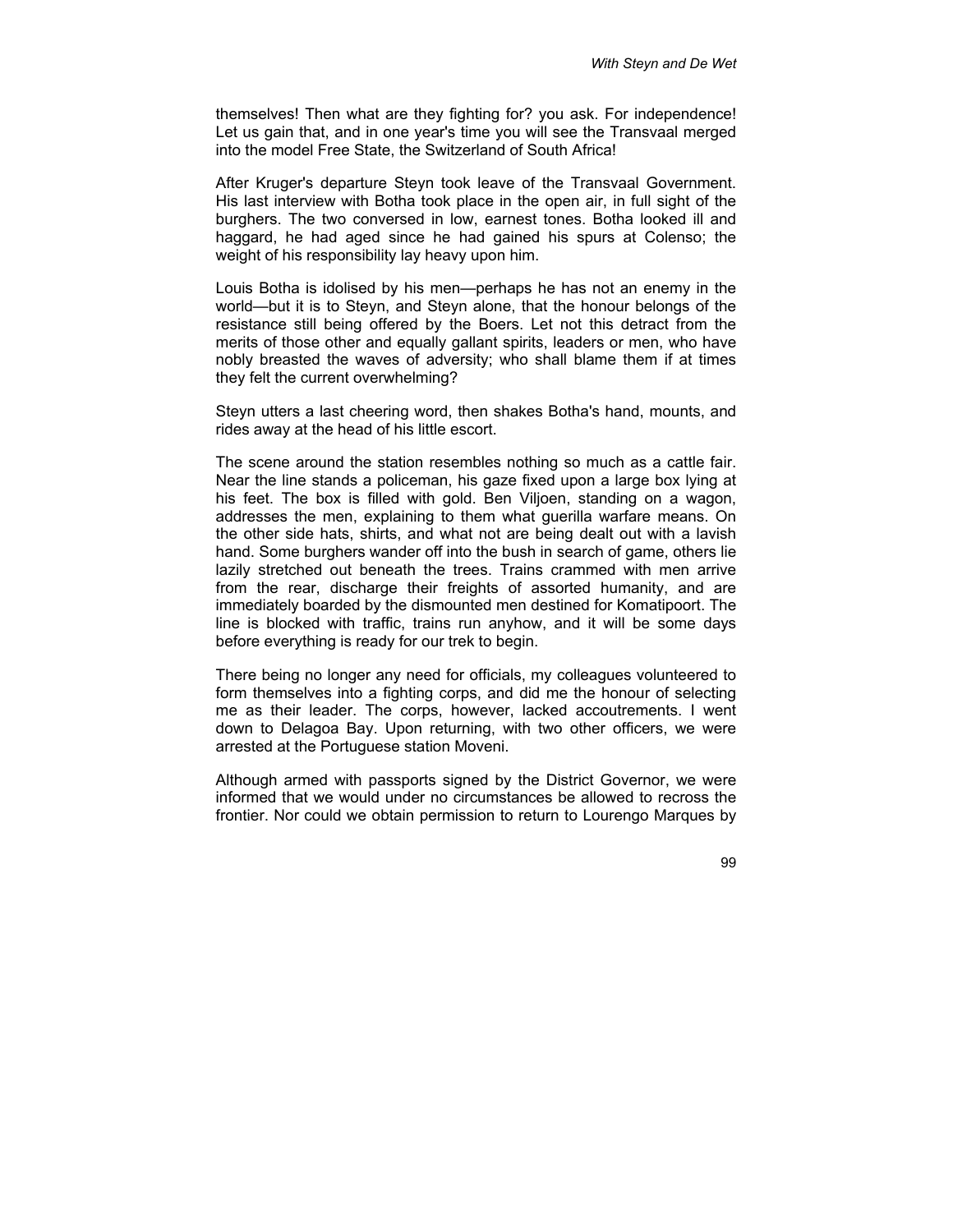themselves! Then what are they fighting for? you ask. For independence! Let us gain that, and in one year's time you will see the Transvaal merged into the model Free State, the Switzerland of South Africa!

After Kruger's departure Steyn took leave of the Transvaal Government. His last interview with Botha took place in the open air, in full sight of the burghers. The two conversed in low, earnest tones. Botha looked ill and haggard, he had aged since he had gained his spurs at Colenso; the weight of his responsibility lay heavy upon him.

Louis Botha is idolised by his men—perhaps he has not an enemy in the world—but it is to Steyn, and Steyn alone, that the honour belongs of the resistance still being offered by the Boers. Let not this detract from the merits of those other and equally gallant spirits, leaders or men, who have nobly breasted the waves of adversity; who shall blame them if at times they felt the current overwhelming?

Steyn utters a last cheering word, then shakes Botha's hand, mounts, and rides away at the head of his little escort.

The scene around the station resembles nothing so much as a cattle fair. Near the line stands a policeman, his gaze fixed upon a large box lying at his feet. The box is filled with gold. Ben Viljoen, standing on a wagon, addresses the men, explaining to them what guerilla warfare means. On the other side hats, shirts, and what not are being dealt out with a lavish hand. Some burghers wander off into the bush in search of game, others lie lazily stretched out beneath the trees. Trains crammed with men arrive from the rear, discharge their freights of assorted humanity, and are immediately boarded by the dismounted men destined for Komatipoort. The line is blocked with traffic, trains run anyhow, and it will be some days before everything is ready for our trek to begin.

There being no longer any need for officials, my colleagues volunteered to form themselves into a fighting corps, and did me the honour of selecting me as their leader. The corps, however, lacked accoutrements. I went down to Delagoa Bay. Upon returning, with two other officers, we were arrested at the Portuguese station Moveni.

Although armed with passports signed by the District Governor, we were informed that we would under no circumstances be allowed to recross the frontier. Nor could we obtain permission to return to Lourengo Marques by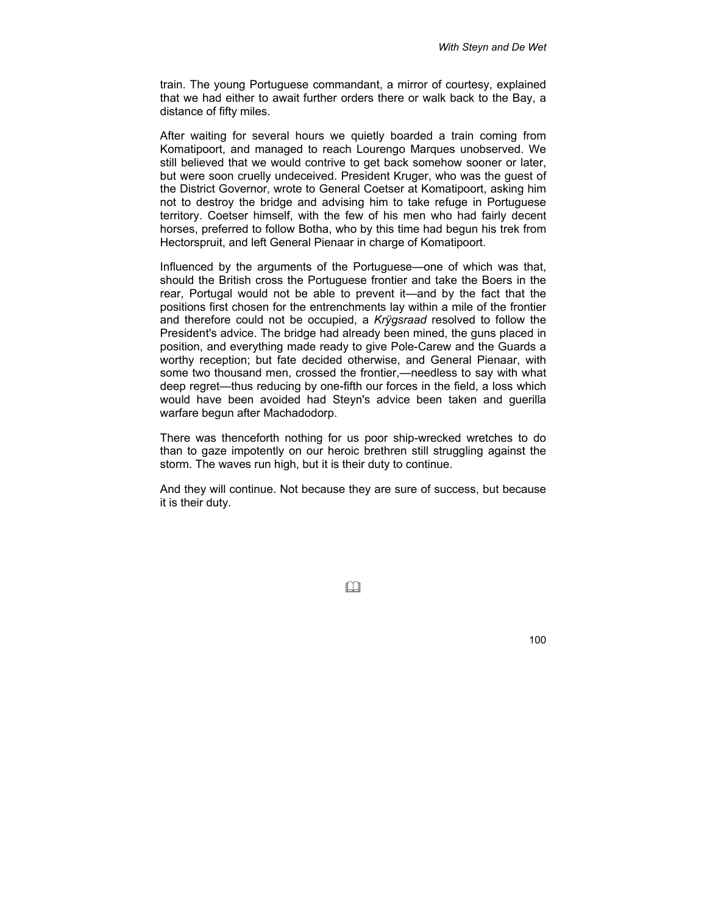train. The young Portuguese commandant, a mirror of courtesy, explained that we had either to await further orders there or walk back to the Bay, a distance of fifty miles.

After waiting for several hours we quietly boarded a train coming from Komatipoort, and managed to reach Lourengo Marques unobserved. We still believed that we would contrive to get back somehow sooner or later, but were soon cruelly undeceived. President Kruger, who was the guest of the District Governor, wrote to General Coetser at Komatipoort, asking him not to destroy the bridge and advising him to take refuge in Portuguese territory. Coetser himself, with the few of his men who had fairly decent horses, preferred to follow Botha, who by this time had begun his trek from Hectorspruit, and left General Pienaar in charge of Komatipoort.

Influenced by the arguments of the Portuguese—one of which was that, should the British cross the Portuguese frontier and take the Boers in the rear, Portugal would not be able to prevent it—and by the fact that the positions first chosen for the entrenchments lay within a mile of the frontier and therefore could not be occupied, a *Krÿgsraad* resolved to follow the President's advice. The bridge had already been mined, the guns placed in position, and everything made ready to give Pole-Carew and the Guards a worthy reception; but fate decided otherwise, and General Pienaar, with some two thousand men, crossed the frontier,—needless to say with what deep regret—thus reducing by one-fifth our forces in the field, a loss which would have been avoided had Steyn's advice been taken and guerilla warfare begun after Machadodorp.

There was thenceforth nothing for us poor ship-wrecked wretches to do than to gaze impotently on our heroic brethren still struggling against the storm. The waves run high, but it is their duty to continue.

And they will continue. Not because they are sure of success, but because it is their duty.